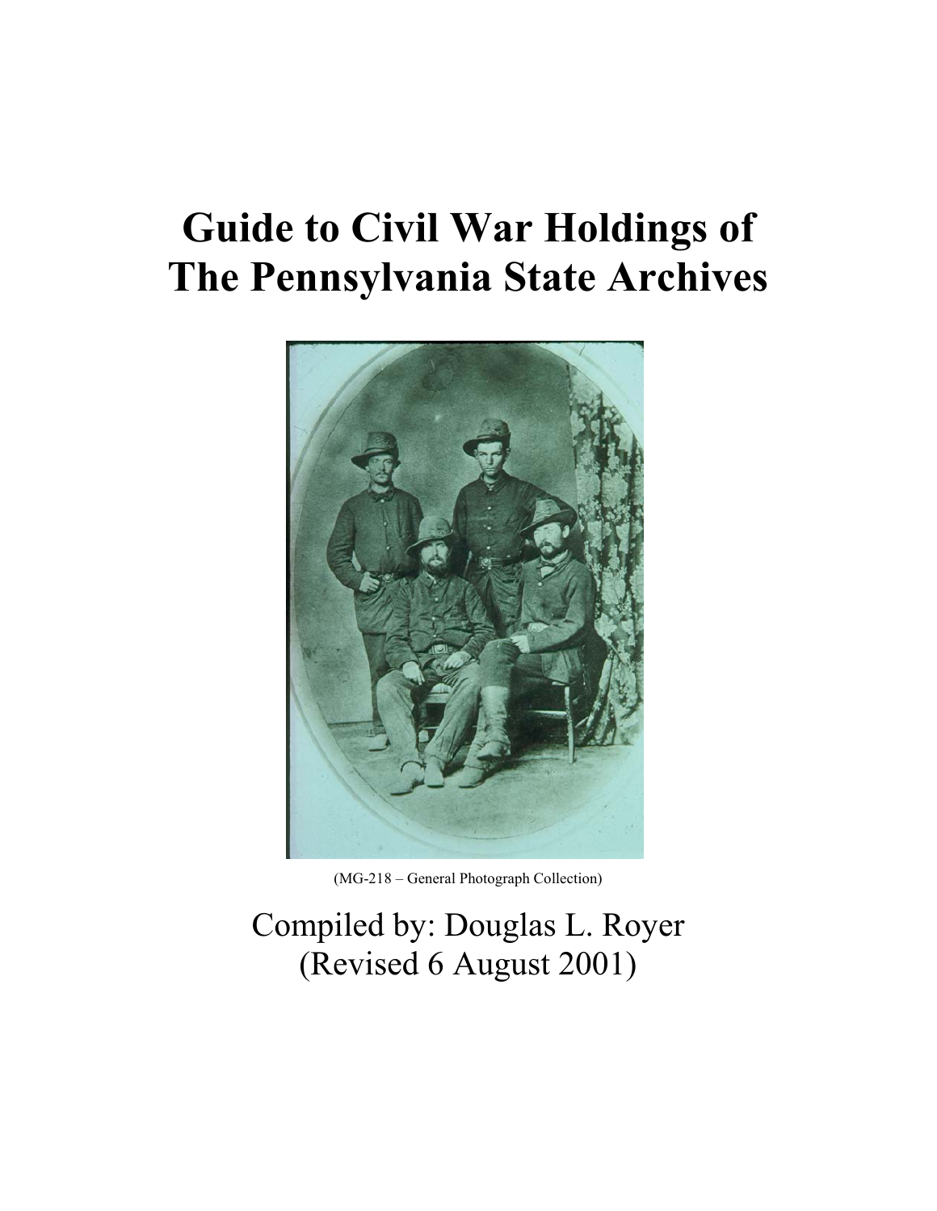# Guide to Civil War Holdings of The Pennsylvania State Archives

(MG-218 – General Photograph Collection)

Compiled by: Douglas L. Royer
(Revised 6 August 2001)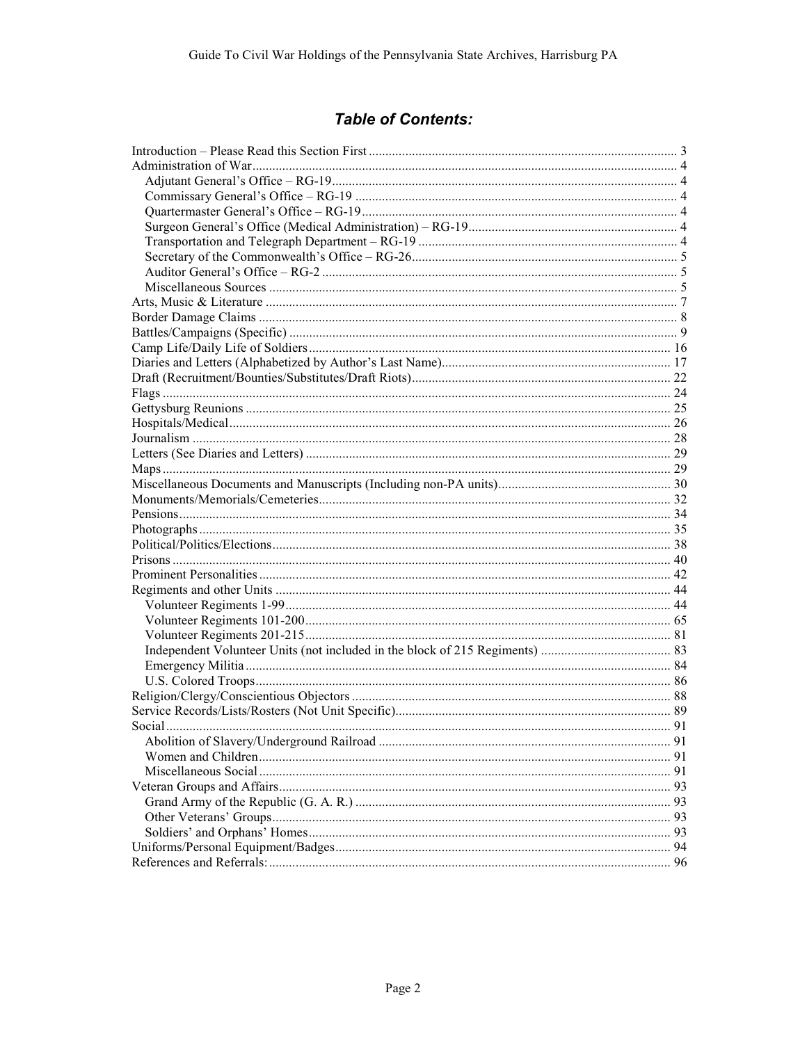## *Table of Contents:*

- Introduction – Please Read this Section First ... 3
- Administration of War ... 4
  - Adjutant General's Office – RG-19 ... 4
  - Commissary General's Office – RG-19 ... 4
  - Quartermaster General's Office – RG-19 ... 4
  - Surgeon General's Office (Medical Administration) – RG-19 ... 4
  - Transportation and Telegraph Department – RG-19 ... 4
  - Secretary of the Commonwealth's Office – RG-26 ... 5
  - Auditor General's Office – RG-2 ... 5
  - Miscellaneous Sources ... 5
- Arts, Music & Literature ... 7
- Border Damage Claims ... 8
- Battles/Campaigns (Specific) ... 9
- Camp Life/Daily Life of Soldiers ... 16
- Diaries and Letters (Alphabetized by Author's Last Name) ... 17
- Draft (Recruitment/Bounties/Substitutes/Draft Riots) ... 22
- Flags ... 24
- Gettysburg Reunions ... 25
- Hospitals/Medical ... 26
- Journalism ... 28
- Letters (See Diaries and Letters) ... 29
- Maps ... 29
- Miscellaneous Documents and Manuscripts (Including non-PA units) ... 30
- Monuments/Memorials/Cemeteries ... 32
- Pensions ... 34
- Photographs ... 35
- Political/Politics/Elections ... 38
- Prisons ... 40
- Prominent Personalities ... 42
- Regiments and other Units ... 44
  - Volunteer Regiments 1-99 ... 44
  - Volunteer Regiments 101-200 ... 65
  - Volunteer Regiments 201-215 ... 81
  - Independent Volunteer Units (not included in the block of 215 Regiments) ... 83
  - Emergency Militia ... 84
  - U.S. Colored Troops ... 86
- Religion/Clergy/Conscientious Objectors ... 88
- Service Records/Lists/Rosters (Not Unit Specific) ... 89
- Social ... 91
  - Abolition of Slavery/Underground Railroad ... 91
  - Women and Children ... 91
  - Miscellaneous Social ... 91
- Veteran Groups and Affairs ... 93
  - Grand Army of the Republic (G. A. R.) ... 93
  - Other Veterans' Groups ... 93
  - Soldiers' and Orphans' Homes ... 93
- Uniforms/Personal Equipment/Badges ... 94
- References and Referrals: ... 96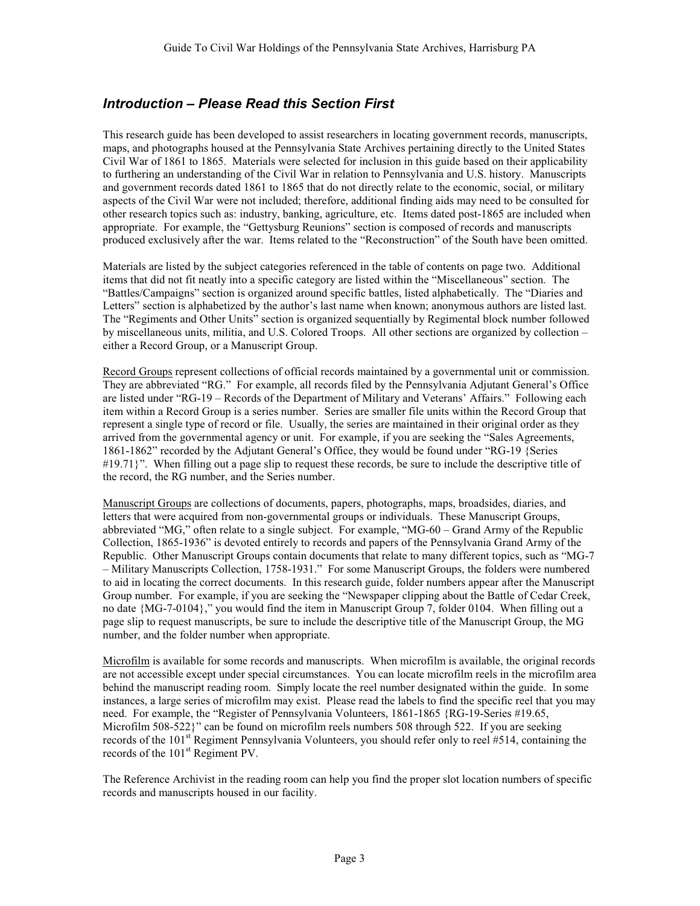## *Introduction – Please Read this Section First*

This research guide has been developed to assist researchers in locating government records, manuscripts, maps, and photographs housed at the Pennsylvania State Archives pertaining directly to the United States Civil War of 1861 to 1865. Materials were selected for inclusion in this guide based on their applicability to furthering an understanding of the Civil War in relation to Pennsylvania and U.S. history. Manuscripts and government records dated 1861 to 1865 that do not directly relate to the economic, social, or military aspects of the Civil War were not included; therefore, additional finding aids may need to be consulted for other research topics such as: industry, banking, agriculture, etc. Items dated post-1865 are included when appropriate. For example, the "Gettysburg Reunions" section is composed of records and manuscripts produced exclusively after the war. Items related to the "Reconstruction" of the South have been omitted.

Materials are listed by the subject categories referenced in the table of contents on page two. Additional items that did not fit neatly into a specific category are listed within the "Miscellaneous" section. The "Battles/Campaigns" section is organized around specific battles, listed alphabetically. The "Diaries and Letters" section is alphabetized by the author's last name when known; anonymous authors are listed last. The "Regiments and Other Units" section is organized sequentially by Regimental block number followed by miscellaneous units, militia, and U.S. Colored Troops. All other sections are organized by collection – either a Record Group, or a Manuscript Group.

Record Groups represent collections of official records maintained by a governmental unit or commission. They are abbreviated "RG." For example, all records filed by the Pennsylvania Adjutant General's Office are listed under "RG-19 – Records of the Department of Military and Veterans' Affairs." Following each item within a Record Group is a series number. Series are smaller file units within the Record Group that represent a single type of record or file. Usually, the series are maintained in their original order as they arrived from the governmental agency or unit. For example, if you are seeking the "Sales Agreements, 1861-1862" recorded by the Adjutant General's Office, they would be found under "RG-19 {Series #19.71}". When filling out a page slip to request these records, be sure to include the descriptive title of the record, the RG number, and the Series number.

Manuscript Groups are collections of documents, papers, photographs, maps, broadsides, diaries, and letters that were acquired from non-governmental groups or individuals. These Manuscript Groups, abbreviated "MG," often relate to a single subject. For example, "MG-60 – Grand Army of the Republic Collection, 1865-1936" is devoted entirely to records and papers of the Pennsylvania Grand Army of the Republic. Other Manuscript Groups contain documents that relate to many different topics, such as "MG-7 – Military Manuscripts Collection, 1758-1931." For some Manuscript Groups, the folders were numbered to aid in locating the correct documents. In this research guide, folder numbers appear after the Manuscript Group number. For example, if you are seeking the "Newspaper clipping about the Battle of Cedar Creek, no date {MG-7-0104}," you would find the item in Manuscript Group 7, folder 0104. When filling out a page slip to request manuscripts, be sure to include the descriptive title of the Manuscript Group, the MG number, and the folder number when appropriate.

Microfilm is available for some records and manuscripts. When microfilm is available, the original records are not accessible except under special circumstances. You can locate microfilm reels in the microfilm area behind the manuscript reading room. Simply locate the reel number designated within the guide. In some instances, a large series of microfilm may exist. Please read the labels to find the specific reel that you may need. For example, the "Register of Pennsylvania Volunteers, 1861-1865 {RG-19-Series #19.65, Microfilm 508-522}" can be found on microfilm reels numbers 508 through 522. If you are seeking records of the 101st Regiment Pennsylvania Volunteers, you should refer only to reel #514, containing the records of the 101st Regiment PV.

The Reference Archivist in the reading room can help you find the proper slot location numbers of specific records and manuscripts housed in our facility.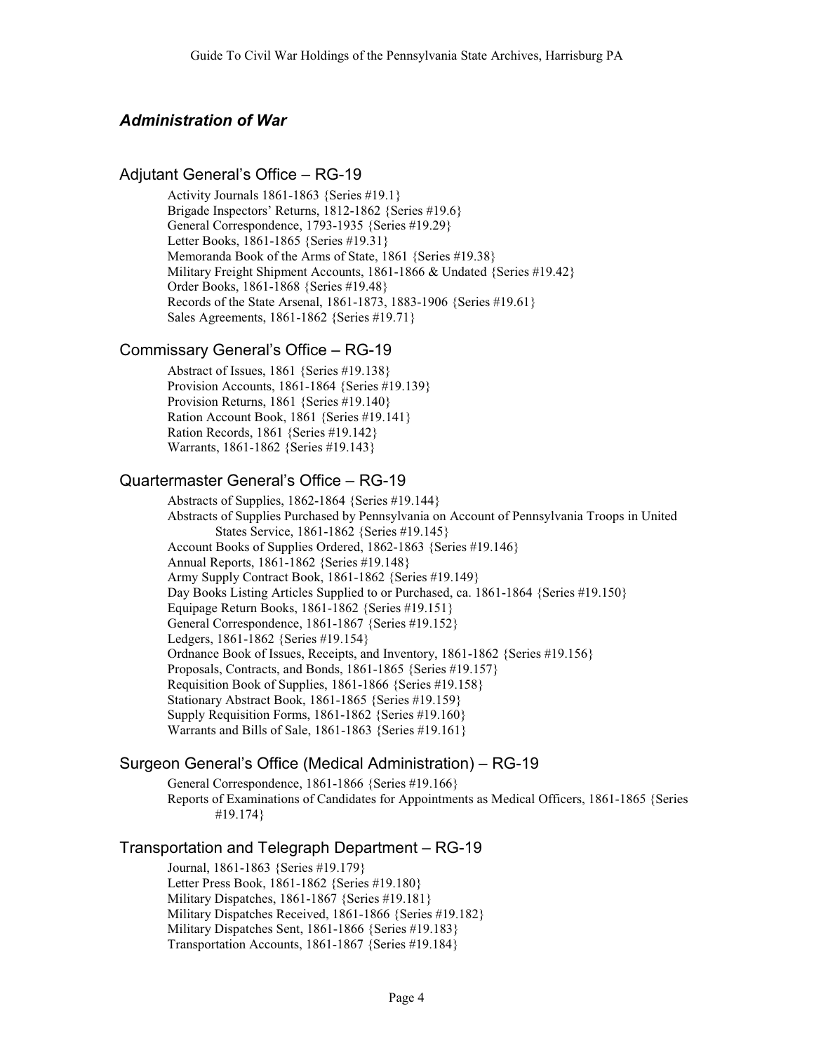## *Administration of War*

### Adjutant General's Office – RG-19

Activity Journals 1861-1863 {Series #19.1}
Brigade Inspectors' Returns, 1812-1862 {Series #19.6}
General Correspondence, 1793-1935 {Series #19.29}
Letter Books, 1861-1865 {Series #19.31}
Memoranda Book of the Arms of State, 1861 {Series #19.38}
Military Freight Shipment Accounts, 1861-1866 & Undated {Series #19.42}
Order Books, 1861-1868 {Series #19.48}
Records of the State Arsenal, 1861-1873, 1883-1906 {Series #19.61}
Sales Agreements, 1861-1862 {Series #19.71}

### Commissary General's Office – RG-19

Abstract of Issues, 1861 {Series #19.138}
Provision Accounts, 1861-1864 {Series #19.139}
Provision Returns, 1861 {Series #19.140}
Ration Account Book, 1861 {Series #19.141}
Ration Records, 1861 {Series #19.142}
Warrants, 1861-1862 {Series #19.143}

### Quartermaster General's Office – RG-19

Abstracts of Supplies, 1862-1864 {Series #19.144}
Abstracts of Supplies Purchased by Pennsylvania on Account of Pennsylvania Troops in United States Service, 1861-1862 {Series #19.145}
Account Books of Supplies Ordered, 1862-1863 {Series #19.146}
Annual Reports, 1861-1862 {Series #19.148}
Army Supply Contract Book, 1861-1862 {Series #19.149}
Day Books Listing Articles Supplied to or Purchased, ca. 1861-1864 {Series #19.150}
Equipage Return Books, 1861-1862 {Series #19.151}
General Correspondence, 1861-1867 {Series #19.152}
Ledgers, 1861-1862 {Series #19.154}
Ordnance Book of Issues, Receipts, and Inventory, 1861-1862 {Series #19.156}
Proposals, Contracts, and Bonds, 1861-1865 {Series #19.157}
Requisition Book of Supplies, 1861-1866 {Series #19.158}
Stationary Abstract Book, 1861-1865 {Series #19.159}
Supply Requisition Forms, 1861-1862 {Series #19.160}
Warrants and Bills of Sale, 1861-1863 {Series #19.161}

### Surgeon General's Office (Medical Administration) – RG-19

General Correspondence, 1861-1866 {Series #19.166}
Reports of Examinations of Candidates for Appointments as Medical Officers, 1861-1865 {Series #19.174}

### Transportation and Telegraph Department – RG-19

Journal, 1861-1863 {Series #19.179}
Letter Press Book, 1861-1862 {Series #19.180}
Military Dispatches, 1861-1867 {Series #19.181}
Military Dispatches Received, 1861-1866 {Series #19.182}
Military Dispatches Sent, 1861-1866 {Series #19.183}
Transportation Accounts, 1861-1867 {Series #19.184}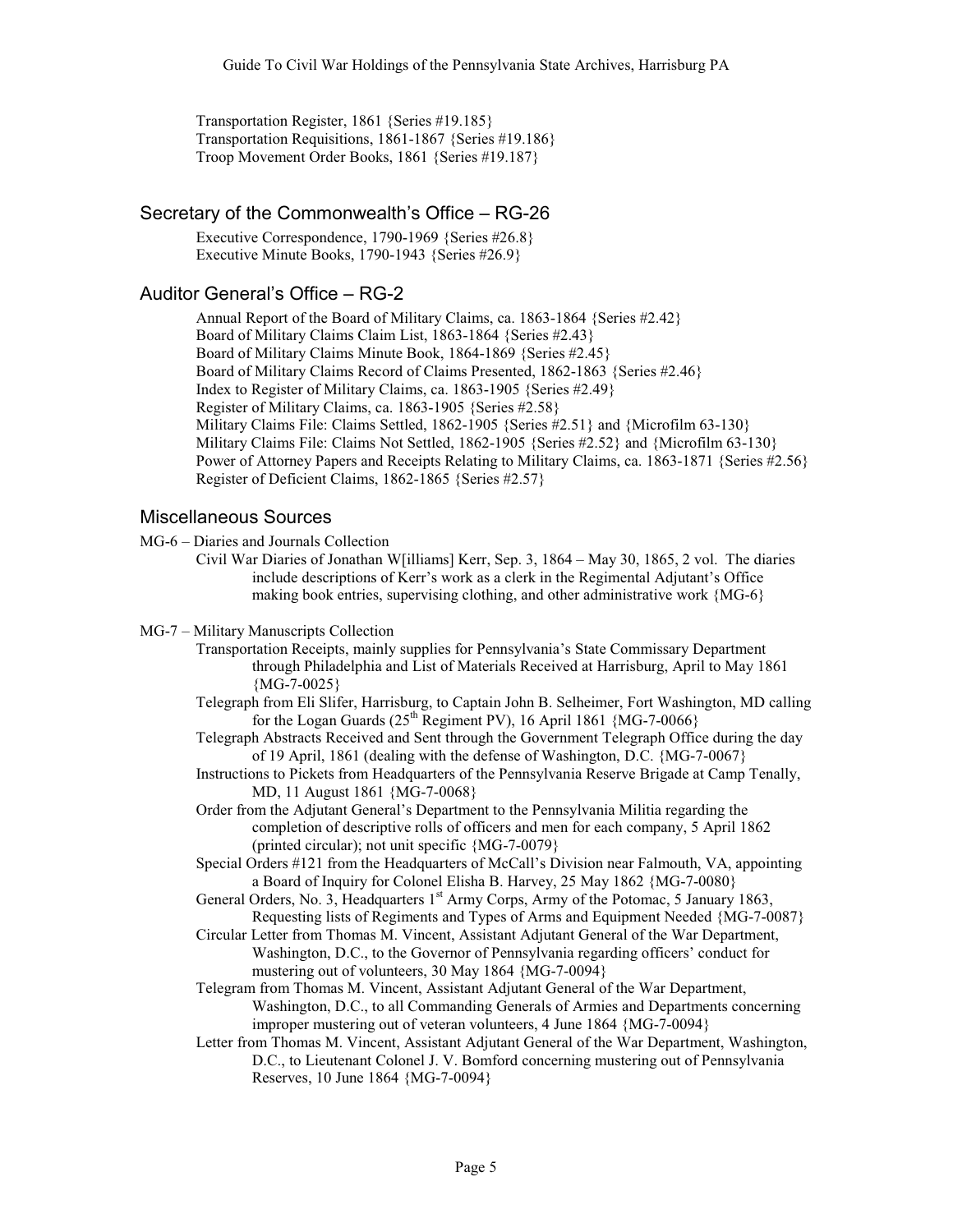Transportation Register, 1861 {Series #19.185}
Transportation Requisitions, 1861-1867 {Series #19.186}
Troop Movement Order Books, 1861 {Series #19.187}

## Secretary of the Commonwealth's Office – RG-26

Executive Correspondence, 1790-1969 {Series #26.8}
Executive Minute Books, 1790-1943 {Series #26.9}

## Auditor General's Office – RG-2

Annual Report of the Board of Military Claims, ca. 1863-1864 {Series #2.42}
Board of Military Claims Claim List, 1863-1864 {Series #2.43}
Board of Military Claims Minute Book, 1864-1869 {Series #2.45}
Board of Military Claims Record of Claims Presented, 1862-1863 {Series #2.46}
Index to Register of Military Claims, ca. 1863-1905 {Series #2.49}
Register of Military Claims, ca. 1863-1905 {Series #2.58}
Military Claims File: Claims Settled, 1862-1905 {Series #2.51} and {Microfilm 63-130}
Military Claims File: Claims Not Settled, 1862-1905 {Series #2.52} and {Microfilm 63-130}
Power of Attorney Papers and Receipts Relating to Military Claims, ca. 1863-1871 {Series #2.56}
Register of Deficient Claims, 1862-1865 {Series #2.57}

## Miscellaneous Sources

MG-6 – Diaries and Journals Collection

Civil War Diaries of Jonathan W[illiams] Kerr, Sep. 3, 1864 – May 30, 1865, 2 vol. The diaries include descriptions of Kerr's work as a clerk in the Regimental Adjutant's Office making book entries, supervising clothing, and other administrative work {MG-6}

MG-7 – Military Manuscripts Collection

Transportation Receipts, mainly supplies for Pennsylvania's State Commissary Department through Philadelphia and List of Materials Received at Harrisburg, April to May 1861 {MG-7-0025}

Telegraph from Eli Slifer, Harrisburg, to Captain John B. Selheimer, Fort Washington, MD calling for the Logan Guards (25th Regiment PV), 16 April 1861 {MG-7-0066}

Telegraph Abstracts Received and Sent through the Government Telegraph Office during the day of 19 April, 1861 (dealing with the defense of Washington, D.C. {MG-7-0067}

Instructions to Pickets from Headquarters of the Pennsylvania Reserve Brigade at Camp Tenally, MD, 11 August 1861 {MG-7-0068}

Order from the Adjutant General's Department to the Pennsylvania Militia regarding the completion of descriptive rolls of officers and men for each company, 5 April 1862 (printed circular); not unit specific {MG-7-0079}

Special Orders #121 from the Headquarters of McCall's Division near Falmouth, VA, appointing a Board of Inquiry for Colonel Elisha B. Harvey, 25 May 1862 {MG-7-0080}

General Orders, No. 3, Headquarters 1st Army Corps, Army of the Potomac, 5 January 1863, Requesting lists of Regiments and Types of Arms and Equipment Needed {MG-7-0087}

Circular Letter from Thomas M. Vincent, Assistant Adjutant General of the War Department, Washington, D.C., to the Governor of Pennsylvania regarding officers' conduct for mustering out of volunteers, 30 May 1864 {MG-7-0094}

Telegram from Thomas M. Vincent, Assistant Adjutant General of the War Department, Washington, D.C., to all Commanding Generals of Armies and Departments concerning improper mustering out of veteran volunteers, 4 June 1864 {MG-7-0094}

Letter from Thomas M. Vincent, Assistant Adjutant General of the War Department, Washington, D.C., to Lieutenant Colonel J. V. Bomford concerning mustering out of Pennsylvania Reserves, 10 June 1864 {MG-7-0094}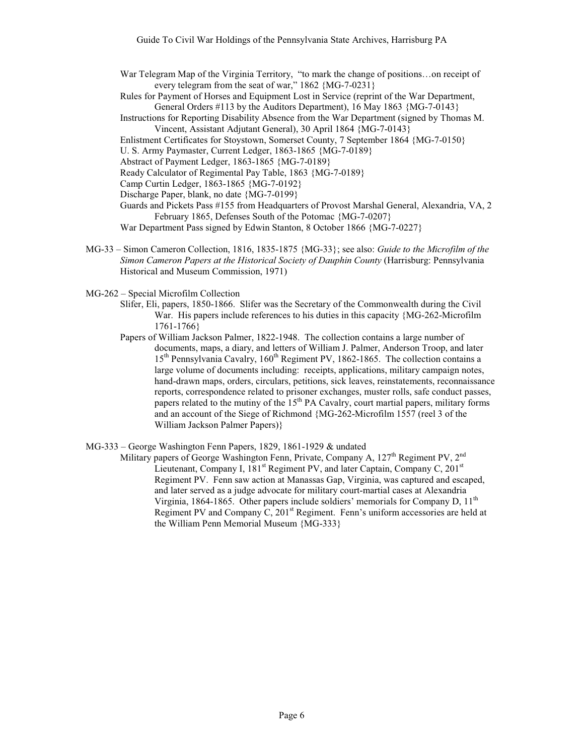War Telegram Map of the Virginia Territory, "to mark the change of positions…on receipt of every telegram from the seat of war," 1862 {MG-7-0231}

Rules for Payment of Horses and Equipment Lost in Service (reprint of the War Department, General Orders #113 by the Auditors Department), 16 May 1863 {MG-7-0143}

Instructions for Reporting Disability Absence from the War Department (signed by Thomas M. Vincent, Assistant Adjutant General), 30 April 1864 {MG-7-0143}

Enlistment Certificates for Stoystown, Somerset County, 7 September 1864 {MG-7-0150}

U. S. Army Paymaster, Current Ledger, 1863-1865 {MG-7-0189}

Abstract of Payment Ledger, 1863-1865 {MG-7-0189}

Ready Calculator of Regimental Pay Table, 1863 {MG-7-0189}

Camp Curtin Ledger, 1863-1865 {MG-7-0192}

Discharge Paper, blank, no date {MG-7-0199}

Guards and Pickets Pass #155 from Headquarters of Provost Marshal General, Alexandria, VA, 2 February 1865, Defenses South of the Potomac {MG-7-0207}

War Department Pass signed by Edwin Stanton, 8 October 1866 {MG-7-0227}

MG-33 – Simon Cameron Collection, 1816, 1835-1875 {MG-33}; see also: *Guide to the Microfilm of the Simon Cameron Papers at the Historical Society of Dauphin County* (Harrisburg: Pennsylvania Historical and Museum Commission, 1971)

MG-262 – Special Microfilm Collection

Slifer, Eli, papers, 1850-1866. Slifer was the Secretary of the Commonwealth during the Civil War. His papers include references to his duties in this capacity {MG-262-Microfilm 1761-1766}

Papers of William Jackson Palmer, 1822-1948. The collection contains a large number of documents, maps, a diary, and letters of William J. Palmer, Anderson Troop, and later 15th Pennsylvania Cavalry, 160th Regiment PV, 1862-1865. The collection contains a large volume of documents including: receipts, applications, military campaign notes, hand-drawn maps, orders, circulars, petitions, sick leaves, reinstatements, reconnaissance reports, correspondence related to prisoner exchanges, muster rolls, safe conduct passes, papers related to the mutiny of the 15th PA Cavalry, court martial papers, military forms and an account of the Siege of Richmond {MG-262-Microfilm 1557 (reel 3 of the William Jackson Palmer Papers)}

MG-333 – George Washington Fenn Papers, 1829, 1861-1929 & undated

Military papers of George Washington Fenn, Private, Company A, 127th Regiment PV, 2nd Lieutenant, Company I, 181st Regiment PV, and later Captain, Company C, 201st Regiment PV. Fenn saw action at Manassas Gap, Virginia, was captured and escaped, and later served as a judge advocate for military court-martial cases at Alexandria Virginia, 1864-1865. Other papers include soldiers' memorials for Company D, 11th Regiment PV and Company C, 201st Regiment. Fenn's uniform accessories are held at the William Penn Memorial Museum {MG-333}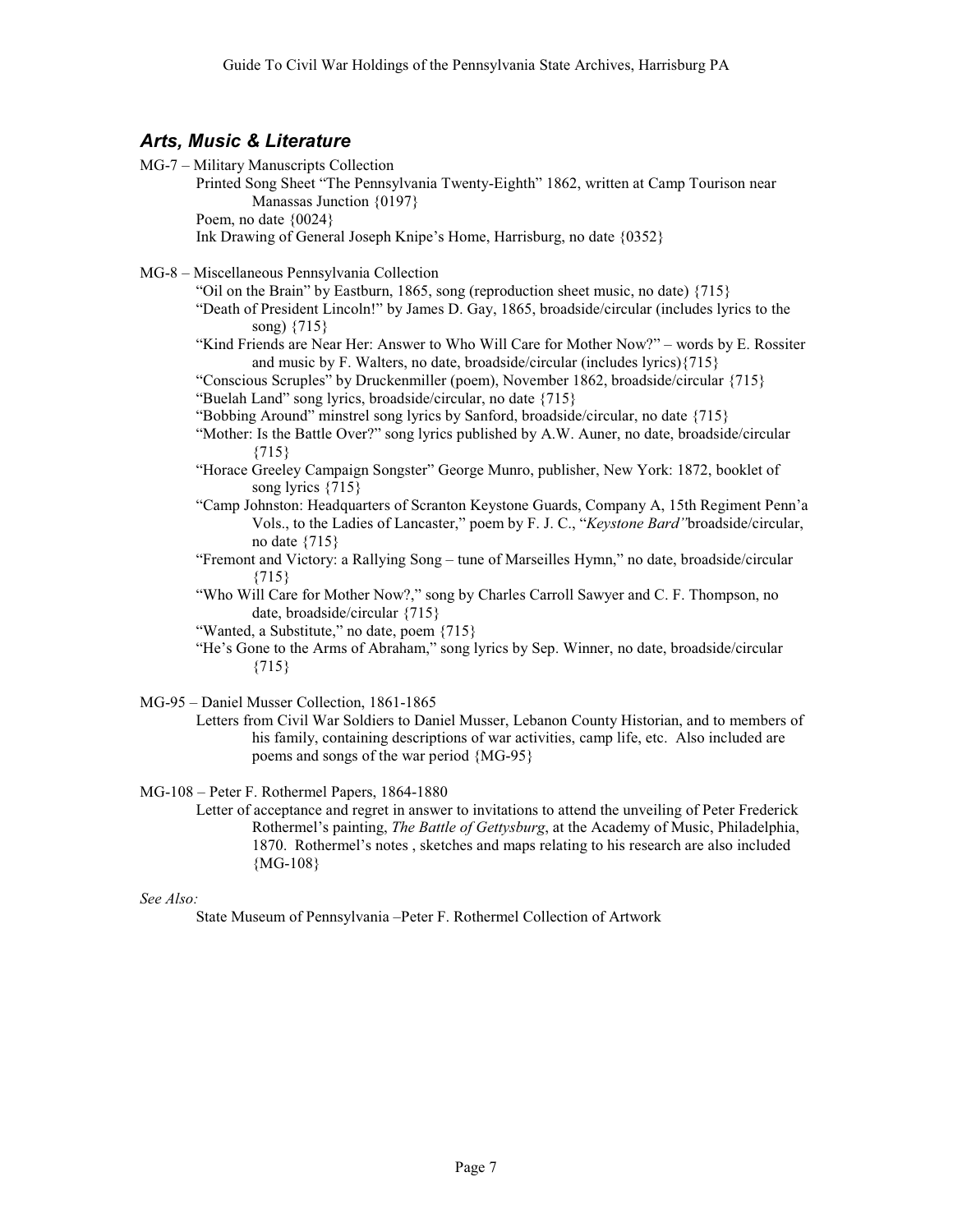## *Arts, Music & Literature*

MG-7 – Military Manuscripts Collection

- Printed Song Sheet "The Pennsylvania Twenty-Eighth" 1862, written at Camp Tourison near Manassas Junction {0197}
- Poem, no date {0024}
- Ink Drawing of General Joseph Knipe's Home, Harrisburg, no date {0352}

MG-8 – Miscellaneous Pennsylvania Collection

- "Oil on the Brain" by Eastburn, 1865, song (reproduction sheet music, no date) {715}
- "Death of President Lincoln!" by James D. Gay, 1865, broadside/circular (includes lyrics to the song) {715}
- "Kind Friends are Near Her: Answer to Who Will Care for Mother Now?" – words by E. Rossiter and music by F. Walters, no date, broadside/circular (includes lyrics){715}
- "Conscious Scruples" by Druckenmiller (poem), November 1862, broadside/circular {715}
- "Buelah Land" song lyrics, broadside/circular, no date {715}
- "Bobbing Around" minstrel song lyrics by Sanford, broadside/circular, no date {715}
- "Mother: Is the Battle Over?" song lyrics published by A.W. Auner, no date, broadside/circular {715}
- "Horace Greeley Campaign Songster" George Munro, publisher, New York: 1872, booklet of song lyrics {715}
- "Camp Johnston: Headquarters of Scranton Keystone Guards, Company A, 15th Regiment Penn'a Vols., to the Ladies of Lancaster," poem by F. J. C., "*Keystone Bard"*broadside/circular, no date {715}
- "Fremont and Victory: a Rallying Song – tune of Marseilles Hymn," no date, broadside/circular {715}
- "Who Will Care for Mother Now?," song by Charles Carroll Sawyer and C. F. Thompson, no date, broadside/circular {715}
- "Wanted, a Substitute," no date, poem {715}
- "He's Gone to the Arms of Abraham," song lyrics by Sep. Winner, no date, broadside/circular {715}

MG-95 – Daniel Musser Collection, 1861-1865

- Letters from Civil War Soldiers to Daniel Musser, Lebanon County Historian, and to members of his family, containing descriptions of war activities, camp life, etc. Also included are poems and songs of the war period {MG-95}

MG-108 – Peter F. Rothermel Papers, 1864-1880

- Letter of acceptance and regret in answer to invitations to attend the unveiling of Peter Frederick Rothermel's painting, *The Battle of Gettysburg*, at the Academy of Music, Philadelphia, 1870. Rothermel's notes , sketches and maps relating to his research are also included {MG-108}

*See Also:*

- State Museum of Pennsylvania –Peter F. Rothermel Collection of Artwork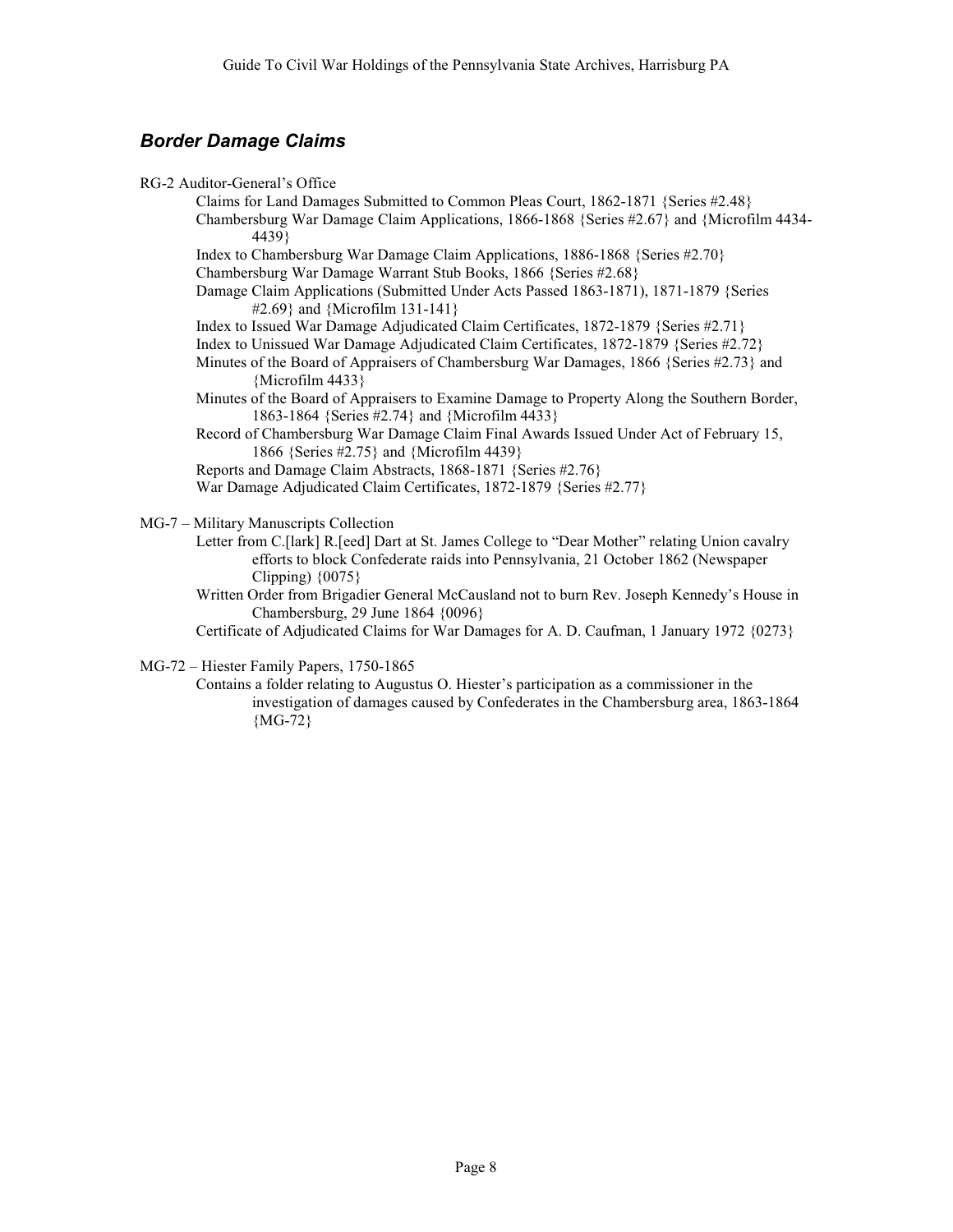## *Border Damage Claims*

RG-2 Auditor-General's Office

- Claims for Land Damages Submitted to Common Pleas Court, 1862-1871 {Series #2.48}
- Chambersburg War Damage Claim Applications, 1866-1868 {Series #2.67} and {Microfilm 4434-4439}
- Index to Chambersburg War Damage Claim Applications, 1886-1868 {Series #2.70}
- Chambersburg War Damage Warrant Stub Books, 1866 {Series #2.68}
- Damage Claim Applications (Submitted Under Acts Passed 1863-1871), 1871-1879 {Series #2.69} and {Microfilm 131-141}
- Index to Issued War Damage Adjudicated Claim Certificates, 1872-1879 {Series #2.71}
- Index to Unissued War Damage Adjudicated Claim Certificates, 1872-1879 {Series #2.72}
- Minutes of the Board of Appraisers of Chambersburg War Damages, 1866 {Series #2.73} and {Microfilm 4433}
- Minutes of the Board of Appraisers to Examine Damage to Property Along the Southern Border, 1863-1864 {Series #2.74} and {Microfilm 4433}
- Record of Chambersburg War Damage Claim Final Awards Issued Under Act of February 15, 1866 {Series #2.75} and {Microfilm 4439}
- Reports and Damage Claim Abstracts, 1868-1871 {Series #2.76}
- War Damage Adjudicated Claim Certificates, 1872-1879 {Series #2.77}

MG-7 – Military Manuscripts Collection

- Letter from C.[lark] R.[eed] Dart at St. James College to "Dear Mother" relating Union cavalry efforts to block Confederate raids into Pennsylvania, 21 October 1862 (Newspaper Clipping) {0075}
- Written Order from Brigadier General McCausland not to burn Rev. Joseph Kennedy's House in Chambersburg, 29 June 1864 {0096}
- Certificate of Adjudicated Claims for War Damages for A. D. Caufman, 1 January 1972 {0273}

MG-72 – Hiester Family Papers, 1750-1865

- Contains a folder relating to Augustus O. Hiester's participation as a commissioner in the investigation of damages caused by Confederates in the Chambersburg area, 1863-1864 {MG-72}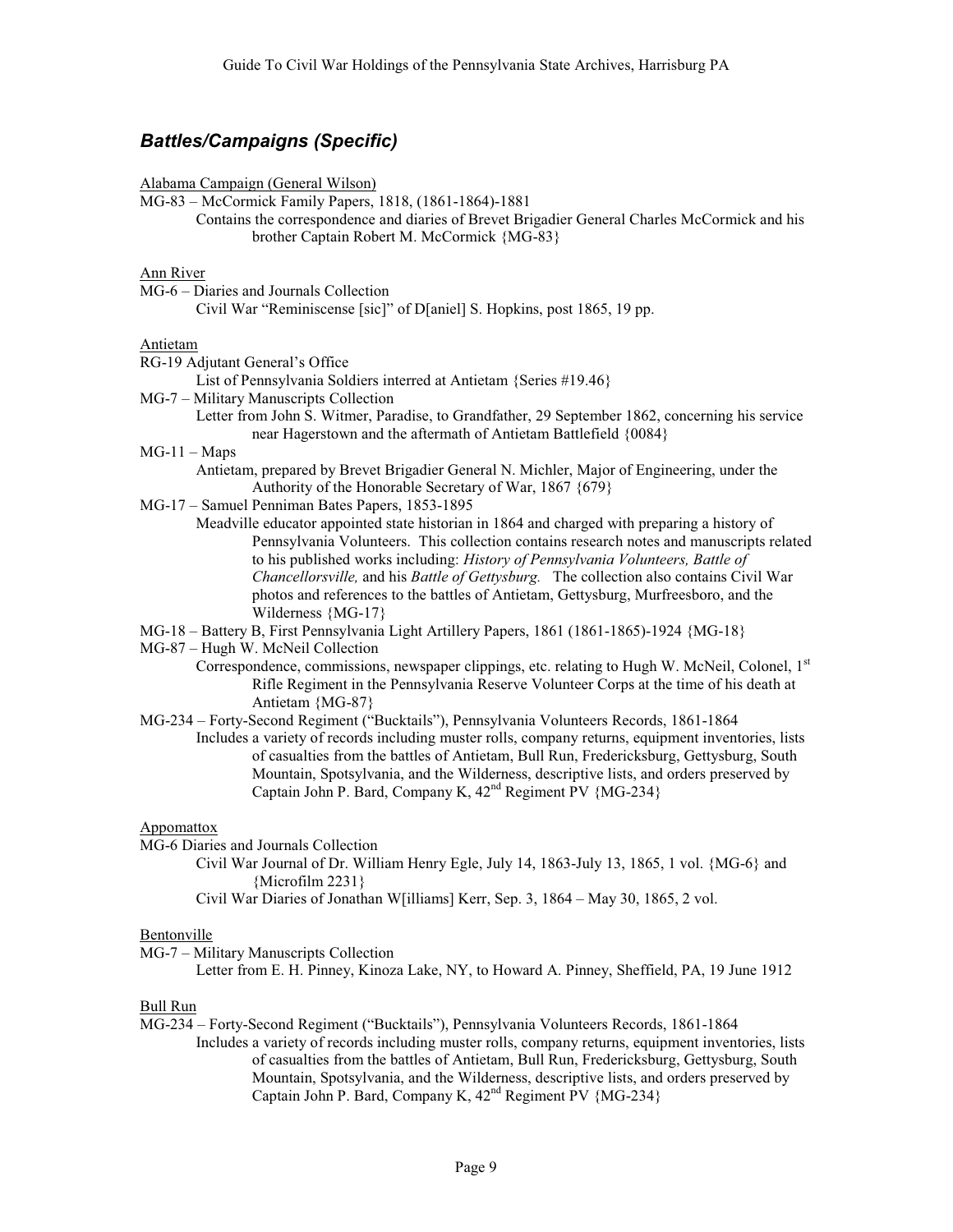## *Battles/Campaigns (Specific)*

Alabama Campaign (General Wilson)

MG-83 – McCormick Family Papers, 1818, (1861-1864)-1881

Contains the correspondence and diaries of Brevet Brigadier General Charles McCormick and his brother Captain Robert M. McCormick {MG-83}

Ann River

MG-6 – Diaries and Journals Collection

Civil War "Reminiscense [sic]" of D[aniel] S. Hopkins, post 1865, 19 pp.

Antietam

RG-19 Adjutant General's Office

List of Pennsylvania Soldiers interred at Antietam {Series #19.46}

MG-7 – Military Manuscripts Collection

Letter from John S. Witmer, Paradise, to Grandfather, 29 September 1862, concerning his service near Hagerstown and the aftermath of Antietam Battlefield {0084}

MG-11 – Maps

Antietam, prepared by Brevet Brigadier General N. Michler, Major of Engineering, under the Authority of the Honorable Secretary of War, 1867 {679}

MG-17 – Samuel Penniman Bates Papers, 1853-1895

Meadville educator appointed state historian in 1864 and charged with preparing a history of Pennsylvania Volunteers. This collection contains research notes and manuscripts related to his published works including: *History of Pennsylvania Volunteers, Battle of Chancellorsville,* and his *Battle of Gettysburg.* The collection also contains Civil War photos and references to the battles of Antietam, Gettysburg, Murfreesboro, and the Wilderness {MG-17}

MG-18 – Battery B, First Pennsylvania Light Artillery Papers, 1861 (1861-1865)-1924 {MG-18}

MG-87 – Hugh W. McNeil Collection

Correspondence, commissions, newspaper clippings, etc. relating to Hugh W. McNeil, Colonel, 1st Rifle Regiment in the Pennsylvania Reserve Volunteer Corps at the time of his death at Antietam {MG-87}

MG-234 – Forty-Second Regiment ("Bucktails"), Pennsylvania Volunteers Records, 1861-1864

Includes a variety of records including muster rolls, company returns, equipment inventories, lists of casualties from the battles of Antietam, Bull Run, Fredericksburg, Gettysburg, South Mountain, Spotsylvania, and the Wilderness, descriptive lists, and orders preserved by Captain John P. Bard, Company K, 42nd Regiment PV {MG-234}

Appomattox

MG-6 Diaries and Journals Collection

Civil War Journal of Dr. William Henry Egle, July 14, 1863-July 13, 1865, 1 vol. {MG-6} and {Microfilm 2231}

Civil War Diaries of Jonathan W[illiams] Kerr, Sep. 3, 1864 – May 30, 1865, 2 vol.

Bentonville

MG-7 – Military Manuscripts Collection

Letter from E. H. Pinney, Kinoza Lake, NY, to Howard A. Pinney, Sheffield, PA, 19 June 1912

Bull Run

MG-234 – Forty-Second Regiment ("Bucktails"), Pennsylvania Volunteers Records, 1861-1864

Includes a variety of records including muster rolls, company returns, equipment inventories, lists of casualties from the battles of Antietam, Bull Run, Fredericksburg, Gettysburg, South Mountain, Spotsylvania, and the Wilderness, descriptive lists, and orders preserved by Captain John P. Bard, Company K, 42nd Regiment PV {MG-234}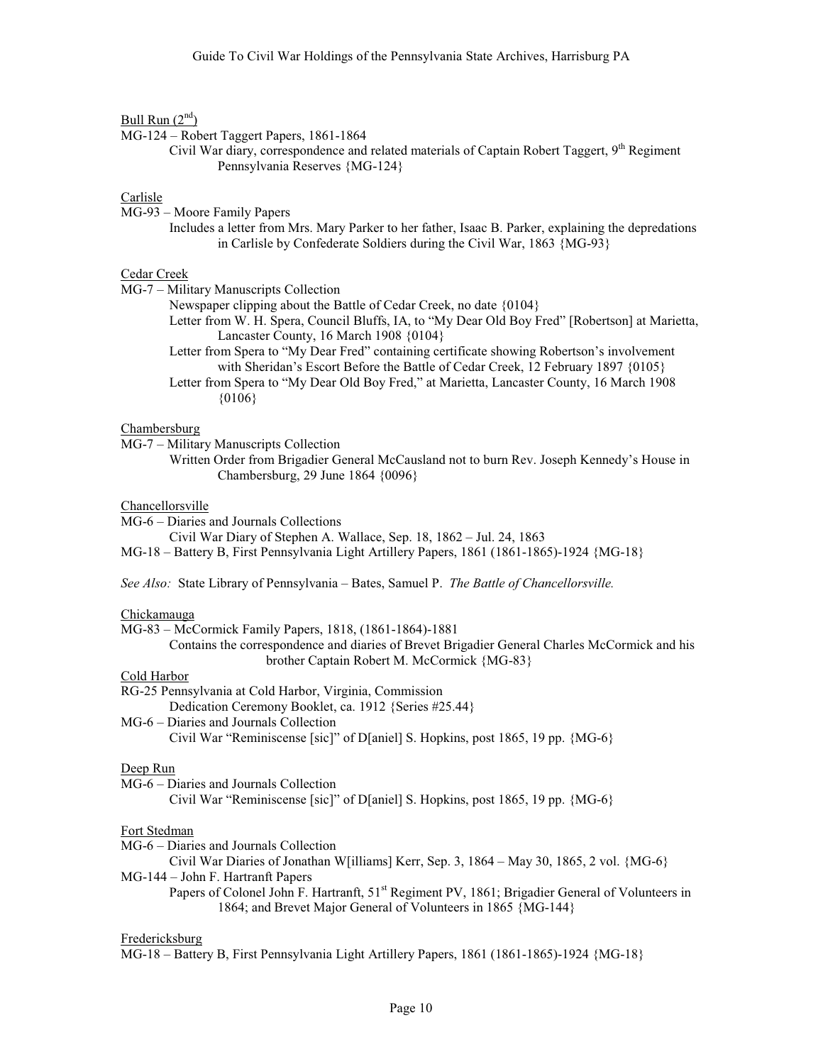Bull Run (2nd)

MG-124 – Robert Taggert Papers, 1861-1864

Civil War diary, correspondence and related materials of Captain Robert Taggert, 9th Regiment Pennsylvania Reserves {MG-124}

Carlisle

MG-93 – Moore Family Papers

Includes a letter from Mrs. Mary Parker to her father, Isaac B. Parker, explaining the depredations in Carlisle by Confederate Soldiers during the Civil War, 1863 {MG-93}

Cedar Creek

MG-7 – Military Manuscripts Collection

Newspaper clipping about the Battle of Cedar Creek, no date {0104}

Letter from W. H. Spera, Council Bluffs, IA, to "My Dear Old Boy Fred" [Robertson] at Marietta, Lancaster County, 16 March 1908 {0104}

Letter from Spera to "My Dear Fred" containing certificate showing Robertson's involvement with Sheridan's Escort Before the Battle of Cedar Creek, 12 February 1897 {0105}

Letter from Spera to "My Dear Old Boy Fred," at Marietta, Lancaster County, 16 March 1908 {0106}

Chambersburg

MG-7 – Military Manuscripts Collection

Written Order from Brigadier General McCausland not to burn Rev. Joseph Kennedy's House in Chambersburg, 29 June 1864 {0096}

Chancellorsville

MG-6 – Diaries and Journals Collections

Civil War Diary of Stephen A. Wallace, Sep. 18, 1862 – Jul. 24, 1863

MG-18 – Battery B, First Pennsylvania Light Artillery Papers, 1861 (1861-1865)-1924 {MG-18}

*See Also:* State Library of Pennsylvania – Bates, Samuel P. *The Battle of Chancellorsville.*

Chickamauga

MG-83 – McCormick Family Papers, 1818, (1861-1864)-1881

Contains the correspondence and diaries of Brevet Brigadier General Charles McCormick and his brother Captain Robert M. McCormick {MG-83}

Cold Harbor

RG-25 Pennsylvania at Cold Harbor, Virginia, Commission

Dedication Ceremony Booklet, ca. 1912 {Series #25.44}

MG-6 – Diaries and Journals Collection

Civil War "Reminiscense [sic]" of D[aniel] S. Hopkins, post 1865, 19 pp. {MG-6}

Deep Run

MG-6 – Diaries and Journals Collection

Civil War "Reminiscense [sic]" of D[aniel] S. Hopkins, post 1865, 19 pp. {MG-6}

Fort Stedman

MG-6 – Diaries and Journals Collection

Civil War Diaries of Jonathan W[illiams] Kerr, Sep. 3, 1864 – May 30, 1865, 2 vol. {MG-6}

MG-144 – John F. Hartranft Papers

Papers of Colonel John F. Hartranft, 51st Regiment PV, 1861; Brigadier General of Volunteers in 1864; and Brevet Major General of Volunteers in 1865 {MG-144}

Fredericksburg

MG-18 – Battery B, First Pennsylvania Light Artillery Papers, 1861 (1861-1865)-1924 {MG-18}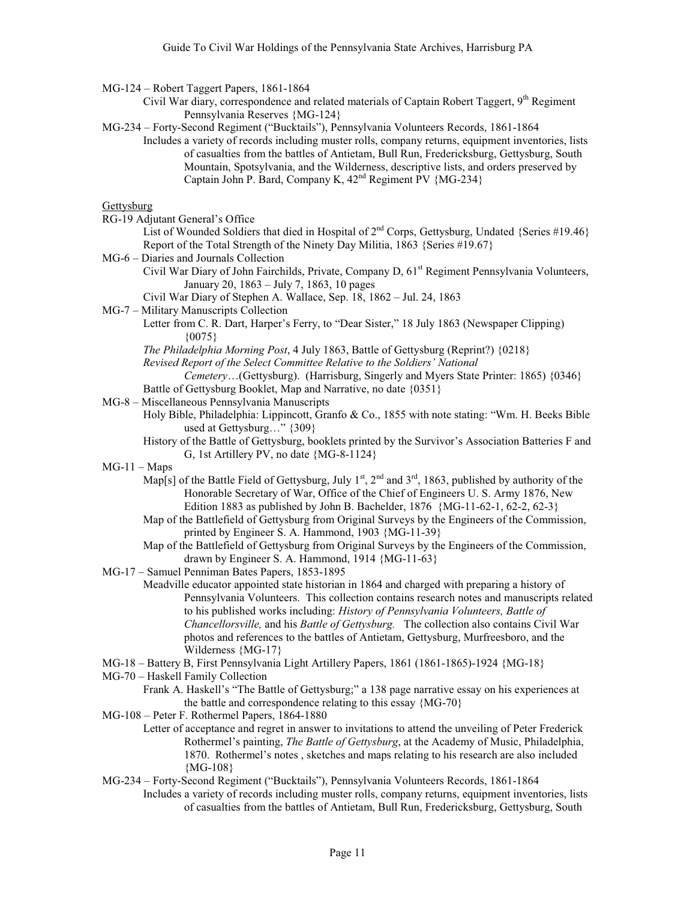MG-124 – Robert Taggert Papers, 1861-1864

Civil War diary, correspondence and related materials of Captain Robert Taggert, 9th Regiment Pennsylvania Reserves {MG-124}

MG-234 – Forty-Second Regiment ("Bucktails"), Pennsylvania Volunteers Records, 1861-1864

Includes a variety of records including muster rolls, company returns, equipment inventories, lists of casualties from the battles of Antietam, Bull Run, Fredericksburg, Gettysburg, South Mountain, Spotsylvania, and the Wilderness, descriptive lists, and orders preserved by Captain John P. Bard, Company K, 42nd Regiment PV {MG-234}

Gettysburg

RG-19 Adjutant General's Office

List of Wounded Soldiers that died in Hospital of 2nd Corps, Gettysburg, Undated {Series #19.46}
Report of the Total Strength of the Ninety Day Militia, 1863 {Series #19.67}

MG-6 – Diaries and Journals Collection

Civil War Diary of John Fairchilds, Private, Company D, 61st Regiment Pennsylvania Volunteers, January 20, 1863 – July 7, 1863, 10 pages
Civil War Diary of Stephen A. Wallace, Sep. 18, 1862 – Jul. 24, 1863

MG-7 – Military Manuscripts Collection

Letter from C. R. Dart, Harper's Ferry, to "Dear Sister," 18 July 1863 (Newspaper Clipping) {0075}
*The Philadelphia Morning Post*, 4 July 1863, Battle of Gettysburg (Reprint?) {0218}
*Revised Report of the Select Committee Relative to the Soldiers' National Cemetery*…(Gettysburg). (Harrisburg, Singerly and Myers State Printer: 1865) {0346}
Battle of Gettysburg Booklet, Map and Narrative, no date {0351}

MG-8 – Miscellaneous Pennsylvania Manuscripts

Holy Bible, Philadelphia: Lippincott, Granfo & Co., 1855 with note stating: "Wm. H. Beeks Bible used at Gettysburg…" {309}
History of the Battle of Gettysburg, booklets printed by the Survivor's Association Batteries F and G, 1st Artillery PV, no date {MG-8-1124}

MG-11 – Maps

Map[s] of the Battle Field of Gettysburg, July 1st, 2nd and 3rd, 1863, published by authority of the Honorable Secretary of War, Office of the Chief of Engineers U. S. Army 1876, New Edition 1883 as published by John B. Bachelder, 1876 {MG-11-62-1, 62-2, 62-3}
Map of the Battlefield of Gettysburg from Original Surveys by the Engineers of the Commission, printed by Engineer S. A. Hammond, 1903 {MG-11-39}
Map of the Battlefield of Gettysburg from Original Surveys by the Engineers of the Commission, drawn by Engineer S. A. Hammond, 1914 {MG-11-63}

MG-17 – Samuel Penniman Bates Papers, 1853-1895

Meadville educator appointed state historian in 1864 and charged with preparing a history of Pennsylvania Volunteers. This collection contains research notes and manuscripts related to his published works including: *History of Pennsylvania Volunteers, Battle of Chancellorsville,* and his *Battle of Gettysburg.* The collection also contains Civil War photos and references to the battles of Antietam, Gettysburg, Murfreesboro, and the Wilderness {MG-17}

MG-18 – Battery B, First Pennsylvania Light Artillery Papers, 1861 (1861-1865)-1924 {MG-18}

MG-70 – Haskell Family Collection

Frank A. Haskell's "The Battle of Gettysburg;" a 138 page narrative essay on his experiences at the battle and correspondence relating to this essay {MG-70}

MG-108 – Peter F. Rothermel Papers, 1864-1880

Letter of acceptance and regret in answer to invitations to attend the unveiling of Peter Frederick Rothermel's painting, *The Battle of Gettysburg*, at the Academy of Music, Philadelphia, 1870. Rothermel's notes , sketches and maps relating to his research are also included {MG-108}

MG-234 – Forty-Second Regiment ("Bucktails"), Pennsylvania Volunteers Records, 1861-1864

Includes a variety of records including muster rolls, company returns, equipment inventories, lists of casualties from the battles of Antietam, Bull Run, Fredericksburg, Gettysburg, South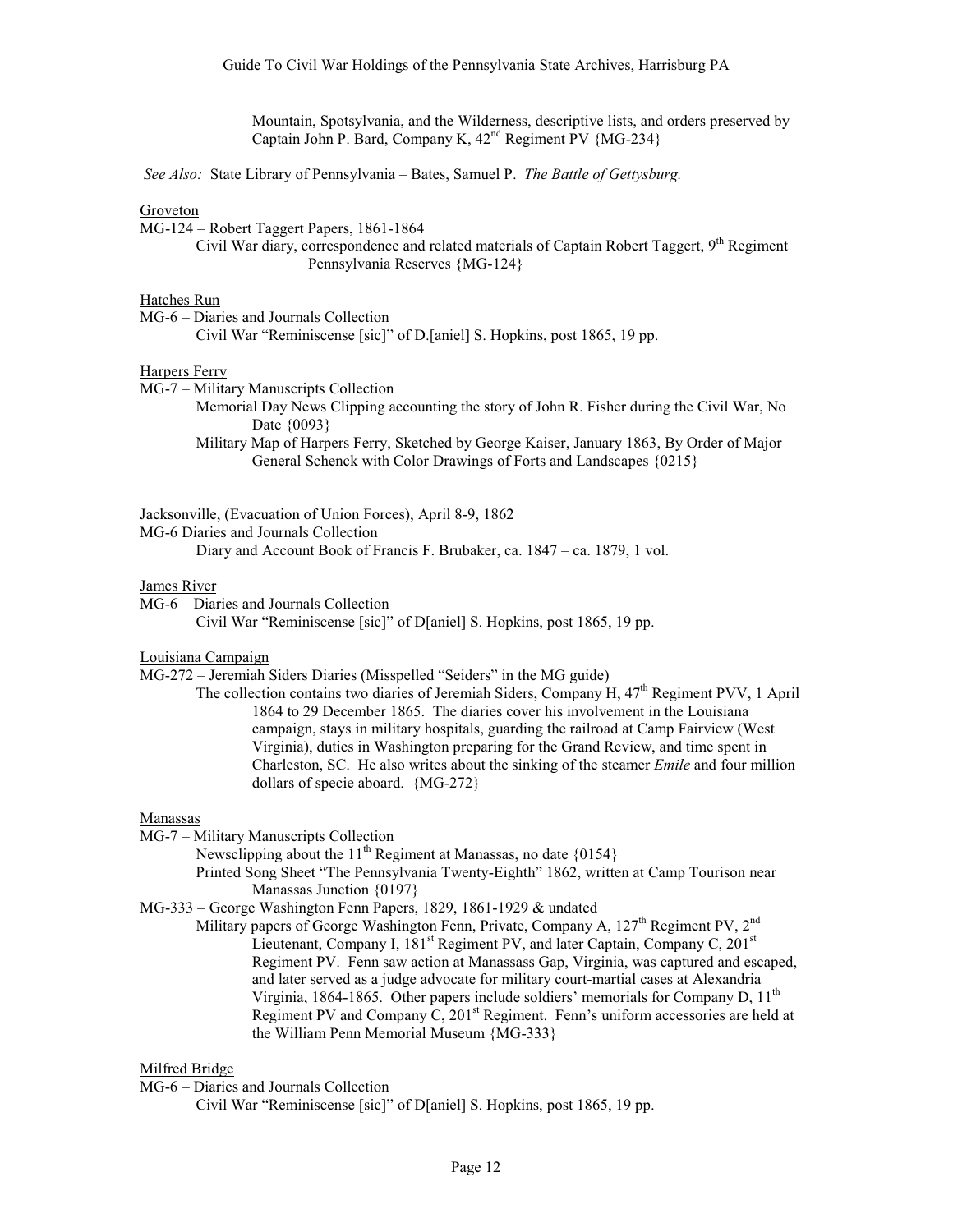Mountain, Spotsylvania, and the Wilderness, descriptive lists, and orders preserved by Captain John P. Bard, Company K, 42nd Regiment PV {MG-234}

*See Also:* State Library of Pennsylvania – Bates, Samuel P. *The Battle of Gettysburg.*

Groveton

MG-124 – Robert Taggert Papers, 1861-1864

Civil War diary, correspondence and related materials of Captain Robert Taggert, 9th Regiment Pennsylvania Reserves {MG-124}

Hatches Run

MG-6 – Diaries and Journals Collection

Civil War "Reminiscense [sic]" of D.[aniel] S. Hopkins, post 1865, 19 pp.

Harpers Ferry

MG-7 – Military Manuscripts Collection

Memorial Day News Clipping accounting the story of John R. Fisher during the Civil War, No Date {0093}

Military Map of Harpers Ferry, Sketched by George Kaiser, January 1863, By Order of Major General Schenck with Color Drawings of Forts and Landscapes {0215}

Jacksonville, (Evacuation of Union Forces), April 8-9, 1862

MG-6 Diaries and Journals Collection

Diary and Account Book of Francis F. Brubaker, ca. 1847 – ca. 1879, 1 vol.

James River

MG-6 – Diaries and Journals Collection

Civil War "Reminiscense [sic]" of D[aniel] S. Hopkins, post 1865, 19 pp.

Louisiana Campaign

MG-272 – Jeremiah Siders Diaries (Misspelled "Seiders" in the MG guide)

The collection contains two diaries of Jeremiah Siders, Company H, 47th Regiment PVV, 1 April 1864 to 29 December 1865. The diaries cover his involvement in the Louisiana campaign, stays in military hospitals, guarding the railroad at Camp Fairview (West Virginia), duties in Washington preparing for the Grand Review, and time spent in Charleston, SC. He also writes about the sinking of the steamer *Emile* and four million dollars of specie aboard. {MG-272}

Manassas

MG-7 – Military Manuscripts Collection

Newsclipping about the 11th Regiment at Manassas, no date {0154}

Printed Song Sheet "The Pennsylvania Twenty-Eighth" 1862, written at Camp Tourison near Manassas Junction {0197}

MG-333 – George Washington Fenn Papers, 1829, 1861-1929 & undated

Military papers of George Washington Fenn, Private, Company A, 127th Regiment PV, 2nd Lieutenant, Company I, 181st Regiment PV, and later Captain, Company C, 201st Regiment PV. Fenn saw action at Manassass Gap, Virginia, was captured and escaped, and later served as a judge advocate for military court-martial cases at Alexandria Virginia, 1864-1865. Other papers include soldiers' memorials for Company D, 11th Regiment PV and Company C, 201st Regiment. Fenn's uniform accessories are held at the William Penn Memorial Museum {MG-333}

Milfred Bridge

MG-6 – Diaries and Journals Collection

Civil War "Reminiscense [sic]" of D[aniel] S. Hopkins, post 1865, 19 pp.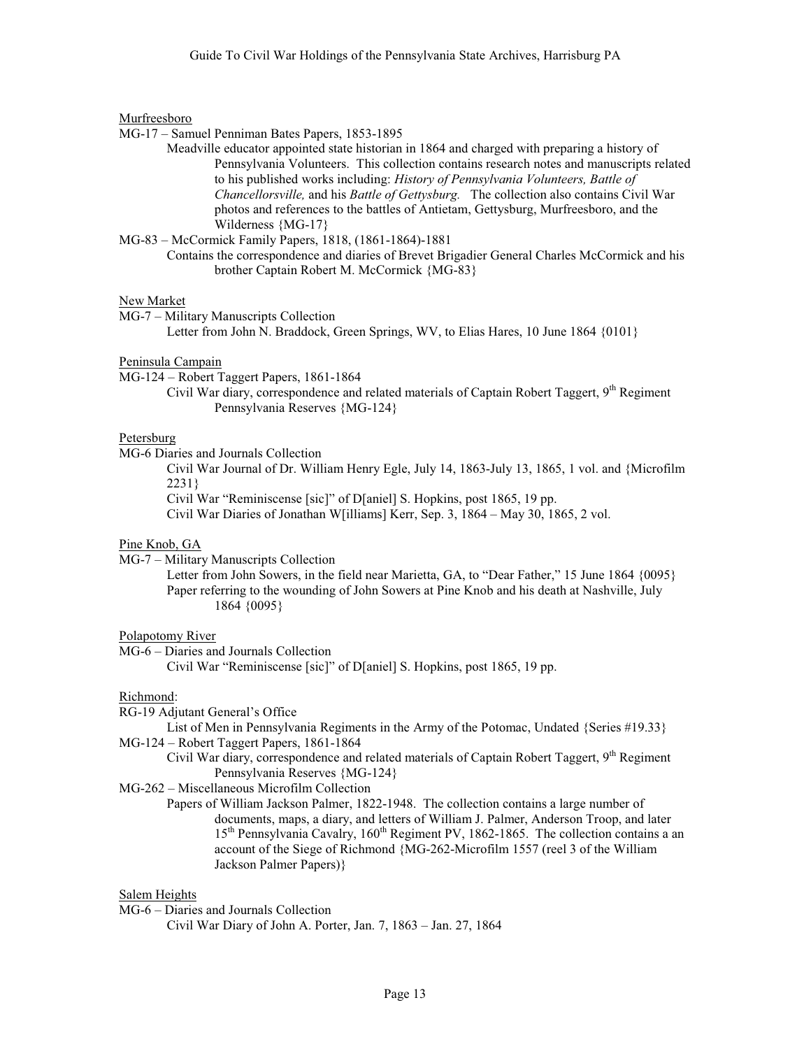Murfreesboro

MG-17 – Samuel Penniman Bates Papers, 1853-1895

Meadville educator appointed state historian in 1864 and charged with preparing a history of Pennsylvania Volunteers. This collection contains research notes and manuscripts related to his published works including: *History of Pennsylvania Volunteers, Battle of Chancellorsville,* and his *Battle of Gettysburg.* The collection also contains Civil War photos and references to the battles of Antietam, Gettysburg, Murfreesboro, and the Wilderness {MG-17}

MG-83 – McCormick Family Papers, 1818, (1861-1864)-1881

Contains the correspondence and diaries of Brevet Brigadier General Charles McCormick and his brother Captain Robert M. McCormick {MG-83}

New Market

MG-7 – Military Manuscripts Collection

Letter from John N. Braddock, Green Springs, WV, to Elias Hares, 10 June 1864 {0101}

Peninsula Campaign

MG-124 – Robert Taggert Papers, 1861-1864

Civil War diary, correspondence and related materials of Captain Robert Taggert, 9th Regiment Pennsylvania Reserves {MG-124}

Petersburg

MG-6 Diaries and Journals Collection

Civil War Journal of Dr. William Henry Egle, July 14, 1863-July 13, 1865, 1 vol. and {Microfilm 2231}

Civil War "Reminiscense [sic]" of D[aniel] S. Hopkins, post 1865, 19 pp.

Civil War Diaries of Jonathan W[illiams] Kerr, Sep. 3, 1864 – May 30, 1865, 2 vol.

Pine Knob, GA

MG-7 – Military Manuscripts Collection

Letter from John Sowers, in the field near Marietta, GA, to "Dear Father," 15 June 1864 {0095}

Paper referring to the wounding of John Sowers at Pine Knob and his death at Nashville, July 1864 {0095}

Polapotomy River

MG-6 – Diaries and Journals Collection

Civil War "Reminiscense [sic]" of D[aniel] S. Hopkins, post 1865, 19 pp.

Richmond:

RG-19 Adjutant General's Office

List of Men in Pennsylvania Regiments in the Army of the Potomac, Undated {Series #19.33}

MG-124 – Robert Taggert Papers, 1861-1864

Civil War diary, correspondence and related materials of Captain Robert Taggert, 9th Regiment Pennsylvania Reserves {MG-124}

MG-262 – Miscellaneous Microfilm Collection

Papers of William Jackson Palmer, 1822-1948. The collection contains a large number of documents, maps, a diary, and letters of William J. Palmer, Anderson Troop, and later 15th Pennsylvania Cavalry, 160th Regiment PV, 1862-1865. The collection contains a an account of the Siege of Richmond {MG-262-Microfilm 1557 (reel 3 of the William Jackson Palmer Papers)}

Salem Heights

MG-6 – Diaries and Journals Collection

Civil War Diary of John A. Porter, Jan. 7, 1863 – Jan. 27, 1864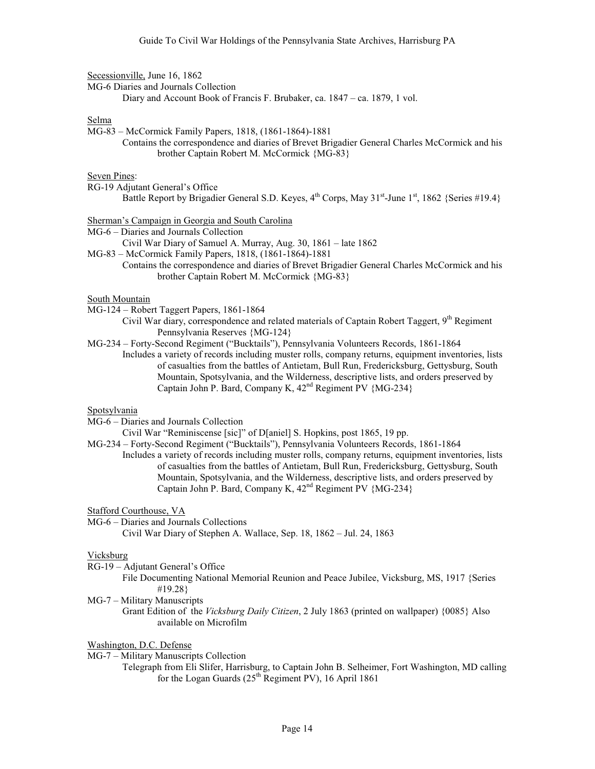Secessionville, June 16, 1862

MG-6 Diaries and Journals Collection

Diary and Account Book of Francis F. Brubaker, ca. 1847 – ca. 1879, 1 vol.

Selma

MG-83 – McCormick Family Papers, 1818, (1861-1864)-1881

Contains the correspondence and diaries of Brevet Brigadier General Charles McCormick and his brother Captain Robert M. McCormick {MG-83}

Seven Pines:

RG-19 Adjutant General's Office

Battle Report by Brigadier General S.D. Keyes, 4th Corps, May 31st-June 1st, 1862 {Series #19.4}

Sherman's Campaign in Georgia and South Carolina

MG-6 – Diaries and Journals Collection

Civil War Diary of Samuel A. Murray, Aug. 30, 1861 – late 1862

MG-83 – McCormick Family Papers, 1818, (1861-1864)-1881

Contains the correspondence and diaries of Brevet Brigadier General Charles McCormick and his brother Captain Robert M. McCormick {MG-83}

South Mountain

MG-124 – Robert Taggert Papers, 1861-1864

Civil War diary, correspondence and related materials of Captain Robert Taggert, 9th Regiment Pennsylvania Reserves {MG-124}

MG-234 – Forty-Second Regiment ("Bucktails"), Pennsylvania Volunteers Records, 1861-1864

Includes a variety of records including muster rolls, company returns, equipment inventories, lists of casualties from the battles of Antietam, Bull Run, Fredericksburg, Gettysburg, South Mountain, Spotsylvania, and the Wilderness, descriptive lists, and orders preserved by Captain John P. Bard, Company K, 42nd Regiment PV {MG-234}

Spotsylvania

MG-6 – Diaries and Journals Collection

Civil War "Reminiscense [sic]" of D[aniel] S. Hopkins, post 1865, 19 pp.

MG-234 – Forty-Second Regiment ("Bucktails"), Pennsylvania Volunteers Records, 1861-1864

Includes a variety of records including muster rolls, company returns, equipment inventories, lists of casualties from the battles of Antietam, Bull Run, Fredericksburg, Gettysburg, South Mountain, Spotsylvania, and the Wilderness, descriptive lists, and orders preserved by Captain John P. Bard, Company K, 42nd Regiment PV {MG-234}

Stafford Courthouse, VA

MG-6 – Diaries and Journals Collections

Civil War Diary of Stephen A. Wallace, Sep. 18, 1862 – Jul. 24, 1863

Vicksburg

RG-19 – Adjutant General's Office

File Documenting National Memorial Reunion and Peace Jubilee, Vicksburg, MS, 1917 {Series #19.28}

MG-7 – Military Manuscripts

Grant Edition of the *Vicksburg Daily Citizen*, 2 July 1863 (printed on wallpaper) {0085} Also available on Microfilm

Washington, D.C. Defense

MG-7 – Military Manuscripts Collection

Telegraph from Eli Slifer, Harrisburg, to Captain John B. Selheimer, Fort Washington, MD calling for the Logan Guards (25th Regiment PV), 16 April 1861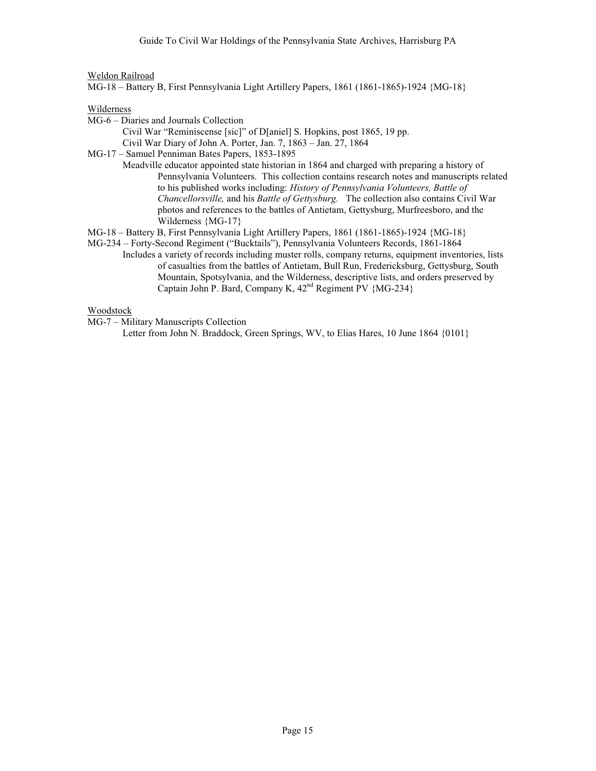Weldon Railroad

MG-18 – Battery B, First Pennsylvania Light Artillery Papers, 1861 (1861-1865)-1924 {MG-18}

Wilderness

MG-6 – Diaries and Journals Collection
- Civil War "Reminiscense [sic]" of D[aniel] S. Hopkins, post 1865, 19 pp.
- Civil War Diary of John A. Porter, Jan. 7, 1863 – Jan. 27, 1864

MG-17 – Samuel Penniman Bates Papers, 1853-1895
- Meadville educator appointed state historian in 1864 and charged with preparing a history of Pennsylvania Volunteers. This collection contains research notes and manuscripts related to his published works including: *History of Pennsylvania Volunteers, Battle of Chancellorsville,* and his *Battle of Gettysburg.* The collection also contains Civil War photos and references to the battles of Antietam, Gettysburg, Murfreesboro, and the Wilderness {MG-17}

MG-18 – Battery B, First Pennsylvania Light Artillery Papers, 1861 (1861-1865)-1924 {MG-18}

MG-234 – Forty-Second Regiment ("Bucktails"), Pennsylvania Volunteers Records, 1861-1864
- Includes a variety of records including muster rolls, company returns, equipment inventories, lists of casualties from the battles of Antietam, Bull Run, Fredericksburg, Gettysburg, South Mountain, Spotsylvania, and the Wilderness, descriptive lists, and orders preserved by Captain John P. Bard, Company K, 42nd Regiment PV {MG-234}

Woodstock

MG-7 – Military Manuscripts Collection
- Letter from John N. Braddock, Green Springs, WV, to Elias Hares, 10 June 1864 {0101}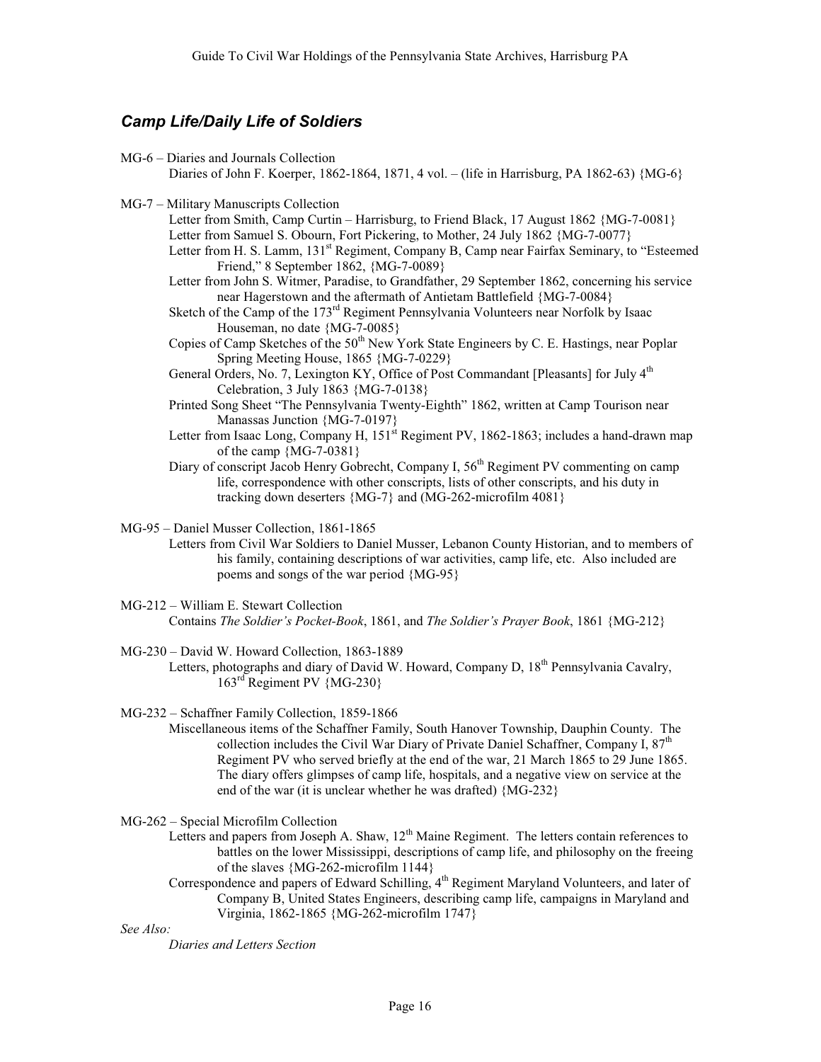## *Camp Life/Daily Life of Soldiers*

MG-6 – Diaries and Journals Collection

Diaries of John F. Koerper, 1862-1864, 1871, 4 vol. – (life in Harrisburg, PA 1862-63) {MG-6}

MG-7 – Military Manuscripts Collection

Letter from Smith, Camp Curtin – Harrisburg, to Friend Black, 17 August 1862 {MG-7-0081}

Letter from Samuel S. Obourn, Fort Pickering, to Mother, 24 July 1862 {MG-7-0077}

Letter from H. S. Lamm, 131st Regiment, Company B, Camp near Fairfax Seminary, to "Esteemed Friend," 8 September 1862, {MG-7-0089}

Letter from John S. Witmer, Paradise, to Grandfather, 29 September 1862, concerning his service near Hagerstown and the aftermath of Antietam Battlefield {MG-7-0084}

Sketch of the Camp of the 173rd Regiment Pennsylvania Volunteers near Norfolk by Isaac Houseman, no date {MG-7-0085}

Copies of Camp Sketches of the 50th New York State Engineers by C. E. Hastings, near Poplar Spring Meeting House, 1865 {MG-7-0229}

General Orders, No. 7, Lexington KY, Office of Post Commandant [Pleasants] for July 4th Celebration, 3 July 1863 {MG-7-0138}

Printed Song Sheet "The Pennsylvania Twenty-Eighth" 1862, written at Camp Tourison near Manassas Junction {MG-7-0197}

Letter from Isaac Long, Company H, 151st Regiment PV, 1862-1863; includes a hand-drawn map of the camp {MG-7-0381}

Diary of conscript Jacob Henry Gobrecht, Company I, 56th Regiment PV commenting on camp life, correspondence with other conscripts, lists of other conscripts, and his duty in tracking down deserters {MG-7} and (MG-262-microfilm 4081}

MG-95 – Daniel Musser Collection, 1861-1865

Letters from Civil War Soldiers to Daniel Musser, Lebanon County Historian, and to members of his family, containing descriptions of war activities, camp life, etc. Also included are poems and songs of the war period {MG-95}

MG-212 – William E. Stewart Collection

Contains *The Soldier's Pocket-Book*, 1861, and *The Soldier's Prayer Book*, 1861 {MG-212}

MG-230 – David W. Howard Collection, 1863-1889

Letters, photographs and diary of David W. Howard, Company D, 18th Pennsylvania Cavalry, 163rd Regiment PV {MG-230}

MG-232 – Schaffner Family Collection, 1859-1866

Miscellaneous items of the Schaffner Family, South Hanover Township, Dauphin County. The collection includes the Civil War Diary of Private Daniel Schaffner, Company I, 87th Regiment PV who served briefly at the end of the war, 21 March 1865 to 29 June 1865. The diary offers glimpses of camp life, hospitals, and a negative view on service at the end of the war (it is unclear whether he was drafted) {MG-232}

MG-262 – Special Microfilm Collection

Letters and papers from Joseph A. Shaw, 12th Maine Regiment. The letters contain references to battles on the lower Mississippi, descriptions of camp life, and philosophy on the freeing of the slaves {MG-262-microfilm 1144}

Correspondence and papers of Edward Schilling, 4th Regiment Maryland Volunteers, and later of Company B, United States Engineers, describing camp life, campaigns in Maryland and Virginia, 1862-1865 {MG-262-microfilm 1747}

*See Also:*

*Diaries and Letters Section*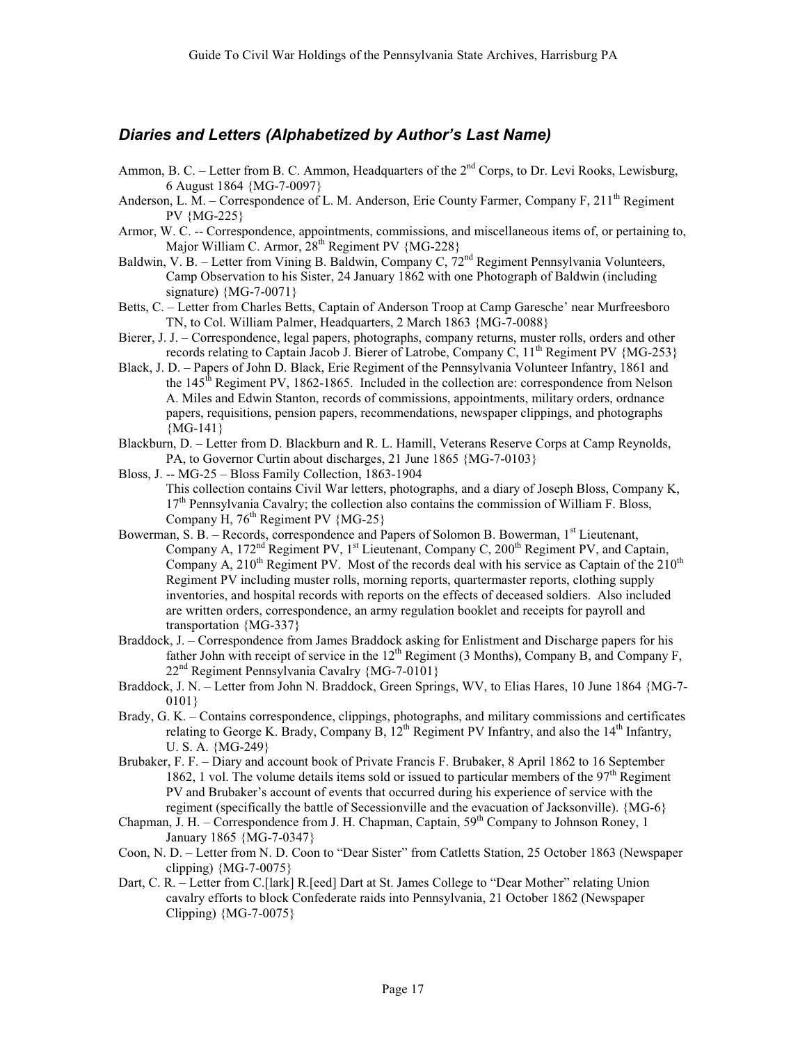## *Diaries and Letters (Alphabetized by Author's Last Name)*

Ammon, B. C. – Letter from B. C. Ammon, Headquarters of the 2nd Corps, to Dr. Levi Rooks, Lewisburg, 6 August 1864 {MG-7-0097}

Anderson, L. M. – Correspondence of L. M. Anderson, Erie County Farmer, Company F, 211th Regiment PV {MG-225}

Armor, W. C. -- Correspondence, appointments, commissions, and miscellaneous items of, or pertaining to, Major William C. Armor, 28th Regiment PV {MG-228}

Baldwin, V. B. – Letter from Vining B. Baldwin, Company C, 72nd Regiment Pennsylvania Volunteers, Camp Observation to his Sister, 24 January 1862 with one Photograph of Baldwin (including signature) {MG-7-0071}

Betts, C. – Letter from Charles Betts, Captain of Anderson Troop at Camp Garesche' near Murfreesboro TN, to Col. William Palmer, Headquarters, 2 March 1863 {MG-7-0088}

Bierer, J. J. – Correspondence, legal papers, photographs, company returns, muster rolls, orders and other records relating to Captain Jacob J. Bierer of Latrobe, Company C, 11th Regiment PV {MG-253}

Black, J. D. – Papers of John D. Black, Erie Regiment of the Pennsylvania Volunteer Infantry, 1861 and the 145th Regiment PV, 1862-1865. Included in the collection are: correspondence from Nelson A. Miles and Edwin Stanton, records of commissions, appointments, military orders, ordnance papers, requisitions, pension papers, recommendations, newspaper clippings, and photographs {MG-141}

Blackburn, D. – Letter from D. Blackburn and R. L. Hamill, Veterans Reserve Corps at Camp Reynolds, PA, to Governor Curtin about discharges, 21 June 1865 {MG-7-0103}

Bloss, J. -- MG-25 – Bloss Family Collection, 1863-1904
This collection contains Civil War letters, photographs, and a diary of Joseph Bloss, Company K, 17th Pennsylvania Cavalry; the collection also contains the commission of William F. Bloss, Company H, 76th Regiment PV {MG-25}

Bowerman, S. B. – Records, correspondence and Papers of Solomon B. Bowerman, 1st Lieutenant, Company A, 172nd Regiment PV, 1st Lieutenant, Company C, 200th Regiment PV, and Captain, Company A, 210th Regiment PV. Most of the records deal with his service as Captain of the 210th Regiment PV including muster rolls, morning reports, quartermaster reports, clothing supply inventories, and hospital records with reports on the effects of deceased soldiers. Also included are written orders, correspondence, an army regulation booklet and receipts for payroll and transportation {MG-337}

Braddock, J. – Correspondence from James Braddock asking for Enlistment and Discharge papers for his father John with receipt of service in the 12th Regiment (3 Months), Company B, and Company F, 22nd Regiment Pennsylvania Cavalry {MG-7-0101}

Braddock, J. N. – Letter from John N. Braddock, Green Springs, WV, to Elias Hares, 10 June 1864 {MG-7-0101}

Brady, G. K. – Contains correspondence, clippings, photographs, and military commissions and certificates relating to George K. Brady, Company B, 12th Regiment PV Infantry, and also the 14th Infantry, U. S. A. {MG-249}

Brubaker, F. F. – Diary and account book of Private Francis F. Brubaker, 8 April 1862 to 16 September 1862, 1 vol. The volume details items sold or issued to particular members of the 97th Regiment PV and Brubaker's account of events that occurred during his experience of service with the regiment (specifically the battle of Secessionville and the evacuation of Jacksonville). {MG-6}

Chapman, J. H. – Correspondence from J. H. Chapman, Captain, 59th Company to Johnson Roney, 1 January 1865 {MG-7-0347}

Coon, N. D. – Letter from N. D. Coon to "Dear Sister" from Catletts Station, 25 October 1863 (Newspaper clipping) {MG-7-0075}

Dart, C. R. – Letter from C.[lark] R.[eed] Dart at St. James College to "Dear Mother" relating Union cavalry efforts to block Confederate raids into Pennsylvania, 21 October 1862 (Newspaper Clipping) {MG-7-0075}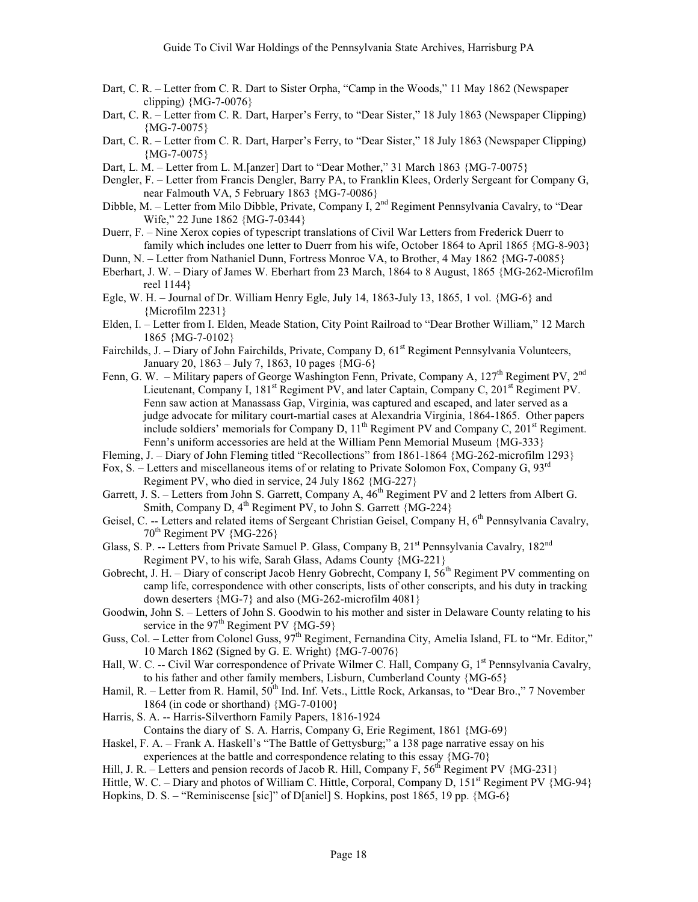Dart, C. R. – Letter from C. R. Dart to Sister Orpha, "Camp in the Woods," 11 May 1862 (Newspaper clipping) {MG-7-0076}

Dart, C. R. – Letter from C. R. Dart, Harper's Ferry, to "Dear Sister," 18 July 1863 (Newspaper Clipping) {MG-7-0075}

Dart, C. R. – Letter from C. R. Dart, Harper's Ferry, to "Dear Sister," 18 July 1863 (Newspaper Clipping) {MG-7-0075}

Dart, L. M. – Letter from L. M.[anzer] Dart to "Dear Mother," 31 March 1863 {MG-7-0075}

Dengler, F. – Letter from Francis Dengler, Barry PA, to Franklin Klees, Orderly Sergeant for Company G, near Falmouth VA, 5 February 1863 {MG-7-0086}

Dibble, M. – Letter from Milo Dibble, Private, Company I, 2nd Regiment Pennsylvania Cavalry, to "Dear Wife," 22 June 1862 {MG-7-0344}

Duerr, F. – Nine Xerox copies of typescript translations of Civil War Letters from Frederick Duerr to family which includes one letter to Duerr from his wife, October 1864 to April 1865 {MG-8-903}

Dunn, N. – Letter from Nathaniel Dunn, Fortress Monroe VA, to Brother, 4 May 1862 {MG-7-0085}

Eberhart, J. W. – Diary of James W. Eberhart from 23 March, 1864 to 8 August, 1865 {MG-262-Microfilm reel 1144}

Egle, W. H. – Journal of Dr. William Henry Egle, July 14, 1863-July 13, 1865, 1 vol. {MG-6} and {Microfilm 2231}

Elden, I. – Letter from I. Elden, Meade Station, City Point Railroad to "Dear Brother William," 12 March 1865 {MG-7-0102}

Fairchilds, J. – Diary of John Fairchilds, Private, Company D, 61st Regiment Pennsylvania Volunteers, January 20, 1863 – July 7, 1863, 10 pages {MG-6}

Fenn, G. W. – Military papers of George Washington Fenn, Private, Company A, 127th Regiment PV, 2nd Lieutenant, Company I, 181st Regiment PV, and later Captain, Company C, 201st Regiment PV. Fenn saw action at Manassass Gap, Virginia, was captured and escaped, and later served as a judge advocate for military court-martial cases at Alexandria Virginia, 1864-1865. Other papers include soldiers' memorials for Company D, 11th Regiment PV and Company C, 201st Regiment. Fenn's uniform accessories are held at the William Penn Memorial Museum {MG-333}

Fleming, J. – Diary of John Fleming titled "Recollections" from 1861-1864 {MG-262-microfilm 1293}

Fox, S. – Letters and miscellaneous items of or relating to Private Solomon Fox, Company G, 93rd Regiment PV, who died in service, 24 July 1862 {MG-227}

Garrett, J. S. – Letters from John S. Garrett, Company A, 46th Regiment PV and 2 letters from Albert G. Smith, Company D, 4th Regiment PV, to John S. Garrett {MG-224}

Geisel, C. -- Letters and related items of Sergeant Christian Geisel, Company H, 6th Pennsylvania Cavalry, 70th Regiment PV {MG-226}

Glass, S. P. -- Letters from Private Samuel P. Glass, Company B, 21st Pennsylvania Cavalry, 182nd Regiment PV, to his wife, Sarah Glass, Adams County {MG-221}

Gobrecht, J. H. – Diary of conscript Jacob Henry Gobrecht, Company I, 56th Regiment PV commenting on camp life, correspondence with other conscripts, lists of other conscripts, and his duty in tracking down deserters {MG-7} and also (MG-262-microfilm 4081}

Goodwin, John S. – Letters of John S. Goodwin to his mother and sister in Delaware County relating to his service in the 97th Regiment PV {MG-59}

Guss, Col. – Letter from Colonel Guss, 97th Regiment, Fernandina City, Amelia Island, FL to "Mr. Editor," 10 March 1862 (Signed by G. E. Wright) {MG-7-0076}

Hall, W. C. -- Civil War correspondence of Private Wilmer C. Hall, Company G, 1st Pennsylvania Cavalry, to his father and other family members, Lisburn, Cumberland County {MG-65}

Hamil, R. – Letter from R. Hamil, 50th Ind. Inf. Vets., Little Rock, Arkansas, to "Dear Bro.," 7 November 1864 (in code or shorthand) {MG-7-0100}

Harris, S. A. -- Harris-Silverthorn Family Papers, 1816-1924
Contains the diary of S. A. Harris, Company G, Erie Regiment, 1861 {MG-69}

Haskel, F. A. – Frank A. Haskell's "The Battle of Gettysburg;" a 138 page narrative essay on his experiences at the battle and correspondence relating to this essay {MG-70}

Hill, J. R. – Letters and pension records of Jacob R. Hill, Company F, 56th Regiment PV {MG-231}

Hittle, W. C. – Diary and photos of William C. Hittle, Corporal, Company D, 151st Regiment PV {MG-94}

Hopkins, D. S. – "Reminiscense [sic]" of D[aniel] S. Hopkins, post 1865, 19 pp. {MG-6}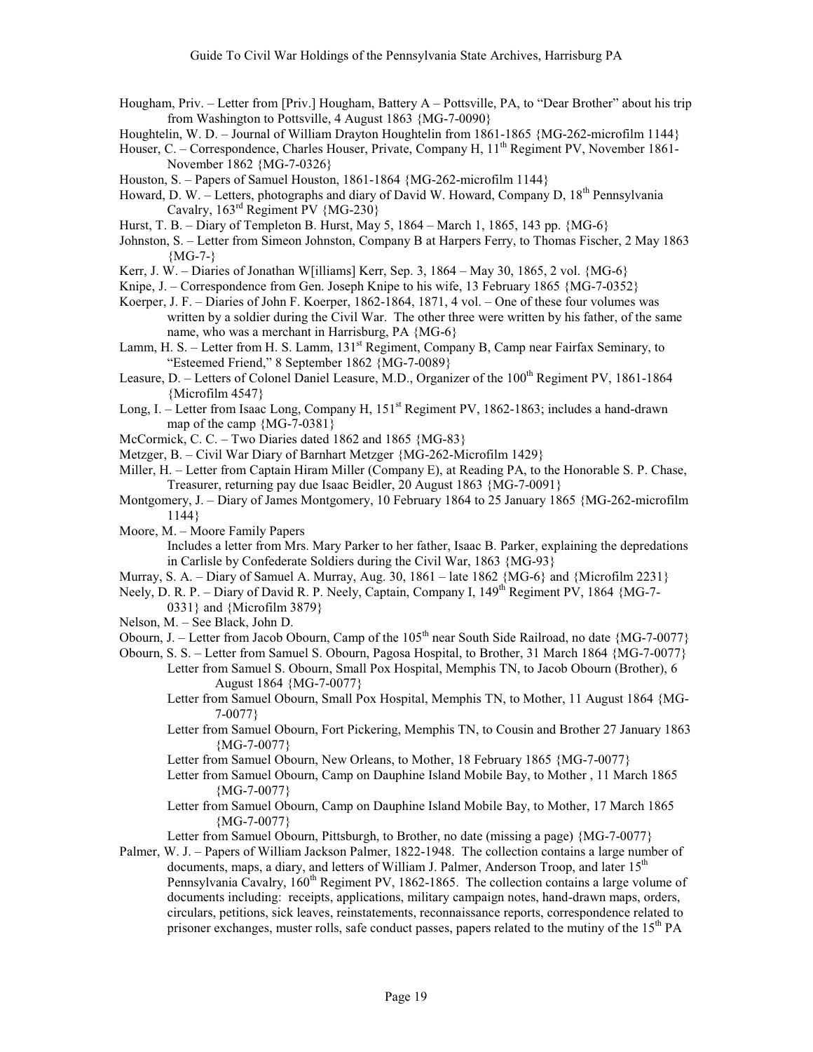Hougham, Priv. – Letter from [Priv.] Hougham, Battery A – Pottsville, PA, to "Dear Brother" about his trip from Washington to Pottsville, 4 August 1863 {MG-7-0090}

Houghtelin, W. D. – Journal of William Drayton Houghtelin from 1861-1865 {MG-262-microfilm 1144}

Houser, C. – Correspondence, Charles Houser, Private, Company H, 11th Regiment PV, November 1861-November 1862 {MG-7-0326}

Houston, S. – Papers of Samuel Houston, 1861-1864 {MG-262-microfilm 1144}

Howard, D. W. – Letters, photographs and diary of David W. Howard, Company D, 18th Pennsylvania Cavalry, 163rd Regiment PV {MG-230}

Hurst, T. B. – Diary of Templeton B. Hurst, May 5, 1864 – March 1, 1865, 143 pp. {MG-6}

Johnston, S. – Letter from Simeon Johnston, Company B at Harpers Ferry, to Thomas Fischer, 2 May 1863 {MG-7-}

Kerr, J. W. – Diaries of Jonathan W[illiams] Kerr, Sep. 3, 1864 – May 30, 1865, 2 vol. {MG-6}

Knipe, J. – Correspondence from Gen. Joseph Knipe to his wife, 13 February 1865 {MG-7-0352}

Koerper, J. F. – Diaries of John F. Koerper, 1862-1864, 1871, 4 vol. – One of these four volumes was written by a soldier during the Civil War. The other three were written by his father, of the same name, who was a merchant in Harrisburg, PA {MG-6}

Lamm, H. S. – Letter from H. S. Lamm, 131st Regiment, Company B, Camp near Fairfax Seminary, to "Esteemed Friend," 8 September 1862 {MG-7-0089}

Leasure, D. – Letters of Colonel Daniel Leasure, M.D., Organizer of the 100th Regiment PV, 1861-1864 {Microfilm 4547}

Long, I. – Letter from Isaac Long, Company H, 151st Regiment PV, 1862-1863; includes a hand-drawn map of the camp {MG-7-0381}

McCormick, C. C. – Two Diaries dated 1862 and 1865 {MG-83}

Metzger, B. – Civil War Diary of Barnhart Metzger {MG-262-Microfilm 1429}

Miller, H. – Letter from Captain Hiram Miller (Company E), at Reading PA, to the Honorable S. P. Chase, Treasurer, returning pay due Isaac Beidler, 20 August 1863 {MG-7-0091}

Montgomery, J. – Diary of James Montgomery, 10 February 1864 to 25 January 1865 {MG-262-microfilm 1144}

Moore, M. – Moore Family Papers
 Includes a letter from Mrs. Mary Parker to her father, Isaac B. Parker, explaining the depredations in Carlisle by Confederate Soldiers during the Civil War, 1863 {MG-93}

Murray, S. A. – Diary of Samuel A. Murray, Aug. 30, 1861 – late 1862 {MG-6} and {Microfilm 2231}

Neely, D. R. P. – Diary of David R. P. Neely, Captain, Company I, 149th Regiment PV, 1864 {MG-7-0331} and {Microfilm 3879}

Nelson, M. – See Black, John D.

Obourn, J. – Letter from Jacob Obourn, Camp of the 105th near South Side Railroad, no date {MG-7-0077}

Obourn, S. S. – Letter from Samuel S. Obourn, Pagosa Hospital, to Brother, 31 March 1864 {MG-7-0077}
 Letter from Samuel S. Obourn, Small Pox Hospital, Memphis TN, to Jacob Obourn (Brother), 6 August 1864 {MG-7-0077}
 Letter from Samuel Obourn, Small Pox Hospital, Memphis TN, to Mother, 11 August 1864 {MG-7-0077}
 Letter from Samuel Obourn, Fort Pickering, Memphis TN, to Cousin and Brother 27 January 1863 {MG-7-0077}
 Letter from Samuel Obourn, New Orleans, to Mother, 18 February 1865 {MG-7-0077}
 Letter from Samuel Obourn, Camp on Dauphine Island Mobile Bay, to Mother , 11 March 1865 {MG-7-0077}
 Letter from Samuel Obourn, Camp on Dauphine Island Mobile Bay, to Mother, 17 March 1865 {MG-7-0077}
 Letter from Samuel Obourn, Pittsburgh, to Brother, no date (missing a page) {MG-7-0077}

Palmer, W. J. – Papers of William Jackson Palmer, 1822-1948. The collection contains a large number of documents, maps, a diary, and letters of William J. Palmer, Anderson Troop, and later 15th Pennsylvania Cavalry, 160th Regiment PV, 1862-1865. The collection contains a large volume of documents including: receipts, applications, military campaign notes, hand-drawn maps, orders, circulars, petitions, sick leaves, reinstatements, reconnaissance reports, correspondence related to prisoner exchanges, muster rolls, safe conduct passes, papers related to the mutiny of the 15th PA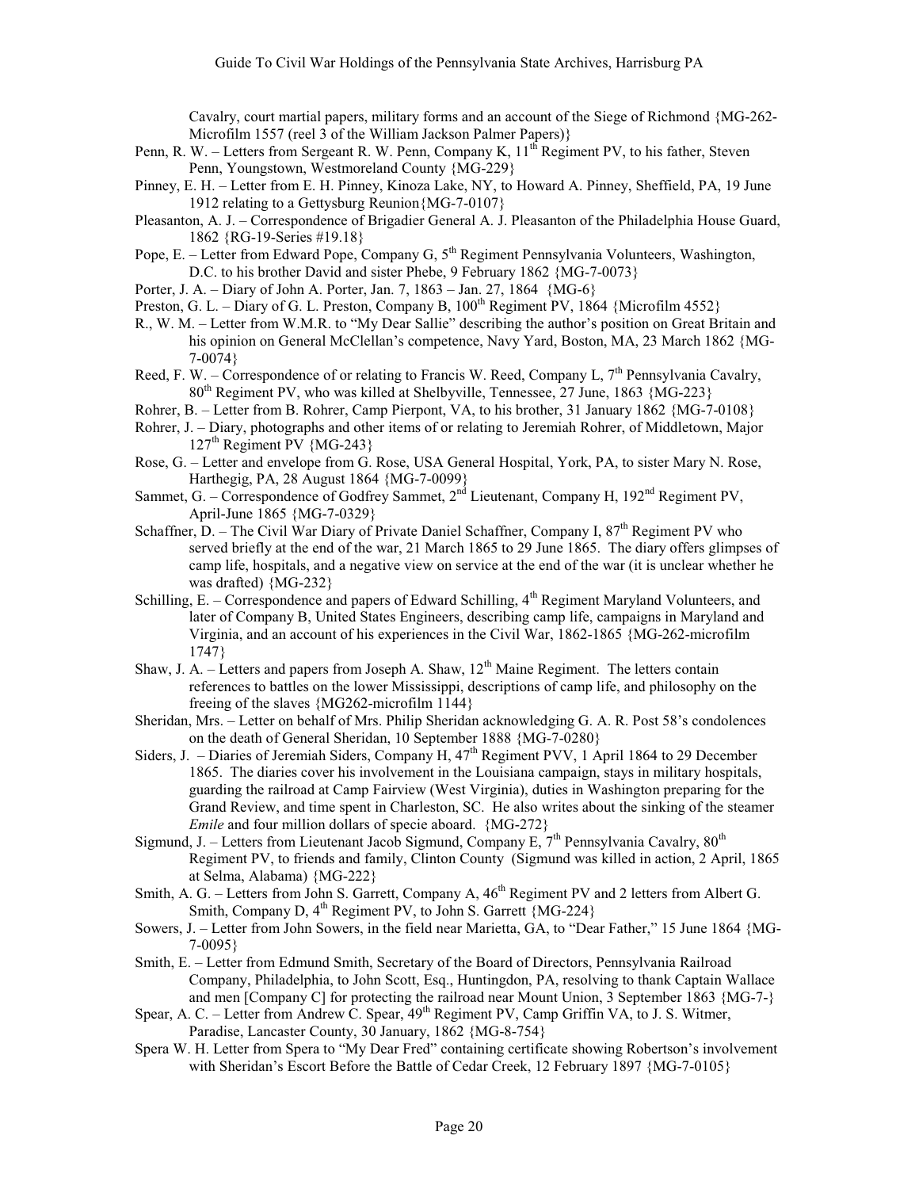Cavalry, court martial papers, military forms and an account of the Siege of Richmond {MG-262-Microfilm 1557 (reel 3 of the William Jackson Palmer Papers)}

Penn, R. W. – Letters from Sergeant R. W. Penn, Company K, 11th Regiment PV, to his father, Steven Penn, Youngstown, Westmoreland County {MG-229}

Pinney, E. H. – Letter from E. H. Pinney, Kinoza Lake, NY, to Howard A. Pinney, Sheffield, PA, 19 June 1912 relating to a Gettysburg Reunion{MG-7-0107}

Pleasanton, A. J. – Correspondence of Brigadier General A. J. Pleasanton of the Philadelphia House Guard, 1862 {RG-19-Series #19.18}

Pope, E. – Letter from Edward Pope, Company G, 5th Regiment Pennsylvania Volunteers, Washington, D.C. to his brother David and sister Phebe, 9 February 1862 {MG-7-0073}

Porter, J. A. – Diary of John A. Porter, Jan. 7, 1863 – Jan. 27, 1864 {MG-6}

Preston, G. L. – Diary of G. L. Preston, Company B, 100th Regiment PV, 1864 {Microfilm 4552}

R., W. M. – Letter from W.M.R. to "My Dear Sallie" describing the author's position on Great Britain and his opinion on General McClellan's competence, Navy Yard, Boston, MA, 23 March 1862 {MG-7-0074}

Reed, F. W. – Correspondence of or relating to Francis W. Reed, Company L, 7th Pennsylvania Cavalry, 80th Regiment PV, who was killed at Shelbyville, Tennessee, 27 June, 1863 {MG-223}

Rohrer, B. – Letter from B. Rohrer, Camp Pierpont, VA, to his brother, 31 January 1862 {MG-7-0108}

Rohrer, J. – Diary, photographs and other items of or relating to Jeremiah Rohrer, of Middletown, Major 127th Regiment PV {MG-243}

Rose, G. – Letter and envelope from G. Rose, USA General Hospital, York, PA, to sister Mary N. Rose, Harthegig, PA, 28 August 1864 {MG-7-0099}

Sammet, G. – Correspondence of Godfrey Sammet, 2nd Lieutenant, Company H, 192nd Regiment PV, April-June 1865 {MG-7-0329}

Schaffner, D. – The Civil War Diary of Private Daniel Schaffner, Company I, 87th Regiment PV who served briefly at the end of the war, 21 March 1865 to 29 June 1865. The diary offers glimpses of camp life, hospitals, and a negative view on service at the end of the war (it is unclear whether he was drafted) {MG-232}

Schilling, E. – Correspondence and papers of Edward Schilling, 4th Regiment Maryland Volunteers, and later of Company B, United States Engineers, describing camp life, campaigns in Maryland and Virginia, and an account of his experiences in the Civil War, 1862-1865 {MG-262-microfilm 1747}

Shaw, J. A. – Letters and papers from Joseph A. Shaw, 12th Maine Regiment. The letters contain references to battles on the lower Mississippi, descriptions of camp life, and philosophy on the freeing of the slaves {MG262-microfilm 1144}

Sheridan, Mrs. – Letter on behalf of Mrs. Philip Sheridan acknowledging G. A. R. Post 58's condolences on the death of General Sheridan, 10 September 1888 {MG-7-0280}

Siders, J. – Diaries of Jeremiah Siders, Company H, 47th Regiment PVV, 1 April 1864 to 29 December 1865. The diaries cover his involvement in the Louisiana campaign, stays in military hospitals, guarding the railroad at Camp Fairview (West Virginia), duties in Washington preparing for the Grand Review, and time spent in Charleston, SC. He also writes about the sinking of the steamer *Emile* and four million dollars of specie aboard. {MG-272}

Sigmund, J. – Letters from Lieutenant Jacob Sigmund, Company E, 7th Pennsylvania Cavalry, 80th Regiment PV, to friends and family, Clinton County (Sigmund was killed in action, 2 April, 1865 at Selma, Alabama) {MG-222}

Smith, A. G. – Letters from John S. Garrett, Company A, 46th Regiment PV and 2 letters from Albert G. Smith, Company D, 4th Regiment PV, to John S. Garrett {MG-224}

Sowers, J. – Letter from John Sowers, in the field near Marietta, GA, to "Dear Father," 15 June 1864 {MG-7-0095}

Smith, E. – Letter from Edmund Smith, Secretary of the Board of Directors, Pennsylvania Railroad Company, Philadelphia, to John Scott, Esq., Huntingdon, PA, resolving to thank Captain Wallace and men [Company C] for protecting the railroad near Mount Union, 3 September 1863 {MG-7-}

Spear, A. C. – Letter from Andrew C. Spear, 49th Regiment PV, Camp Griffin VA, to J. S. Witmer, Paradise, Lancaster County, 30 January, 1862 {MG-8-754}

Spera W. H. Letter from Spera to "My Dear Fred" containing certificate showing Robertson's involvement with Sheridan's Escort Before the Battle of Cedar Creek, 12 February 1897 {MG-7-0105}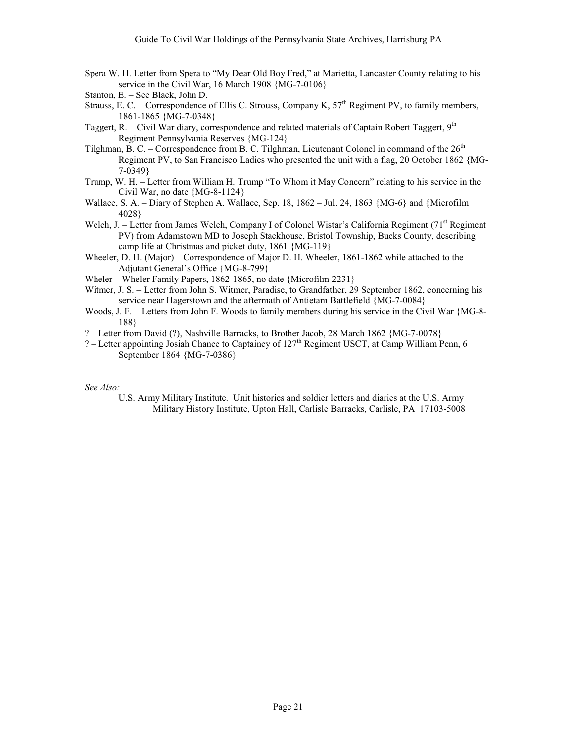Spera W. H. Letter from Spera to "My Dear Old Boy Fred," at Marietta, Lancaster County relating to his service in the Civil War, 16 March 1908 {MG-7-0106}

Stanton, E. – See Black, John D.

Strauss, E. C. – Correspondence of Ellis C. Strouss, Company K, 57th Regiment PV, to family members, 1861-1865 {MG-7-0348}

Taggert, R. – Civil War diary, correspondence and related materials of Captain Robert Taggert, 9th Regiment Pennsylvania Reserves {MG-124}

Tilghman, B. C. – Correspondence from B. C. Tilghman, Lieutenant Colonel in command of the 26th Regiment PV, to San Francisco Ladies who presented the unit with a flag, 20 October 1862 {MG-7-0349}

Trump, W. H. – Letter from William H. Trump "To Whom it May Concern" relating to his service in the Civil War, no date {MG-8-1124}

Wallace, S. A. – Diary of Stephen A. Wallace, Sep. 18, 1862 – Jul. 24, 1863 {MG-6} and {Microfilm 4028}

Welch, J. – Letter from James Welch, Company I of Colonel Wistar's California Regiment (71st Regiment PV) from Adamstown MD to Joseph Stackhouse, Bristol Township, Bucks County, describing camp life at Christmas and picket duty, 1861 {MG-119}

Wheeler, D. H. (Major) – Correspondence of Major D. H. Wheeler, 1861-1862 while attached to the Adjutant General's Office {MG-8-799}

Wheler – Wheler Family Papers, 1862-1865, no date {Microfilm 2231}

Witmer, J. S. – Letter from John S. Witmer, Paradise, to Grandfather, 29 September 1862, concerning his service near Hagerstown and the aftermath of Antietam Battlefield {MG-7-0084}

Woods, J. F. – Letters from John F. Woods to family members during his service in the Civil War {MG-8-188}

? – Letter from David (?), Nashville Barracks, to Brother Jacob, 28 March 1862 {MG-7-0078}

? – Letter appointing Josiah Chance to Captaincy of 127th Regiment USCT, at Camp William Penn, 6 September 1864 {MG-7-0386}

*See Also:*

U.S. Army Military Institute. Unit histories and soldier letters and diaries at the U.S. Army Military History Institute, Upton Hall, Carlisle Barracks, Carlisle, PA 17103-5008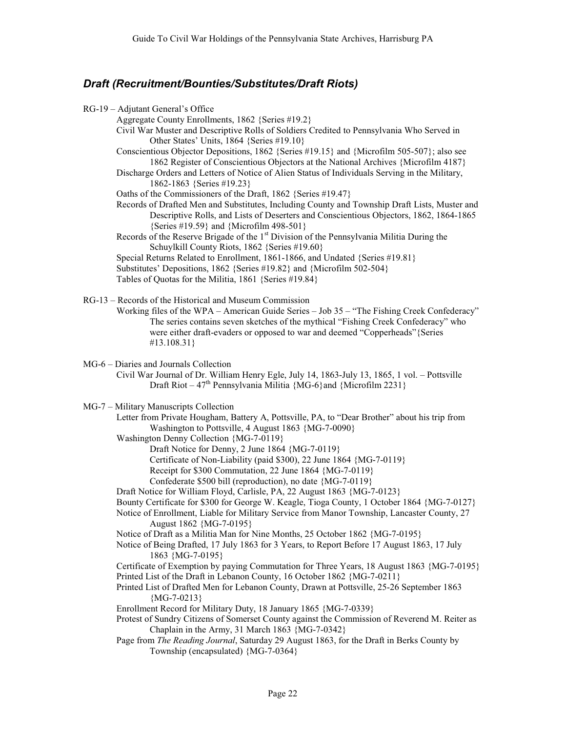## *Draft (Recruitment/Bounties/Substitutes/Draft Riots)*

RG-19 – Adjutant General's Office

- Aggregate County Enrollments, 1862 {Series #19.2}
- Civil War Muster and Descriptive Rolls of Soldiers Credited to Pennsylvania Who Served in Other States' Units, 1864 {Series #19.10}
- Conscientious Objector Depositions, 1862 {Series #19.15} and {Microfilm 505-507}; also see 1862 Register of Conscientious Objectors at the National Archives {Microfilm 4187}
- Discharge Orders and Letters of Notice of Alien Status of Individuals Serving in the Military, 1862-1863 {Series #19.23}
- Oaths of the Commissioners of the Draft, 1862 {Series #19.47}
- Records of Drafted Men and Substitutes, Including County and Township Draft Lists, Muster and Descriptive Rolls, and Lists of Deserters and Conscientious Objectors, 1862, 1864-1865 {Series #19.59} and {Microfilm 498-501}
- Records of the Reserve Brigade of the 1st Division of the Pennsylvania Militia During the Schuylkill County Riots, 1862 {Series #19.60}
- Special Returns Related to Enrollment, 1861-1866, and Undated {Series #19.81}
- Substitutes' Depositions, 1862 {Series #19.82} and {Microfilm 502-504}
- Tables of Quotas for the Militia, 1861 {Series #19.84}

RG-13 – Records of the Historical and Museum Commission

- Working files of the WPA – American Guide Series – Job 35 – "The Fishing Creek Confederacy" The series contains seven sketches of the mythical "Fishing Creek Confederacy" who were either draft-evaders or opposed to war and deemed "Copperheads"{Series #13.108.31}

MG-6 – Diaries and Journals Collection

- Civil War Journal of Dr. William Henry Egle, July 14, 1863-July 13, 1865, 1 vol. – Pottsville Draft Riot – 47th Pennsylvania Militia {MG-6}and {Microfilm 2231}

MG-7 – Military Manuscripts Collection

- Letter from Private Hougham, Battery A, Pottsville, PA, to "Dear Brother" about his trip from Washington to Pottsville, 4 August 1863 {MG-7-0090}
- Washington Denny Collection {MG-7-0119}
  - Draft Notice for Denny, 2 June 1864 {MG-7-0119}
  - Certificate of Non-Liability (paid $300), 22 June 1864 {MG-7-0119}
  - Receipt for $300 Commutation, 22 June 1864 {MG-7-0119}
  - Confederate $500 bill (reproduction), no date {MG-7-0119}
- Draft Notice for William Floyd, Carlisle, PA, 22 August 1863 {MG-7-0123}
- Bounty Certificate for $300 for George W. Keagle, Tioga County, 1 October 1864 {MG-7-0127}
- Notice of Enrollment, Liable for Military Service from Manor Township, Lancaster County, 27 August 1862 {MG-7-0195}
- Notice of Draft as a Militia Man for Nine Months, 25 October 1862 {MG-7-0195}
- Notice of Being Drafted, 17 July 1863 for 3 Years, to Report Before 17 August 1863, 17 July 1863 {MG-7-0195}
- Certificate of Exemption by paying Commutation for Three Years, 18 August 1863 {MG-7-0195}
- Printed List of the Draft in Lebanon County, 16 October 1862 {MG-7-0211}
- Printed List of Drafted Men for Lebanon County, Drawn at Pottsville, 25-26 September 1863 {MG-7-0213}
- Enrollment Record for Military Duty, 18 January 1865 {MG-7-0339}
- Protest of Sundry Citizens of Somerset County against the Commission of Reverend M. Reiter as Chaplain in the Army, 31 March 1863 {MG-7-0342}
- Page from *The Reading Journal*, Saturday 29 August 1863, for the Draft in Berks County by Township (encapsulated) {MG-7-0364}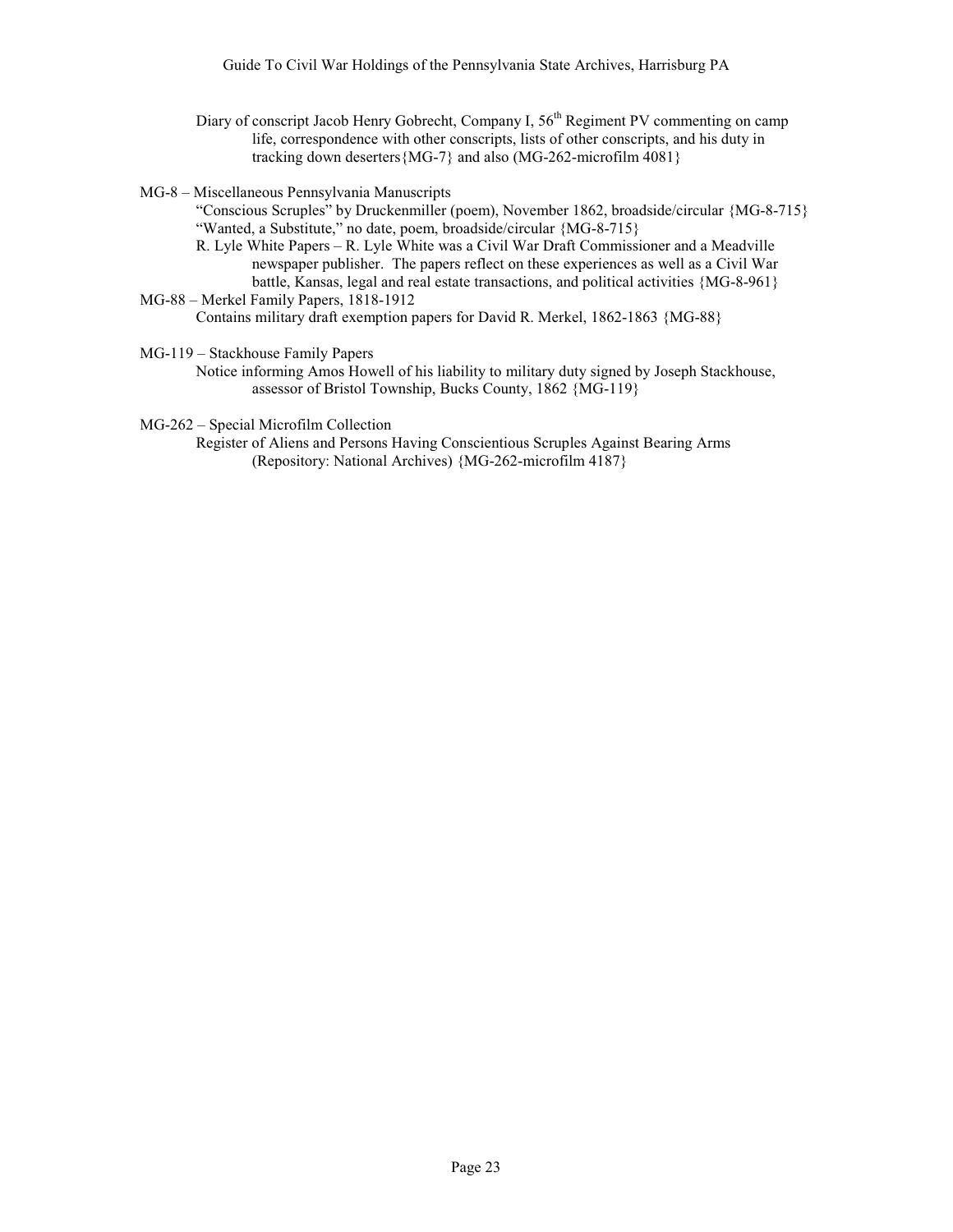Diary of conscript Jacob Henry Gobrecht, Company I, 56th Regiment PV commenting on camp life, correspondence with other conscripts, lists of other conscripts, and his duty in tracking down deserters{MG-7} and also (MG-262-microfilm 4081}

MG-8 – Miscellaneous Pennsylvania Manuscripts

“Conscious Scruples” by Druckenmiller (poem), November 1862, broadside/circular {MG-8-715}

“Wanted, a Substitute,” no date, poem, broadside/circular {MG-8-715}

R. Lyle White Papers – R. Lyle White was a Civil War Draft Commissioner and a Meadville newspaper publisher. The papers reflect on these experiences as well as a Civil War battle, Kansas, legal and real estate transactions, and political activities {MG-8-961}

MG-88 – Merkel Family Papers, 1818-1912

Contains military draft exemption papers for David R. Merkel, 1862-1863 {MG-88}

MG-119 – Stackhouse Family Papers

Notice informing Amos Howell of his liability to military duty signed by Joseph Stackhouse, assessor of Bristol Township, Bucks County, 1862 {MG-119}

MG-262 – Special Microfilm Collection

Register of Aliens and Persons Having Conscientious Scruples Against Bearing Arms (Repository: National Archives) {MG-262-microfilm 4187}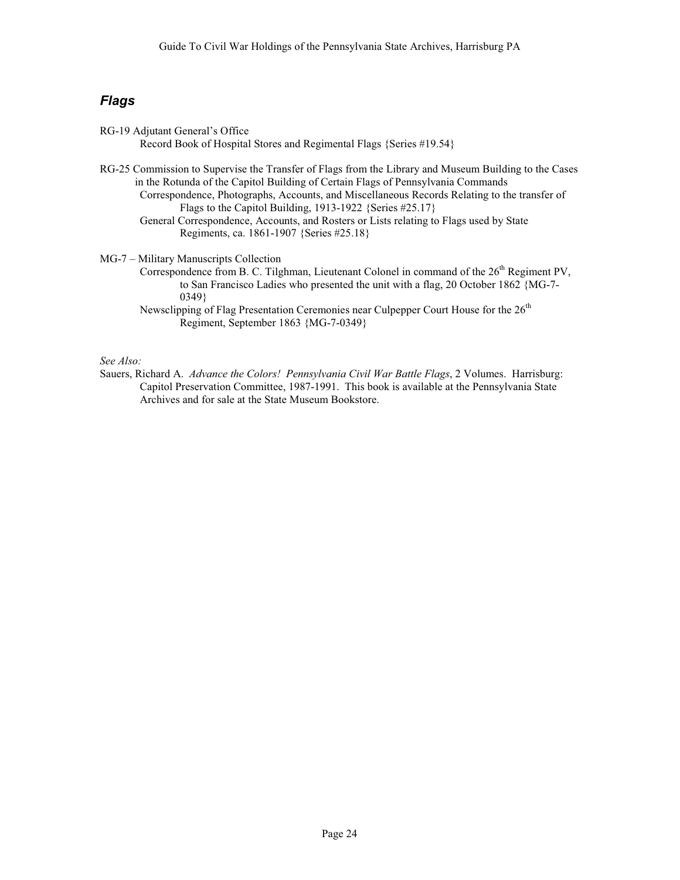## *Flags*

RG-19 Adjutant General's Office

- Record Book of Hospital Stores and Regimental Flags {Series #19.54}

RG-25 Commission to Supervise the Transfer of Flags from the Library and Museum Building to the Cases in the Rotunda of the Capitol Building of Certain Flags of Pennsylvania Commands

- Correspondence, Photographs, Accounts, and Miscellaneous Records Relating to the transfer of Flags to the Capitol Building, 1913-1922 {Series #25.17}
- General Correspondence, Accounts, and Rosters or Lists relating to Flags used by State Regiments, ca. 1861-1907 {Series #25.18}

MG-7 – Military Manuscripts Collection

- Correspondence from B. C. Tilghman, Lieutenant Colonel in command of the 26th Regiment PV, to San Francisco Ladies who presented the unit with a flag, 20 October 1862 {MG-7-0349}
- Newsclipping of Flag Presentation Ceremonies near Culpepper Court House for the 26th Regiment, September 1863 {MG-7-0349}

*See Also:*

Sauers, Richard A. *Advance the Colors! Pennsylvania Civil War Battle Flags*, 2 Volumes. Harrisburg: Capitol Preservation Committee, 1987-1991. This book is available at the Pennsylvania State Archives and for sale at the State Museum Bookstore.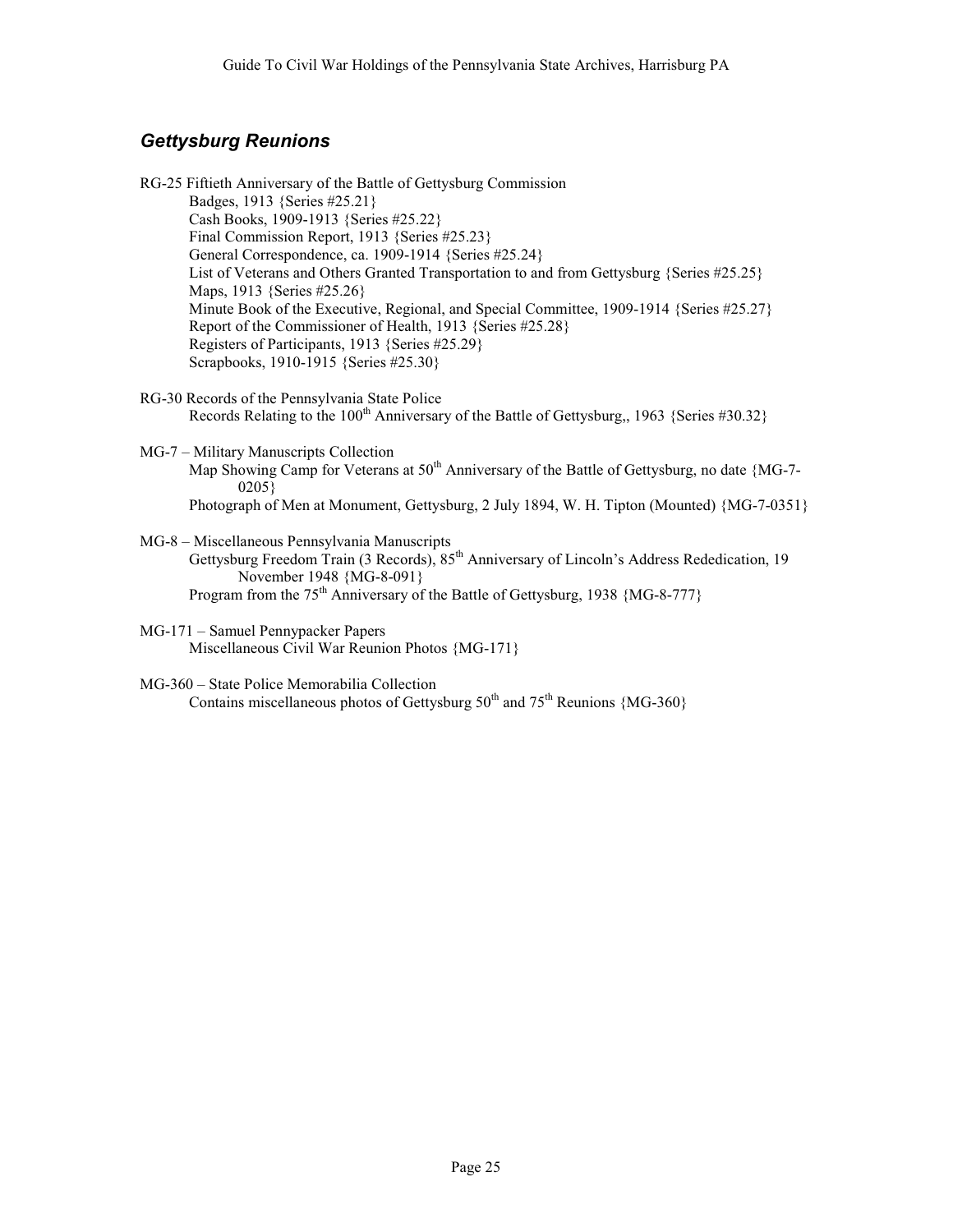## *Gettysburg Reunions*

RG-25 Fiftieth Anniversary of the Battle of Gettysburg Commission
- Badges, 1913 {Series #25.21}
- Cash Books, 1909-1913 {Series #25.22}
- Final Commission Report, 1913 {Series #25.23}
- General Correspondence, ca. 1909-1914 {Series #25.24}
- List of Veterans and Others Granted Transportation to and from Gettysburg {Series #25.25}
- Maps, 1913 {Series #25.26}
- Minute Book of the Executive, Regional, and Special Committee, 1909-1914 {Series #25.27}
- Report of the Commissioner of Health, 1913 {Series #25.28}
- Registers of Participants, 1913 {Series #25.29}
- Scrapbooks, 1910-1915 {Series #25.30}

RG-30 Records of the Pennsylvania State Police
- Records Relating to the 100th Anniversary of the Battle of Gettysburg,, 1963 {Series #30.32}

MG-7 – Military Manuscripts Collection
- Map Showing Camp for Veterans at 50th Anniversary of the Battle of Gettysburg, no date {MG-7-0205}
- Photograph of Men at Monument, Gettysburg, 2 July 1894, W. H. Tipton (Mounted) {MG-7-0351}

MG-8 – Miscellaneous Pennsylvania Manuscripts
- Gettysburg Freedom Train (3 Records), 85th Anniversary of Lincoln's Address Rededication, 19 November 1948 {MG-8-091}
- Program from the 75th Anniversary of the Battle of Gettysburg, 1938 {MG-8-777}

MG-171 – Samuel Pennypacker Papers
- Miscellaneous Civil War Reunion Photos {MG-171}

MG-360 – State Police Memorabilia Collection
- Contains miscellaneous photos of Gettysburg 50th and 75th Reunions {MG-360}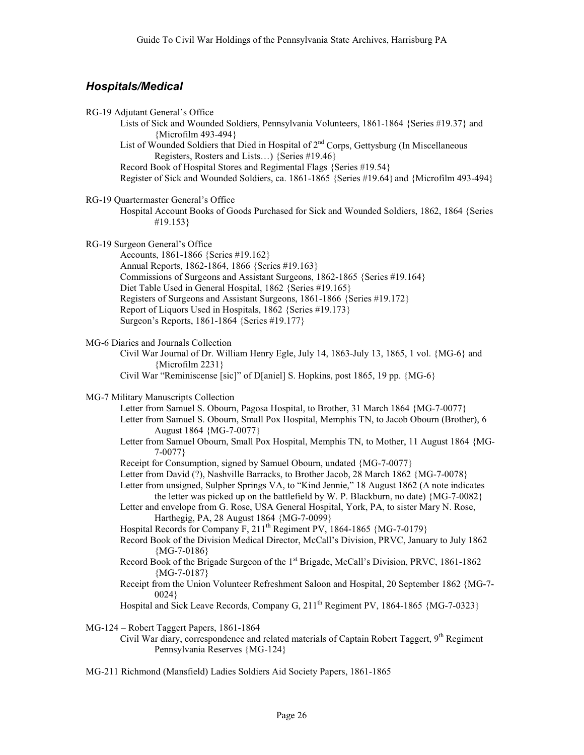## *Hospitals/Medical*

RG-19 Adjutant General's Office

- Lists of Sick and Wounded Soldiers, Pennsylvania Volunteers, 1861-1864 {Series #19.37} and {Microfilm 493-494}
- List of Wounded Soldiers that Died in Hospital of 2nd Corps, Gettysburg (In Miscellaneous Registers, Rosters and Lists…) {Series #19.46}
- Record Book of Hospital Stores and Regimental Flags {Series #19.54}
- Register of Sick and Wounded Soldiers, ca. 1861-1865 {Series #19.64} and {Microfilm 493-494}

RG-19 Quartermaster General's Office

- Hospital Account Books of Goods Purchased for Sick and Wounded Soldiers, 1862, 1864 {Series #19.153}

RG-19 Surgeon General's Office

- Accounts, 1861-1866 {Series #19.162}
- Annual Reports, 1862-1864, 1866 {Series #19.163}
- Commissions of Surgeons and Assistant Surgeons, 1862-1865 {Series #19.164}
- Diet Table Used in General Hospital, 1862 {Series #19.165}
- Registers of Surgeons and Assistant Surgeons, 1861-1866 {Series #19.172}
- Report of Liquors Used in Hospitals, 1862 {Series #19.173}
- Surgeon's Reports, 1861-1864 {Series #19.177}

MG-6 Diaries and Journals Collection

- Civil War Journal of Dr. William Henry Egle, July 14, 1863-July 13, 1865, 1 vol. {MG-6} and {Microfilm 2231}
- Civil War "Reminiscense [sic]" of D[aniel] S. Hopkins, post 1865, 19 pp. {MG-6}

MG-7 Military Manuscripts Collection

- Letter from Samuel S. Obourn, Pagosa Hospital, to Brother, 31 March 1864 {MG-7-0077}
- Letter from Samuel S. Obourn, Small Pox Hospital, Memphis TN, to Jacob Obourn (Brother), 6 August 1864 {MG-7-0077}
- Letter from Samuel Obourn, Small Pox Hospital, Memphis TN, to Mother, 11 August 1864 {MG-7-0077}
- Receipt for Consumption, signed by Samuel Obourn, undated {MG-7-0077}
- Letter from David (?), Nashville Barracks, to Brother Jacob, 28 March 1862 {MG-7-0078}
- Letter from unsigned, Sulpher Springs VA, to "Kind Jennie," 18 August 1862 (A note indicates the letter was picked up on the battlefield by W. P. Blackburn, no date) {MG-7-0082}
- Letter and envelope from G. Rose, USA General Hospital, York, PA, to sister Mary N. Rose, Harthegig, PA, 28 August 1864 {MG-7-0099}
- Hospital Records for Company F, 211th Regiment PV, 1864-1865 {MG-7-0179}
- Record Book of the Division Medical Director, McCall's Division, PRVC, January to July 1862 {MG-7-0186}
- Record Book of the Brigade Surgeon of the 1st Brigade, McCall's Division, PRVC, 1861-1862 {MG-7-0187}
- Receipt from the Union Volunteer Refreshment Saloon and Hospital, 20 September 1862 {MG-7-0024}
- Hospital and Sick Leave Records, Company G, 211th Regiment PV, 1864-1865 {MG-7-0323}

MG-124 – Robert Taggert Papers, 1861-1864

- Civil War diary, correspondence and related materials of Captain Robert Taggert, 9th Regiment Pennsylvania Reserves {MG-124}

MG-211 Richmond (Mansfield) Ladies Soldiers Aid Society Papers, 1861-1865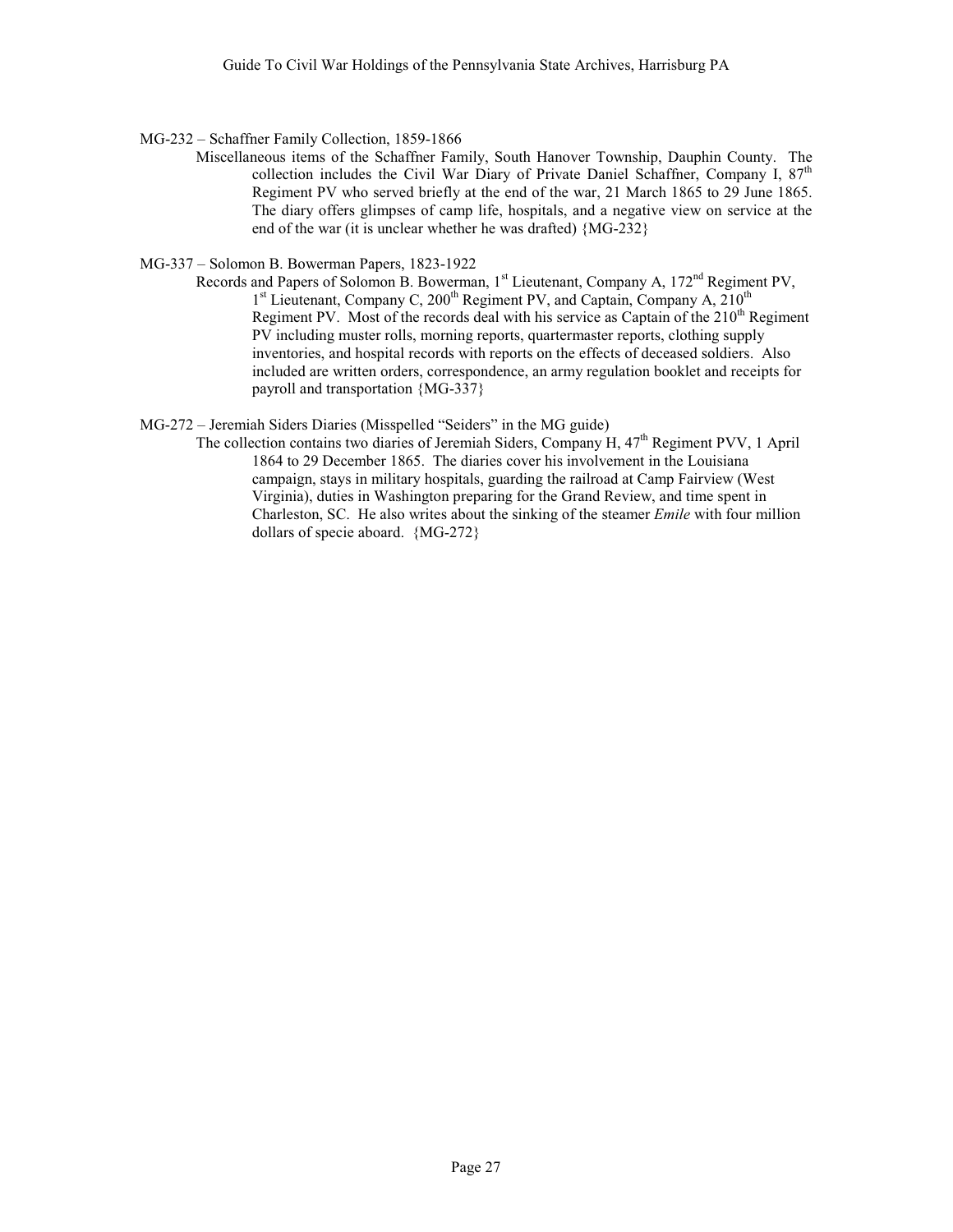MG-232 – Schaffner Family Collection, 1859-1866

Miscellaneous items of the Schaffner Family, South Hanover Township, Dauphin County. The collection includes the Civil War Diary of Private Daniel Schaffner, Company I, 87th Regiment PV who served briefly at the end of the war, 21 March 1865 to 29 June 1865. The diary offers glimpses of camp life, hospitals, and a negative view on service at the end of the war (it is unclear whether he was drafted) {MG-232}

MG-337 – Solomon B. Bowerman Papers, 1823-1922

Records and Papers of Solomon B. Bowerman, 1st Lieutenant, Company A, 172nd Regiment PV, 1st Lieutenant, Company C, 200th Regiment PV, and Captain, Company A, 210th Regiment PV. Most of the records deal with his service as Captain of the 210th Regiment PV including muster rolls, morning reports, quartermaster reports, clothing supply inventories, and hospital records with reports on the effects of deceased soldiers. Also included are written orders, correspondence, an army regulation booklet and receipts for payroll and transportation {MG-337}

MG-272 – Jeremiah Siders Diaries (Misspelled "Seiders" in the MG guide)

The collection contains two diaries of Jeremiah Siders, Company H, 47th Regiment PVV, 1 April 1864 to 29 December 1865. The diaries cover his involvement in the Louisiana campaign, stays in military hospitals, guarding the railroad at Camp Fairview (West Virginia), duties in Washington preparing for the Grand Review, and time spent in Charleston, SC. He also writes about the sinking of the steamer *Emile* with four million dollars of specie aboard. {MG-272}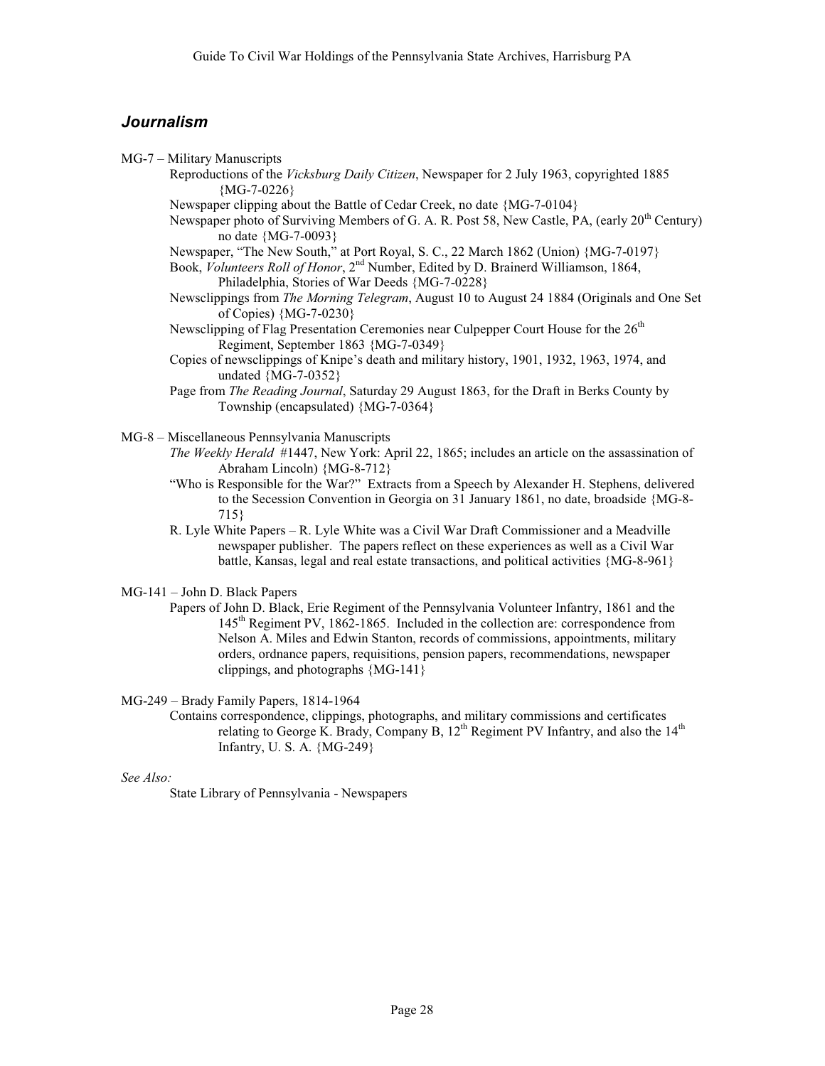## *Journalism*

MG-7 – Military Manuscripts

- Reproductions of the *Vicksburg Daily Citizen*, Newspaper for 2 July 1963, copyrighted 1885 {MG-7-0226}
- Newspaper clipping about the Battle of Cedar Creek, no date {MG-7-0104}
- Newspaper photo of Surviving Members of G. A. R. Post 58, New Castle, PA, (early 20th Century) no date {MG-7-0093}
- Newspaper, "The New South," at Port Royal, S. C., 22 March 1862 (Union) {MG-7-0197}
- Book, *Volunteers Roll of Honor*, 2nd Number, Edited by D. Brainerd Williamson, 1864, Philadelphia, Stories of War Deeds {MG-7-0228}
- Newsclippings from *The Morning Telegram*, August 10 to August 24 1884 (Originals and One Set of Copies) {MG-7-0230}
- Newsclipping of Flag Presentation Ceremonies near Culpepper Court House for the 26th Regiment, September 1863 {MG-7-0349}
- Copies of newsclippings of Knipe's death and military history, 1901, 1932, 1963, 1974, and undated {MG-7-0352}
- Page from *The Reading Journal*, Saturday 29 August 1863, for the Draft in Berks County by Township (encapsulated) {MG-7-0364}

MG-8 – Miscellaneous Pennsylvania Manuscripts

- *The Weekly Herald* #1447, New York: April 22, 1865; includes an article on the assassination of Abraham Lincoln) {MG-8-712}
- "Who is Responsible for the War?" Extracts from a Speech by Alexander H. Stephens, delivered to the Secession Convention in Georgia on 31 January 1861, no date, broadside {MG-8-715}
- R. Lyle White Papers – R. Lyle White was a Civil War Draft Commissioner and a Meadville newspaper publisher. The papers reflect on these experiences as well as a Civil War battle, Kansas, legal and real estate transactions, and political activities {MG-8-961}

MG-141 – John D. Black Papers

- Papers of John D. Black, Erie Regiment of the Pennsylvania Volunteer Infantry, 1861 and the 145th Regiment PV, 1862-1865. Included in the collection are: correspondence from Nelson A. Miles and Edwin Stanton, records of commissions, appointments, military orders, ordnance papers, requisitions, pension papers, recommendations, newspaper clippings, and photographs {MG-141}

MG-249 – Brady Family Papers, 1814-1964

- Contains correspondence, clippings, photographs, and military commissions and certificates relating to George K. Brady, Company B, 12th Regiment PV Infantry, and also the 14th Infantry, U. S. A. {MG-249}

*See Also:*

- State Library of Pennsylvania - Newspapers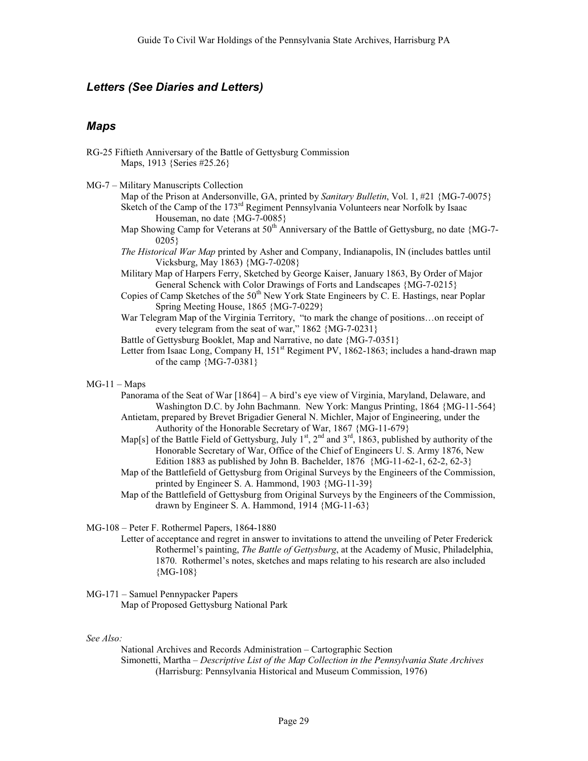## *Letters (See Diaries and Letters)*

## *Maps*

RG-25 Fiftieth Anniversary of the Battle of Gettysburg Commission
- Maps, 1913 {Series #25.26}

MG-7 – Military Manuscripts Collection
- Map of the Prison at Andersonville, GA, printed by *Sanitary Bulletin*, Vol. 1, #21 {MG-7-0075}
- Sketch of the Camp of the 173rd Regiment Pennsylvania Volunteers near Norfolk by Isaac Houseman, no date {MG-7-0085}
- Map Showing Camp for Veterans at 50th Anniversary of the Battle of Gettysburg, no date {MG-7-0205}
- *The Historical War Map* printed by Asher and Company, Indianapolis, IN (includes battles until Vicksburg, May 1863) {MG-7-0208}
- Military Map of Harpers Ferry, Sketched by George Kaiser, January 1863, By Order of Major General Schenck with Color Drawings of Forts and Landscapes {MG-7-0215}
- Copies of Camp Sketches of the 50th New York State Engineers by C. E. Hastings, near Poplar Spring Meeting House, 1865 {MG-7-0229}
- War Telegram Map of the Virginia Territory, "to mark the change of positions…on receipt of every telegram from the seat of war," 1862 {MG-7-0231}
- Battle of Gettysburg Booklet, Map and Narrative, no date {MG-7-0351}
- Letter from Isaac Long, Company H, 151st Regiment PV, 1862-1863; includes a hand-drawn map of the camp {MG-7-0381}

MG-11 – Maps
- Panorama of the Seat of War [1864] – A bird's eye view of Virginia, Maryland, Delaware, and Washington D.C. by John Bachmann. New York: Mangus Printing, 1864 {MG-11-564}
- Antietam, prepared by Brevet Brigadier General N. Michler, Major of Engineering, under the Authority of the Honorable Secretary of War, 1867 {MG-11-679}
- Map[s] of the Battle Field of Gettysburg, July 1st, 2nd and 3rd, 1863, published by authority of the Honorable Secretary of War, Office of the Chief of Engineers U. S. Army 1876, New Edition 1883 as published by John B. Bachelder, 1876 {MG-11-62-1, 62-2, 62-3}
- Map of the Battlefield of Gettysburg from Original Surveys by the Engineers of the Commission, printed by Engineer S. A. Hammond, 1903 {MG-11-39}
- Map of the Battlefield of Gettysburg from Original Surveys by the Engineers of the Commission, drawn by Engineer S. A. Hammond, 1914 {MG-11-63}

MG-108 – Peter F. Rothermel Papers, 1864-1880
- Letter of acceptance and regret in answer to invitations to attend the unveiling of Peter Frederick Rothermel's painting, *The Battle of Gettysburg*, at the Academy of Music, Philadelphia, 1870. Rothermel's notes, sketches and maps relating to his research are also included {MG-108}

MG-171 – Samuel Pennypacker Papers
- Map of Proposed Gettysburg National Park

*See Also:*
- National Archives and Records Administration – Cartographic Section
- Simonetti, Martha – *Descriptive List of the Map Collection in the Pennsylvania State Archives* (Harrisburg: Pennsylvania Historical and Museum Commission, 1976)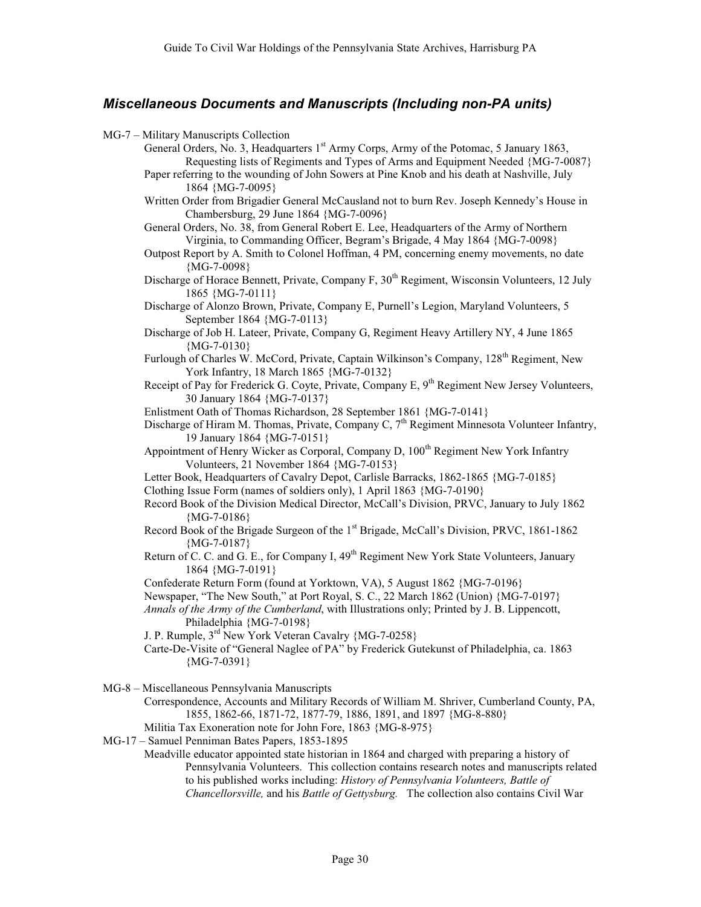## *Miscellaneous Documents and Manuscripts (Including non-PA units)*

MG-7 – Military Manuscripts Collection

- General Orders, No. 3, Headquarters 1st Army Corps, Army of the Potomac, 5 January 1863, Requesting lists of Regiments and Types of Arms and Equipment Needed {MG-7-0087}
- Paper referring to the wounding of John Sowers at Pine Knob and his death at Nashville, July 1864 {MG-7-0095}
- Written Order from Brigadier General McCausland not to burn Rev. Joseph Kennedy's House in Chambersburg, 29 June 1864 {MG-7-0096}
- General Orders, No. 38, from General Robert E. Lee, Headquarters of the Army of Northern Virginia, to Commanding Officer, Begram's Brigade, 4 May 1864 {MG-7-0098}
- Outpost Report by A. Smith to Colonel Hoffman, 4 PM, concerning enemy movements, no date {MG-7-0098}
- Discharge of Horace Bennett, Private, Company F, 30th Regiment, Wisconsin Volunteers, 12 July 1865 {MG-7-0111}
- Discharge of Alonzo Brown, Private, Company E, Purnell's Legion, Maryland Volunteers, 5 September 1864 {MG-7-0113}
- Discharge of Job H. Lateer, Private, Company G, Regiment Heavy Artillery NY, 4 June 1865 {MG-7-0130}
- Furlough of Charles W. McCord, Private, Captain Wilkinson's Company, 128th Regiment, New York Infantry, 18 March 1865 {MG-7-0132}
- Receipt of Pay for Frederick G. Coyte, Private, Company E, 9th Regiment New Jersey Volunteers, 30 January 1864 {MG-7-0137}
- Enlistment Oath of Thomas Richardson, 28 September 1861 {MG-7-0141}
- Discharge of Hiram M. Thomas, Private, Company C, 7th Regiment Minnesota Volunteer Infantry, 19 January 1864 {MG-7-0151}
- Appointment of Henry Wicker as Corporal, Company D, 100th Regiment New York Infantry Volunteers, 21 November 1864 {MG-7-0153}
- Letter Book, Headquarters of Cavalry Depot, Carlisle Barracks, 1862-1865 {MG-7-0185}
- Clothing Issue Form (names of soldiers only), 1 April 1863 {MG-7-0190}
- Record Book of the Division Medical Director, McCall's Division, PRVC, January to July 1862 {MG-7-0186}
- Record Book of the Brigade Surgeon of the 1st Brigade, McCall's Division, PRVC, 1861-1862 {MG-7-0187}
- Return of C. C. and G. E., for Company I, 49th Regiment New York State Volunteers, January 1864 {MG-7-0191}
- Confederate Return Form (found at Yorktown, VA), 5 August 1862 {MG-7-0196}
- Newspaper, "The New South," at Port Royal, S. C., 22 March 1862 (Union) {MG-7-0197}
- *Annals of the Army of the Cumberland*, with Illustrations only; Printed by J. B. Lippencott, Philadelphia {MG-7-0198}
- J. P. Rumple, 3rd New York Veteran Cavalry {MG-7-0258}
- Carte-De-Visite of "General Naglee of PA" by Frederick Gutekunst of Philadelphia, ca. 1863 {MG-7-0391}

MG-8 – Miscellaneous Pennsylvania Manuscripts

- Correspondence, Accounts and Military Records of William M. Shriver, Cumberland County, PA, 1855, 1862-66, 1871-72, 1877-79, 1886, 1891, and 1897 {MG-8-880}
- Militia Tax Exoneration note for John Fore, 1863 {MG-8-975}

MG-17 – Samuel Penniman Bates Papers, 1853-1895

- Meadville educator appointed state historian in 1864 and charged with preparing a history of Pennsylvania Volunteers. This collection contains research notes and manuscripts related to his published works including: *History of Pennsylvania Volunteers, Battle of Chancellorsville,* and his *Battle of Gettysburg.* The collection also contains Civil War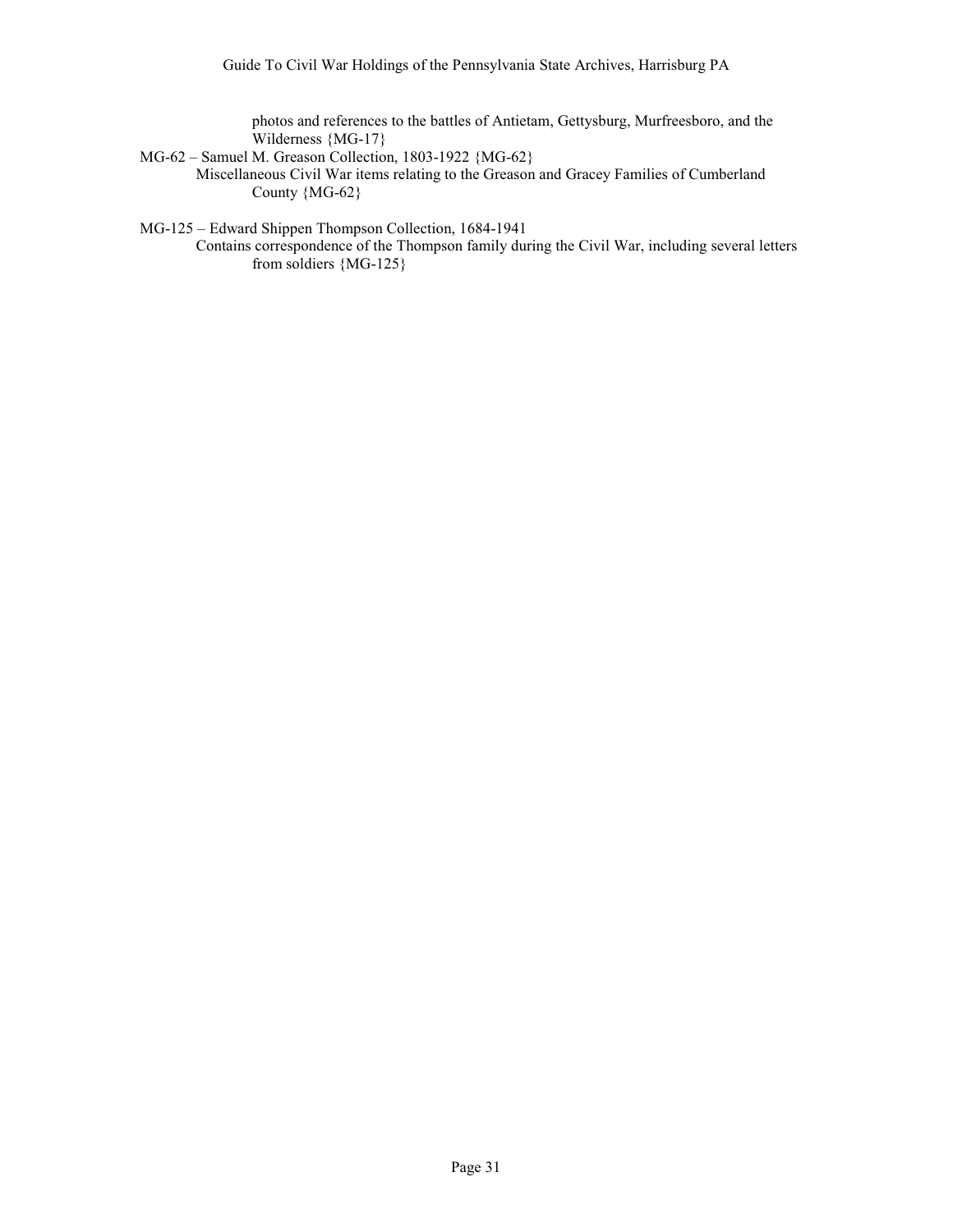photos and references to the battles of Antietam, Gettysburg, Murfreesboro, and the Wilderness {MG-17}

MG-62 – Samuel M. Greason Collection, 1803-1922 {MG-62}

Miscellaneous Civil War items relating to the Greason and Gracey Families of Cumberland County {MG-62}

MG-125 – Edward Shippen Thompson Collection, 1684-1941

Contains correspondence of the Thompson family during the Civil War, including several letters from soldiers {MG-125}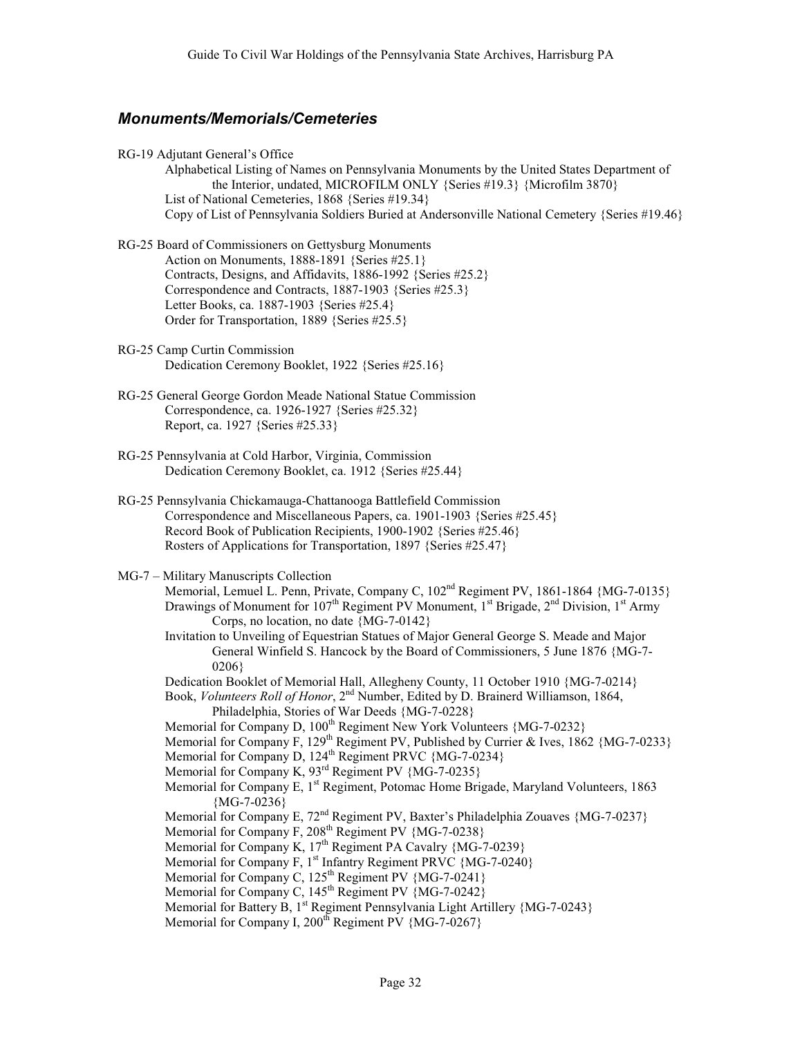## *Monuments/Memorials/Cemeteries*

RG-19 Adjutant General's Office

- Alphabetical Listing of Names on Pennsylvania Monuments by the United States Department of the Interior, undated, MICROFILM ONLY {Series #19.3} {Microfilm 3870}
- List of National Cemeteries, 1868 {Series #19.34}
- Copy of List of Pennsylvania Soldiers Buried at Andersonville National Cemetery {Series #19.46}

RG-25 Board of Commissioners on Gettysburg Monuments

- Action on Monuments, 1888-1891 {Series #25.1}
- Contracts, Designs, and Affidavits, 1886-1992 {Series #25.2}
- Correspondence and Contracts, 1887-1903 {Series #25.3}
- Letter Books, ca. 1887-1903 {Series #25.4}
- Order for Transportation, 1889 {Series #25.5}

RG-25 Camp Curtin Commission

- Dedication Ceremony Booklet, 1922 {Series #25.16}

RG-25 General George Gordon Meade National Statue Commission

- Correspondence, ca. 1926-1927 {Series #25.32}
- Report, ca. 1927 {Series #25.33}

RG-25 Pennsylvania at Cold Harbor, Virginia, Commission

- Dedication Ceremony Booklet, ca. 1912 {Series #25.44}

RG-25 Pennsylvania Chickamauga-Chattanooga Battlefield Commission

- Correspondence and Miscellaneous Papers, ca. 1901-1903 {Series #25.45}
- Record Book of Publication Recipients, 1900-1902 {Series #25.46}
- Rosters of Applications for Transportation, 1897 {Series #25.47}

MG-7 – Military Manuscripts Collection

- Memorial, Lemuel L. Penn, Private, Company C, 102nd Regiment PV, 1861-1864 {MG-7-0135}
- Drawings of Monument for 107th Regiment PV Monument, 1st Brigade, 2nd Division, 1st Army Corps, no location, no date {MG-7-0142}
- Invitation to Unveiling of Equestrian Statues of Major General George S. Meade and Major General Winfield S. Hancock by the Board of Commissioners, 5 June 1876 {MG-7-0206}
- Dedication Booklet of Memorial Hall, Allegheny County, 11 October 1910 {MG-7-0214}
- Book, *Volunteers Roll of Honor*, 2nd Number, Edited by D. Brainerd Williamson, 1864, Philadelphia, Stories of War Deeds {MG-7-0228}
- Memorial for Company D, 100th Regiment New York Volunteers {MG-7-0232}
- Memorial for Company F, 129th Regiment PV, Published by Currier & Ives, 1862 {MG-7-0233}
- Memorial for Company D, 124th Regiment PRVC {MG-7-0234}
- Memorial for Company K, 93rd Regiment PV {MG-7-0235}
- Memorial for Company E, 1st Regiment, Potomac Home Brigade, Maryland Volunteers, 1863 {MG-7-0236}
- Memorial for Company E, 72nd Regiment PV, Baxter's Philadelphia Zouaves {MG-7-0237}
- Memorial for Company F, 208th Regiment PV {MG-7-0238}
- Memorial for Company K, 17th Regiment PA Cavalry {MG-7-0239}
- Memorial for Company F, 1st Infantry Regiment PRVC {MG-7-0240}
- Memorial for Company C, 125th Regiment PV {MG-7-0241}
- Memorial for Company C, 145th Regiment PV {MG-7-0242}
- Memorial for Battery B, 1st Regiment Pennsylvania Light Artillery {MG-7-0243}
- Memorial for Company I, 200th Regiment PV {MG-7-0267}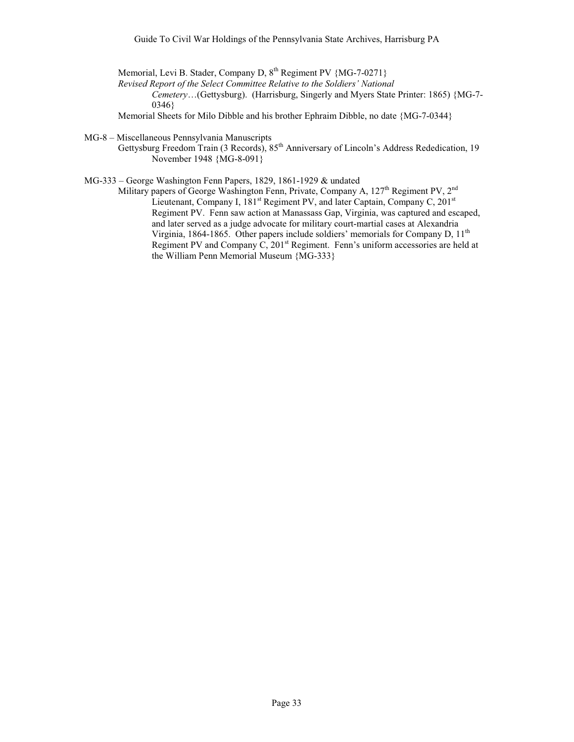Memorial, Levi B. Stader, Company D, 8th Regiment PV {MG-7-0271}

*Revised Report of the Select Committee Relative to the Soldiers' National Cemetery*…(Gettysburg). (Harrisburg, Singerly and Myers State Printer: 1865) {MG-7-0346}

Memorial Sheets for Milo Dibble and his brother Ephraim Dibble, no date {MG-7-0344}

MG-8 – Miscellaneous Pennsylvania Manuscripts

Gettysburg Freedom Train (3 Records), 85th Anniversary of Lincoln's Address Rededication, 19 November 1948 {MG-8-091}

MG-333 – George Washington Fenn Papers, 1829, 1861-1929 & undated

Military papers of George Washington Fenn, Private, Company A, 127th Regiment PV, 2nd Lieutenant, Company I, 181st Regiment PV, and later Captain, Company C, 201st Regiment PV. Fenn saw action at Manassass Gap, Virginia, was captured and escaped, and later served as a judge advocate for military court-martial cases at Alexandria Virginia, 1864-1865. Other papers include soldiers' memorials for Company D, 11th Regiment PV and Company C, 201st Regiment. Fenn's uniform accessories are held at the William Penn Memorial Museum {MG-333}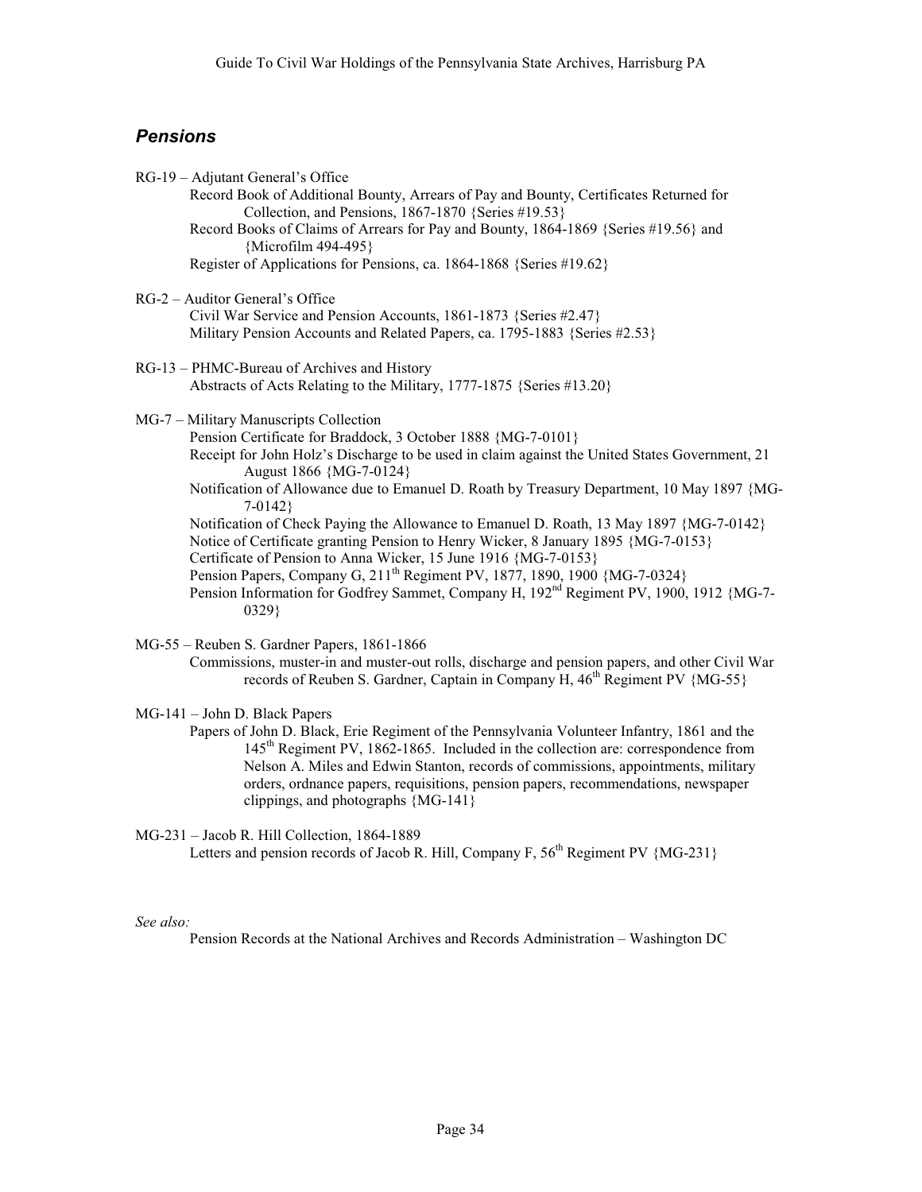## *Pensions*

RG-19 – Adjutant General's Office

- Record Book of Additional Bounty, Arrears of Pay and Bounty, Certificates Returned for Collection, and Pensions, 1867-1870 {Series #19.53}
- Record Books of Claims of Arrears for Pay and Bounty, 1864-1869 {Series #19.56} and {Microfilm 494-495}
- Register of Applications for Pensions, ca. 1864-1868 {Series #19.62}

RG-2 – Auditor General's Office

- Civil War Service and Pension Accounts, 1861-1873 {Series #2.47}
- Military Pension Accounts and Related Papers, ca. 1795-1883 {Series #2.53}

RG-13 – PHMC-Bureau of Archives and History

- Abstracts of Acts Relating to the Military, 1777-1875 {Series #13.20}

MG-7 – Military Manuscripts Collection

- Pension Certificate for Braddock, 3 October 1888 {MG-7-0101}
- Receipt for John Holz's Discharge to be used in claim against the United States Government, 21 August 1866 {MG-7-0124}
- Notification of Allowance due to Emanuel D. Roath by Treasury Department, 10 May 1897 {MG-7-0142}
- Notification of Check Paying the Allowance to Emanuel D. Roath, 13 May 1897 {MG-7-0142}
- Notice of Certificate granting Pension to Henry Wicker, 8 January 1895 {MG-7-0153}
- Certificate of Pension to Anna Wicker, 15 June 1916 {MG-7-0153}
- Pension Papers, Company G, 211th Regiment PV, 1877, 1890, 1900 {MG-7-0324}
- Pension Information for Godfrey Sammet, Company H, 192nd Regiment PV, 1900, 1912 {MG-7-0329}

MG-55 – Reuben S. Gardner Papers, 1861-1866

- Commissions, muster-in and muster-out rolls, discharge and pension papers, and other Civil War records of Reuben S. Gardner, Captain in Company H, 46th Regiment PV {MG-55}

MG-141 – John D. Black Papers

- Papers of John D. Black, Erie Regiment of the Pennsylvania Volunteer Infantry, 1861 and the 145th Regiment PV, 1862-1865. Included in the collection are: correspondence from Nelson A. Miles and Edwin Stanton, records of commissions, appointments, military orders, ordnance papers, requisitions, pension papers, recommendations, newspaper clippings, and photographs {MG-141}

MG-231 – Jacob R. Hill Collection, 1864-1889

- Letters and pension records of Jacob R. Hill, Company F, 56th Regiment PV {MG-231}

*See also:*

- Pension Records at the National Archives and Records Administration – Washington DC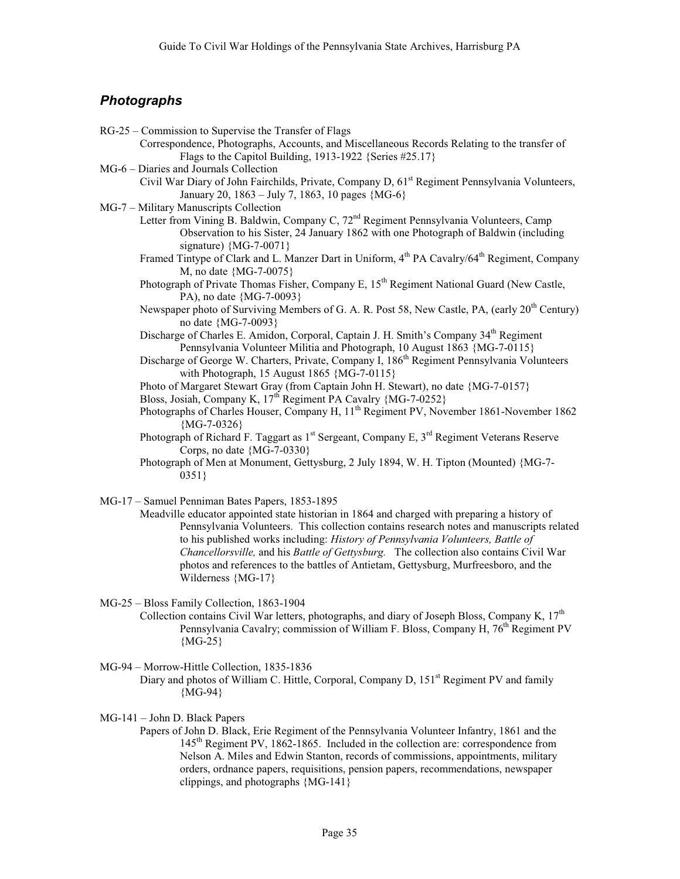## *Photographs*

RG-25 – Commission to Supervise the Transfer of Flags

- Correspondence, Photographs, Accounts, and Miscellaneous Records Relating to the transfer of Flags to the Capitol Building, 1913-1922 {Series #25.17}

MG-6 – Diaries and Journals Collection

- Civil War Diary of John Fairchilds, Private, Company D, 61st Regiment Pennsylvania Volunteers, January 20, 1863 – July 7, 1863, 10 pages {MG-6}

MG-7 – Military Manuscripts Collection

- Letter from Vining B. Baldwin, Company C, 72nd Regiment Pennsylvania Volunteers, Camp Observation to his Sister, 24 January 1862 with one Photograph of Baldwin (including signature) {MG-7-0071}
- Framed Tintype of Clark and L. Manzer Dart in Uniform, 4th PA Cavalry/64th Regiment, Company M, no date {MG-7-0075}
- Photograph of Private Thomas Fisher, Company E, 15th Regiment National Guard (New Castle, PA), no date {MG-7-0093}
- Newspaper photo of Surviving Members of G. A. R. Post 58, New Castle, PA, (early 20th Century) no date {MG-7-0093}
- Discharge of Charles E. Amidon, Corporal, Captain J. H. Smith's Company 34th Regiment Pennsylvania Volunteer Militia and Photograph, 10 August 1863 {MG-7-0115}
- Discharge of George W. Charters, Private, Company I, 186th Regiment Pennsylvania Volunteers with Photograph, 15 August 1865 {MG-7-0115}
- Photo of Margaret Stewart Gray (from Captain John H. Stewart), no date {MG-7-0157}
- Bloss, Josiah, Company K, 17th Regiment PA Cavalry {MG-7-0252}
- Photographs of Charles Houser, Company H, 11th Regiment PV, November 1861-November 1862 {MG-7-0326}
- Photograph of Richard F. Taggart as 1st Sergeant, Company E, 3rd Regiment Veterans Reserve Corps, no date {MG-7-0330}
- Photograph of Men at Monument, Gettysburg, 2 July 1894, W. H. Tipton (Mounted) {MG-7-0351}

MG-17 – Samuel Penniman Bates Papers, 1853-1895

- Meadville educator appointed state historian in 1864 and charged with preparing a history of Pennsylvania Volunteers. This collection contains research notes and manuscripts related to his published works including: *History of Pennsylvania Volunteers, Battle of Chancellorsville,* and his *Battle of Gettysburg.* The collection also contains Civil War photos and references to the battles of Antietam, Gettysburg, Murfreesboro, and the Wilderness {MG-17}

MG-25 – Bloss Family Collection, 1863-1904

- Collection contains Civil War letters, photographs, and diary of Joseph Bloss, Company K, 17th Pennsylvania Cavalry; commission of William F. Bloss, Company H, 76th Regiment PV {MG-25}

MG-94 – Morrow-Hittle Collection, 1835-1836

- Diary and photos of William C. Hittle, Corporal, Company D, 151st Regiment PV and family {MG-94}

MG-141 – John D. Black Papers

- Papers of John D. Black, Erie Regiment of the Pennsylvania Volunteer Infantry, 1861 and the 145th Regiment PV, 1862-1865. Included in the collection are: correspondence from Nelson A. Miles and Edwin Stanton, records of commissions, appointments, military orders, ordnance papers, requisitions, pension papers, recommendations, newspaper clippings, and photographs {MG-141}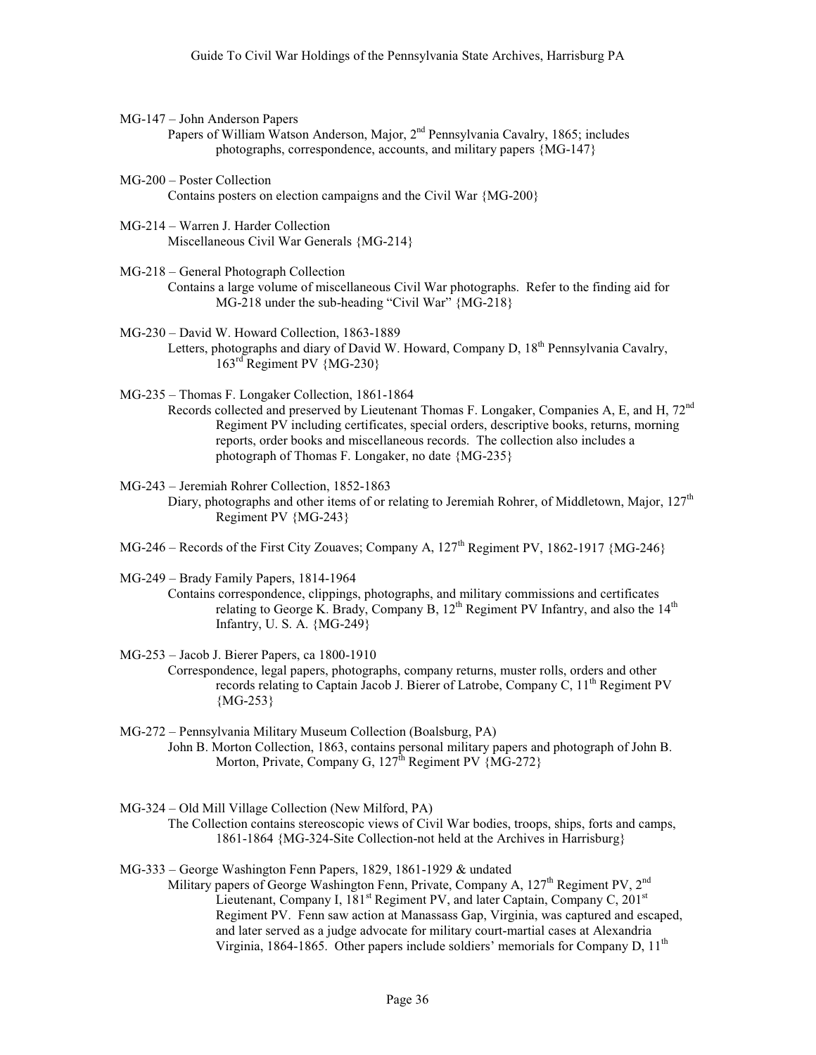MG-147 – John Anderson Papers

Papers of William Watson Anderson, Major, 2nd Pennsylvania Cavalry, 1865; includes photographs, correspondence, accounts, and military papers {MG-147}

MG-200 – Poster Collection

Contains posters on election campaigns and the Civil War {MG-200}

MG-214 – Warren J. Harder Collection

Miscellaneous Civil War Generals {MG-214}

MG-218 – General Photograph Collection

Contains a large volume of miscellaneous Civil War photographs. Refer to the finding aid for MG-218 under the sub-heading "Civil War" {MG-218}

MG-230 – David W. Howard Collection, 1863-1889

Letters, photographs and diary of David W. Howard, Company D, 18th Pennsylvania Cavalry, 163rd Regiment PV {MG-230}

MG-235 – Thomas F. Longaker Collection, 1861-1864

Records collected and preserved by Lieutenant Thomas F. Longaker, Companies A, E, and H, 72nd Regiment PV including certificates, special orders, descriptive books, returns, morning reports, order books and miscellaneous records. The collection also includes a photograph of Thomas F. Longaker, no date {MG-235}

MG-243 – Jeremiah Rohrer Collection, 1852-1863

Diary, photographs and other items of or relating to Jeremiah Rohrer, of Middletown, Major, 127th Regiment PV {MG-243}

MG-246 – Records of the First City Zouaves; Company A, 127th Regiment PV, 1862-1917 {MG-246}

MG-249 – Brady Family Papers, 1814-1964

Contains correspondence, clippings, photographs, and military commissions and certificates relating to George K. Brady, Company B, 12th Regiment PV Infantry, and also the 14th Infantry, U. S. A. {MG-249}

MG-253 – Jacob J. Bierer Papers, ca 1800-1910

Correspondence, legal papers, photographs, company returns, muster rolls, orders and other records relating to Captain Jacob J. Bierer of Latrobe, Company C, 11th Regiment PV {MG-253}

MG-272 – Pennsylvania Military Museum Collection (Boalsburg, PA)

John B. Morton Collection, 1863, contains personal military papers and photograph of John B. Morton, Private, Company G, 127th Regiment PV {MG-272}

MG-324 – Old Mill Village Collection (New Milford, PA)

The Collection contains stereoscopic views of Civil War bodies, troops, ships, forts and camps, 1861-1864 {MG-324-Site Collection-not held at the Archives in Harrisburg}

MG-333 – George Washington Fenn Papers, 1829, 1861-1929 & undated

Military papers of George Washington Fenn, Private, Company A, 127th Regiment PV, 2nd Lieutenant, Company I, 181st Regiment PV, and later Captain, Company C, 201st Regiment PV. Fenn saw action at Manassass Gap, Virginia, was captured and escaped, and later served as a judge advocate for military court-martial cases at Alexandria Virginia, 1864-1865. Other papers include soldiers' memorials for Company D, 11th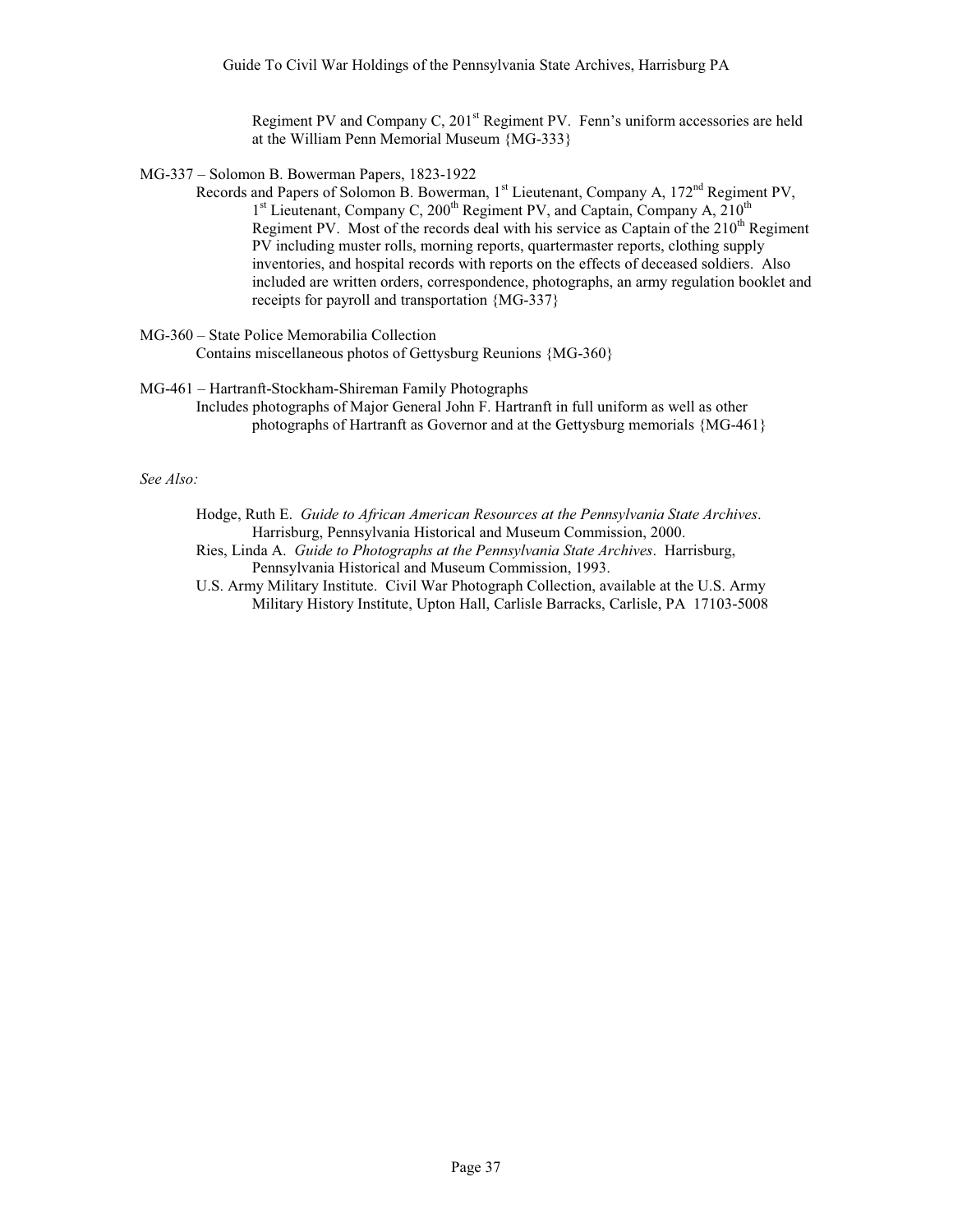Regiment PV and Company C, 201st Regiment PV. Fenn's uniform accessories are held at the William Penn Memorial Museum {MG-333}

MG-337 – Solomon B. Bowerman Papers, 1823-1922

Records and Papers of Solomon B. Bowerman, 1st Lieutenant, Company A, 172nd Regiment PV, 1st Lieutenant, Company C, 200th Regiment PV, and Captain, Company A, 210th Regiment PV. Most of the records deal with his service as Captain of the 210th Regiment PV including muster rolls, morning reports, quartermaster reports, clothing supply inventories, and hospital records with reports on the effects of deceased soldiers. Also included are written orders, correspondence, photographs, an army regulation booklet and receipts for payroll and transportation {MG-337}

MG-360 – State Police Memorabilia Collection

Contains miscellaneous photos of Gettysburg Reunions {MG-360}

MG-461 – Hartranft-Stockham-Shireman Family Photographs

Includes photographs of Major General John F. Hartranft in full uniform as well as other photographs of Hartranft as Governor and at the Gettysburg memorials {MG-461}

*See Also:*

Hodge, Ruth E. *Guide to African American Resources at the Pennsylvania State Archives*. Harrisburg, Pennsylvania Historical and Museum Commission, 2000.

Ries, Linda A. *Guide to Photographs at the Pennsylvania State Archives*. Harrisburg, Pennsylvania Historical and Museum Commission, 1993.

U.S. Army Military Institute. Civil War Photograph Collection, available at the U.S. Army Military History Institute, Upton Hall, Carlisle Barracks, Carlisle, PA 17103-5008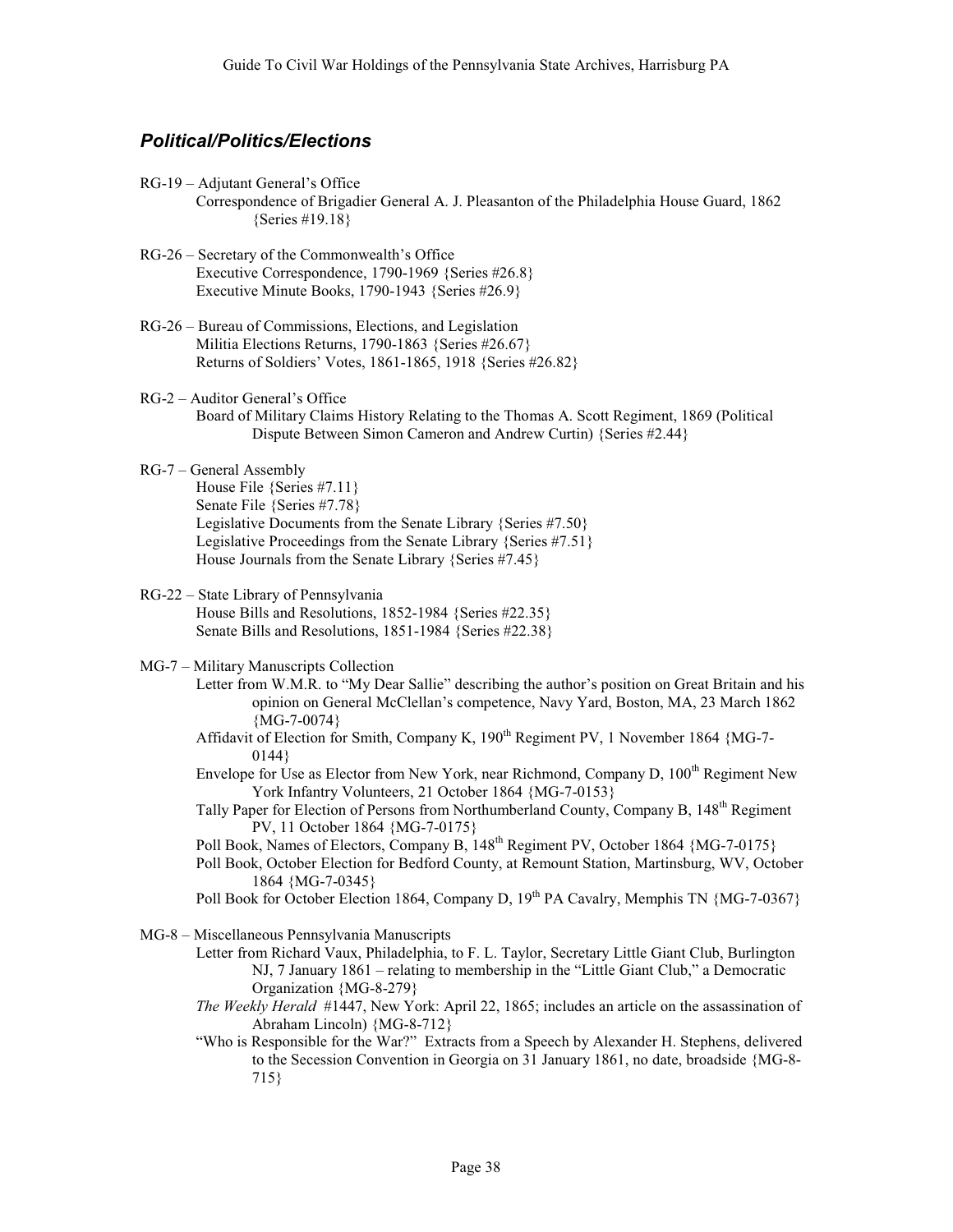## *Political/Politics/Elections*

RG-19 – Adjutant General's Office
- Correspondence of Brigadier General A. J. Pleasanton of the Philadelphia House Guard, 1862 {Series #19.18}

RG-26 – Secretary of the Commonwealth's Office
- Executive Correspondence, 1790-1969 {Series #26.8}
- Executive Minute Books, 1790-1943 {Series #26.9}

RG-26 – Bureau of Commissions, Elections, and Legislation
- Militia Elections Returns, 1790-1863 {Series #26.67}
- Returns of Soldiers' Votes, 1861-1865, 1918 {Series #26.82}

RG-2 – Auditor General's Office
- Board of Military Claims History Relating to the Thomas A. Scott Regiment, 1869 (Political Dispute Between Simon Cameron and Andrew Curtin) {Series #2.44}

RG-7 – General Assembly
- House File {Series #7.11}
- Senate File {Series #7.78}
- Legislative Documents from the Senate Library {Series #7.50}
- Legislative Proceedings from the Senate Library {Series #7.51}
- House Journals from the Senate Library {Series #7.45}

RG-22 – State Library of Pennsylvania
- House Bills and Resolutions, 1852-1984 {Series #22.35}
- Senate Bills and Resolutions, 1851-1984 {Series #22.38}

MG-7 – Military Manuscripts Collection
- Letter from W.M.R. to "My Dear Sallie" describing the author's position on Great Britain and his opinion on General McClellan's competence, Navy Yard, Boston, MA, 23 March 1862 {MG-7-0074}
- Affidavit of Election for Smith, Company K, 190th Regiment PV, 1 November 1864 {MG-7-0144}
- Envelope for Use as Elector from New York, near Richmond, Company D, 100th Regiment New York Infantry Volunteers, 21 October 1864 {MG-7-0153}
- Tally Paper for Election of Persons from Northumberland County, Company B, 148th Regiment PV, 11 October 1864 {MG-7-0175}
- Poll Book, Names of Electors, Company B, 148th Regiment PV, October 1864 {MG-7-0175}
- Poll Book, October Election for Bedford County, at Remount Station, Martinsburg, WV, October 1864 {MG-7-0345}
- Poll Book for October Election 1864, Company D, 19th PA Cavalry, Memphis TN {MG-7-0367}

MG-8 – Miscellaneous Pennsylvania Manuscripts
- Letter from Richard Vaux, Philadelphia, to F. L. Taylor, Secretary Little Giant Club, Burlington NJ, 7 January 1861 – relating to membership in the "Little Giant Club," a Democratic Organization {MG-8-279}
- *The Weekly Herald* #1447, New York: April 22, 1865; includes an article on the assassination of Abraham Lincoln) {MG-8-712}
- "Who is Responsible for the War?" Extracts from a Speech by Alexander H. Stephens, delivered to the Secession Convention in Georgia on 31 January 1861, no date, broadside {MG-8-715}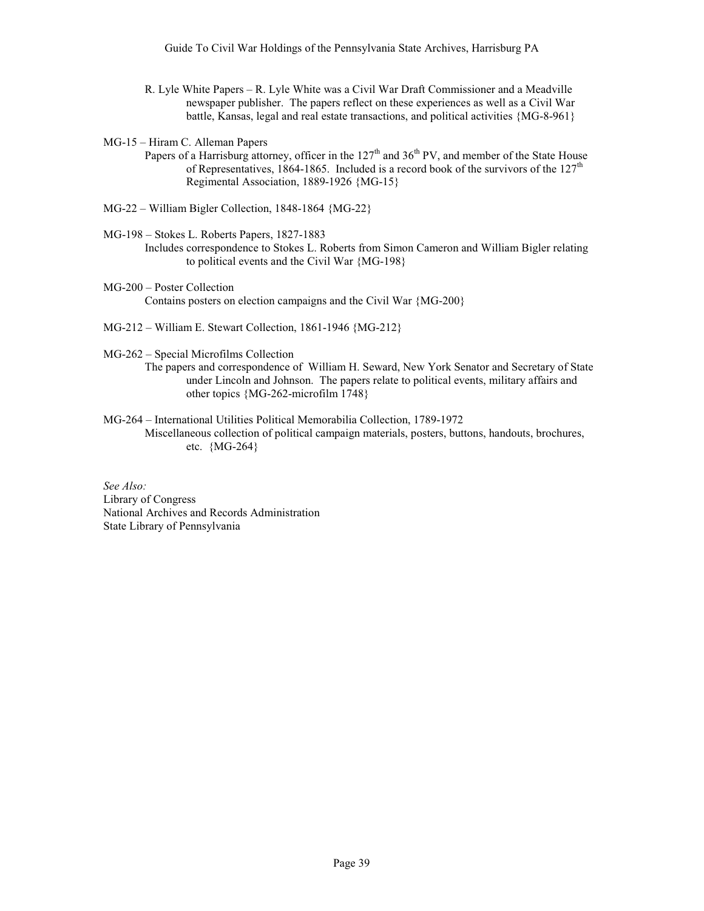R. Lyle White Papers – R. Lyle White was a Civil War Draft Commissioner and a Meadville newspaper publisher. The papers reflect on these experiences as well as a Civil War battle, Kansas, legal and real estate transactions, and political activities {MG-8-961}

MG-15 – Hiram C. Alleman Papers

Papers of a Harrisburg attorney, officer in the 127th and 36th PV, and member of the State House of Representatives, 1864-1865. Included is a record book of the survivors of the 127th Regimental Association, 1889-1926 {MG-15}

MG-22 – William Bigler Collection, 1848-1864 {MG-22}

MG-198 – Stokes L. Roberts Papers, 1827-1883

Includes correspondence to Stokes L. Roberts from Simon Cameron and William Bigler relating to political events and the Civil War {MG-198}

MG-200 – Poster Collection

Contains posters on election campaigns and the Civil War {MG-200}

MG-212 – William E. Stewart Collection, 1861-1946 {MG-212}

MG-262 – Special Microfilms Collection

The papers and correspondence of William H. Seward, New York Senator and Secretary of State under Lincoln and Johnson. The papers relate to political events, military affairs and other topics {MG-262-microfilm 1748}

MG-264 – International Utilities Political Memorabilia Collection, 1789-1972

Miscellaneous collection of political campaign materials, posters, buttons, handouts, brochures, etc. {MG-264}

*See Also:*
Library of Congress
National Archives and Records Administration
State Library of Pennsylvania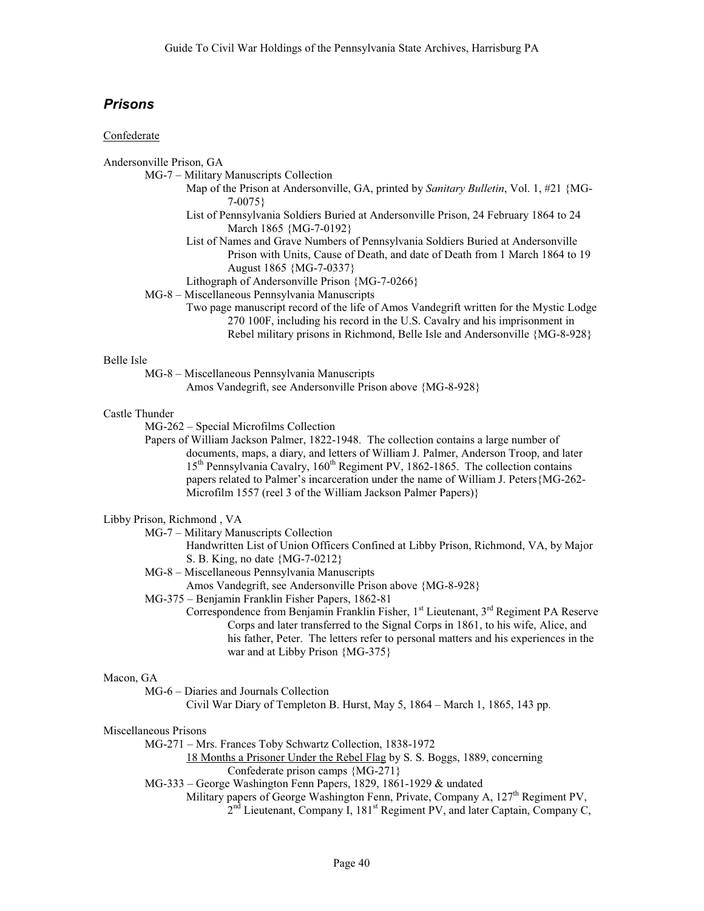## *Prisons*

Confederate

Andersonville Prison, GA

- MG-7 – Military Manuscripts Collection
  - Map of the Prison at Andersonville, GA, printed by *Sanitary Bulletin*, Vol. 1, #21 {MG-7-0075}
  - List of Pennsylvania Soldiers Buried at Andersonville Prison, 24 February 1864 to 24 March 1865 {MG-7-0192}
  - List of Names and Grave Numbers of Pennsylvania Soldiers Buried at Andersonville Prison with Units, Cause of Death, and date of Death from 1 March 1864 to 19 August 1865 {MG-7-0337}
  - Lithograph of Andersonville Prison {MG-7-0266}
- MG-8 – Miscellaneous Pennsylvania Manuscripts
  - Two page manuscript record of the life of Amos Vandegrift written for the Mystic Lodge 270 100F, including his record in the U.S. Cavalry and his imprisonment in Rebel military prisons in Richmond, Belle Isle and Andersonville {MG-8-928}

Belle Isle

- MG-8 – Miscellaneous Pennsylvania Manuscripts
  - Amos Vandegrift, see Andersonville Prison above {MG-8-928}

Castle Thunder

- MG-262 – Special Microfilms Collection
- Papers of William Jackson Palmer, 1822-1948. The collection contains a large number of documents, maps, a diary, and letters of William J. Palmer, Anderson Troop, and later 15th Pennsylvania Cavalry, 160th Regiment PV, 1862-1865. The collection contains papers related to Palmer's incarceration under the name of William J. Peters{MG-262-Microfilm 1557 (reel 3 of the William Jackson Palmer Papers)}

Libby Prison, Richmond , VA

- MG-7 – Military Manuscripts Collection
  - Handwritten List of Union Officers Confined at Libby Prison, Richmond, VA, by Major S. B. King, no date {MG-7-0212}
- MG-8 – Miscellaneous Pennsylvania Manuscripts
  - Amos Vandegrift, see Andersonville Prison above {MG-8-928}
- MG-375 – Benjamin Franklin Fisher Papers, 1862-81
  - Correspondence from Benjamin Franklin Fisher, 1st Lieutenant, 3rd Regiment PA Reserve Corps and later transferred to the Signal Corps in 1861, to his wife, Alice, and his father, Peter. The letters refer to personal matters and his experiences in the war and at Libby Prison {MG-375}

Macon, GA

- MG-6 – Diaries and Journals Collection
  - Civil War Diary of Templeton B. Hurst, May 5, 1864 – March 1, 1865, 143 pp.

Miscellaneous Prisons

- MG-271 – Mrs. Frances Toby Schwartz Collection, 1838-1972
  - 18 Months a Prisoner Under the Rebel Flag by S. S. Boggs, 1889, concerning Confederate prison camps {MG-271}
- MG-333 – George Washington Fenn Papers, 1829, 1861-1929 & undated
  - Military papers of George Washington Fenn, Private, Company A, 127th Regiment PV, 2nd Lieutenant, Company I, 181st Regiment PV, and later Captain, Company C,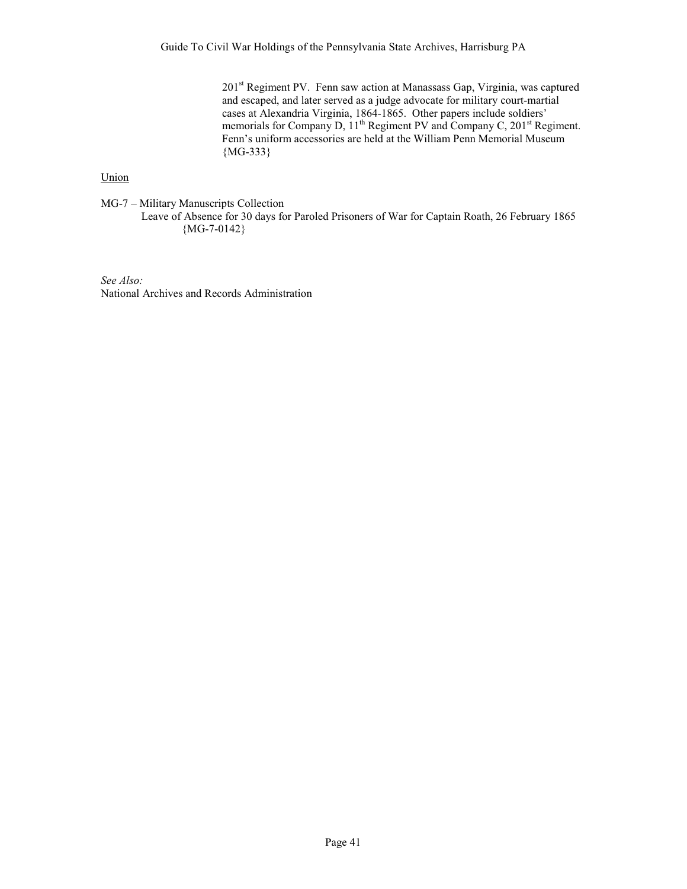201st Regiment PV. Fenn saw action at Manassass Gap, Virginia, was captured and escaped, and later served as a judge advocate for military court-martial cases at Alexandria Virginia, 1864-1865. Other papers include soldiers' memorials for Company D, 11th Regiment PV and Company C, 201st Regiment. Fenn's uniform accessories are held at the William Penn Memorial Museum {MG-333}

<u>Union</u>

MG-7 – Military Manuscripts Collection

Leave of Absence for 30 days for Paroled Prisoners of War for Captain Roath, 26 February 1865 {MG-7-0142}

*See Also:*

National Archives and Records Administration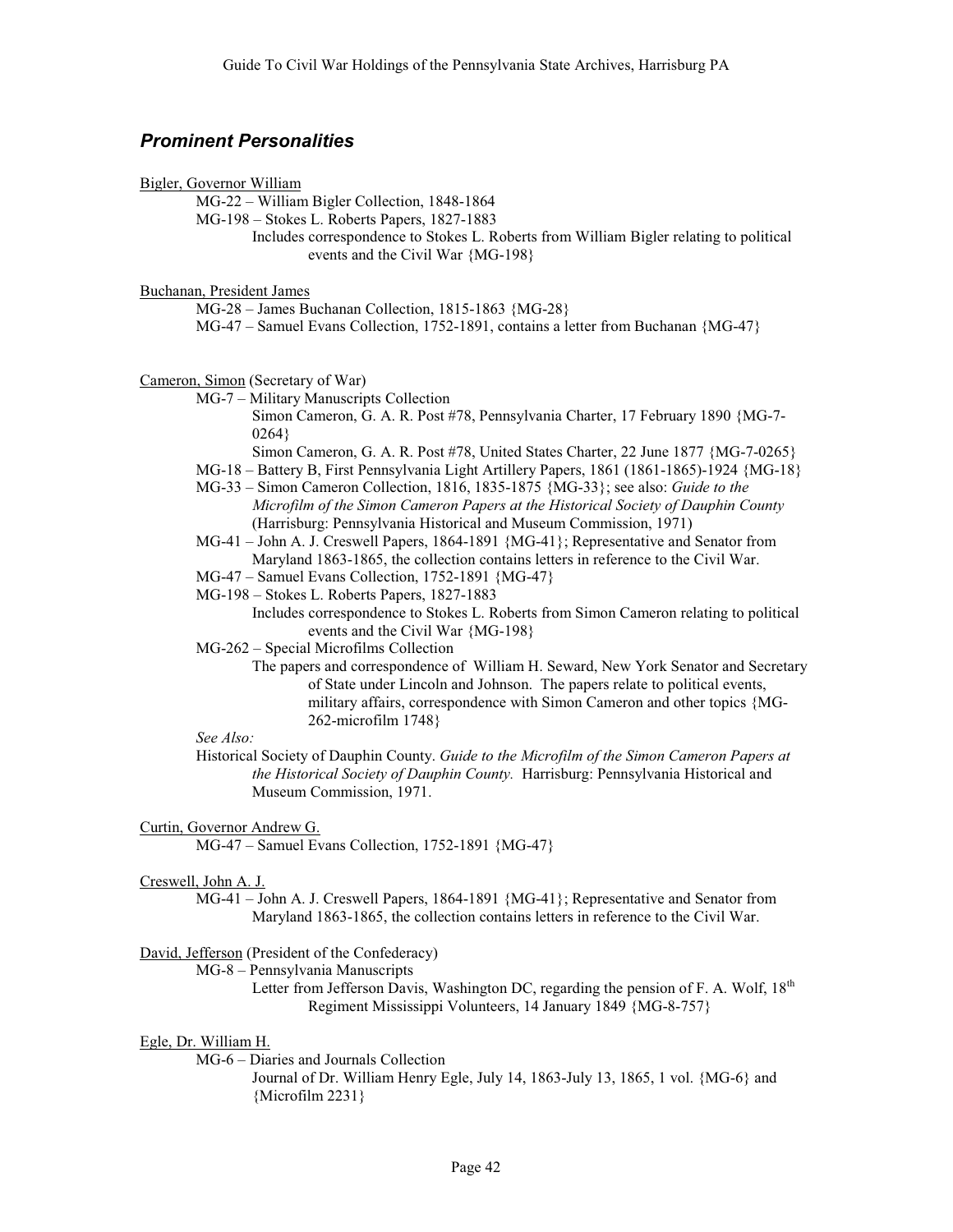## *Prominent Personalities*

Bigler, Governor William

- MG-22 – William Bigler Collection, 1848-1864
- MG-198 – Stokes L. Roberts Papers, 1827-1883
  - Includes correspondence to Stokes L. Roberts from William Bigler relating to political events and the Civil War {MG-198}

Buchanan, President James

- MG-28 – James Buchanan Collection, 1815-1863 {MG-28}
- MG-47 – Samuel Evans Collection, 1752-1891, contains a letter from Buchanan {MG-47}

Cameron, Simon (Secretary of War)

- MG-7 – Military Manuscripts Collection
  - Simon Cameron, G. A. R. Post #78, Pennsylvania Charter, 17 February 1890 {MG-7-0264}
  - Simon Cameron, G. A. R. Post #78, United States Charter, 22 June 1877 {MG-7-0265}
- MG-18 – Battery B, First Pennsylvania Light Artillery Papers, 1861 (1861-1865)-1924 {MG-18}
- MG-33 – Simon Cameron Collection, 1816, 1835-1875 {MG-33}; see also: *Guide to the Microfilm of the Simon Cameron Papers at the Historical Society of Dauphin County* (Harrisburg: Pennsylvania Historical and Museum Commission, 1971)
- MG-41 – John A. J. Creswell Papers, 1864-1891 {MG-41}; Representative and Senator from Maryland 1863-1865, the collection contains letters in reference to the Civil War.
- MG-47 – Samuel Evans Collection, 1752-1891 {MG-47}
- MG-198 – Stokes L. Roberts Papers, 1827-1883
  - Includes correspondence to Stokes L. Roberts from Simon Cameron relating to political events and the Civil War {MG-198}
- MG-262 – Special Microfilms Collection
  - The papers and correspondence of William H. Seward, New York Senator and Secretary of State under Lincoln and Johnson. The papers relate to political events, military affairs, correspondence with Simon Cameron and other topics {MG-262-microfilm 1748}

*See Also:*

Historical Society of Dauphin County. *Guide to the Microfilm of the Simon Cameron Papers at the Historical Society of Dauphin County.* Harrisburg: Pennsylvania Historical and Museum Commission, 1971.

Curtin, Governor Andrew G.

- MG-47 – Samuel Evans Collection, 1752-1891 {MG-47}

Creswell, John A. J.

- MG-41 – John A. J. Creswell Papers, 1864-1891 {MG-41}; Representative and Senator from Maryland 1863-1865, the collection contains letters in reference to the Civil War.

David, Jefferson (President of the Confederacy)

- MG-8 – Pennsylvania Manuscripts
  - Letter from Jefferson Davis, Washington DC, regarding the pension of F. A. Wolf, 18th Regiment Mississippi Volunteers, 14 January 1849 {MG-8-757}

Egle, Dr. William H.

- MG-6 – Diaries and Journals Collection
  - Journal of Dr. William Henry Egle, July 14, 1863-July 13, 1865, 1 vol. {MG-6} and {Microfilm 2231}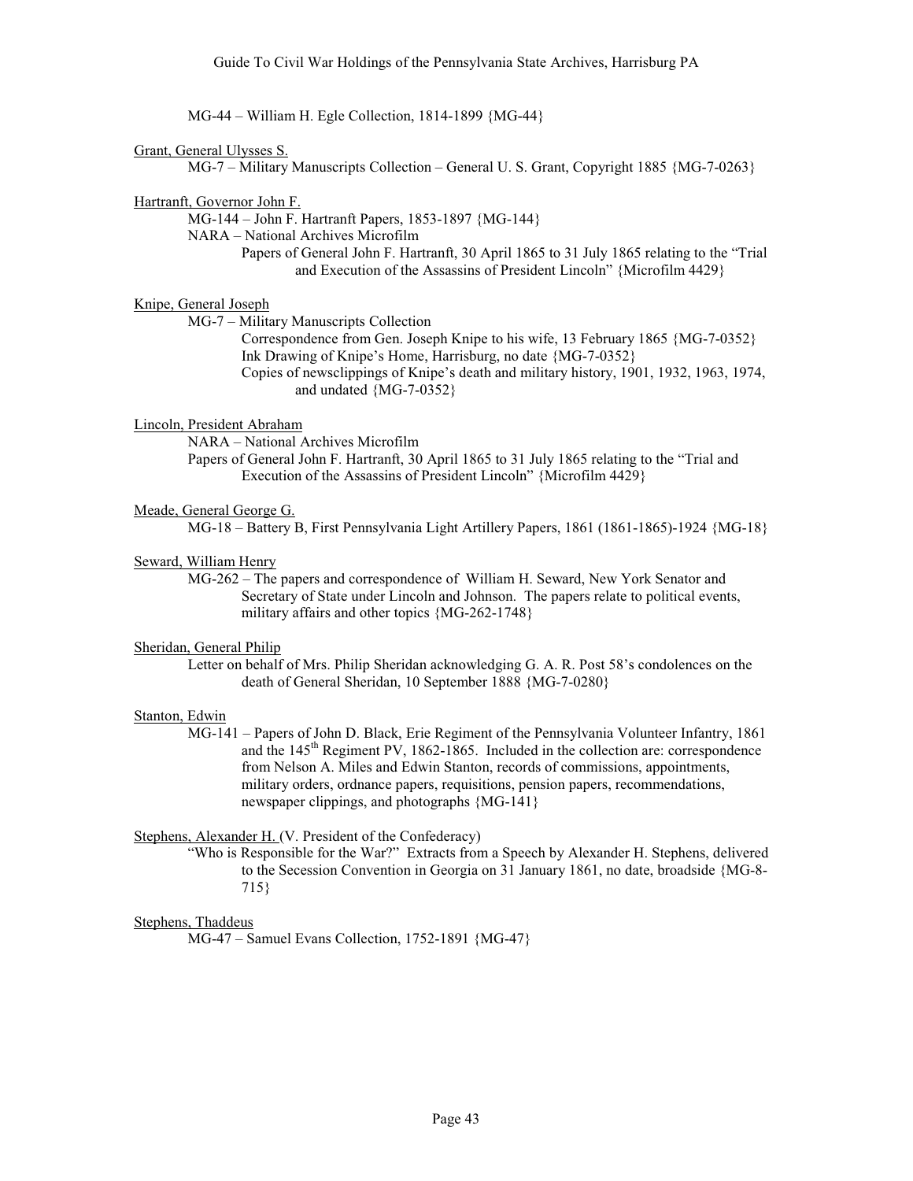MG-44 – William H. Egle Collection, 1814-1899 {MG-44}

Grant, General Ulysses S.

MG-7 – Military Manuscripts Collection – General U. S. Grant, Copyright 1885 {MG-7-0263}

Hartranft, Governor John F.

MG-144 – John F. Hartranft Papers, 1853-1897 {MG-144}

NARA – National Archives Microfilm

Papers of General John F. Hartranft, 30 April 1865 to 31 July 1865 relating to the "Trial and Execution of the Assassins of President Lincoln" {Microfilm 4429}

Knipe, General Joseph

MG-7 – Military Manuscripts Collection

Correspondence from Gen. Joseph Knipe to his wife, 13 February 1865 {MG-7-0352}

Ink Drawing of Knipe's Home, Harrisburg, no date {MG-7-0352}

Copies of newsclippings of Knipe's death and military history, 1901, 1932, 1963, 1974, and undated {MG-7-0352}

Lincoln, President Abraham

NARA – National Archives Microfilm

Papers of General John F. Hartranft, 30 April 1865 to 31 July 1865 relating to the "Trial and Execution of the Assassins of President Lincoln" {Microfilm 4429}

Meade, General George G.

MG-18 – Battery B, First Pennsylvania Light Artillery Papers, 1861 (1861-1865)-1924 {MG-18}

Seward, William Henry

MG-262 – The papers and correspondence of William H. Seward, New York Senator and Secretary of State under Lincoln and Johnson. The papers relate to political events, military affairs and other topics {MG-262-1748}

Sheridan, General Philip

Letter on behalf of Mrs. Philip Sheridan acknowledging G. A. R. Post 58's condolences on the death of General Sheridan, 10 September 1888 {MG-7-0280}

Stanton, Edwin

MG-141 – Papers of John D. Black, Erie Regiment of the Pennsylvania Volunteer Infantry, 1861 and the 145th Regiment PV, 1862-1865. Included in the collection are: correspondence from Nelson A. Miles and Edwin Stanton, records of commissions, appointments, military orders, ordnance papers, requisitions, pension papers, recommendations, newspaper clippings, and photographs {MG-141}

Stephens, Alexander H. (V. President of the Confederacy)

"Who is Responsible for the War?" Extracts from a Speech by Alexander H. Stephens, delivered to the Secession Convention in Georgia on 31 January 1861, no date, broadside {MG-8-715}

Stephens, Thaddeus

MG-47 – Samuel Evans Collection, 1752-1891 {MG-47}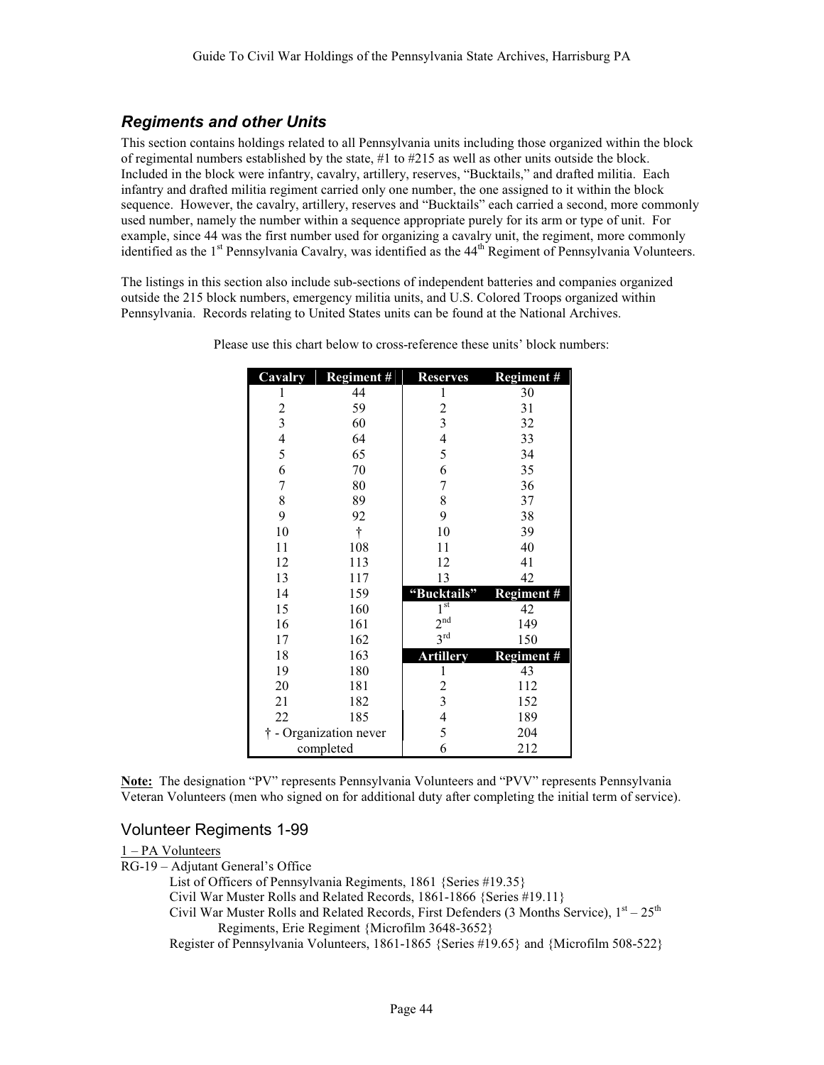## *Regiments and other Units*

This section contains holdings related to all Pennsylvania units including those organized within the block of regimental numbers established by the state, #1 to #215 as well as other units outside the block. Included in the block were infantry, cavalry, artillery, reserves, "Bucktails," and drafted militia. Each infantry and drafted militia regiment carried only one number, the one assigned to it within the block sequence. However, the cavalry, artillery, reserves and "Bucktails" each carried a second, more commonly used number, namely the number within a sequence appropriate purely for its arm or type of unit. For example, since 44 was the first number used for organizing a cavalry unit, the regiment, more commonly identified as the 1st Pennsylvania Cavalry, was identified as the 44th Regiment of Pennsylvania Volunteers.

The listings in this section also include sub-sections of independent batteries and companies organized outside the 215 block numbers, emergency militia units, and U.S. Colored Troops organized within Pennsylvania. Records relating to United States units can be found at the National Archives.

Please use this chart below to cross-reference these units' block numbers:

| Cavalry | Regiment # | Reserves | Regiment # |
|---|---|---|---|
| 1 | 44 | 1 | 30 |
| 2 | 59 | 2 | 31 |
| 3 | 60 | 3 | 32 |
| 4 | 64 | 4 | 33 |
| 5 | 65 | 5 | 34 |
| 6 | 70 | 6 | 35 |
| 7 | 80 | 7 | 36 |
| 8 | 89 | 8 | 37 |
| 9 | 92 | 9 | 38 |
| 10 | † | 10 | 39 |
| 11 | 108 | 11 | 40 |
| 12 | 113 | 12 | 41 |
| 13 | 117 | 13 | 42 |
| 14 | 159 | **"Bucktails"** | **Regiment #** |
| 15 | 160 | 1st | 42 |
| 16 | 161 | 2nd | 149 |
| 17 | 162 | 3rd | 150 |
| 18 | 163 | **Artillery** | **Regiment #** |
| 19 | 180 | 1 | 43 |
| 20 | 181 | 2 | 112 |
| 21 | 182 | 3 | 152 |
| 22 | 185 | 4 | 189 |
| † - Organization never | | 5 | 204 |
| completed | | 6 | 212 |

**Note:** The designation "PV" represents Pennsylvania Volunteers and "PVV" represents Pennsylvania Veteran Volunteers (men who signed on for additional duty after completing the initial term of service).

## Volunteer Regiments 1-99

1 – PA Volunteers

RG-19 – Adjutant General's Office

- List of Officers of Pennsylvania Regiments, 1861 {Series #19.35}
- Civil War Muster Rolls and Related Records, 1861-1866 {Series #19.11}
- Civil War Muster Rolls and Related Records, First Defenders (3 Months Service), 1st – 25th Regiments, Erie Regiment {Microfilm 3648-3652}
- Register of Pennsylvania Volunteers, 1861-1865 {Series #19.65} and {Microfilm 508-522}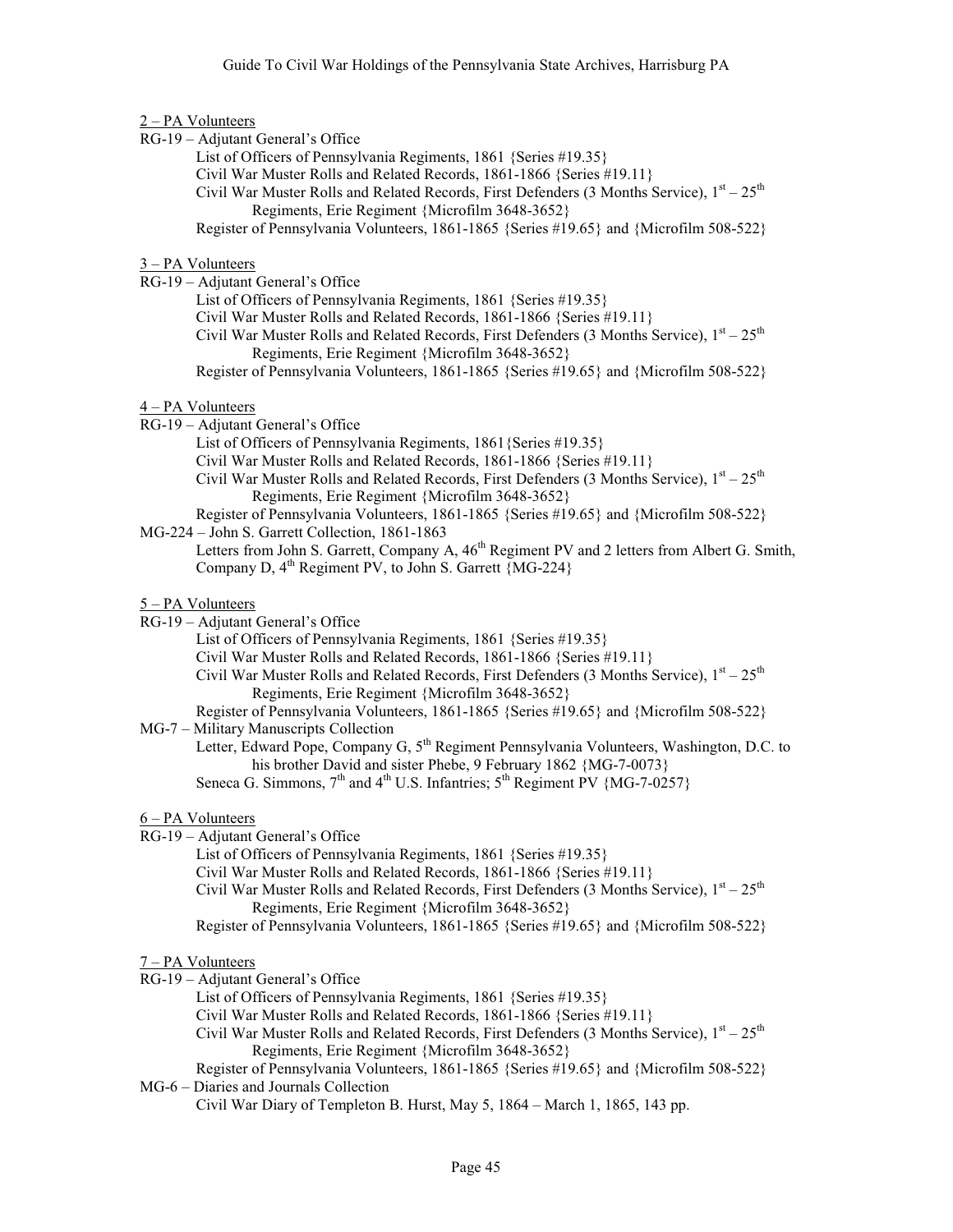2 – PA Volunteers

RG-19 – Adjutant General's Office

- List of Officers of Pennsylvania Regiments, 1861 {Series #19.35}
- Civil War Muster Rolls and Related Records, 1861-1866 {Series #19.11}
- Civil War Muster Rolls and Related Records, First Defenders (3 Months Service), 1st – 25th Regiments, Erie Regiment {Microfilm 3648-3652}
- Register of Pennsylvania Volunteers, 1861-1865 {Series #19.65} and {Microfilm 508-522}

3 – PA Volunteers

RG-19 – Adjutant General's Office

- List of Officers of Pennsylvania Regiments, 1861 {Series #19.35}
- Civil War Muster Rolls and Related Records, 1861-1866 {Series #19.11}
- Civil War Muster Rolls and Related Records, First Defenders (3 Months Service), 1st – 25th Regiments, Erie Regiment {Microfilm 3648-3652}
- Register of Pennsylvania Volunteers, 1861-1865 {Series #19.65} and {Microfilm 508-522}

4 – PA Volunteers

RG-19 – Adjutant General's Office

- List of Officers of Pennsylvania Regiments, 1861{Series #19.35}
- Civil War Muster Rolls and Related Records, 1861-1866 {Series #19.11}
- Civil War Muster Rolls and Related Records, First Defenders (3 Months Service), 1st – 25th Regiments, Erie Regiment {Microfilm 3648-3652}
- Register of Pennsylvania Volunteers, 1861-1865 {Series #19.65} and {Microfilm 508-522}

MG-224 – John S. Garrett Collection, 1861-1863

- Letters from John S. Garrett, Company A, 46th Regiment PV and 2 letters from Albert G. Smith, Company D, 4th Regiment PV, to John S. Garrett {MG-224}

5 – PA Volunteers

RG-19 – Adjutant General's Office

- List of Officers of Pennsylvania Regiments, 1861 {Series #19.35}
- Civil War Muster Rolls and Related Records, 1861-1866 {Series #19.11}
- Civil War Muster Rolls and Related Records, First Defenders (3 Months Service), 1st – 25th Regiments, Erie Regiment {Microfilm 3648-3652}
- Register of Pennsylvania Volunteers, 1861-1865 {Series #19.65} and {Microfilm 508-522}

MG-7 – Military Manuscripts Collection

- Letter, Edward Pope, Company G, 5th Regiment Pennsylvania Volunteers, Washington, D.C. to his brother David and sister Phebe, 9 February 1862 {MG-7-0073}
- Seneca G. Simmons, 7th and 4th U.S. Infantries; 5th Regiment PV {MG-7-0257}

6 – PA Volunteers

RG-19 – Adjutant General's Office

- List of Officers of Pennsylvania Regiments, 1861 {Series #19.35}
- Civil War Muster Rolls and Related Records, 1861-1866 {Series #19.11}
- Civil War Muster Rolls and Related Records, First Defenders (3 Months Service), 1st – 25th Regiments, Erie Regiment {Microfilm 3648-3652}
- Register of Pennsylvania Volunteers, 1861-1865 {Series #19.65} and {Microfilm 508-522}

7 – PA Volunteers

RG-19 – Adjutant General's Office

- List of Officers of Pennsylvania Regiments, 1861 {Series #19.35}
- Civil War Muster Rolls and Related Records, 1861-1866 {Series #19.11}
- Civil War Muster Rolls and Related Records, First Defenders (3 Months Service), 1st – 25th Regiments, Erie Regiment {Microfilm 3648-3652}
- Register of Pennsylvania Volunteers, 1861-1865 {Series #19.65} and {Microfilm 508-522}

MG-6 – Diaries and Journals Collection

- Civil War Diary of Templeton B. Hurst, May 5, 1864 – March 1, 1865, 143 pp.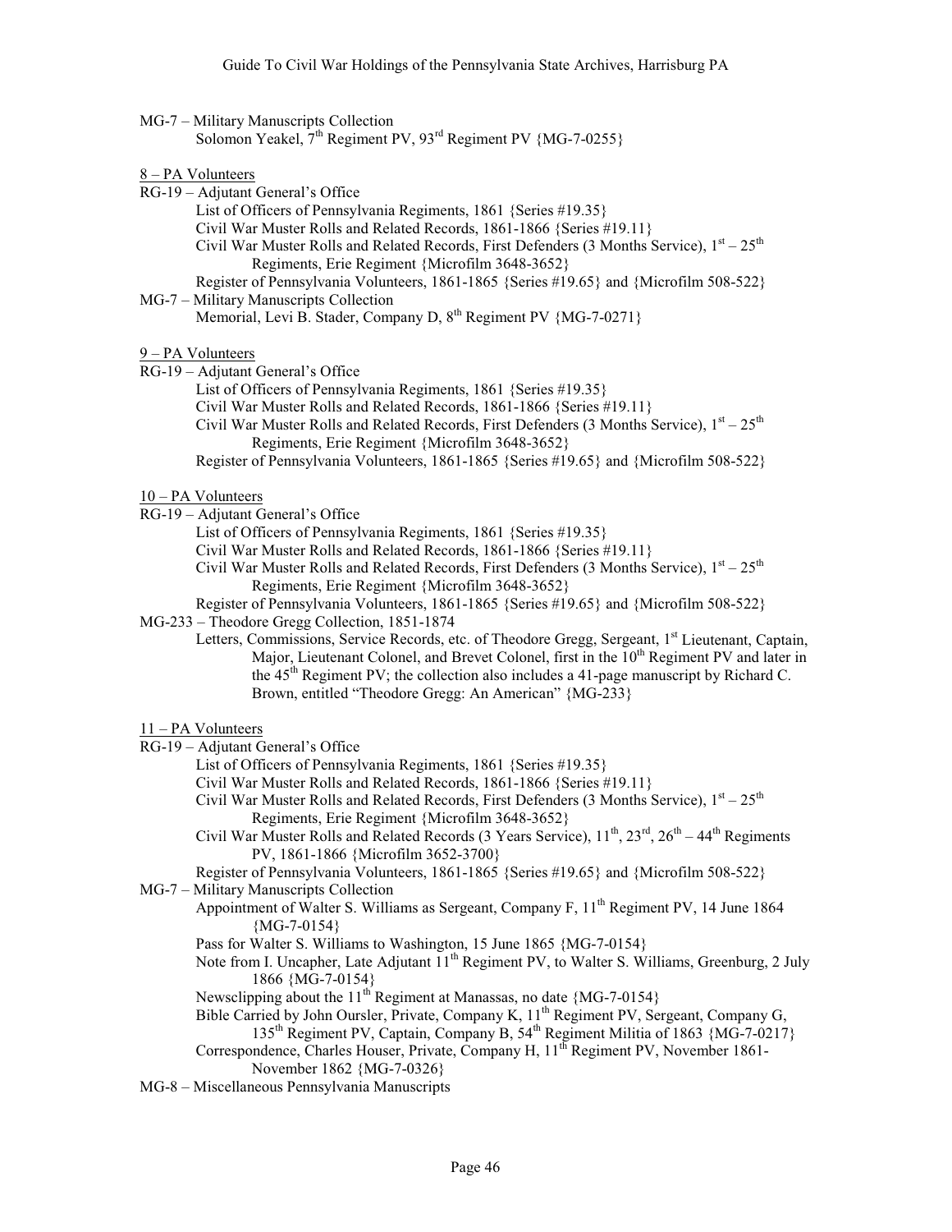MG-7 – Military Manuscripts Collection

- Solomon Yeakel, 7th Regiment PV, 93rd Regiment PV {MG-7-0255}

<u>8 – PA Volunteers</u>

RG-19 – Adjutant General's Office

- List of Officers of Pennsylvania Regiments, 1861 {Series #19.35}
- Civil War Muster Rolls and Related Records, 1861-1866 {Series #19.11}
- Civil War Muster Rolls and Related Records, First Defenders (3 Months Service), 1st – 25th Regiments, Erie Regiment {Microfilm 3648-3652}
- Register of Pennsylvania Volunteers, 1861-1865 {Series #19.65} and {Microfilm 508-522}

MG-7 – Military Manuscripts Collection

- Memorial, Levi B. Stader, Company D, 8th Regiment PV {MG-7-0271}

<u>9 – PA Volunteers</u>

RG-19 – Adjutant General's Office

- List of Officers of Pennsylvania Regiments, 1861 {Series #19.35}
- Civil War Muster Rolls and Related Records, 1861-1866 {Series #19.11}
- Civil War Muster Rolls and Related Records, First Defenders (3 Months Service), 1st – 25th Regiments, Erie Regiment {Microfilm 3648-3652}
- Register of Pennsylvania Volunteers, 1861-1865 {Series #19.65} and {Microfilm 508-522}

<u>10 – PA Volunteers</u>

RG-19 – Adjutant General's Office

- List of Officers of Pennsylvania Regiments, 1861 {Series #19.35}
- Civil War Muster Rolls and Related Records, 1861-1866 {Series #19.11}
- Civil War Muster Rolls and Related Records, First Defenders (3 Months Service), 1st – 25th Regiments, Erie Regiment {Microfilm 3648-3652}
- Register of Pennsylvania Volunteers, 1861-1865 {Series #19.65} and {Microfilm 508-522}

MG-233 – Theodore Gregg Collection, 1851-1874

- Letters, Commissions, Service Records, etc. of Theodore Gregg, Sergeant, 1st Lieutenant, Captain, Major, Lieutenant Colonel, and Brevet Colonel, first in the 10th Regiment PV and later in the 45th Regiment PV; the collection also includes a 41-page manuscript by Richard C. Brown, entitled "Theodore Gregg: An American" {MG-233}

<u>11 – PA Volunteers</u>

RG-19 – Adjutant General's Office

- List of Officers of Pennsylvania Regiments, 1861 {Series #19.35}
- Civil War Muster Rolls and Related Records, 1861-1866 {Series #19.11}
- Civil War Muster Rolls and Related Records, First Defenders (3 Months Service), 1st – 25th Regiments, Erie Regiment {Microfilm 3648-3652}
- Civil War Muster Rolls and Related Records (3 Years Service), 11th, 23rd, 26th – 44th Regiments PV, 1861-1866 {Microfilm 3652-3700}
- Register of Pennsylvania Volunteers, 1861-1865 {Series #19.65} and {Microfilm 508-522}

MG-7 – Military Manuscripts Collection

- Appointment of Walter S. Williams as Sergeant, Company F, 11th Regiment PV, 14 June 1864 {MG-7-0154}
- Pass for Walter S. Williams to Washington, 15 June 1865 {MG-7-0154}
- Note from I. Uncapher, Late Adjutant 11th Regiment PV, to Walter S. Williams, Greenburg, 2 July 1866 {MG-7-0154}
- Newsclipping about the 11th Regiment at Manassas, no date {MG-7-0154}
- Bible Carried by John Oursler, Private, Company K, 11th Regiment PV, Sergeant, Company G, 135th Regiment PV, Captain, Company B, 54th Regiment Militia of 1863 {MG-7-0217}
- Correspondence, Charles Houser, Private, Company H, 11th Regiment PV, November 1861-November 1862 {MG-7-0326}

MG-8 – Miscellaneous Pennsylvania Manuscripts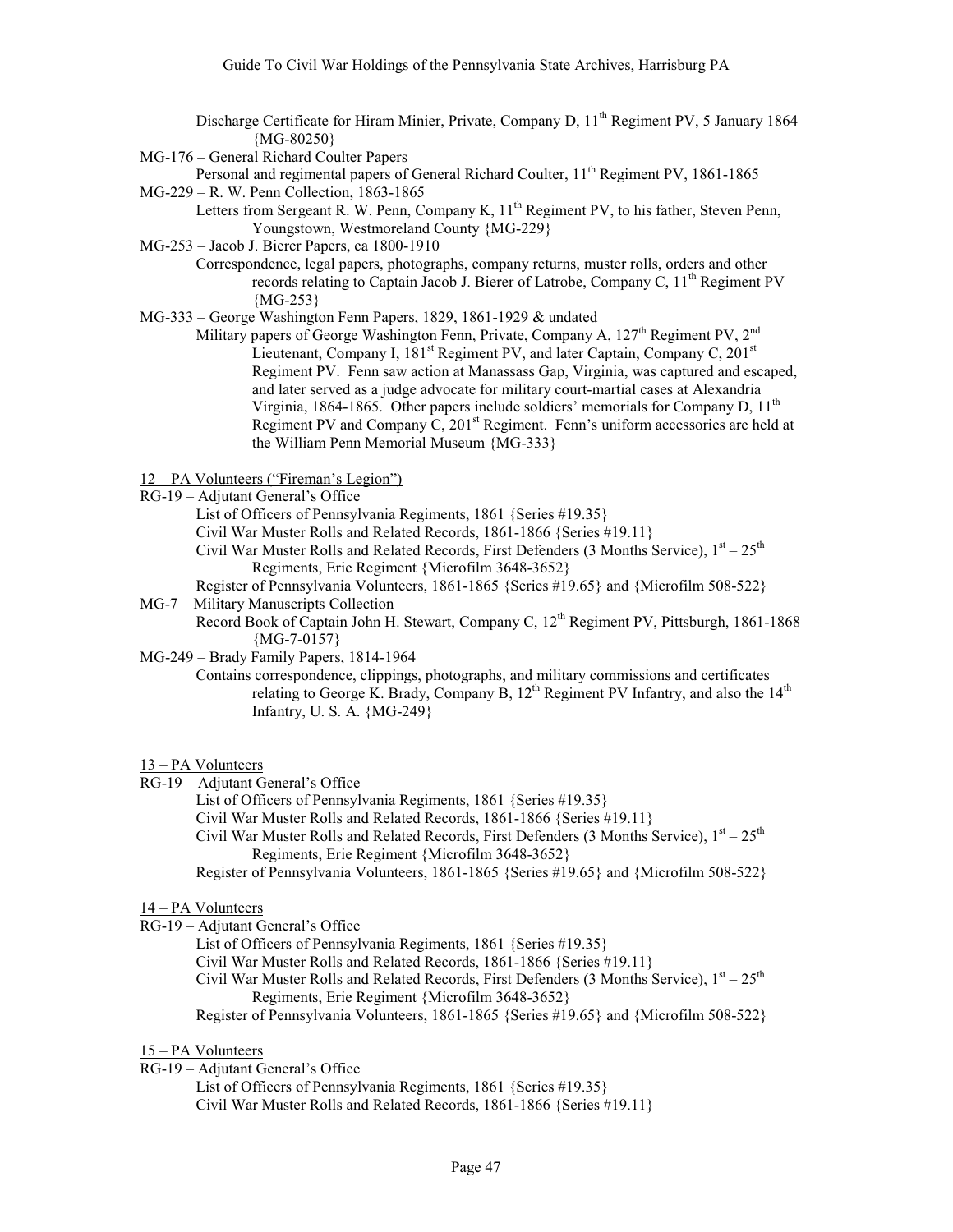Discharge Certificate for Hiram Minier, Private, Company D, 11th Regiment PV, 5 January 1864 {MG-80250}

MG-176 – General Richard Coulter Papers

Personal and regimental papers of General Richard Coulter, 11th Regiment PV, 1861-1865

MG-229 – R. W. Penn Collection, 1863-1865

Letters from Sergeant R. W. Penn, Company K, 11th Regiment PV, to his father, Steven Penn, Youngstown, Westmoreland County {MG-229}

MG-253 – Jacob J. Bierer Papers, ca 1800-1910

Correspondence, legal papers, photographs, company returns, muster rolls, orders and other records relating to Captain Jacob J. Bierer of Latrobe, Company C, 11th Regiment PV {MG-253}

MG-333 – George Washington Fenn Papers, 1829, 1861-1929 & undated

Military papers of George Washington Fenn, Private, Company A, 127th Regiment PV, 2nd Lieutenant, Company I, 181st Regiment PV, and later Captain, Company C, 201st Regiment PV. Fenn saw action at Manassass Gap, Virginia, was captured and escaped, and later served as a judge advocate for military court-martial cases at Alexandria Virginia, 1864-1865. Other papers include soldiers' memorials for Company D, 11th Regiment PV and Company C, 201st Regiment. Fenn's uniform accessories are held at the William Penn Memorial Museum {MG-333}

<u>12 – PA Volunteers ("Fireman's Legion")</u>

RG-19 – Adjutant General's Office

List of Officers of Pennsylvania Regiments, 1861 {Series #19.35}

Civil War Muster Rolls and Related Records, 1861-1866 {Series #19.11}

Civil War Muster Rolls and Related Records, First Defenders (3 Months Service), 1st – 25th Regiments, Erie Regiment {Microfilm 3648-3652}

Register of Pennsylvania Volunteers, 1861-1865 {Series #19.65} and {Microfilm 508-522}

MG-7 – Military Manuscripts Collection

Record Book of Captain John H. Stewart, Company C, 12th Regiment PV, Pittsburgh, 1861-1868 {MG-7-0157}

MG-249 – Brady Family Papers, 1814-1964

Contains correspondence, clippings, photographs, and military commissions and certificates relating to George K. Brady, Company B, 12th Regiment PV Infantry, and also the 14th Infantry, U. S. A. {MG-249}

<u>13 – PA Volunteers</u>

RG-19 – Adjutant General's Office

List of Officers of Pennsylvania Regiments, 1861 {Series #19.35}

Civil War Muster Rolls and Related Records, 1861-1866 {Series #19.11}

Civil War Muster Rolls and Related Records, First Defenders (3 Months Service), 1st – 25th Regiments, Erie Regiment {Microfilm 3648-3652}

Register of Pennsylvania Volunteers, 1861-1865 {Series #19.65} and {Microfilm 508-522}

<u>14 – PA Volunteers</u>

RG-19 – Adjutant General's Office

List of Officers of Pennsylvania Regiments, 1861 {Series #19.35}

Civil War Muster Rolls and Related Records, 1861-1866 {Series #19.11}

Civil War Muster Rolls and Related Records, First Defenders (3 Months Service), 1st – 25th Regiments, Erie Regiment {Microfilm 3648-3652}

Register of Pennsylvania Volunteers, 1861-1865 {Series #19.65} and {Microfilm 508-522}

<u>15 – PA Volunteers</u>

RG-19 – Adjutant General's Office

List of Officers of Pennsylvania Regiments, 1861 {Series #19.35}

Civil War Muster Rolls and Related Records, 1861-1866 {Series #19.11}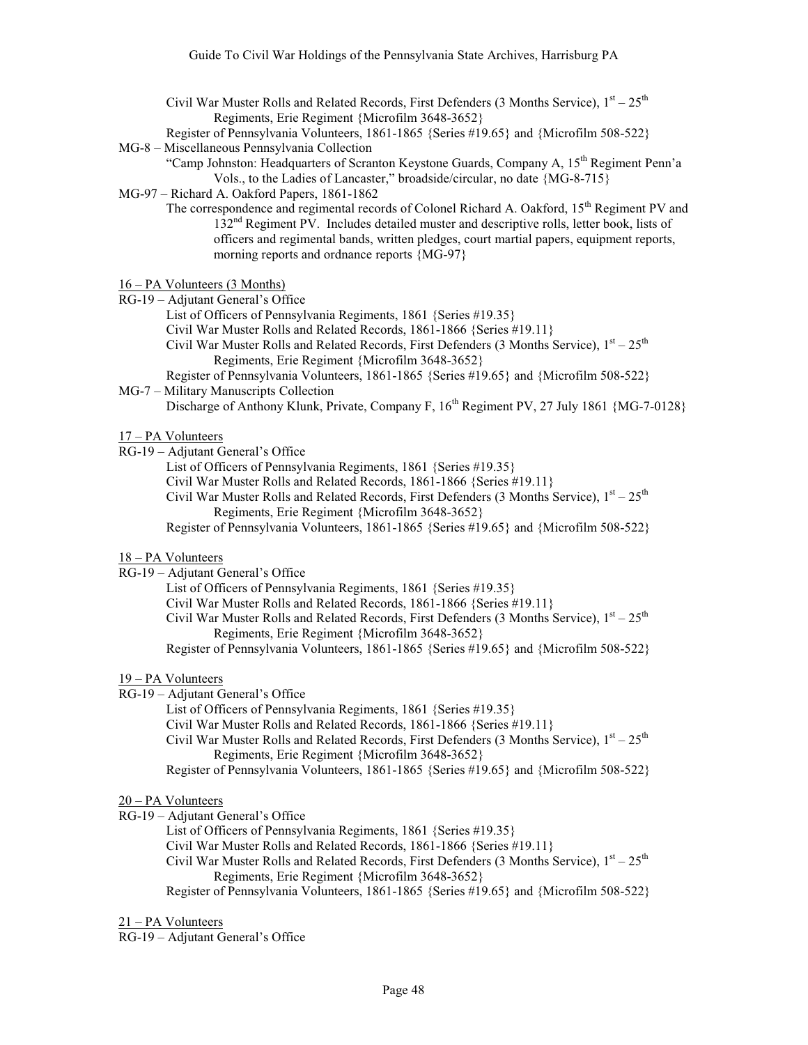Civil War Muster Rolls and Related Records, First Defenders (3 Months Service), 1st – 25th Regiments, Erie Regiment {Microfilm 3648-3652}

Register of Pennsylvania Volunteers, 1861-1865 {Series #19.65} and {Microfilm 508-522}

MG-8 – Miscellaneous Pennsylvania Collection

"Camp Johnston: Headquarters of Scranton Keystone Guards, Company A, 15th Regiment Penn'a Vols., to the Ladies of Lancaster," broadside/circular, no date {MG-8-715}

MG-97 – Richard A. Oakford Papers, 1861-1862

The correspondence and regimental records of Colonel Richard A. Oakford, 15th Regiment PV and 132nd Regiment PV. Includes detailed muster and descriptive rolls, letter book, lists of officers and regimental bands, written pledges, court martial papers, equipment reports, morning reports and ordnance reports {MG-97}

16 – PA Volunteers (3 Months)

RG-19 – Adjutant General's Office

List of Officers of Pennsylvania Regiments, 1861 {Series #19.35}

Civil War Muster Rolls and Related Records, 1861-1866 {Series #19.11}

Civil War Muster Rolls and Related Records, First Defenders (3 Months Service), 1st – 25th Regiments, Erie Regiment {Microfilm 3648-3652}

Register of Pennsylvania Volunteers, 1861-1865 {Series #19.65} and {Microfilm 508-522}

MG-7 – Military Manuscripts Collection

Discharge of Anthony Klunk, Private, Company F, 16th Regiment PV, 27 July 1861 {MG-7-0128}

17 – PA Volunteers

RG-19 – Adjutant General's Office

List of Officers of Pennsylvania Regiments, 1861 {Series #19.35}

Civil War Muster Rolls and Related Records, 1861-1866 {Series #19.11}

Civil War Muster Rolls and Related Records, First Defenders (3 Months Service), 1st – 25th Regiments, Erie Regiment {Microfilm 3648-3652}

Register of Pennsylvania Volunteers, 1861-1865 {Series #19.65} and {Microfilm 508-522}

18 – PA Volunteers

RG-19 – Adjutant General's Office

List of Officers of Pennsylvania Regiments, 1861 {Series #19.35}

Civil War Muster Rolls and Related Records, 1861-1866 {Series #19.11}

Civil War Muster Rolls and Related Records, First Defenders (3 Months Service), 1st – 25th Regiments, Erie Regiment {Microfilm 3648-3652}

Register of Pennsylvania Volunteers, 1861-1865 {Series #19.65} and {Microfilm 508-522}

19 – PA Volunteers

RG-19 – Adjutant General's Office

List of Officers of Pennsylvania Regiments, 1861 {Series #19.35}

Civil War Muster Rolls and Related Records, 1861-1866 {Series #19.11}

Civil War Muster Rolls and Related Records, First Defenders (3 Months Service), 1st – 25th Regiments, Erie Regiment {Microfilm 3648-3652}

Register of Pennsylvania Volunteers, 1861-1865 {Series #19.65} and {Microfilm 508-522}

20 – PA Volunteers

RG-19 – Adjutant General's Office

List of Officers of Pennsylvania Regiments, 1861 {Series #19.35}

Civil War Muster Rolls and Related Records, 1861-1866 {Series #19.11}

Civil War Muster Rolls and Related Records, First Defenders (3 Months Service), 1st – 25th Regiments, Erie Regiment {Microfilm 3648-3652}

Register of Pennsylvania Volunteers, 1861-1865 {Series #19.65} and {Microfilm 508-522}

21 – PA Volunteers

RG-19 – Adjutant General's Office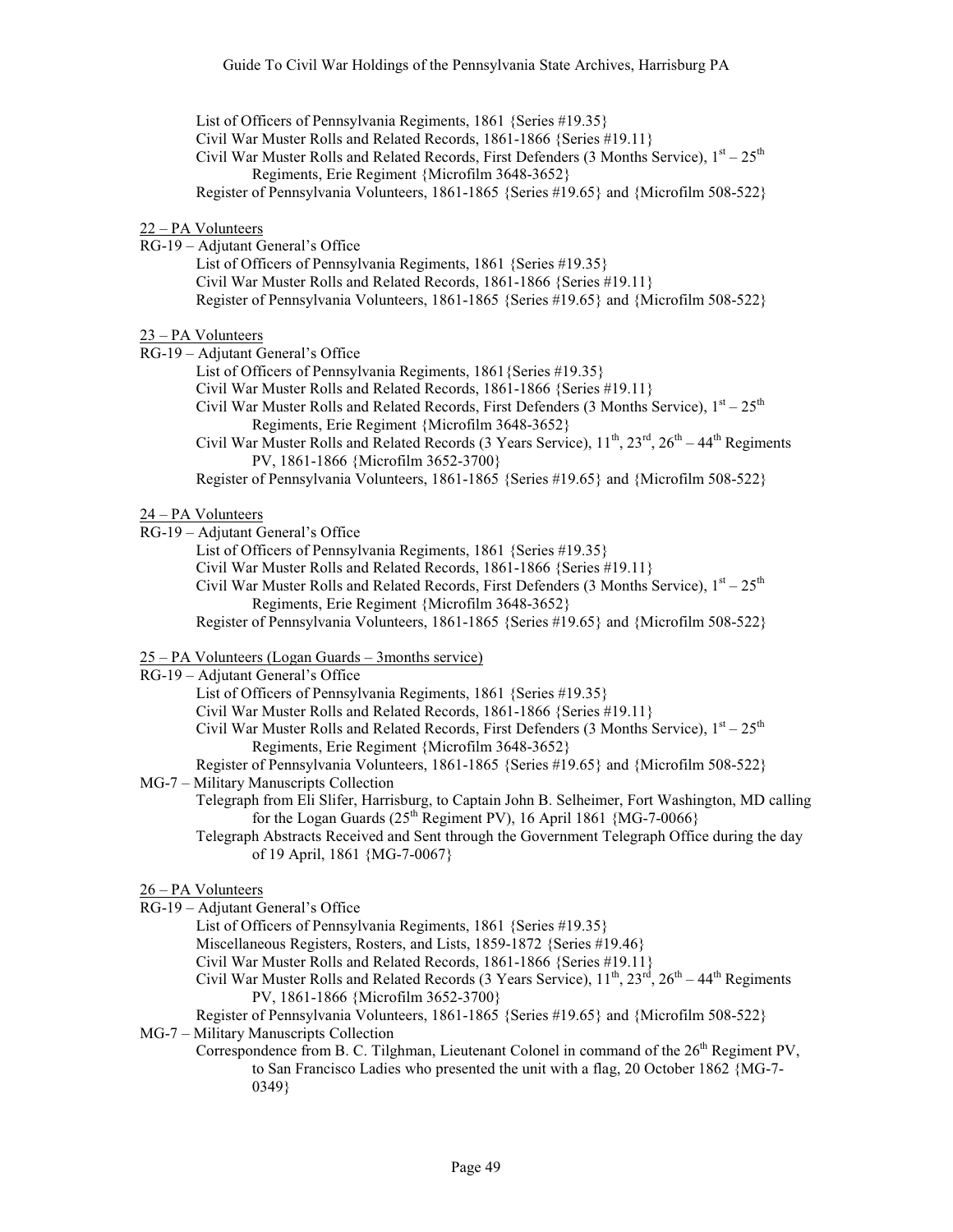List of Officers of Pennsylvania Regiments, 1861 {Series #19.35}
Civil War Muster Rolls and Related Records, 1861-1866 {Series #19.11}
Civil War Muster Rolls and Related Records, First Defenders (3 Months Service), 1st – 25th Regiments, Erie Regiment {Microfilm 3648-3652}
Register of Pennsylvania Volunteers, 1861-1865 {Series #19.65} and {Microfilm 508-522}

<u>22 – PA Volunteers</u>

RG-19 – Adjutant General's Office

- List of Officers of Pennsylvania Regiments, 1861 {Series #19.35}
- Civil War Muster Rolls and Related Records, 1861-1866 {Series #19.11}
- Register of Pennsylvania Volunteers, 1861-1865 {Series #19.65} and {Microfilm 508-522}

<u>23 – PA Volunteers</u>

RG-19 – Adjutant General's Office

- List of Officers of Pennsylvania Regiments, 1861{Series #19.35}
- Civil War Muster Rolls and Related Records, 1861-1866 {Series #19.11}
- Civil War Muster Rolls and Related Records, First Defenders (3 Months Service), 1st – 25th Regiments, Erie Regiment {Microfilm 3648-3652}
- Civil War Muster Rolls and Related Records (3 Years Service), 11th, 23rd, 26th – 44th Regiments PV, 1861-1866 {Microfilm 3652-3700}
- Register of Pennsylvania Volunteers, 1861-1865 {Series #19.65} and {Microfilm 508-522}

<u>24 – PA Volunteers</u>

RG-19 – Adjutant General's Office

- List of Officers of Pennsylvania Regiments, 1861 {Series #19.35}
- Civil War Muster Rolls and Related Records, 1861-1866 {Series #19.11}
- Civil War Muster Rolls and Related Records, First Defenders (3 Months Service), 1st – 25th Regiments, Erie Regiment {Microfilm 3648-3652}
- Register of Pennsylvania Volunteers, 1861-1865 {Series #19.65} and {Microfilm 508-522}

<u>25 – PA Volunteers (Logan Guards – 3months service)</u>

RG-19 – Adjutant General's Office

- List of Officers of Pennsylvania Regiments, 1861 {Series #19.35}
- Civil War Muster Rolls and Related Records, 1861-1866 {Series #19.11}
- Civil War Muster Rolls and Related Records, First Defenders (3 Months Service), 1st – 25th Regiments, Erie Regiment {Microfilm 3648-3652}
- Register of Pennsylvania Volunteers, 1861-1865 {Series #19.65} and {Microfilm 508-522}

MG-7 – Military Manuscripts Collection

- Telegraph from Eli Slifer, Harrisburg, to Captain John B. Selheimer, Fort Washington, MD calling for the Logan Guards (25th Regiment PV), 16 April 1861 {MG-7-0066}
- Telegraph Abstracts Received and Sent through the Government Telegraph Office during the day of 19 April, 1861 {MG-7-0067}

<u>26 – PA Volunteers</u>

RG-19 – Adjutant General's Office

- List of Officers of Pennsylvania Regiments, 1861 {Series #19.35}
- Miscellaneous Registers, Rosters, and Lists, 1859-1872 {Series #19.46}
- Civil War Muster Rolls and Related Records, 1861-1866 {Series #19.11}
- Civil War Muster Rolls and Related Records (3 Years Service), 11th, 23rd, 26th – 44th Regiments PV, 1861-1866 {Microfilm 3652-3700}
- Register of Pennsylvania Volunteers, 1861-1865 {Series #19.65} and {Microfilm 508-522}

MG-7 – Military Manuscripts Collection

- Correspondence from B. C. Tilghman, Lieutenant Colonel in command of the 26th Regiment PV, to San Francisco Ladies who presented the unit with a flag, 20 October 1862 {MG-7-0349}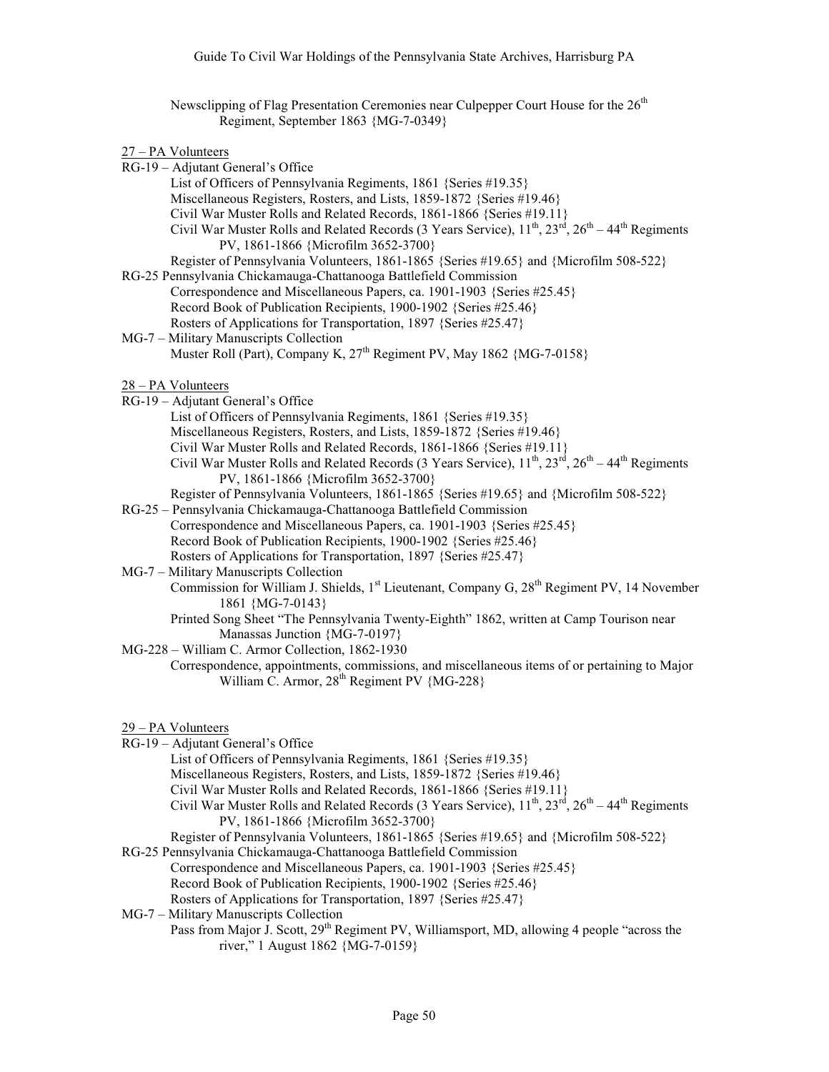Newsclipping of Flag Presentation Ceremonies near Culpepper Court House for the 26th Regiment, September 1863 {MG-7-0349}

<u>27 – PA Volunteers</u>

RG-19 – Adjutant General's Office
- List of Officers of Pennsylvania Regiments, 1861 {Series #19.35}
- Miscellaneous Registers, Rosters, and Lists, 1859-1872 {Series #19.46}
- Civil War Muster Rolls and Related Records, 1861-1866 {Series #19.11}
- Civil War Muster Rolls and Related Records (3 Years Service), 11th, 23rd, 26th – 44th Regiments PV, 1861-1866 {Microfilm 3652-3700}
- Register of Pennsylvania Volunteers, 1861-1865 {Series #19.65} and {Microfilm 508-522}

RG-25 Pennsylvania Chickamauga-Chattanooga Battlefield Commission
- Correspondence and Miscellaneous Papers, ca. 1901-1903 {Series #25.45}
- Record Book of Publication Recipients, 1900-1902 {Series #25.46}
- Rosters of Applications for Transportation, 1897 {Series #25.47}

MG-7 – Military Manuscripts Collection
- Muster Roll (Part), Company K, 27th Regiment PV, May 1862 {MG-7-0158}

<u>28 – PA Volunteers</u>

RG-19 – Adjutant General's Office
- List of Officers of Pennsylvania Regiments, 1861 {Series #19.35}
- Miscellaneous Registers, Rosters, and Lists, 1859-1872 {Series #19.46}
- Civil War Muster Rolls and Related Records, 1861-1866 {Series #19.11}
- Civil War Muster Rolls and Related Records (3 Years Service), 11th, 23rd, 26th – 44th Regiments PV, 1861-1866 {Microfilm 3652-3700}
- Register of Pennsylvania Volunteers, 1861-1865 {Series #19.65} and {Microfilm 508-522}

RG-25 – Pennsylvania Chickamauga-Chattanooga Battlefield Commission
- Correspondence and Miscellaneous Papers, ca. 1901-1903 {Series #25.45}
- Record Book of Publication Recipients, 1900-1902 {Series #25.46}
- Rosters of Applications for Transportation, 1897 {Series #25.47}

MG-7 – Military Manuscripts Collection
- Commission for William J. Shields, 1st Lieutenant, Company G, 28th Regiment PV, 14 November 1861 {MG-7-0143}
- Printed Song Sheet "The Pennsylvania Twenty-Eighth" 1862, written at Camp Tourison near Manassas Junction {MG-7-0197}

MG-228 – William C. Armor Collection, 1862-1930
- Correspondence, appointments, commissions, and miscellaneous items of or pertaining to Major William C. Armor, 28th Regiment PV {MG-228}

<u>29 – PA Volunteers</u>

RG-19 – Adjutant General's Office
- List of Officers of Pennsylvania Regiments, 1861 {Series #19.35}
- Miscellaneous Registers, Rosters, and Lists, 1859-1872 {Series #19.46}
- Civil War Muster Rolls and Related Records, 1861-1866 {Series #19.11}
- Civil War Muster Rolls and Related Records (3 Years Service), 11th, 23rd, 26th – 44th Regiments PV, 1861-1866 {Microfilm 3652-3700}
- Register of Pennsylvania Volunteers, 1861-1865 {Series #19.65} and {Microfilm 508-522}

RG-25 Pennsylvania Chickamauga-Chattanooga Battlefield Commission
- Correspondence and Miscellaneous Papers, ca. 1901-1903 {Series #25.45}
- Record Book of Publication Recipients, 1900-1902 {Series #25.46}
- Rosters of Applications for Transportation, 1897 {Series #25.47}

MG-7 – Military Manuscripts Collection
- Pass from Major J. Scott, 29th Regiment PV, Williamsport, MD, allowing 4 people "across the river," 1 August 1862 {MG-7-0159}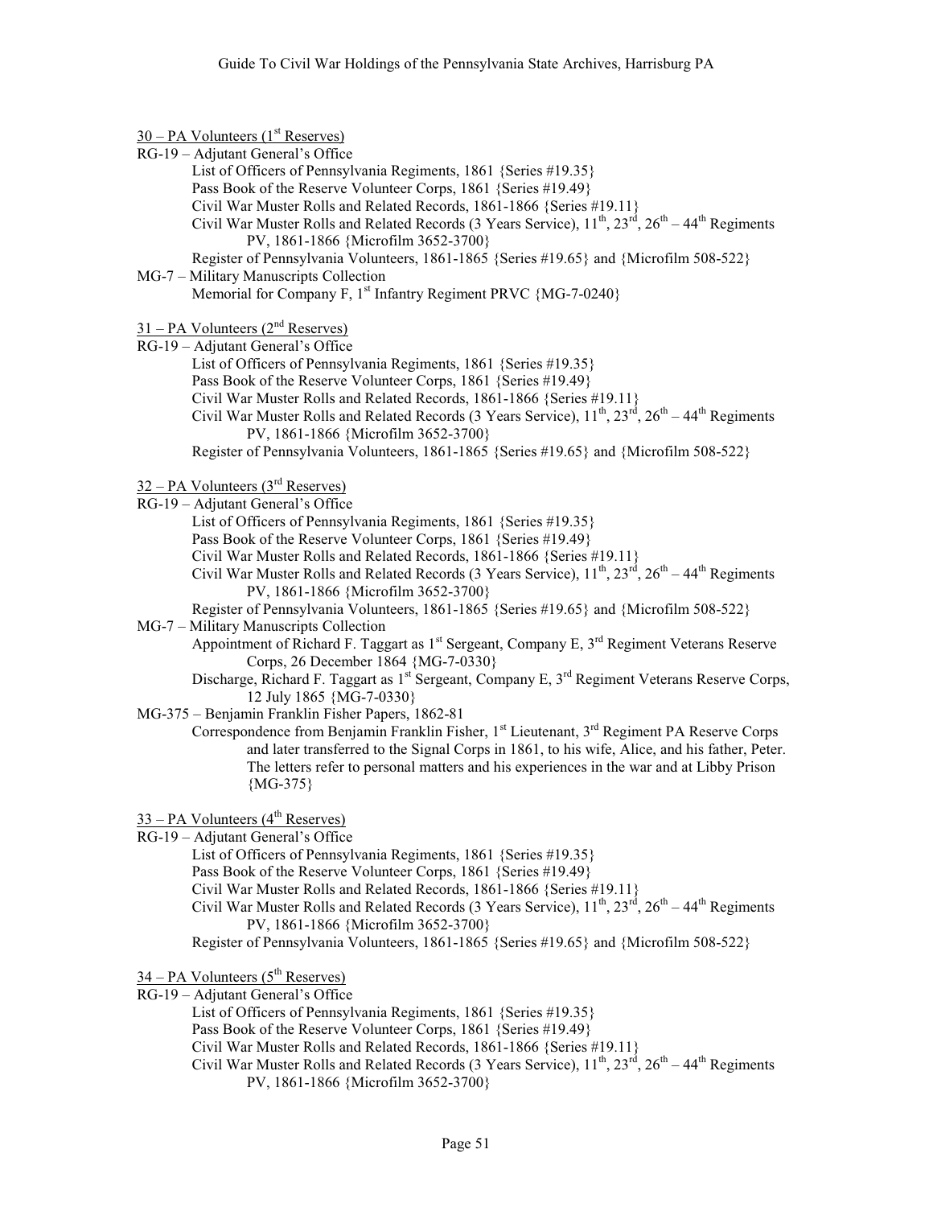30 – PA Volunteers (1st Reserves)

RG-19 – Adjutant General's Office

- List of Officers of Pennsylvania Regiments, 1861 {Series #19.35}
- Pass Book of the Reserve Volunteer Corps, 1861 {Series #19.49}
- Civil War Muster Rolls and Related Records, 1861-1866 {Series #19.11}
- Civil War Muster Rolls and Related Records (3 Years Service), 11th, 23rd, 26th – 44th Regiments PV, 1861-1866 {Microfilm 3652-3700}
- Register of Pennsylvania Volunteers, 1861-1865 {Series #19.65} and {Microfilm 508-522}

MG-7 – Military Manuscripts Collection

- Memorial for Company F, 1st Infantry Regiment PRVC {MG-7-0240}

31 – PA Volunteers (2nd Reserves)

RG-19 – Adjutant General's Office

- List of Officers of Pennsylvania Regiments, 1861 {Series #19.35}
- Pass Book of the Reserve Volunteer Corps, 1861 {Series #19.49}
- Civil War Muster Rolls and Related Records, 1861-1866 {Series #19.11}
- Civil War Muster Rolls and Related Records (3 Years Service), 11th, 23rd, 26th – 44th Regiments PV, 1861-1866 {Microfilm 3652-3700}
- Register of Pennsylvania Volunteers, 1861-1865 {Series #19.65} and {Microfilm 508-522}

32 – PA Volunteers (3rd Reserves)

RG-19 – Adjutant General's Office

- List of Officers of Pennsylvania Regiments, 1861 {Series #19.35}
- Pass Book of the Reserve Volunteer Corps, 1861 {Series #19.49}
- Civil War Muster Rolls and Related Records, 1861-1866 {Series #19.11}
- Civil War Muster Rolls and Related Records (3 Years Service), 11th, 23rd, 26th – 44th Regiments PV, 1861-1866 {Microfilm 3652-3700}
- Register of Pennsylvania Volunteers, 1861-1865 {Series #19.65} and {Microfilm 508-522}

MG-7 – Military Manuscripts Collection

- Appointment of Richard F. Taggart as 1st Sergeant, Company E, 3rd Regiment Veterans Reserve Corps, 26 December 1864 {MG-7-0330}
- Discharge, Richard F. Taggart as 1st Sergeant, Company E, 3rd Regiment Veterans Reserve Corps, 12 July 1865 {MG-7-0330}

MG-375 – Benjamin Franklin Fisher Papers, 1862-81

- Correspondence from Benjamin Franklin Fisher, 1st Lieutenant, 3rd Regiment PA Reserve Corps and later transferred to the Signal Corps in 1861, to his wife, Alice, and his father, Peter. The letters refer to personal matters and his experiences in the war and at Libby Prison {MG-375}

33 – PA Volunteers (4th Reserves)

RG-19 – Adjutant General's Office

- List of Officers of Pennsylvania Regiments, 1861 {Series #19.35}
- Pass Book of the Reserve Volunteer Corps, 1861 {Series #19.49}
- Civil War Muster Rolls and Related Records, 1861-1866 {Series #19.11}
- Civil War Muster Rolls and Related Records (3 Years Service), 11th, 23rd, 26th – 44th Regiments PV, 1861-1866 {Microfilm 3652-3700}
- Register of Pennsylvania Volunteers, 1861-1865 {Series #19.65} and {Microfilm 508-522}

34 – PA Volunteers (5th Reserves)

RG-19 – Adjutant General's Office

- List of Officers of Pennsylvania Regiments, 1861 {Series #19.35}
- Pass Book of the Reserve Volunteer Corps, 1861 {Series #19.49}
- Civil War Muster Rolls and Related Records, 1861-1866 {Series #19.11}
- Civil War Muster Rolls and Related Records (3 Years Service), 11th, 23rd, 26th – 44th Regiments PV, 1861-1866 {Microfilm 3652-3700}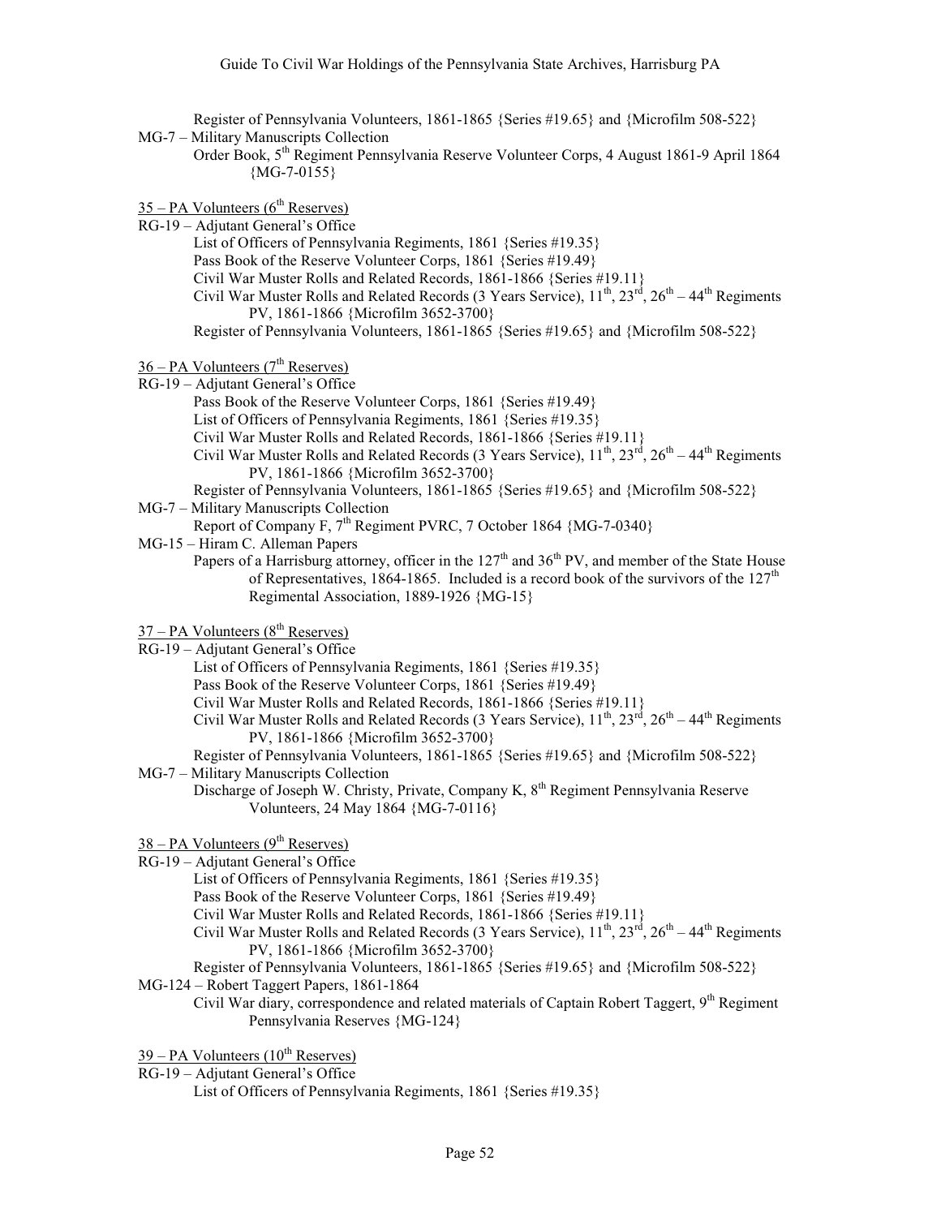Register of Pennsylvania Volunteers, 1861-1865 {Series #19.65} and {Microfilm 508-522}

MG-7 – Military Manuscripts Collection

Order Book, 5th Regiment Pennsylvania Reserve Volunteer Corps, 4 August 1861-9 April 1864 {MG-7-0155}

<u>35 – PA Volunteers (6th Reserves)</u>

RG-19 – Adjutant General's Office

List of Officers of Pennsylvania Regiments, 1861 {Series #19.35}
Pass Book of the Reserve Volunteer Corps, 1861 {Series #19.49}
Civil War Muster Rolls and Related Records, 1861-1866 {Series #19.11}
Civil War Muster Rolls and Related Records (3 Years Service), 11th, 23rd, 26th – 44th Regiments PV, 1861-1866 {Microfilm 3652-3700}
Register of Pennsylvania Volunteers, 1861-1865 {Series #19.65} and {Microfilm 508-522}

<u>36 – PA Volunteers (7th Reserves)</u>

RG-19 – Adjutant General's Office

Pass Book of the Reserve Volunteer Corps, 1861 {Series #19.49}
List of Officers of Pennsylvania Regiments, 1861 {Series #19.35}
Civil War Muster Rolls and Related Records, 1861-1866 {Series #19.11}
Civil War Muster Rolls and Related Records (3 Years Service), 11th, 23rd, 26th – 44th Regiments PV, 1861-1866 {Microfilm 3652-3700}
Register of Pennsylvania Volunteers, 1861-1865 {Series #19.65} and {Microfilm 508-522}

MG-7 – Military Manuscripts Collection

Report of Company F, 7th Regiment PVRC, 7 October 1864 {MG-7-0340}

MG-15 – Hiram C. Alleman Papers

Papers of a Harrisburg attorney, officer in the 127th and 36th PV, and member of the State House of Representatives, 1864-1865. Included is a record book of the survivors of the 127th Regimental Association, 1889-1926 {MG-15}

<u>37 – PA Volunteers (8th Reserves)</u>

RG-19 – Adjutant General's Office

List of Officers of Pennsylvania Regiments, 1861 {Series #19.35}
Pass Book of the Reserve Volunteer Corps, 1861 {Series #19.49}
Civil War Muster Rolls and Related Records, 1861-1866 {Series #19.11}
Civil War Muster Rolls and Related Records (3 Years Service), 11th, 23rd, 26th – 44th Regiments PV, 1861-1866 {Microfilm 3652-3700}
Register of Pennsylvania Volunteers, 1861-1865 {Series #19.65} and {Microfilm 508-522}

MG-7 – Military Manuscripts Collection

Discharge of Joseph W. Christy, Private, Company K, 8th Regiment Pennsylvania Reserve Volunteers, 24 May 1864 {MG-7-0116}

<u>38 – PA Volunteers (9th Reserves)</u>

RG-19 – Adjutant General's Office

List of Officers of Pennsylvania Regiments, 1861 {Series #19.35}
Pass Book of the Reserve Volunteer Corps, 1861 {Series #19.49}
Civil War Muster Rolls and Related Records, 1861-1866 {Series #19.11}
Civil War Muster Rolls and Related Records (3 Years Service), 11th, 23rd, 26th – 44th Regiments PV, 1861-1866 {Microfilm 3652-3700}
Register of Pennsylvania Volunteers, 1861-1865 {Series #19.65} and {Microfilm 508-522}

MG-124 – Robert Taggert Papers, 1861-1864

Civil War diary, correspondence and related materials of Captain Robert Taggert, 9th Regiment Pennsylvania Reserves {MG-124}

<u>39 – PA Volunteers (10th Reserves)</u>

RG-19 – Adjutant General's Office

List of Officers of Pennsylvania Regiments, 1861 {Series #19.35}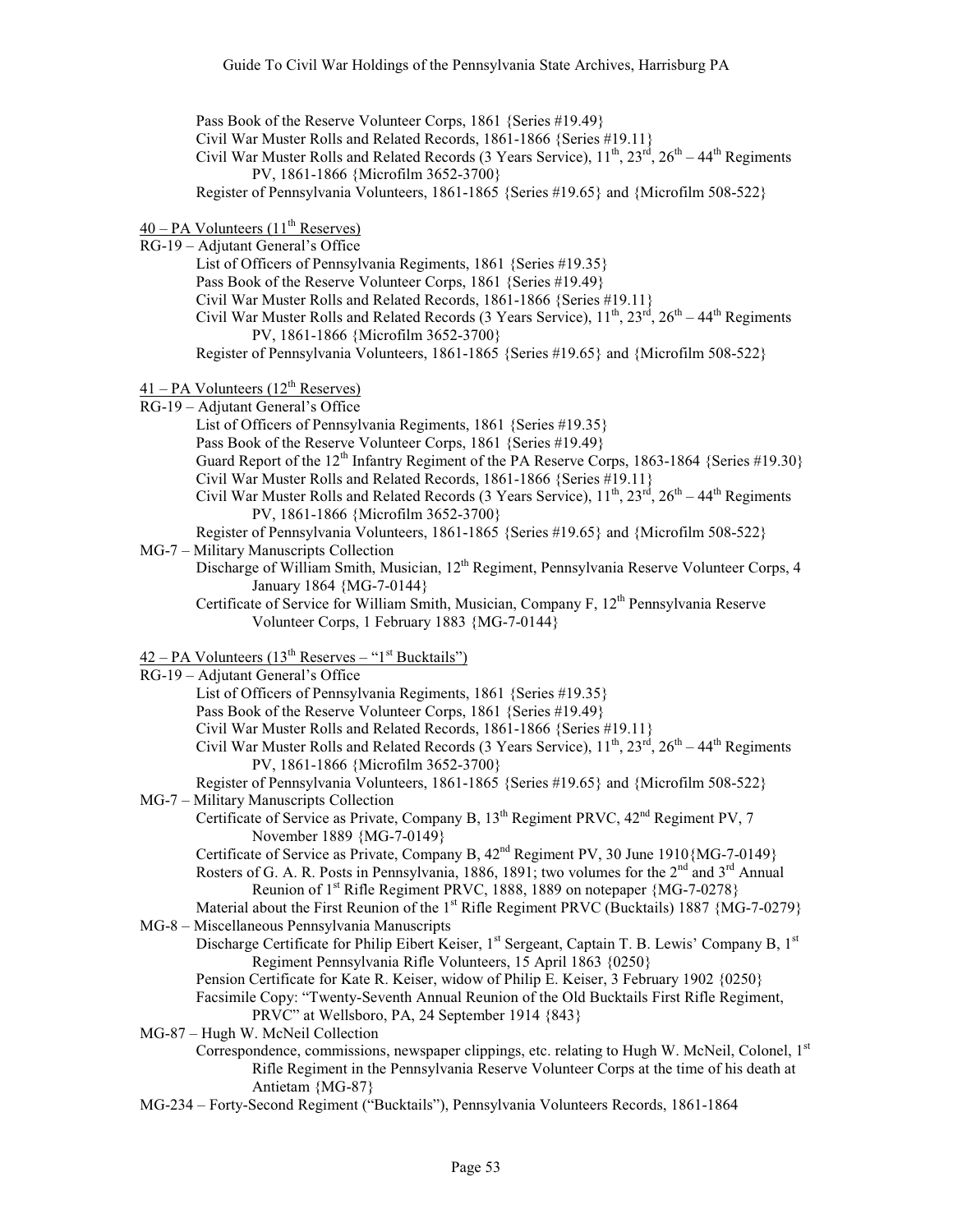Pass Book of the Reserve Volunteer Corps, 1861 {Series #19.49}
Civil War Muster Rolls and Related Records, 1861-1866 {Series #19.11}
Civil War Muster Rolls and Related Records (3 Years Service), 11th, 23rd, 26th – 44th Regiments PV, 1861-1866 {Microfilm 3652-3700}
Register of Pennsylvania Volunteers, 1861-1865 {Series #19.65} and {Microfilm 508-522}

40 – PA Volunteers (11th Reserves)

RG-19 – Adjutant General's Office
- List of Officers of Pennsylvania Regiments, 1861 {Series #19.35}
- Pass Book of the Reserve Volunteer Corps, 1861 {Series #19.49}
- Civil War Muster Rolls and Related Records, 1861-1866 {Series #19.11}
- Civil War Muster Rolls and Related Records (3 Years Service), 11th, 23rd, 26th – 44th Regiments PV, 1861-1866 {Microfilm 3652-3700}
- Register of Pennsylvania Volunteers, 1861-1865 {Series #19.65} and {Microfilm 508-522}

41 – PA Volunteers (12th Reserves)

RG-19 – Adjutant General's Office
- List of Officers of Pennsylvania Regiments, 1861 {Series #19.35}
- Pass Book of the Reserve Volunteer Corps, 1861 {Series #19.49}
- Guard Report of the 12th Infantry Regiment of the PA Reserve Corps, 1863-1864 {Series #19.30}
- Civil War Muster Rolls and Related Records, 1861-1866 {Series #19.11}
- Civil War Muster Rolls and Related Records (3 Years Service), 11th, 23rd, 26th – 44th Regiments PV, 1861-1866 {Microfilm 3652-3700}
- Register of Pennsylvania Volunteers, 1861-1865 {Series #19.65} and {Microfilm 508-522}

MG-7 – Military Manuscripts Collection
- Discharge of William Smith, Musician, 12th Regiment, Pennsylvania Reserve Volunteer Corps, 4 January 1864 {MG-7-0144}
- Certificate of Service for William Smith, Musician, Company F, 12th Pennsylvania Reserve Volunteer Corps, 1 February 1883 {MG-7-0144}

42 – PA Volunteers (13th Reserves – "1st Bucktails")

RG-19 – Adjutant General's Office
- List of Officers of Pennsylvania Regiments, 1861 {Series #19.35}
- Pass Book of the Reserve Volunteer Corps, 1861 {Series #19.49}
- Civil War Muster Rolls and Related Records, 1861-1866 {Series #19.11}
- Civil War Muster Rolls and Related Records (3 Years Service), 11th, 23rd, 26th – 44th Regiments PV, 1861-1866 {Microfilm 3652-3700}
- Register of Pennsylvania Volunteers, 1861-1865 {Series #19.65} and {Microfilm 508-522}

MG-7 – Military Manuscripts Collection
- Certificate of Service as Private, Company B, 13th Regiment PRVC, 42nd Regiment PV, 7 November 1889 {MG-7-0149}
- Certificate of Service as Private, Company B, 42nd Regiment PV, 30 June 1910{MG-7-0149}
- Rosters of G. A. R. Posts in Pennsylvania, 1886, 1891; two volumes for the 2nd and 3rd Annual Reunion of 1st Rifle Regiment PRVC, 1888, 1889 on notepaper {MG-7-0278}
- Material about the First Reunion of the 1st Rifle Regiment PRVC (Bucktails) 1887 {MG-7-0279}

MG-8 – Miscellaneous Pennsylvania Manuscripts
- Discharge Certificate for Philip Eibert Keiser, 1st Sergeant, Captain T. B. Lewis' Company B, 1st Regiment Pennsylvania Rifle Volunteers, 15 April 1863 {0250}
- Pension Certificate for Kate R. Keiser, widow of Philip E. Keiser, 3 February 1902 {0250}
- Facsimile Copy: "Twenty-Seventh Annual Reunion of the Old Bucktails First Rifle Regiment, PRVC" at Wellsboro, PA, 24 September 1914 {843}

MG-87 – Hugh W. McNeil Collection
- Correspondence, commissions, newspaper clippings, etc. relating to Hugh W. McNeil, Colonel, 1st Rifle Regiment in the Pennsylvania Reserve Volunteer Corps at the time of his death at Antietam {MG-87}

MG-234 – Forty-Second Regiment ("Bucktails"), Pennsylvania Volunteers Records, 1861-1864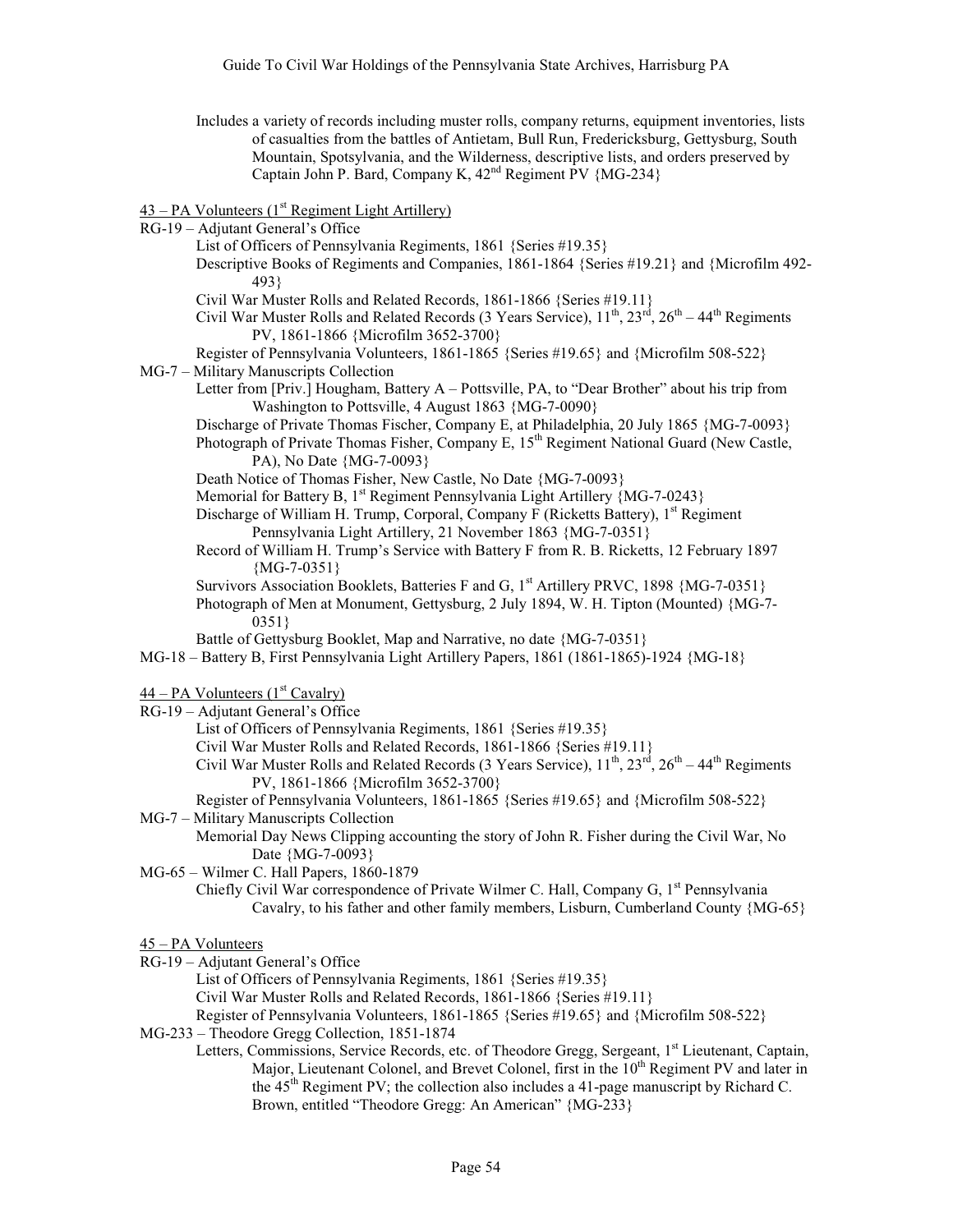Includes a variety of records including muster rolls, company returns, equipment inventories, lists of casualties from the battles of Antietam, Bull Run, Fredericksburg, Gettysburg, South Mountain, Spotsylvania, and the Wilderness, descriptive lists, and orders preserved by Captain John P. Bard, Company K, 42nd Regiment PV {MG-234}

<u>43 – PA Volunteers (1st Regiment Light Artillery)</u>

RG-19 – Adjutant General's Office

- List of Officers of Pennsylvania Regiments, 1861 {Series #19.35}
- Descriptive Books of Regiments and Companies, 1861-1864 {Series #19.21} and {Microfilm 492-493}
- Civil War Muster Rolls and Related Records, 1861-1866 {Series #19.11}
- Civil War Muster Rolls and Related Records (3 Years Service), 11th, 23rd, 26th – 44th Regiments PV, 1861-1866 {Microfilm 3652-3700}
- Register of Pennsylvania Volunteers, 1861-1865 {Series #19.65} and {Microfilm 508-522}

MG-7 – Military Manuscripts Collection

- Letter from [Priv.] Hougham, Battery A – Pottsville, PA, to "Dear Brother" about his trip from Washington to Pottsville, 4 August 1863 {MG-7-0090}
- Discharge of Private Thomas Fischer, Company E, at Philadelphia, 20 July 1865 {MG-7-0093}
- Photograph of Private Thomas Fisher, Company E, 15th Regiment National Guard (New Castle, PA), No Date {MG-7-0093}
- Death Notice of Thomas Fisher, New Castle, No Date {MG-7-0093}
- Memorial for Battery B, 1st Regiment Pennsylvania Light Artillery {MG-7-0243}
- Discharge of William H. Trump, Corporal, Company F (Ricketts Battery), 1st Regiment Pennsylvania Light Artillery, 21 November 1863 {MG-7-0351}
- Record of William H. Trump's Service with Battery F from R. B. Ricketts, 12 February 1897 {MG-7-0351}
- Survivors Association Booklets, Batteries F and G, 1st Artillery PRVC, 1898 {MG-7-0351}
- Photograph of Men at Monument, Gettysburg, 2 July 1894, W. H. Tipton (Mounted) {MG-7-0351}
- Battle of Gettysburg Booklet, Map and Narrative, no date {MG-7-0351}

MG-18 – Battery B, First Pennsylvania Light Artillery Papers, 1861 (1861-1865)-1924 {MG-18}

<u>44 – PA Volunteers (1st Cavalry)</u>

RG-19 – Adjutant General's Office

- List of Officers of Pennsylvania Regiments, 1861 {Series #19.35}
- Civil War Muster Rolls and Related Records, 1861-1866 {Series #19.11}
- Civil War Muster Rolls and Related Records (3 Years Service), 11th, 23rd, 26th – 44th Regiments PV, 1861-1866 {Microfilm 3652-3700}
- Register of Pennsylvania Volunteers, 1861-1865 {Series #19.65} and {Microfilm 508-522}

MG-7 – Military Manuscripts Collection

- Memorial Day News Clipping accounting the story of John R. Fisher during the Civil War, No Date {MG-7-0093}

MG-65 – Wilmer C. Hall Papers, 1860-1879

- Chiefly Civil War correspondence of Private Wilmer C. Hall, Company G, 1st Pennsylvania Cavalry, to his father and other family members, Lisburn, Cumberland County {MG-65}

<u>45 – PA Volunteers</u>

RG-19 – Adjutant General's Office

- List of Officers of Pennsylvania Regiments, 1861 {Series #19.35}
- Civil War Muster Rolls and Related Records, 1861-1866 {Series #19.11}
- Register of Pennsylvania Volunteers, 1861-1865 {Series #19.65} and {Microfilm 508-522}

MG-233 – Theodore Gregg Collection, 1851-1874

- Letters, Commissions, Service Records, etc. of Theodore Gregg, Sergeant, 1st Lieutenant, Captain, Major, Lieutenant Colonel, and Brevet Colonel, first in the 10th Regiment PV and later in the 45th Regiment PV; the collection also includes a 41-page manuscript by Richard C. Brown, entitled "Theodore Gregg: An American" {MG-233}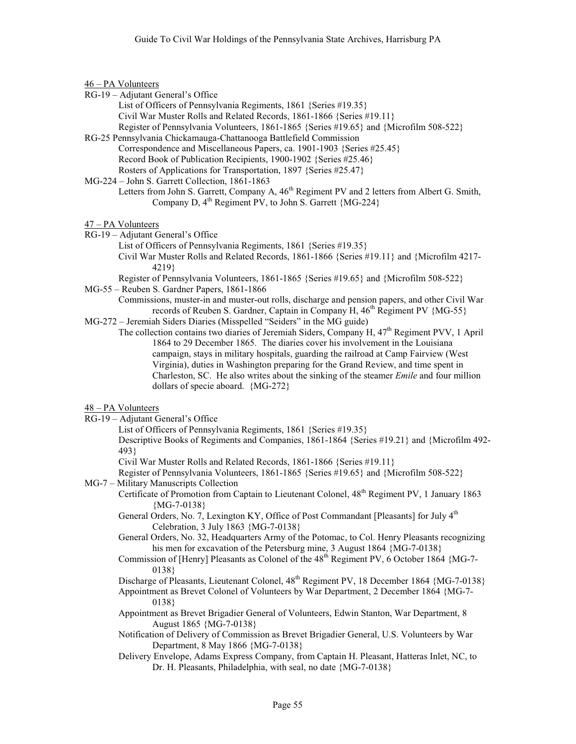46 – PA Volunteers

RG-19 – Adjutant General's Office

- List of Officers of Pennsylvania Regiments, 1861 {Series #19.35}
- Civil War Muster Rolls and Related Records, 1861-1866 {Series #19.11}
- Register of Pennsylvania Volunteers, 1861-1865 {Series #19.65} and {Microfilm 508-522}

RG-25 Pennsylvania Chickamauga-Chattanooga Battlefield Commission

- Correspondence and Miscellaneous Papers, ca. 1901-1903 {Series #25.45}
- Record Book of Publication Recipients, 1900-1902 {Series #25.46}
- Rosters of Applications for Transportation, 1897 {Series #25.47}

MG-224 – John S. Garrett Collection, 1861-1863

- Letters from John S. Garrett, Company A, 46th Regiment PV and 2 letters from Albert G. Smith, Company D, 4th Regiment PV, to John S. Garrett {MG-224}

47 – PA Volunteers

RG-19 – Adjutant General's Office

- List of Officers of Pennsylvania Regiments, 1861 {Series #19.35}
- Civil War Muster Rolls and Related Records, 1861-1866 {Series #19.11} and {Microfilm 4217-4219}
- Register of Pennsylvania Volunteers, 1861-1865 {Series #19.65} and {Microfilm 508-522}

MG-55 – Reuben S. Gardner Papers, 1861-1866

- Commissions, muster-in and muster-out rolls, discharge and pension papers, and other Civil War records of Reuben S. Gardner, Captain in Company H, 46th Regiment PV {MG-55}

MG-272 – Jeremiah Siders Diaries (Misspelled "Seiders" in the MG guide)

- The collection contains two diaries of Jeremiah Siders, Company H, 47th Regiment PVV, 1 April 1864 to 29 December 1865. The diaries cover his involvement in the Louisiana campaign, stays in military hospitals, guarding the railroad at Camp Fairview (West Virginia), duties in Washington preparing for the Grand Review, and time spent in Charleston, SC. He also writes about the sinking of the steamer *Emile* and four million dollars of specie aboard. {MG-272}

48 – PA Volunteers

RG-19 – Adjutant General's Office

- List of Officers of Pennsylvania Regiments, 1861 {Series #19.35}
- Descriptive Books of Regiments and Companies, 1861-1864 {Series #19.21} and {Microfilm 492-493}
- Civil War Muster Rolls and Related Records, 1861-1866 {Series #19.11}
- Register of Pennsylvania Volunteers, 1861-1865 {Series #19.65} and {Microfilm 508-522}

MG-7 – Military Manuscripts Collection

- Certificate of Promotion from Captain to Lieutenant Colonel, 48th Regiment PV, 1 January 1863 {MG-7-0138}
- General Orders, No. 7, Lexington KY, Office of Post Commandant [Pleasants] for July 4th Celebration, 3 July 1863 {MG-7-0138}
- General Orders, No. 32, Headquarters Army of the Potomac, to Col. Henry Pleasants recognizing his men for excavation of the Petersburg mine, 3 August 1864 {MG-7-0138}
- Commission of [Henry] Pleasants as Colonel of the 48th Regiment PV, 6 October 1864 {MG-7-0138}
- Discharge of Pleasants, Lieutenant Colonel, 48th Regiment PV, 18 December 1864 {MG-7-0138}
- Appointment as Brevet Colonel of Volunteers by War Department, 2 December 1864 {MG-7-0138}
- Appointment as Brevet Brigadier General of Volunteers, Edwin Stanton, War Department, 8 August 1865 {MG-7-0138}
- Notification of Delivery of Commission as Brevet Brigadier General, U.S. Volunteers by War Department, 8 May 1866 {MG-7-0138}
- Delivery Envelope, Adams Express Company, from Captain H. Pleasant, Hatteras Inlet, NC, to Dr. H. Pleasants, Philadelphia, with seal, no date {MG-7-0138}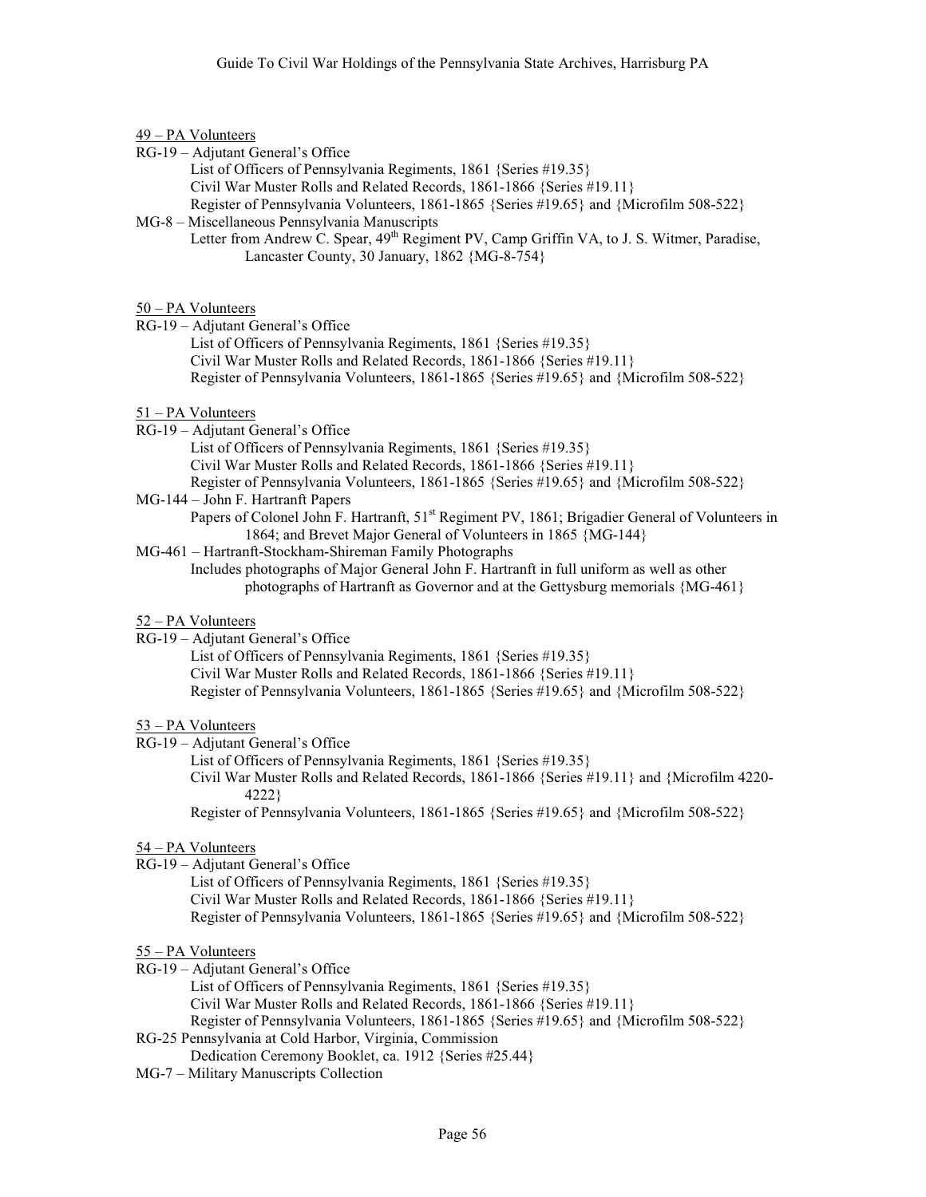49 – PA Volunteers

RG-19 – Adjutant General's Office
- List of Officers of Pennsylvania Regiments, 1861 {Series #19.35}
- Civil War Muster Rolls and Related Records, 1861-1866 {Series #19.11}
- Register of Pennsylvania Volunteers, 1861-1865 {Series #19.65} and {Microfilm 508-522}

MG-8 – Miscellaneous Pennsylvania Manuscripts
- Letter from Andrew C. Spear, 49th Regiment PV, Camp Griffin VA, to J. S. Witmer, Paradise, Lancaster County, 30 January, 1862 {MG-8-754}

50 – PA Volunteers

RG-19 – Adjutant General's Office
- List of Officers of Pennsylvania Regiments, 1861 {Series #19.35}
- Civil War Muster Rolls and Related Records, 1861-1866 {Series #19.11}
- Register of Pennsylvania Volunteers, 1861-1865 {Series #19.65} and {Microfilm 508-522}

51 – PA Volunteers

RG-19 – Adjutant General's Office
- List of Officers of Pennsylvania Regiments, 1861 {Series #19.35}
- Civil War Muster Rolls and Related Records, 1861-1866 {Series #19.11}
- Register of Pennsylvania Volunteers, 1861-1865 {Series #19.65} and {Microfilm 508-522}

MG-144 – John F. Hartranft Papers
- Papers of Colonel John F. Hartranft, 51st Regiment PV, 1861; Brigadier General of Volunteers in 1864; and Brevet Major General of Volunteers in 1865 {MG-144}

MG-461 – Hartranft-Stockham-Shireman Family Photographs
- Includes photographs of Major General John F. Hartranft in full uniform as well as other photographs of Hartranft as Governor and at the Gettysburg memorials {MG-461}

52 – PA Volunteers

RG-19 – Adjutant General's Office
- List of Officers of Pennsylvania Regiments, 1861 {Series #19.35}
- Civil War Muster Rolls and Related Records, 1861-1866 {Series #19.11}
- Register of Pennsylvania Volunteers, 1861-1865 {Series #19.65} and {Microfilm 508-522}

53 – PA Volunteers

RG-19 – Adjutant General's Office
- List of Officers of Pennsylvania Regiments, 1861 {Series #19.35}
- Civil War Muster Rolls and Related Records, 1861-1866 {Series #19.11} and {Microfilm 4220-4222}
- Register of Pennsylvania Volunteers, 1861-1865 {Series #19.65} and {Microfilm 508-522}

54 – PA Volunteers

RG-19 – Adjutant General's Office
- List of Officers of Pennsylvania Regiments, 1861 {Series #19.35}
- Civil War Muster Rolls and Related Records, 1861-1866 {Series #19.11}
- Register of Pennsylvania Volunteers, 1861-1865 {Series #19.65} and {Microfilm 508-522}

55 – PA Volunteers

RG-19 – Adjutant General's Office
- List of Officers of Pennsylvania Regiments, 1861 {Series #19.35}
- Civil War Muster Rolls and Related Records, 1861-1866 {Series #19.11}
- Register of Pennsylvania Volunteers, 1861-1865 {Series #19.65} and {Microfilm 508-522}

RG-25 Pennsylvania at Cold Harbor, Virginia, Commission
- Dedication Ceremony Booklet, ca. 1912 {Series #25.44}

MG-7 – Military Manuscripts Collection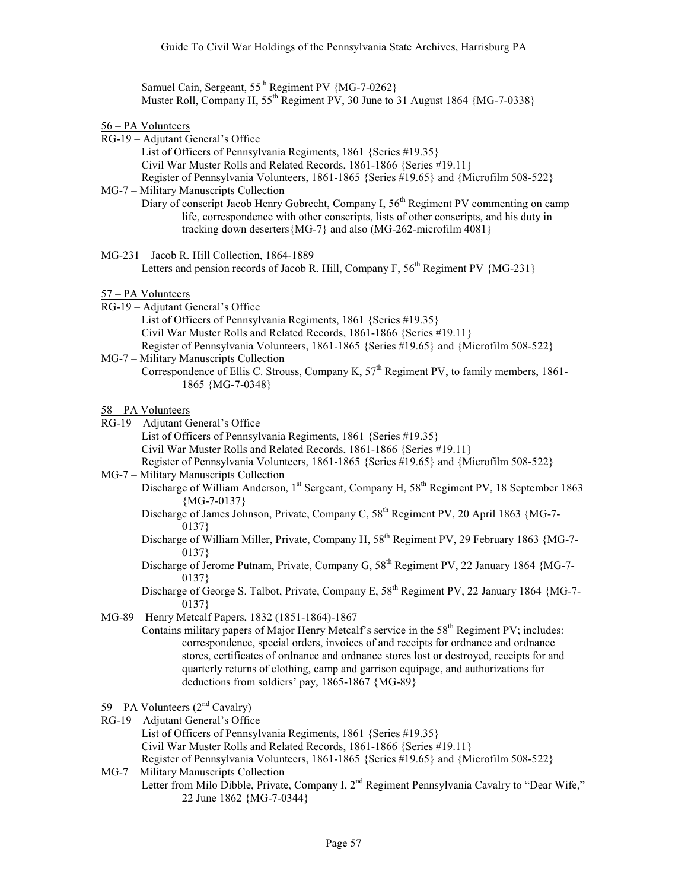Samuel Cain, Sergeant, 55th Regiment PV {MG-7-0262}
Muster Roll, Company H, 55th Regiment PV, 30 June to 31 August 1864 {MG-7-0338}

<u>56 – PA Volunteers</u>

RG-19 – Adjutant General's Office
- List of Officers of Pennsylvania Regiments, 1861 {Series #19.35}
- Civil War Muster Rolls and Related Records, 1861-1866 {Series #19.11}
- Register of Pennsylvania Volunteers, 1861-1865 {Series #19.65} and {Microfilm 508-522}

MG-7 – Military Manuscripts Collection
- Diary of conscript Jacob Henry Gobrecht, Company I, 56th Regiment PV commenting on camp life, correspondence with other conscripts, lists of other conscripts, and his duty in tracking down deserters{MG-7} and also (MG-262-microfilm 4081}

MG-231 – Jacob R. Hill Collection, 1864-1889
- Letters and pension records of Jacob R. Hill, Company F, 56th Regiment PV {MG-231}

<u>57 – PA Volunteers</u>

RG-19 – Adjutant General's Office
- List of Officers of Pennsylvania Regiments, 1861 {Series #19.35}
- Civil War Muster Rolls and Related Records, 1861-1866 {Series #19.11}
- Register of Pennsylvania Volunteers, 1861-1865 {Series #19.65} and {Microfilm 508-522}

MG-7 – Military Manuscripts Collection
- Correspondence of Ellis C. Strouss, Company K, 57th Regiment PV, to family members, 1861-1865 {MG-7-0348}

<u>58 – PA Volunteers</u>

RG-19 – Adjutant General's Office
- List of Officers of Pennsylvania Regiments, 1861 {Series #19.35}
- Civil War Muster Rolls and Related Records, 1861-1866 {Series #19.11}
- Register of Pennsylvania Volunteers, 1861-1865 {Series #19.65} and {Microfilm 508-522}

MG-7 – Military Manuscripts Collection
- Discharge of William Anderson, 1st Sergeant, Company H, 58th Regiment PV, 18 September 1863 {MG-7-0137}
- Discharge of James Johnson, Private, Company C, 58th Regiment PV, 20 April 1863 {MG-7-0137}
- Discharge of William Miller, Private, Company H, 58th Regiment PV, 29 February 1863 {MG-7-0137}
- Discharge of Jerome Putnam, Private, Company G, 58th Regiment PV, 22 January 1864 {MG-7-0137}
- Discharge of George S. Talbot, Private, Company E, 58th Regiment PV, 22 January 1864 {MG-7-0137}

MG-89 – Henry Metcalf Papers, 1832 (1851-1864)-1867
- Contains military papers of Major Henry Metcalf's service in the 58th Regiment PV; includes: correspondence, special orders, invoices of and receipts for ordnance and ordnance stores, certificates of ordnance and ordnance stores lost or destroyed, receipts for and quarterly returns of clothing, camp and garrison equipage, and authorizations for deductions from soldiers' pay, 1865-1867 {MG-89}

<u>59 – PA Volunteers (2nd Cavalry)</u>

RG-19 – Adjutant General's Office
- List of Officers of Pennsylvania Regiments, 1861 {Series #19.35}
- Civil War Muster Rolls and Related Records, 1861-1866 {Series #19.11}
- Register of Pennsylvania Volunteers, 1861-1865 {Series #19.65} and {Microfilm 508-522}

MG-7 – Military Manuscripts Collection
- Letter from Milo Dibble, Private, Company I, 2nd Regiment Pennsylvania Cavalry to "Dear Wife," 22 June 1862 {MG-7-0344}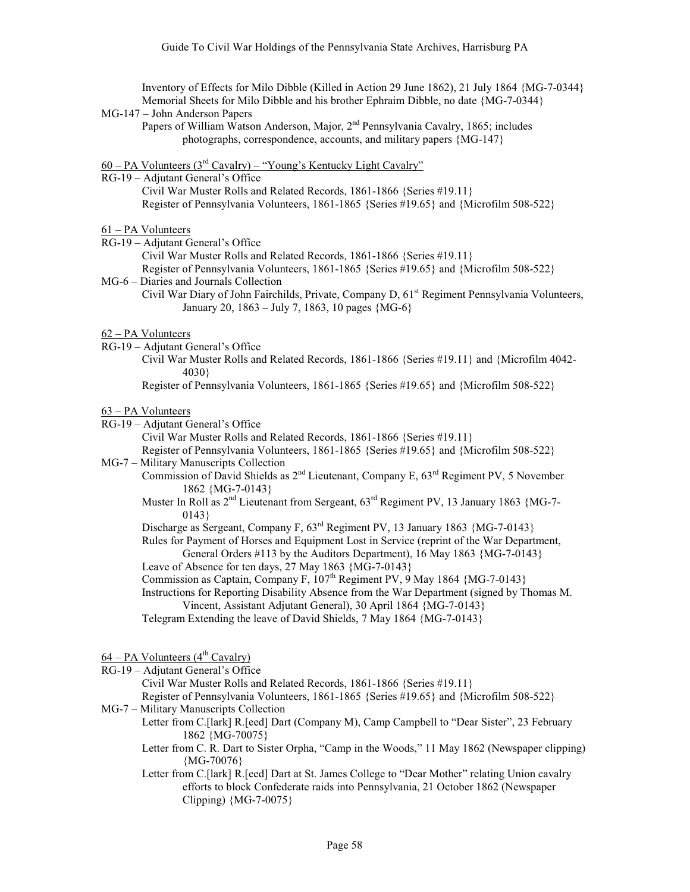Inventory of Effects for Milo Dibble (Killed in Action 29 June 1862), 21 July 1864 {MG-7-0344}

Memorial Sheets for Milo Dibble and his brother Ephraim Dibble, no date {MG-7-0344}

MG-147 – John Anderson Papers

Papers of William Watson Anderson, Major, 2nd Pennsylvania Cavalry, 1865; includes photographs, correspondence, accounts, and military papers {MG-147}

60 – PA Volunteers (3rd Cavalry) – "Young's Kentucky Light Cavalry"

RG-19 – Adjutant General's Office

Civil War Muster Rolls and Related Records, 1861-1866 {Series #19.11}

Register of Pennsylvania Volunteers, 1861-1865 {Series #19.65} and {Microfilm 508-522}

61 – PA Volunteers

RG-19 – Adjutant General's Office

Civil War Muster Rolls and Related Records, 1861-1866 {Series #19.11}

Register of Pennsylvania Volunteers, 1861-1865 {Series #19.65} and {Microfilm 508-522}

MG-6 – Diaries and Journals Collection

Civil War Diary of John Fairchilds, Private, Company D, 61st Regiment Pennsylvania Volunteers, January 20, 1863 – July 7, 1863, 10 pages {MG-6}

62 – PA Volunteers

RG-19 – Adjutant General's Office

Civil War Muster Rolls and Related Records, 1861-1866 {Series #19.11} and {Microfilm 4042-4030}

Register of Pennsylvania Volunteers, 1861-1865 {Series #19.65} and {Microfilm 508-522}

63 – PA Volunteers

RG-19 – Adjutant General's Office

Civil War Muster Rolls and Related Records, 1861-1866 {Series #19.11}

Register of Pennsylvania Volunteers, 1861-1865 {Series #19.65} and {Microfilm 508-522}

MG-7 – Military Manuscripts Collection

Commission of David Shields as 2nd Lieutenant, Company E, 63rd Regiment PV, 5 November 1862 {MG-7-0143}

Muster In Roll as 2nd Lieutenant from Sergeant, 63rd Regiment PV, 13 January 1863 {MG-7-0143}

Discharge as Sergeant, Company F, 63rd Regiment PV, 13 January 1863 {MG-7-0143}

Rules for Payment of Horses and Equipment Lost in Service (reprint of the War Department, General Orders #113 by the Auditors Department), 16 May 1863 {MG-7-0143}

Leave of Absence for ten days, 27 May 1863 {MG-7-0143}

Commission as Captain, Company F, 107th Regiment PV, 9 May 1864 {MG-7-0143}

Instructions for Reporting Disability Absence from the War Department (signed by Thomas M. Vincent, Assistant Adjutant General), 30 April 1864 {MG-7-0143}

Telegram Extending the leave of David Shields, 7 May 1864 {MG-7-0143}

64 – PA Volunteers (4th Cavalry)

RG-19 – Adjutant General's Office

Civil War Muster Rolls and Related Records, 1861-1866 {Series #19.11}

Register of Pennsylvania Volunteers, 1861-1865 {Series #19.65} and {Microfilm 508-522}

MG-7 – Military Manuscripts Collection

Letter from C.[lark] R.[eed] Dart (Company M), Camp Campbell to "Dear Sister", 23 February 1862 {MG-70075}

Letter from C. R. Dart to Sister Orpha, "Camp in the Woods," 11 May 1862 (Newspaper clipping) {MG-70076}

Letter from C.[lark] R.[eed] Dart at St. James College to "Dear Mother" relating Union cavalry efforts to block Confederate raids into Pennsylvania, 21 October 1862 (Newspaper Clipping) {MG-7-0075}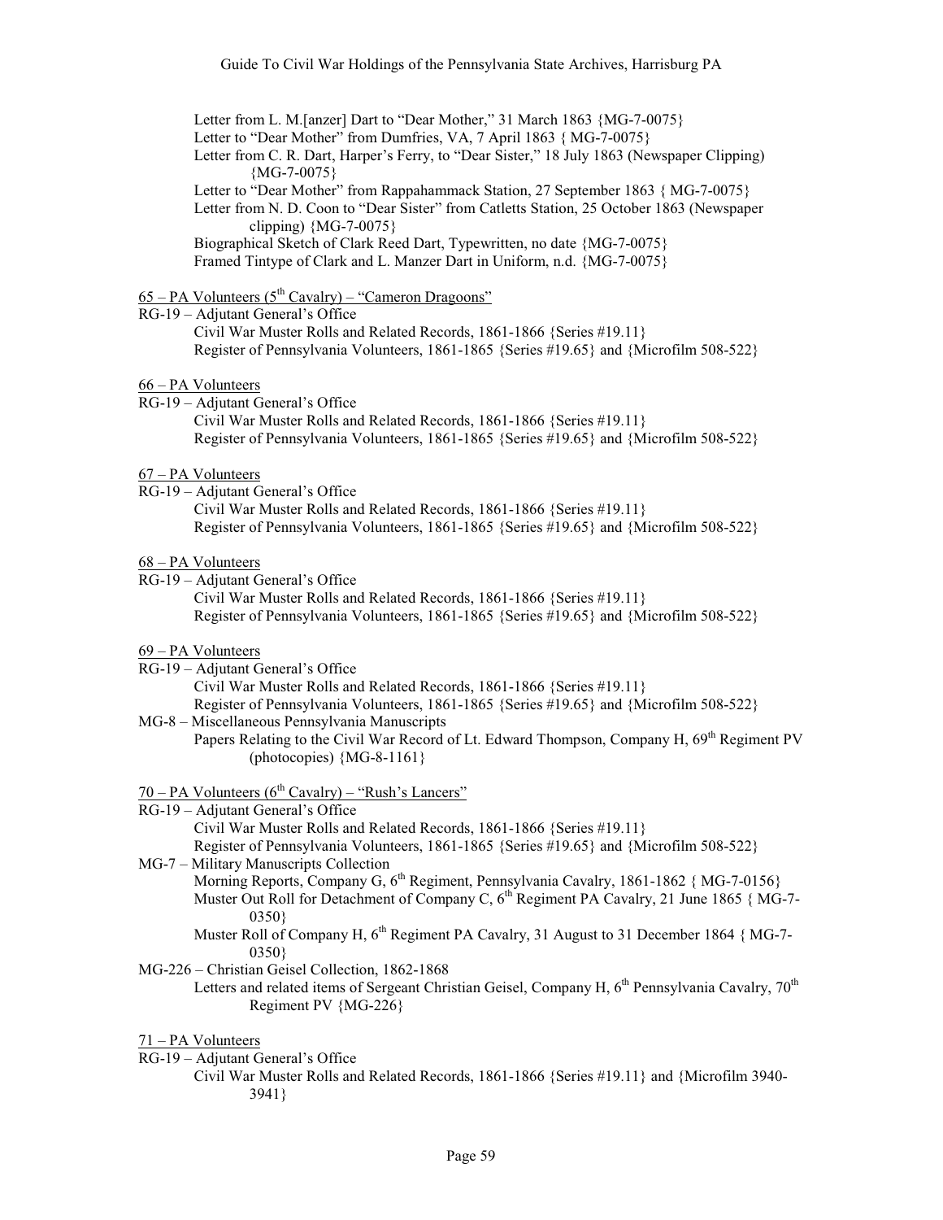Letter from L. M.[anzer] Dart to "Dear Mother," 31 March 1863 {MG-7-0075}
Letter to "Dear Mother" from Dumfries, VA, 7 April 1863 { MG-7-0075}
Letter from C. R. Dart, Harper's Ferry, to "Dear Sister," 18 July 1863 (Newspaper Clipping) {MG-7-0075}
Letter to "Dear Mother" from Rappahammack Station, 27 September 1863 { MG-7-0075}
Letter from N. D. Coon to "Dear Sister" from Catletts Station, 25 October 1863 (Newspaper clipping) {MG-7-0075}
Biographical Sketch of Clark Reed Dart, Typewritten, no date {MG-7-0075}
Framed Tintype of Clark and L. Manzer Dart in Uniform, n.d. {MG-7-0075}

65 – PA Volunteers (5th Cavalry) – "Cameron Dragoons"

RG-19 – Adjutant General's Office
Civil War Muster Rolls and Related Records, 1861-1866 {Series #19.11}
Register of Pennsylvania Volunteers, 1861-1865 {Series #19.65} and {Microfilm 508-522}

66 – PA Volunteers

RG-19 – Adjutant General's Office
Civil War Muster Rolls and Related Records, 1861-1866 {Series #19.11}
Register of Pennsylvania Volunteers, 1861-1865 {Series #19.65} and {Microfilm 508-522}

67 – PA Volunteers

RG-19 – Adjutant General's Office
Civil War Muster Rolls and Related Records, 1861-1866 {Series #19.11}
Register of Pennsylvania Volunteers, 1861-1865 {Series #19.65} and {Microfilm 508-522}

68 – PA Volunteers

RG-19 – Adjutant General's Office
Civil War Muster Rolls and Related Records, 1861-1866 {Series #19.11}
Register of Pennsylvania Volunteers, 1861-1865 {Series #19.65} and {Microfilm 508-522}

69 – PA Volunteers

RG-19 – Adjutant General's Office
Civil War Muster Rolls and Related Records, 1861-1866 {Series #19.11}
Register of Pennsylvania Volunteers, 1861-1865 {Series #19.65} and {Microfilm 508-522}

MG-8 – Miscellaneous Pennsylvania Manuscripts
Papers Relating to the Civil War Record of Lt. Edward Thompson, Company H, 69th Regiment PV (photocopies) {MG-8-1161}

70 – PA Volunteers (6th Cavalry) – "Rush's Lancers"

RG-19 – Adjutant General's Office
Civil War Muster Rolls and Related Records, 1861-1866 {Series #19.11}
Register of Pennsylvania Volunteers, 1861-1865 {Series #19.65} and {Microfilm 508-522}

MG-7 – Military Manuscripts Collection
Morning Reports, Company G, 6th Regiment, Pennsylvania Cavalry, 1861-1862 { MG-7-0156}
Muster Out Roll for Detachment of Company C, 6th Regiment PA Cavalry, 21 June 1865 { MG-7-0350}
Muster Roll of Company H, 6th Regiment PA Cavalry, 31 August to 31 December 1864 { MG-7-0350}

MG-226 – Christian Geisel Collection, 1862-1868
Letters and related items of Sergeant Christian Geisel, Company H, 6th Pennsylvania Cavalry, 70th Regiment PV {MG-226}

71 – PA Volunteers

RG-19 – Adjutant General's Office
Civil War Muster Rolls and Related Records, 1861-1866 {Series #19.11} and {Microfilm 3940-3941}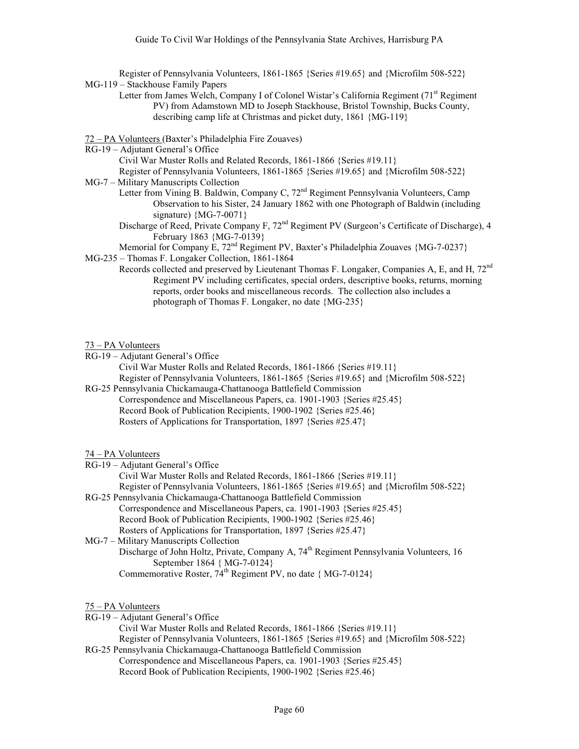Register of Pennsylvania Volunteers, 1861-1865 {Series #19.65} and {Microfilm 508-522}

MG-119 – Stackhouse Family Papers

Letter from James Welch, Company I of Colonel Wistar's California Regiment (71st Regiment PV) from Adamstown MD to Joseph Stackhouse, Bristol Township, Bucks County, describing camp life at Christmas and picket duty, 1861 {MG-119}

72 – PA Volunteers (Baxter's Philadelphia Fire Zouaves)

RG-19 – Adjutant General's Office

Civil War Muster Rolls and Related Records, 1861-1866 {Series #19.11}

Register of Pennsylvania Volunteers, 1861-1865 {Series #19.65} and {Microfilm 508-522}

MG-7 – Military Manuscripts Collection

Letter from Vining B. Baldwin, Company C, 72nd Regiment Pennsylvania Volunteers, Camp Observation to his Sister, 24 January 1862 with one Photograph of Baldwin (including signature) {MG-7-0071}

Discharge of Reed, Private Company F, 72nd Regiment PV (Surgeon's Certificate of Discharge), 4 February 1863 {MG-7-0139}

Memorial for Company E, 72nd Regiment PV, Baxter's Philadelphia Zouaves {MG-7-0237}

MG-235 – Thomas F. Longaker Collection, 1861-1864

Records collected and preserved by Lieutenant Thomas F. Longaker, Companies A, E, and H, 72nd Regiment PV including certificates, special orders, descriptive books, returns, morning reports, order books and miscellaneous records. The collection also includes a photograph of Thomas F. Longaker, no date {MG-235}

73 – PA Volunteers

RG-19 – Adjutant General's Office

Civil War Muster Rolls and Related Records, 1861-1866 {Series #19.11}

Register of Pennsylvania Volunteers, 1861-1865 {Series #19.65} and {Microfilm 508-522}

RG-25 Pennsylvania Chickamauga-Chattanooga Battlefield Commission

Correspondence and Miscellaneous Papers, ca. 1901-1903 {Series #25.45}

Record Book of Publication Recipients, 1900-1902 {Series #25.46}

Rosters of Applications for Transportation, 1897 {Series #25.47}

74 – PA Volunteers

RG-19 – Adjutant General's Office

Civil War Muster Rolls and Related Records, 1861-1866 {Series #19.11}

Register of Pennsylvania Volunteers, 1861-1865 {Series #19.65} and {Microfilm 508-522}

RG-25 Pennsylvania Chickamauga-Chattanooga Battlefield Commission

Correspondence and Miscellaneous Papers, ca. 1901-1903 {Series #25.45}

Record Book of Publication Recipients, 1900-1902 {Series #25.46}

Rosters of Applications for Transportation, 1897 {Series #25.47}

MG-7 – Military Manuscripts Collection

Discharge of John Holtz, Private, Company A, 74th Regiment Pennsylvania Volunteers, 16 September 1864 { MG-7-0124}

Commemorative Roster, 74th Regiment PV, no date { MG-7-0124}

75 – PA Volunteers

RG-19 – Adjutant General's Office

Civil War Muster Rolls and Related Records, 1861-1866 {Series #19.11}

Register of Pennsylvania Volunteers, 1861-1865 {Series #19.65} and {Microfilm 508-522}

RG-25 Pennsylvania Chickamauga-Chattanooga Battlefield Commission

Correspondence and Miscellaneous Papers, ca. 1901-1903 {Series #25.45}

Record Book of Publication Recipients, 1900-1902 {Series #25.46}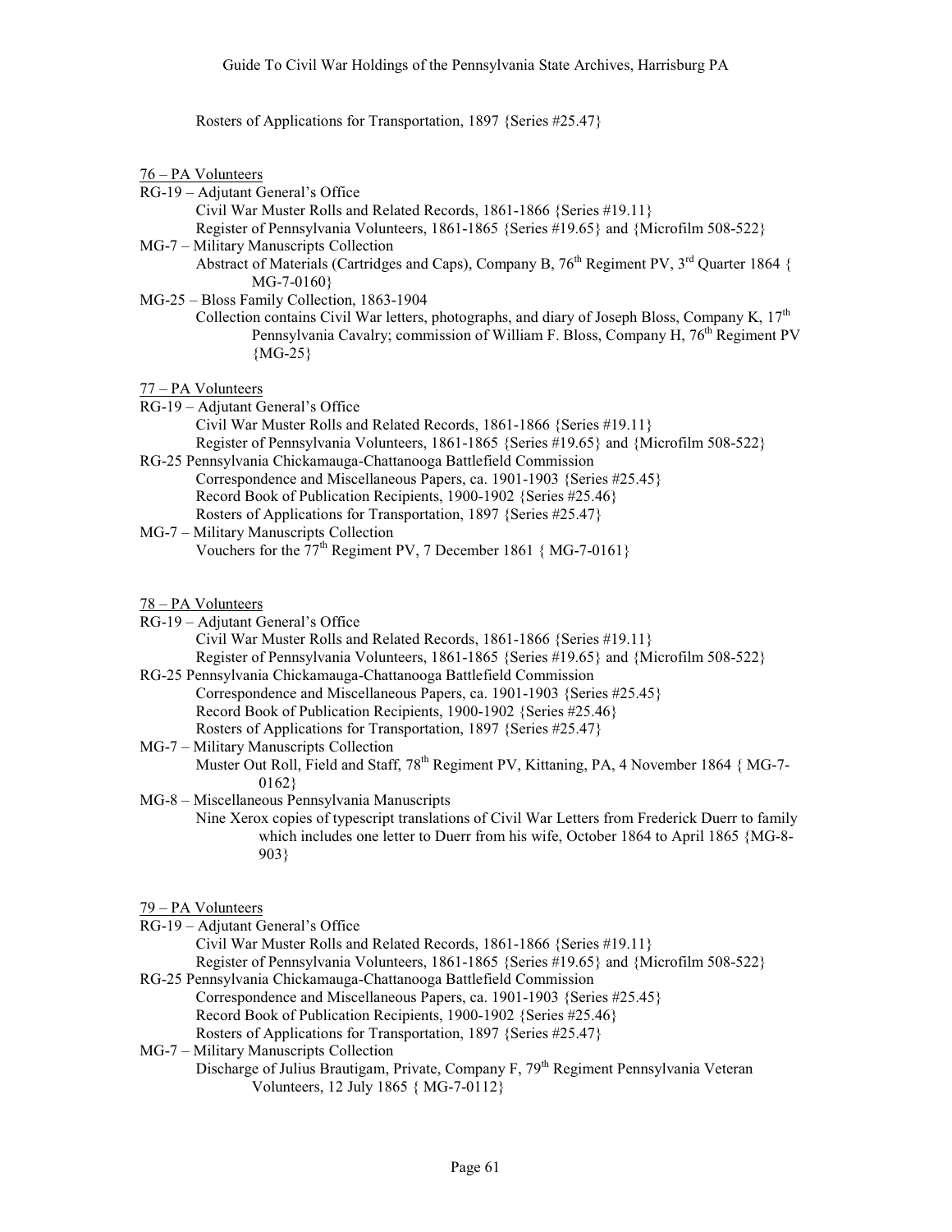Rosters of Applications for Transportation, 1897 {Series #25.47}

76 – PA Volunteers

RG-19 – Adjutant General's Office
- Civil War Muster Rolls and Related Records, 1861-1866 {Series #19.11}
- Register of Pennsylvania Volunteers, 1861-1865 {Series #19.65} and {Microfilm 508-522}

MG-7 – Military Manuscripts Collection
- Abstract of Materials (Cartridges and Caps), Company B, 76th Regiment PV, 3rd Quarter 1864 { MG-7-0160}

MG-25 – Bloss Family Collection, 1863-1904
- Collection contains Civil War letters, photographs, and diary of Joseph Bloss, Company K, 17th Pennsylvania Cavalry; commission of William F. Bloss, Company H, 76th Regiment PV {MG-25}

77 – PA Volunteers

RG-19 – Adjutant General's Office
- Civil War Muster Rolls and Related Records, 1861-1866 {Series #19.11}
- Register of Pennsylvania Volunteers, 1861-1865 {Series #19.65} and {Microfilm 508-522}

RG-25 Pennsylvania Chickamauga-Chattanooga Battlefield Commission
- Correspondence and Miscellaneous Papers, ca. 1901-1903 {Series #25.45}
- Record Book of Publication Recipients, 1900-1902 {Series #25.46}
- Rosters of Applications for Transportation, 1897 {Series #25.47}

MG-7 – Military Manuscripts Collection
- Vouchers for the 77th Regiment PV, 7 December 1861 { MG-7-0161}

78 – PA Volunteers

RG-19 – Adjutant General's Office
- Civil War Muster Rolls and Related Records, 1861-1866 {Series #19.11}
- Register of Pennsylvania Volunteers, 1861-1865 {Series #19.65} and {Microfilm 508-522}

RG-25 Pennsylvania Chickamauga-Chattanooga Battlefield Commission
- Correspondence and Miscellaneous Papers, ca. 1901-1903 {Series #25.45}
- Record Book of Publication Recipients, 1900-1902 {Series #25.46}
- Rosters of Applications for Transportation, 1897 {Series #25.47}

MG-7 – Military Manuscripts Collection
- Muster Out Roll, Field and Staff, 78th Regiment PV, Kittaning, PA, 4 November 1864 { MG-7-0162}

MG-8 – Miscellaneous Pennsylvania Manuscripts
- Nine Xerox copies of typescript translations of Civil War Letters from Frederick Duerr to family which includes one letter to Duerr from his wife, October 1864 to April 1865 {MG-8-903}

79 – PA Volunteers

RG-19 – Adjutant General's Office
- Civil War Muster Rolls and Related Records, 1861-1866 {Series #19.11}
- Register of Pennsylvania Volunteers, 1861-1865 {Series #19.65} and {Microfilm 508-522}

RG-25 Pennsylvania Chickamauga-Chattanooga Battlefield Commission
- Correspondence and Miscellaneous Papers, ca. 1901-1903 {Series #25.45}
- Record Book of Publication Recipients, 1900-1902 {Series #25.46}
- Rosters of Applications for Transportation, 1897 {Series #25.47}

MG-7 – Military Manuscripts Collection
- Discharge of Julius Brautigam, Private, Company F, 79th Regiment Pennsylvania Veteran Volunteers, 12 July 1865 { MG-7-0112}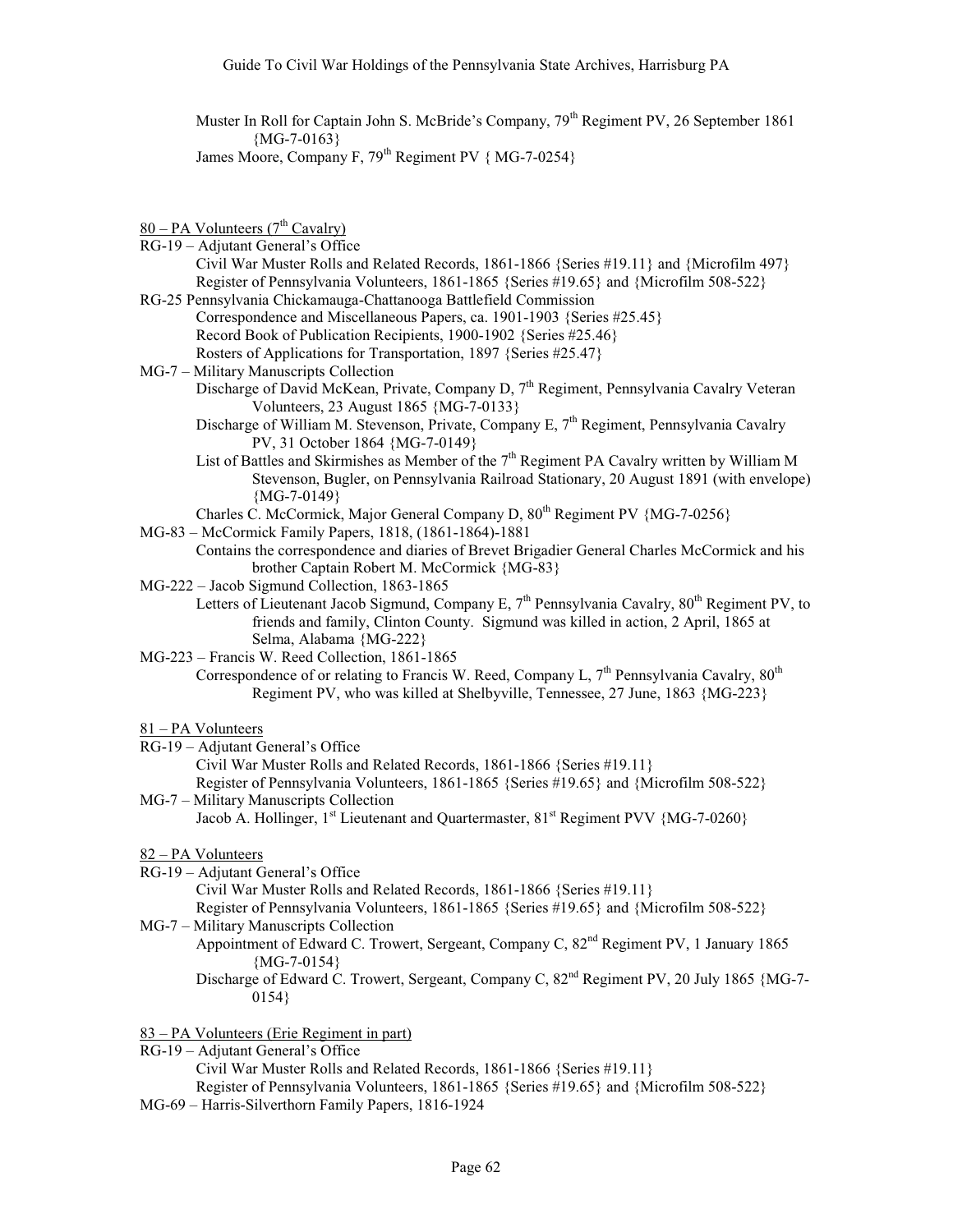Muster In Roll for Captain John S. McBride's Company, 79th Regiment PV, 26 September 1861 {MG-7-0163}

James Moore, Company F, 79th Regiment PV { MG-7-0254}

<u>80 – PA Volunteers (7th Cavalry)</u>

RG-19 – Adjutant General's Office

- Civil War Muster Rolls and Related Records, 1861-1866 {Series #19.11} and {Microfilm 497}
- Register of Pennsylvania Volunteers, 1861-1865 {Series #19.65} and {Microfilm 508-522}

RG-25 Pennsylvania Chickamauga-Chattanooga Battlefield Commission

- Correspondence and Miscellaneous Papers, ca. 1901-1903 {Series #25.45}
- Record Book of Publication Recipients, 1900-1902 {Series #25.46}
- Rosters of Applications for Transportation, 1897 {Series #25.47}

MG-7 – Military Manuscripts Collection

- Discharge of David McKean, Private, Company D, 7th Regiment, Pennsylvania Cavalry Veteran Volunteers, 23 August 1865 {MG-7-0133}
- Discharge of William M. Stevenson, Private, Company E, 7th Regiment, Pennsylvania Cavalry PV, 31 October 1864 {MG-7-0149}
- List of Battles and Skirmishes as Member of the 7th Regiment PA Cavalry written by William M Stevenson, Bugler, on Pennsylvania Railroad Stationary, 20 August 1891 (with envelope) {MG-7-0149}
- Charles C. McCormick, Major General Company D, 80th Regiment PV {MG-7-0256}

MG-83 – McCormick Family Papers, 1818, (1861-1864)-1881

- Contains the correspondence and diaries of Brevet Brigadier General Charles McCormick and his brother Captain Robert M. McCormick {MG-83}

MG-222 – Jacob Sigmund Collection, 1863-1865

- Letters of Lieutenant Jacob Sigmund, Company E, 7th Pennsylvania Cavalry, 80th Regiment PV, to friends and family, Clinton County. Sigmund was killed in action, 2 April, 1865 at Selma, Alabama {MG-222}

MG-223 – Francis W. Reed Collection, 1861-1865

- Correspondence of or relating to Francis W. Reed, Company L, 7th Pennsylvania Cavalry, 80th Regiment PV, who was killed at Shelbyville, Tennessee, 27 June, 1863 {MG-223}

<u>81 – PA Volunteers</u>

RG-19 – Adjutant General's Office

- Civil War Muster Rolls and Related Records, 1861-1866 {Series #19.11}
- Register of Pennsylvania Volunteers, 1861-1865 {Series #19.65} and {Microfilm 508-522}

MG-7 – Military Manuscripts Collection

- Jacob A. Hollinger, 1st Lieutenant and Quartermaster, 81st Regiment PVV {MG-7-0260}

<u>82 – PA Volunteers</u>

RG-19 – Adjutant General's Office

- Civil War Muster Rolls and Related Records, 1861-1866 {Series #19.11}
- Register of Pennsylvania Volunteers, 1861-1865 {Series #19.65} and {Microfilm 508-522}

MG-7 – Military Manuscripts Collection

- Appointment of Edward C. Trowert, Sergeant, Company C, 82nd Regiment PV, 1 January 1865 {MG-7-0154}
- Discharge of Edward C. Trowert, Sergeant, Company C, 82nd Regiment PV, 20 July 1865 {MG-7-0154}

<u>83 – PA Volunteers (Erie Regiment in part)</u>

RG-19 – Adjutant General's Office

- Civil War Muster Rolls and Related Records, 1861-1866 {Series #19.11}
- Register of Pennsylvania Volunteers, 1861-1865 {Series #19.65} and {Microfilm 508-522}

MG-69 – Harris-Silverthorn Family Papers, 1816-1924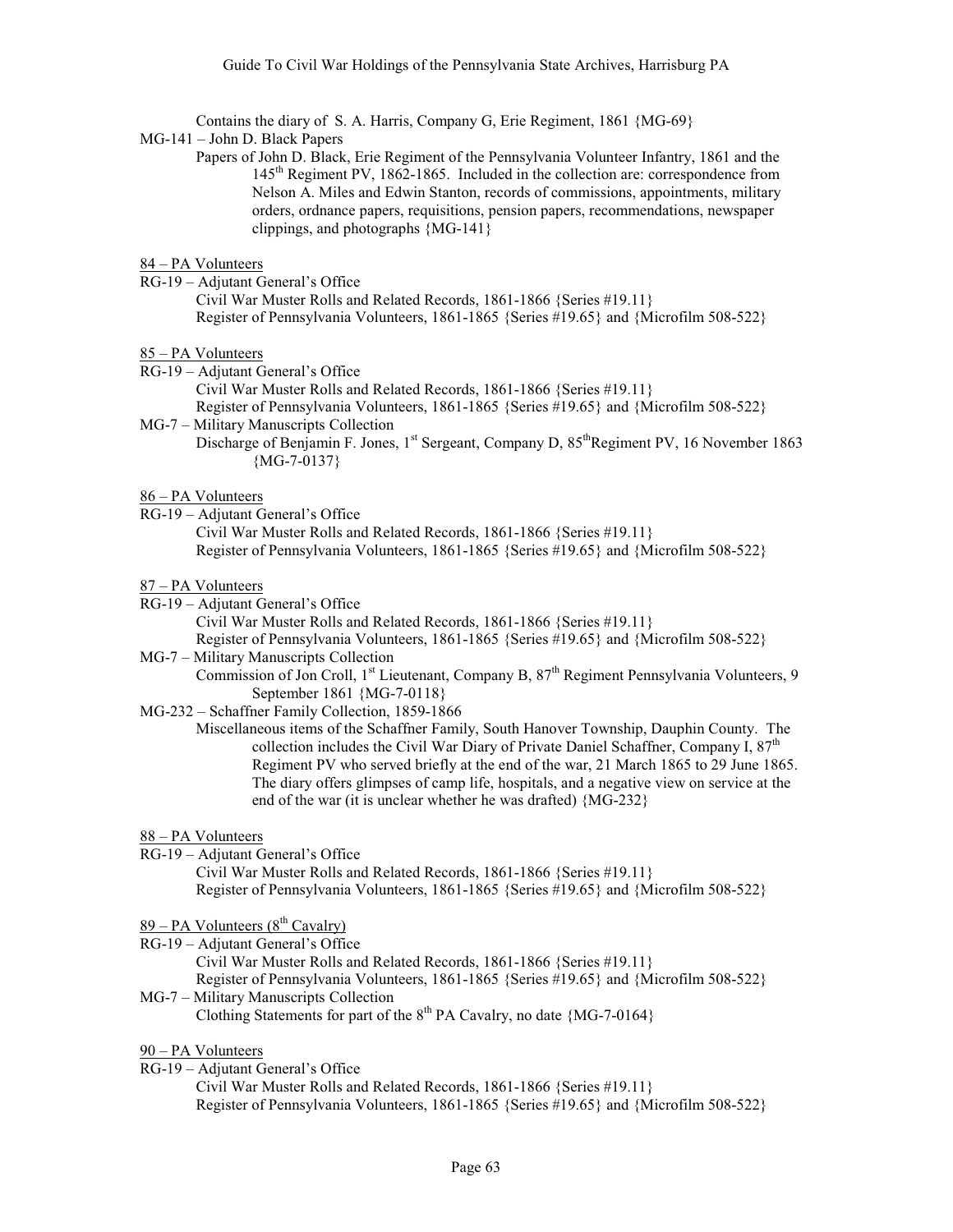Contains the diary of S. A. Harris, Company G, Erie Regiment, 1861 {MG-69}

MG-141 – John D. Black Papers

Papers of John D. Black, Erie Regiment of the Pennsylvania Volunteer Infantry, 1861 and the 145th Regiment PV, 1862-1865. Included in the collection are: correspondence from Nelson A. Miles and Edwin Stanton, records of commissions, appointments, military orders, ordnance papers, requisitions, pension papers, recommendations, newspaper clippings, and photographs {MG-141}

<u>84 – PA Volunteers</u>

RG-19 – Adjutant General's Office

Civil War Muster Rolls and Related Records, 1861-1866 {Series #19.11}
Register of Pennsylvania Volunteers, 1861-1865 {Series #19.65} and {Microfilm 508-522}

<u>85 – PA Volunteers</u>

RG-19 – Adjutant General's Office

Civil War Muster Rolls and Related Records, 1861-1866 {Series #19.11}
Register of Pennsylvania Volunteers, 1861-1865 {Series #19.65} and {Microfilm 508-522}

MG-7 – Military Manuscripts Collection

Discharge of Benjamin F. Jones, 1st Sergeant, Company D, 85th Regiment PV, 16 November 1863 {MG-7-0137}

<u>86 – PA Volunteers</u>

RG-19 – Adjutant General's Office

Civil War Muster Rolls and Related Records, 1861-1866 {Series #19.11}
Register of Pennsylvania Volunteers, 1861-1865 {Series #19.65} and {Microfilm 508-522}

<u>87 – PA Volunteers</u>

RG-19 – Adjutant General's Office

Civil War Muster Rolls and Related Records, 1861-1866 {Series #19.11}
Register of Pennsylvania Volunteers, 1861-1865 {Series #19.65} and {Microfilm 508-522}

MG-7 – Military Manuscripts Collection

Commission of Jon Croll, 1st Lieutenant, Company B, 87th Regiment Pennsylvania Volunteers, 9 September 1861 {MG-7-0118}

MG-232 – Schaffner Family Collection, 1859-1866

Miscellaneous items of the Schaffner Family, South Hanover Township, Dauphin County. The collection includes the Civil War Diary of Private Daniel Schaffner, Company I, 87th Regiment PV who served briefly at the end of the war, 21 March 1865 to 29 June 1865. The diary offers glimpses of camp life, hospitals, and a negative view on service at the end of the war (it is unclear whether he was drafted) {MG-232}

<u>88 – PA Volunteers</u>

RG-19 – Adjutant General's Office

Civil War Muster Rolls and Related Records, 1861-1866 {Series #19.11}
Register of Pennsylvania Volunteers, 1861-1865 {Series #19.65} and {Microfilm 508-522}

<u>89 – PA Volunteers (8th Cavalry)</u>

RG-19 – Adjutant General's Office

Civil War Muster Rolls and Related Records, 1861-1866 {Series #19.11}
Register of Pennsylvania Volunteers, 1861-1865 {Series #19.65} and {Microfilm 508-522}

MG-7 – Military Manuscripts Collection

Clothing Statements for part of the 8th PA Cavalry, no date {MG-7-0164}

<u>90 – PA Volunteers</u>

RG-19 – Adjutant General's Office

Civil War Muster Rolls and Related Records, 1861-1866 {Series #19.11}
Register of Pennsylvania Volunteers, 1861-1865 {Series #19.65} and {Microfilm 508-522}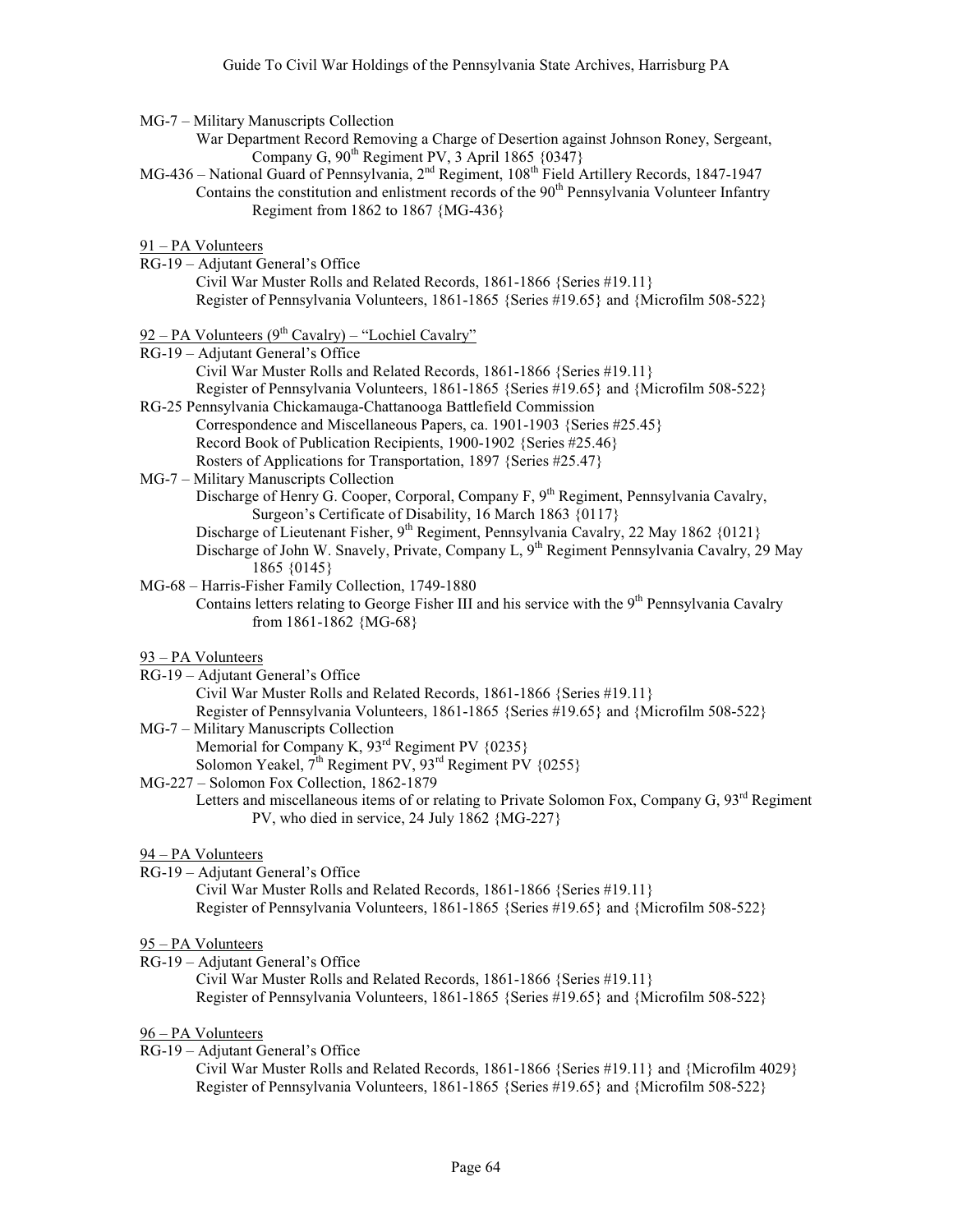MG-7 – Military Manuscripts Collection

War Department Record Removing a Charge of Desertion against Johnson Roney, Sergeant, Company G, 90th Regiment PV, 3 April 1865 {0347}

MG-436 – National Guard of Pennsylvania, 2nd Regiment, 108th Field Artillery Records, 1847-1947

Contains the constitution and enlistment records of the 90th Pennsylvania Volunteer Infantry Regiment from 1862 to 1867 {MG-436}

<u>91 – PA Volunteers</u>

RG-19 – Adjutant General's Office

Civil War Muster Rolls and Related Records, 1861-1866 {Series #19.11}
Register of Pennsylvania Volunteers, 1861-1865 {Series #19.65} and {Microfilm 508-522}

<u>92 – PA Volunteers (9th Cavalry) – "Lochiel Cavalry"</u>

RG-19 – Adjutant General's Office

Civil War Muster Rolls and Related Records, 1861-1866 {Series #19.11}
Register of Pennsylvania Volunteers, 1861-1865 {Series #19.65} and {Microfilm 508-522}

RG-25 Pennsylvania Chickamauga-Chattanooga Battlefield Commission

Correspondence and Miscellaneous Papers, ca. 1901-1903 {Series #25.45}
Record Book of Publication Recipients, 1900-1902 {Series #25.46}
Rosters of Applications for Transportation, 1897 {Series #25.47}

MG-7 – Military Manuscripts Collection

Discharge of Henry G. Cooper, Corporal, Company F, 9th Regiment, Pennsylvania Cavalry, Surgeon's Certificate of Disability, 16 March 1863 {0117}
Discharge of Lieutenant Fisher, 9th Regiment, Pennsylvania Cavalry, 22 May 1862 {0121}
Discharge of John W. Snavely, Private, Company L, 9th Regiment Pennsylvania Cavalry, 29 May 1865 {0145}

MG-68 – Harris-Fisher Family Collection, 1749-1880

Contains letters relating to George Fisher III and his service with the 9th Pennsylvania Cavalry from 1861-1862 {MG-68}

<u>93 – PA Volunteers</u>

RG-19 – Adjutant General's Office

Civil War Muster Rolls and Related Records, 1861-1866 {Series #19.11}
Register of Pennsylvania Volunteers, 1861-1865 {Series #19.65} and {Microfilm 508-522}

MG-7 – Military Manuscripts Collection

Memorial for Company K, 93rd Regiment PV {0235}
Solomon Yeakel, 7th Regiment PV, 93rd Regiment PV {0255}

MG-227 – Solomon Fox Collection, 1862-1879

Letters and miscellaneous items of or relating to Private Solomon Fox, Company G, 93rd Regiment PV, who died in service, 24 July 1862 {MG-227}

<u>94 – PA Volunteers</u>

RG-19 – Adjutant General's Office

Civil War Muster Rolls and Related Records, 1861-1866 {Series #19.11}
Register of Pennsylvania Volunteers, 1861-1865 {Series #19.65} and {Microfilm 508-522}

<u>95 – PA Volunteers</u>

RG-19 – Adjutant General's Office

Civil War Muster Rolls and Related Records, 1861-1866 {Series #19.11}
Register of Pennsylvania Volunteers, 1861-1865 {Series #19.65} and {Microfilm 508-522}

<u>96 – PA Volunteers</u>

RG-19 – Adjutant General's Office

Civil War Muster Rolls and Related Records, 1861-1866 {Series #19.11} and {Microfilm 4029}
Register of Pennsylvania Volunteers, 1861-1865 {Series #19.65} and {Microfilm 508-522}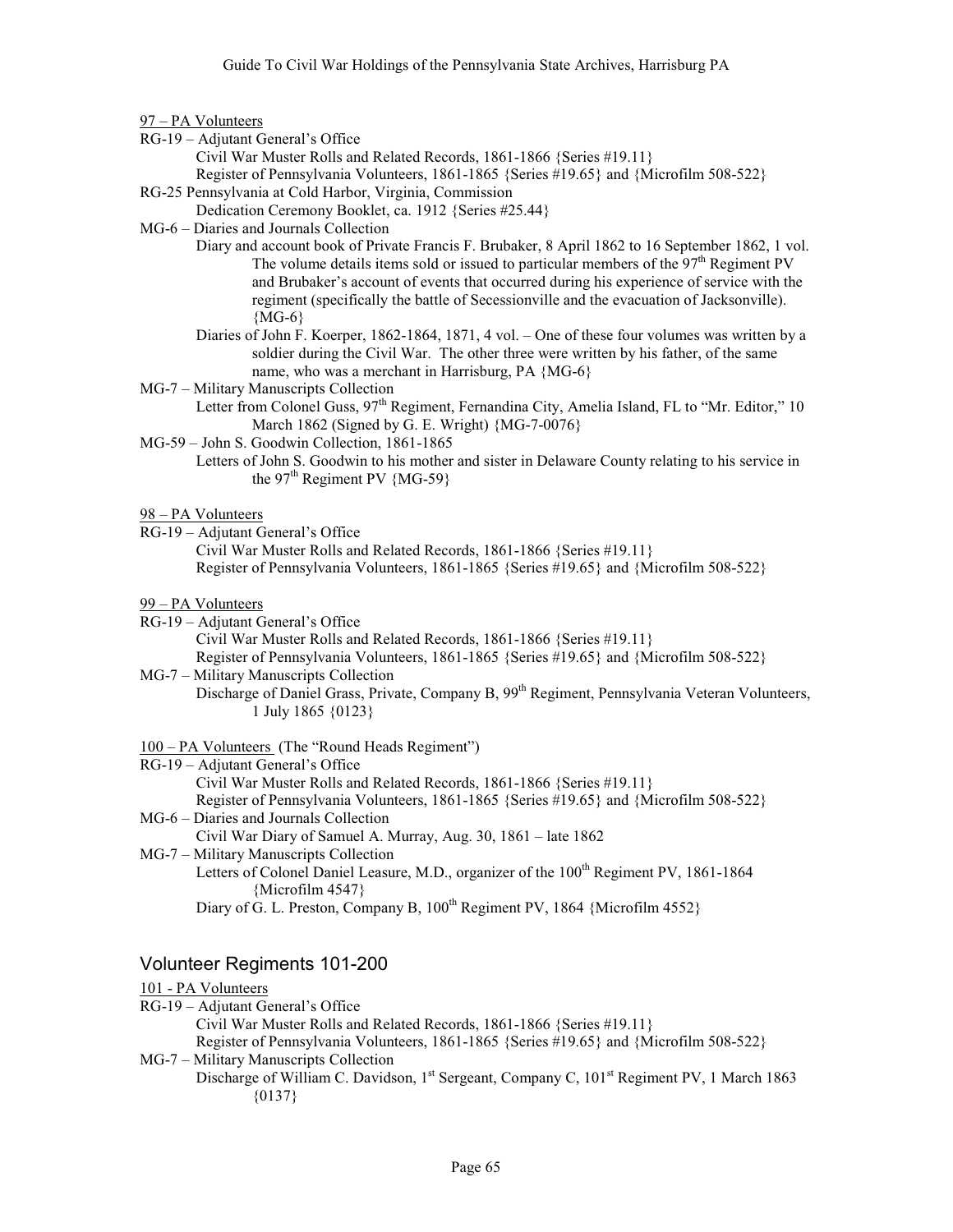97 – PA Volunteers

RG-19 – Adjutant General's Office
- Civil War Muster Rolls and Related Records, 1861-1866 {Series #19.11}
- Register of Pennsylvania Volunteers, 1861-1865 {Series #19.65} and {Microfilm 508-522}

RG-25 Pennsylvania at Cold Harbor, Virginia, Commission
- Dedication Ceremony Booklet, ca. 1912 {Series #25.44}

MG-6 – Diaries and Journals Collection
- Diary and account book of Private Francis F. Brubaker, 8 April 1862 to 16 September 1862, 1 vol. The volume details items sold or issued to particular members of the 97th Regiment PV and Brubaker's account of events that occurred during his experience of service with the regiment (specifically the battle of Secessionville and the evacuation of Jacksonville). {MG-6}
- Diaries of John F. Koerper, 1862-1864, 1871, 4 vol. – One of these four volumes was written by a soldier during the Civil War. The other three were written by his father, of the same name, who was a merchant in Harrisburg, PA {MG-6}

MG-7 – Military Manuscripts Collection
- Letter from Colonel Guss, 97th Regiment, Fernandina City, Amelia Island, FL to "Mr. Editor," 10 March 1862 (Signed by G. E. Wright) {MG-7-0076}

MG-59 – John S. Goodwin Collection, 1861-1865
- Letters of John S. Goodwin to his mother and sister in Delaware County relating to his service in the 97th Regiment PV {MG-59}

98 – PA Volunteers

RG-19 – Adjutant General's Office
- Civil War Muster Rolls and Related Records, 1861-1866 {Series #19.11}
- Register of Pennsylvania Volunteers, 1861-1865 {Series #19.65} and {Microfilm 508-522}

99 – PA Volunteers

RG-19 – Adjutant General's Office
- Civil War Muster Rolls and Related Records, 1861-1866 {Series #19.11}
- Register of Pennsylvania Volunteers, 1861-1865 {Series #19.65} and {Microfilm 508-522}

MG-7 – Military Manuscripts Collection
- Discharge of Daniel Grass, Private, Company B, 99th Regiment, Pennsylvania Veteran Volunteers, 1 July 1865 {0123}

100 – PA Volunteers (The "Round Heads Regiment")

RG-19 – Adjutant General's Office
- Civil War Muster Rolls and Related Records, 1861-1866 {Series #19.11}
- Register of Pennsylvania Volunteers, 1861-1865 {Series #19.65} and {Microfilm 508-522}

MG-6 – Diaries and Journals Collection
- Civil War Diary of Samuel A. Murray, Aug. 30, 1861 – late 1862

MG-7 – Military Manuscripts Collection
- Letters of Colonel Daniel Leasure, M.D., organizer of the 100th Regiment PV, 1861-1864 {Microfilm 4547}
- Diary of G. L. Preston, Company B, 100th Regiment PV, 1864 {Microfilm 4552}

## Volunteer Regiments 101-200

101 - PA Volunteers

RG-19 – Adjutant General's Office
- Civil War Muster Rolls and Related Records, 1861-1866 {Series #19.11}
- Register of Pennsylvania Volunteers, 1861-1865 {Series #19.65} and {Microfilm 508-522}

MG-7 – Military Manuscripts Collection
- Discharge of William C. Davidson, 1st Sergeant, Company C, 101st Regiment PV, 1 March 1863 {0137}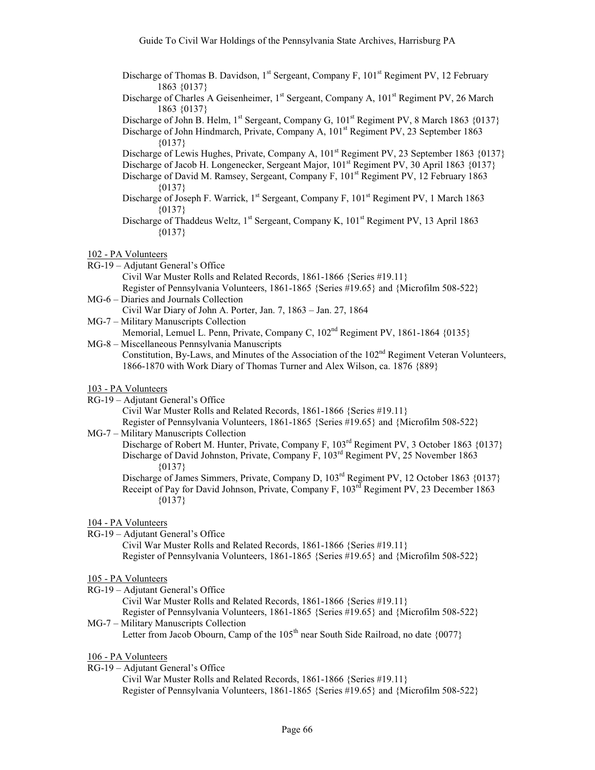Discharge of Thomas B. Davidson, 1st Sergeant, Company F, 101st Regiment PV, 12 February 1863 {0137}
Discharge of Charles A Geisenheimer, 1st Sergeant, Company A, 101st Regiment PV, 26 March 1863 {0137}
Discharge of John B. Helm, 1st Sergeant, Company G, 101st Regiment PV, 8 March 1863 {0137}
Discharge of John Hindmarch, Private, Company A, 101st Regiment PV, 23 September 1863 {0137}
Discharge of Lewis Hughes, Private, Company A, 101st Regiment PV, 23 September 1863 {0137}
Discharge of Jacob H. Longenecker, Sergeant Major, 101st Regiment PV, 30 April 1863 {0137}
Discharge of David M. Ramsey, Sergeant, Company F, 101st Regiment PV, 12 February 1863 {0137}
Discharge of Joseph F. Warrick, 1st Sergeant, Company F, 101st Regiment PV, 1 March 1863 {0137}
Discharge of Thaddeus Weltz, 1st Sergeant, Company K, 101st Regiment PV, 13 April 1863 {0137}

<u>102 - PA Volunteers</u>

RG-19 – Adjutant General's Office
- Civil War Muster Rolls and Related Records, 1861-1866 {Series #19.11}
- Register of Pennsylvania Volunteers, 1861-1865 {Series #19.65} and {Microfilm 508-522}

MG-6 – Diaries and Journals Collection
- Civil War Diary of John A. Porter, Jan. 7, 1863 – Jan. 27, 1864

MG-7 – Military Manuscripts Collection
- Memorial, Lemuel L. Penn, Private, Company C, 102nd Regiment PV, 1861-1864 {0135}

MG-8 – Miscellaneous Pennsylvania Manuscripts
- Constitution, By-Laws, and Minutes of the Association of the 102nd Regiment Veteran Volunteers, 1866-1870 with Work Diary of Thomas Turner and Alex Wilson, ca. 1876 {889}

<u>103 - PA Volunteers</u>

RG-19 – Adjutant General's Office
- Civil War Muster Rolls and Related Records, 1861-1866 {Series #19.11}
- Register of Pennsylvania Volunteers, 1861-1865 {Series #19.65} and {Microfilm 508-522}

MG-7 – Military Manuscripts Collection
- Discharge of Robert M. Hunter, Private, Company F, 103rd Regiment PV, 3 October 1863 {0137}
- Discharge of David Johnston, Private, Company F, 103rd Regiment PV, 25 November 1863 {0137}
- Discharge of James Simmers, Private, Company D, 103rd Regiment PV, 12 October 1863 {0137}
- Receipt of Pay for David Johnson, Private, Company F, 103rd Regiment PV, 23 December 1863 {0137}

<u>104 - PA Volunteers</u>

RG-19 – Adjutant General's Office
- Civil War Muster Rolls and Related Records, 1861-1866 {Series #19.11}
- Register of Pennsylvania Volunteers, 1861-1865 {Series #19.65} and {Microfilm 508-522}

<u>105 - PA Volunteers</u>

RG-19 – Adjutant General's Office
- Civil War Muster Rolls and Related Records, 1861-1866 {Series #19.11}
- Register of Pennsylvania Volunteers, 1861-1865 {Series #19.65} and {Microfilm 508-522}

MG-7 – Military Manuscripts Collection
- Letter from Jacob Obourn, Camp of the 105th near South Side Railroad, no date {0077}

<u>106 - PA Volunteers</u>

RG-19 – Adjutant General's Office
- Civil War Muster Rolls and Related Records, 1861-1866 {Series #19.11}
- Register of Pennsylvania Volunteers, 1861-1865 {Series #19.65} and {Microfilm 508-522}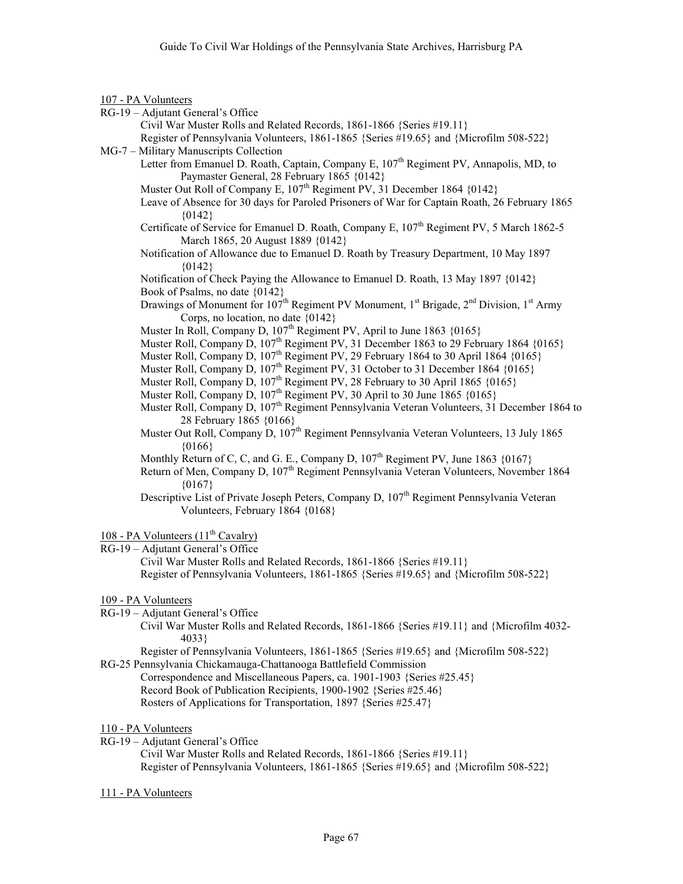107 - PA Volunteers

RG-19 – Adjutant General's Office
- Civil War Muster Rolls and Related Records, 1861-1866 {Series #19.11}
- Register of Pennsylvania Volunteers, 1861-1865 {Series #19.65} and {Microfilm 508-522}

MG-7 – Military Manuscripts Collection
- Letter from Emanuel D. Roath, Captain, Company E, 107th Regiment PV, Annapolis, MD, to Paymaster General, 28 February 1865 {0142}
- Muster Out Roll of Company E, 107th Regiment PV, 31 December 1864 {0142}
- Leave of Absence for 30 days for Paroled Prisoners of War for Captain Roath, 26 February 1865 {0142}
- Certificate of Service for Emanuel D. Roath, Company E, 107th Regiment PV, 5 March 1862-5 March 1865, 20 August 1889 {0142}
- Notification of Allowance due to Emanuel D. Roath by Treasury Department, 10 May 1897 {0142}
- Notification of Check Paying the Allowance to Emanuel D. Roath, 13 May 1897 {0142}
- Book of Psalms, no date {0142}
- Drawings of Monument for 107th Regiment PV Monument, 1st Brigade, 2nd Division, 1st Army Corps, no location, no date {0142}
- Muster In Roll, Company D, 107th Regiment PV, April to June 1863 {0165}
- Muster Roll, Company D, 107th Regiment PV, 31 December 1863 to 29 February 1864 {0165}
- Muster Roll, Company D, 107th Regiment PV, 29 February 1864 to 30 April 1864 {0165}
- Muster Roll, Company D, 107th Regiment PV, 31 October to 31 December 1864 {0165}
- Muster Roll, Company D, 107th Regiment PV, 28 February to 30 April 1865 {0165}
- Muster Roll, Company D, 107th Regiment PV, 30 April to 30 June 1865 {0165}
- Muster Roll, Company D, 107th Regiment Pennsylvania Veteran Volunteers, 31 December 1864 to 28 February 1865 {0166}
- Muster Out Roll, Company D, 107th Regiment Pennsylvania Veteran Volunteers, 13 July 1865 {0166}
- Monthly Return of C, C, and G. E., Company D, 107th Regiment PV, June 1863 {0167}
- Return of Men, Company D, 107th Regiment Pennsylvania Veteran Volunteers, November 1864 {0167}
- Descriptive List of Private Joseph Peters, Company D, 107th Regiment Pennsylvania Veteran Volunteers, February 1864 {0168}

108 - PA Volunteers (11th Cavalry)

RG-19 – Adjutant General's Office
- Civil War Muster Rolls and Related Records, 1861-1866 {Series #19.11}
- Register of Pennsylvania Volunteers, 1861-1865 {Series #19.65} and {Microfilm 508-522}

109 - PA Volunteers

RG-19 – Adjutant General's Office
- Civil War Muster Rolls and Related Records, 1861-1866 {Series #19.11} and {Microfilm 4032-4033}
- Register of Pennsylvania Volunteers, 1861-1865 {Series #19.65} and {Microfilm 508-522}

RG-25 Pennsylvania Chickamauga-Chattanooga Battlefield Commission
- Correspondence and Miscellaneous Papers, ca. 1901-1903 {Series #25.45}
- Record Book of Publication Recipients, 1900-1902 {Series #25.46}
- Rosters of Applications for Transportation, 1897 {Series #25.47}

110 - PA Volunteers

RG-19 – Adjutant General's Office
- Civil War Muster Rolls and Related Records, 1861-1866 {Series #19.11}
- Register of Pennsylvania Volunteers, 1861-1865 {Series #19.65} and {Microfilm 508-522}

111 - PA Volunteers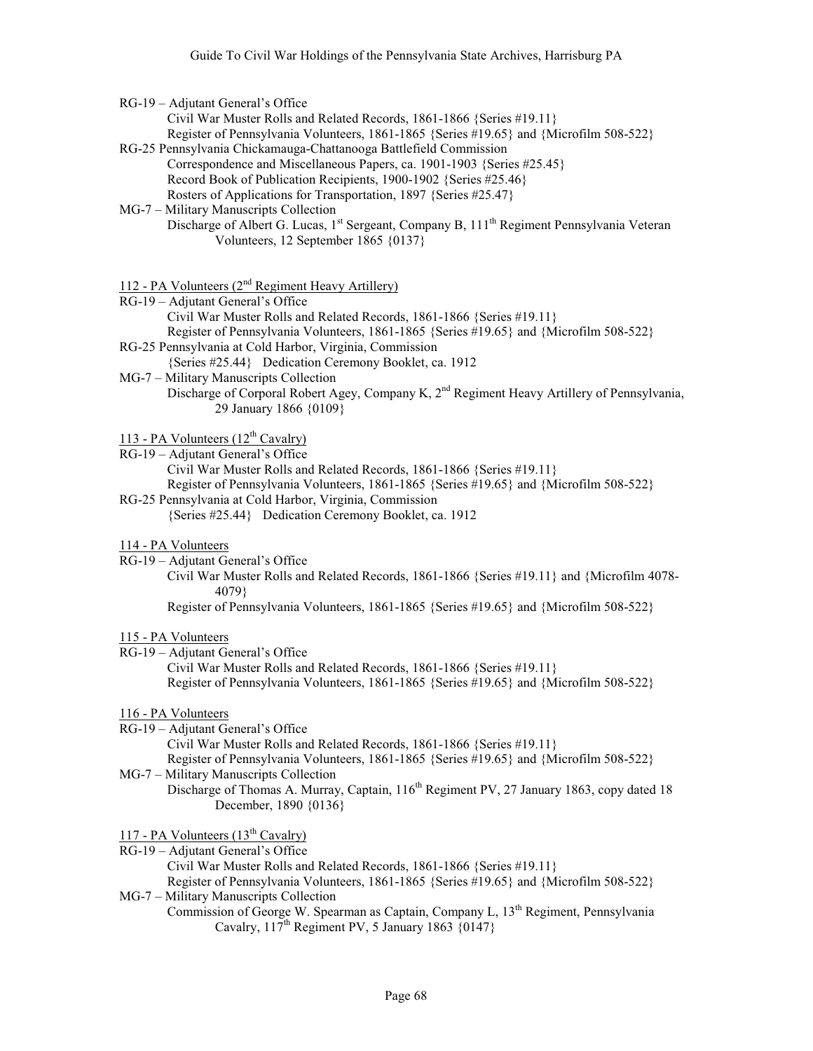RG-19 – Adjutant General's Office
- Civil War Muster Rolls and Related Records, 1861-1866 {Series #19.11}
- Register of Pennsylvania Volunteers, 1861-1865 {Series #19.65} and {Microfilm 508-522}

RG-25 Pennsylvania Chickamauga-Chattanooga Battlefield Commission
- Correspondence and Miscellaneous Papers, ca. 1901-1903 {Series #25.45}
- Record Book of Publication Recipients, 1900-1902 {Series #25.46}
- Rosters of Applications for Transportation, 1897 {Series #25.47}

MG-7 – Military Manuscripts Collection
- Discharge of Albert G. Lucas, 1st Sergeant, Company B, 111th Regiment Pennsylvania Veteran Volunteers, 12 September 1865 {0137}

<u>112 - PA Volunteers (2nd Regiment Heavy Artillery)</u>

RG-19 – Adjutant General's Office
- Civil War Muster Rolls and Related Records, 1861-1866 {Series #19.11}
- Register of Pennsylvania Volunteers, 1861-1865 {Series #19.65} and {Microfilm 508-522}

RG-25 Pennsylvania at Cold Harbor, Virginia, Commission
- {Series #25.44} Dedication Ceremony Booklet, ca. 1912

MG-7 – Military Manuscripts Collection
- Discharge of Corporal Robert Agey, Company K, 2nd Regiment Heavy Artillery of Pennsylvania, 29 January 1866 {0109}

<u>113 - PA Volunteers (12th Cavalry)</u>

RG-19 – Adjutant General's Office
- Civil War Muster Rolls and Related Records, 1861-1866 {Series #19.11}
- Register of Pennsylvania Volunteers, 1861-1865 {Series #19.65} and {Microfilm 508-522}

RG-25 Pennsylvania at Cold Harbor, Virginia, Commission
- {Series #25.44} Dedication Ceremony Booklet, ca. 1912

<u>114 - PA Volunteers</u>

RG-19 – Adjutant General's Office
- Civil War Muster Rolls and Related Records, 1861-1866 {Series #19.11} and {Microfilm 4078-4079}
- Register of Pennsylvania Volunteers, 1861-1865 {Series #19.65} and {Microfilm 508-522}

<u>115 - PA Volunteers</u>

RG-19 – Adjutant General's Office
- Civil War Muster Rolls and Related Records, 1861-1866 {Series #19.11}
- Register of Pennsylvania Volunteers, 1861-1865 {Series #19.65} and {Microfilm 508-522}

<u>116 - PA Volunteers</u>

RG-19 – Adjutant General's Office
- Civil War Muster Rolls and Related Records, 1861-1866 {Series #19.11}
- Register of Pennsylvania Volunteers, 1861-1865 {Series #19.65} and {Microfilm 508-522}

MG-7 – Military Manuscripts Collection
- Discharge of Thomas A. Murray, Captain, 116th Regiment PV, 27 January 1863, copy dated 18 December, 1890 {0136}

<u>117 - PA Volunteers (13th Cavalry)</u>

RG-19 – Adjutant General's Office
- Civil War Muster Rolls and Related Records, 1861-1866 {Series #19.11}
- Register of Pennsylvania Volunteers, 1861-1865 {Series #19.65} and {Microfilm 508-522}

MG-7 – Military Manuscripts Collection
- Commission of George W. Spearman as Captain, Company L, 13th Regiment, Pennsylvania Cavalry, 117th Regiment PV, 5 January 1863 {0147}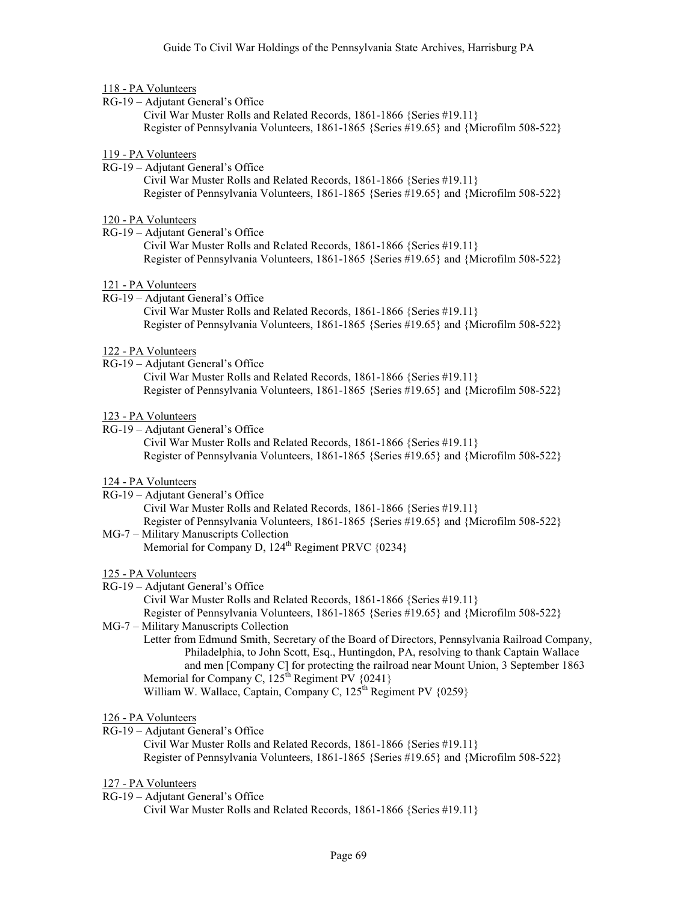118 - PA Volunteers

RG-19 – Adjutant General's Office

  Civil War Muster Rolls and Related Records, 1861-1866 {Series #19.11}
  Register of Pennsylvania Volunteers, 1861-1865 {Series #19.65} and {Microfilm 508-522}

119 - PA Volunteers

RG-19 – Adjutant General's Office

  Civil War Muster Rolls and Related Records, 1861-1866 {Series #19.11}
  Register of Pennsylvania Volunteers, 1861-1865 {Series #19.65} and {Microfilm 508-522}

120 - PA Volunteers

RG-19 – Adjutant General's Office

  Civil War Muster Rolls and Related Records, 1861-1866 {Series #19.11}
  Register of Pennsylvania Volunteers, 1861-1865 {Series #19.65} and {Microfilm 508-522}

121 - PA Volunteers

RG-19 – Adjutant General's Office

  Civil War Muster Rolls and Related Records, 1861-1866 {Series #19.11}
  Register of Pennsylvania Volunteers, 1861-1865 {Series #19.65} and {Microfilm 508-522}

122 - PA Volunteers

RG-19 – Adjutant General's Office

  Civil War Muster Rolls and Related Records, 1861-1866 {Series #19.11}
  Register of Pennsylvania Volunteers, 1861-1865 {Series #19.65} and {Microfilm 508-522}

123 - PA Volunteers

RG-19 – Adjutant General's Office

  Civil War Muster Rolls and Related Records, 1861-1866 {Series #19.11}
  Register of Pennsylvania Volunteers, 1861-1865 {Series #19.65} and {Microfilm 508-522}

124 - PA Volunteers

RG-19 – Adjutant General's Office

  Civil War Muster Rolls and Related Records, 1861-1866 {Series #19.11}
  Register of Pennsylvania Volunteers, 1861-1865 {Series #19.65} and {Microfilm 508-522}

MG-7 – Military Manuscripts Collection

  Memorial for Company D, 124th Regiment PRVC {0234}

125 - PA Volunteers

RG-19 – Adjutant General's Office

  Civil War Muster Rolls and Related Records, 1861-1866 {Series #19.11}
  Register of Pennsylvania Volunteers, 1861-1865 {Series #19.65} and {Microfilm 508-522}

MG-7 – Military Manuscripts Collection

  Letter from Edmund Smith, Secretary of the Board of Directors, Pennsylvania Railroad Company, Philadelphia, to John Scott, Esq., Huntingdon, PA, resolving to thank Captain Wallace and men [Company C] for protecting the railroad near Mount Union, 3 September 1863
  Memorial for Company C, 125th Regiment PV {0241}
  William W. Wallace, Captain, Company C, 125th Regiment PV {0259}

126 - PA Volunteers

RG-19 – Adjutant General's Office

  Civil War Muster Rolls and Related Records, 1861-1866 {Series #19.11}
  Register of Pennsylvania Volunteers, 1861-1865 {Series #19.65} and {Microfilm 508-522}

127 - PA Volunteers

RG-19 – Adjutant General's Office

  Civil War Muster Rolls and Related Records, 1861-1866 {Series #19.11}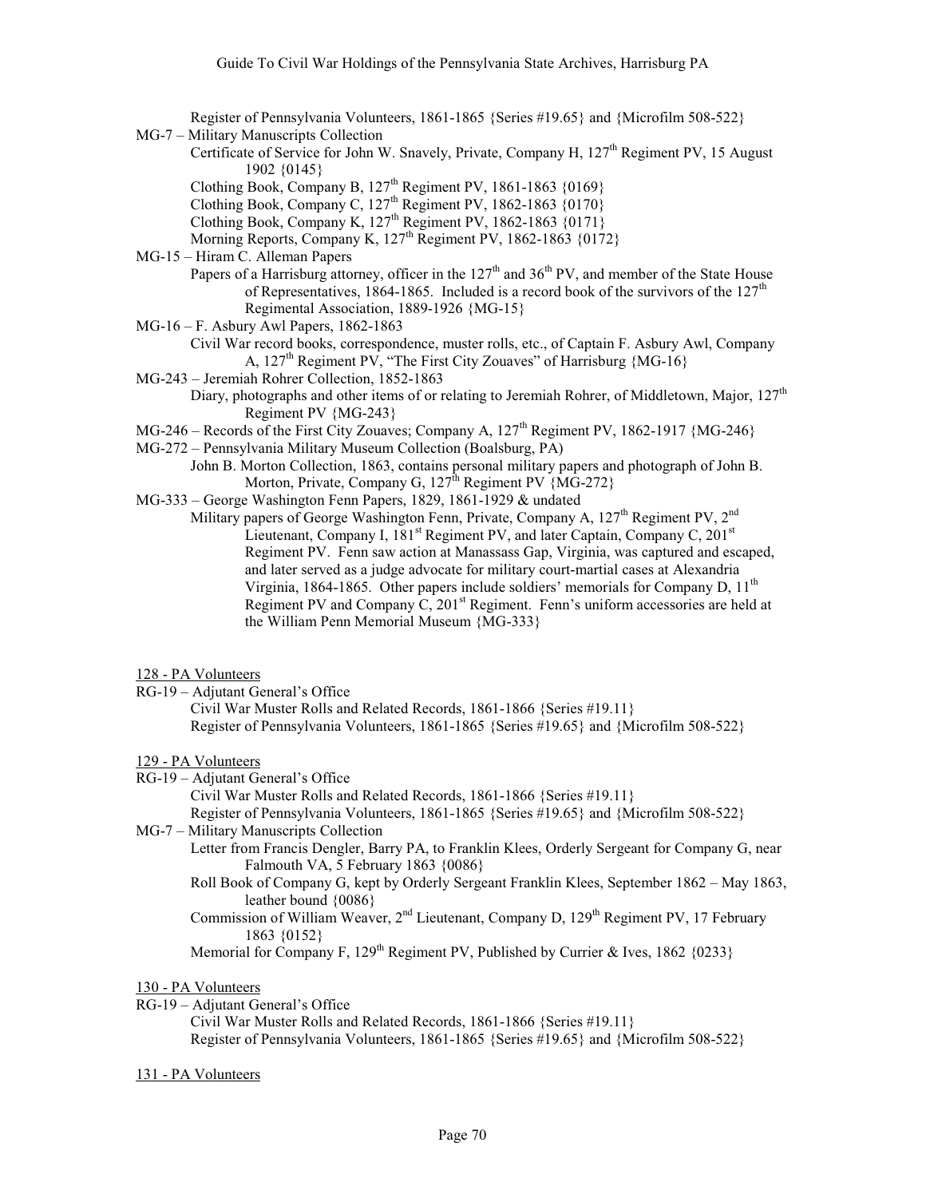Register of Pennsylvania Volunteers, 1861-1865 {Series #19.65} and {Microfilm 508-522}

MG-7 – Military Manuscripts Collection

- Certificate of Service for John W. Snavely, Private, Company H, 127th Regiment PV, 15 August 1902 {0145}
- Clothing Book, Company B, 127th Regiment PV, 1861-1863 {0169}
- Clothing Book, Company C, 127th Regiment PV, 1862-1863 {0170}
- Clothing Book, Company K, 127th Regiment PV, 1862-1863 {0171}
- Morning Reports, Company K, 127th Regiment PV, 1862-1863 {0172}

MG-15 – Hiram C. Alleman Papers

- Papers of a Harrisburg attorney, officer in the 127th and 36th PV, and member of the State House of Representatives, 1864-1865. Included is a record book of the survivors of the 127th Regimental Association, 1889-1926 {MG-15}

MG-16 – F. Asbury Awl Papers, 1862-1863

- Civil War record books, correspondence, muster rolls, etc., of Captain F. Asbury Awl, Company A, 127th Regiment PV, "The First City Zouaves" of Harrisburg {MG-16}

MG-243 – Jeremiah Rohrer Collection, 1852-1863

- Diary, photographs and other items of or relating to Jeremiah Rohrer, of Middletown, Major, 127th Regiment PV {MG-243}

MG-246 – Records of the First City Zouaves; Company A, 127th Regiment PV, 1862-1917 {MG-246}

MG-272 – Pennsylvania Military Museum Collection (Boalsburg, PA)

- John B. Morton Collection, 1863, contains personal military papers and photograph of John B. Morton, Private, Company G, 127th Regiment PV {MG-272}

MG-333 – George Washington Fenn Papers, 1829, 1861-1929 & undated

- Military papers of George Washington Fenn, Private, Company A, 127th Regiment PV, 2nd Lieutenant, Company I, 181st Regiment PV, and later Captain, Company C, 201st Regiment PV. Fenn saw action at Manassass Gap, Virginia, was captured and escaped, and later served as a judge advocate for military court-martial cases at Alexandria Virginia, 1864-1865. Other papers include soldiers' memorials for Company D, 11th Regiment PV and Company C, 201st Regiment. Fenn's uniform accessories are held at the William Penn Memorial Museum {MG-333}

## 128 - PA Volunteers

RG-19 – Adjutant General's Office

- Civil War Muster Rolls and Related Records, 1861-1866 {Series #19.11}
- Register of Pennsylvania Volunteers, 1861-1865 {Series #19.65} and {Microfilm 508-522}

## 129 - PA Volunteers

RG-19 – Adjutant General's Office

- Civil War Muster Rolls and Related Records, 1861-1866 {Series #19.11}
- Register of Pennsylvania Volunteers, 1861-1865 {Series #19.65} and {Microfilm 508-522}

MG-7 – Military Manuscripts Collection

- Letter from Francis Dengler, Barry PA, to Franklin Klees, Orderly Sergeant for Company G, near Falmouth VA, 5 February 1863 {0086}
- Roll Book of Company G, kept by Orderly Sergeant Franklin Klees, September 1862 – May 1863, leather bound {0086}
- Commission of William Weaver, 2nd Lieutenant, Company D, 129th Regiment PV, 17 February 1863 {0152}
- Memorial for Company F, 129th Regiment PV, Published by Currier & Ives, 1862 {0233}

## 130 - PA Volunteers

RG-19 – Adjutant General's Office

- Civil War Muster Rolls and Related Records, 1861-1866 {Series #19.11}
- Register of Pennsylvania Volunteers, 1861-1865 {Series #19.65} and {Microfilm 508-522}

## 131 - PA Volunteers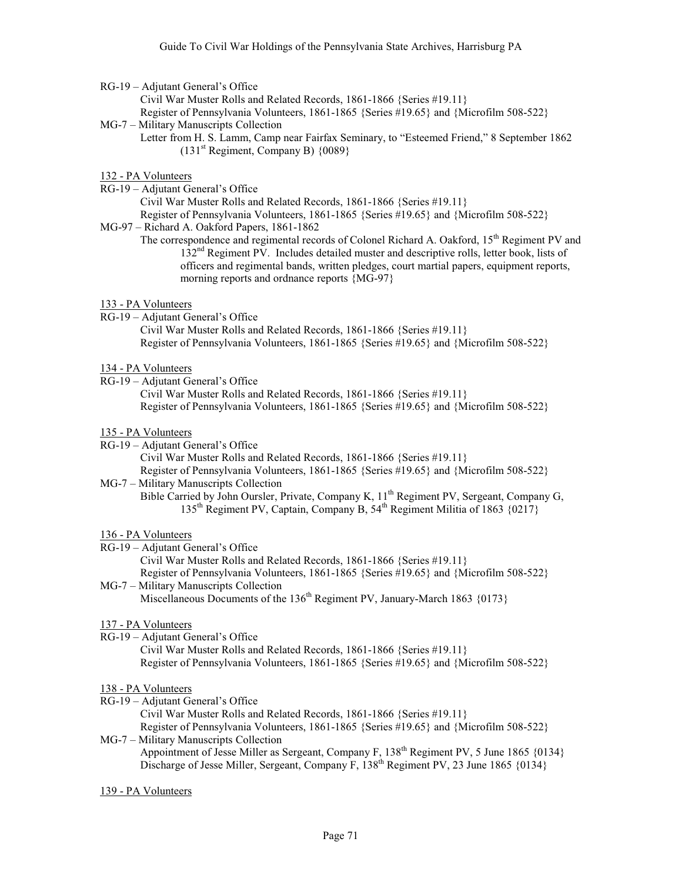RG-19 – Adjutant General's Office

Civil War Muster Rolls and Related Records, 1861-1866 {Series #19.11}
Register of Pennsylvania Volunteers, 1861-1865 {Series #19.65} and {Microfilm 508-522}

MG-7 – Military Manuscripts Collection

Letter from H. S. Lamm, Camp near Fairfax Seminary, to "Esteemed Friend," 8 September 1862 (131st Regiment, Company B) {0089}

132 - PA Volunteers

RG-19 – Adjutant General's Office

Civil War Muster Rolls and Related Records, 1861-1866 {Series #19.11}
Register of Pennsylvania Volunteers, 1861-1865 {Series #19.65} and {Microfilm 508-522}

MG-97 – Richard A. Oakford Papers, 1861-1862

The correspondence and regimental records of Colonel Richard A. Oakford, 15th Regiment PV and 132nd Regiment PV. Includes detailed muster and descriptive rolls, letter book, lists of officers and regimental bands, written pledges, court martial papers, equipment reports, morning reports and ordnance reports {MG-97}

133 - PA Volunteers

RG-19 – Adjutant General's Office

Civil War Muster Rolls and Related Records, 1861-1866 {Series #19.11}
Register of Pennsylvania Volunteers, 1861-1865 {Series #19.65} and {Microfilm 508-522}

134 - PA Volunteers

RG-19 – Adjutant General's Office

Civil War Muster Rolls and Related Records, 1861-1866 {Series #19.11}
Register of Pennsylvania Volunteers, 1861-1865 {Series #19.65} and {Microfilm 508-522}

135 - PA Volunteers

RG-19 – Adjutant General's Office

Civil War Muster Rolls and Related Records, 1861-1866 {Series #19.11}
Register of Pennsylvania Volunteers, 1861-1865 {Series #19.65} and {Microfilm 508-522}

MG-7 – Military Manuscripts Collection

Bible Carried by John Oursler, Private, Company K, 11th Regiment PV, Sergeant, Company G, 135th Regiment PV, Captain, Company B, 54th Regiment Militia of 1863 {0217}

136 - PA Volunteers

RG-19 – Adjutant General's Office

Civil War Muster Rolls and Related Records, 1861-1866 {Series #19.11}
Register of Pennsylvania Volunteers, 1861-1865 {Series #19.65} and {Microfilm 508-522}

MG-7 – Military Manuscripts Collection

Miscellaneous Documents of the 136th Regiment PV, January-March 1863 {0173}

137 - PA Volunteers

RG-19 – Adjutant General's Office

Civil War Muster Rolls and Related Records, 1861-1866 {Series #19.11}
Register of Pennsylvania Volunteers, 1861-1865 {Series #19.65} and {Microfilm 508-522}

138 - PA Volunteers

RG-19 – Adjutant General's Office

Civil War Muster Rolls and Related Records, 1861-1866 {Series #19.11}
Register of Pennsylvania Volunteers, 1861-1865 {Series #19.65} and {Microfilm 508-522}

MG-7 – Military Manuscripts Collection

Appointment of Jesse Miller as Sergeant, Company F, 138th Regiment PV, 5 June 1865 {0134}
Discharge of Jesse Miller, Sergeant, Company F, 138th Regiment PV, 23 June 1865 {0134}

139 - PA Volunteers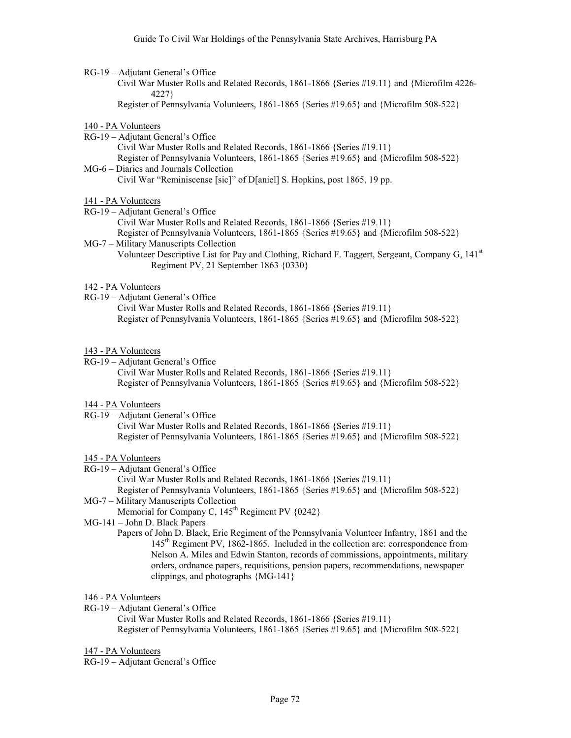RG-19 – Adjutant General's Office

Civil War Muster Rolls and Related Records, 1861-1866 {Series #19.11} and {Microfilm 4226-4227}

Register of Pennsylvania Volunteers, 1861-1865 {Series #19.65} and {Microfilm 508-522}

<u>140 - PA Volunteers</u>

RG-19 – Adjutant General's Office

Civil War Muster Rolls and Related Records, 1861-1866 {Series #19.11}

Register of Pennsylvania Volunteers, 1861-1865 {Series #19.65} and {Microfilm 508-522}

MG-6 – Diaries and Journals Collection

Civil War "Reminiscense [sic]" of D[aniel] S. Hopkins, post 1865, 19 pp.

<u>141 - PA Volunteers</u>

RG-19 – Adjutant General's Office

Civil War Muster Rolls and Related Records, 1861-1866 {Series #19.11}

Register of Pennsylvania Volunteers, 1861-1865 {Series #19.65} and {Microfilm 508-522}

MG-7 – Military Manuscripts Collection

Volunteer Descriptive List for Pay and Clothing, Richard F. Taggert, Sergeant, Company G, 141st Regiment PV, 21 September 1863 {0330}

<u>142 - PA Volunteers</u>

RG-19 – Adjutant General's Office

Civil War Muster Rolls and Related Records, 1861-1866 {Series #19.11}

Register of Pennsylvania Volunteers, 1861-1865 {Series #19.65} and {Microfilm 508-522}

<u>143 - PA Volunteers</u>

RG-19 – Adjutant General's Office

Civil War Muster Rolls and Related Records, 1861-1866 {Series #19.11}

Register of Pennsylvania Volunteers, 1861-1865 {Series #19.65} and {Microfilm 508-522}

<u>144 - PA Volunteers</u>

RG-19 – Adjutant General's Office

Civil War Muster Rolls and Related Records, 1861-1866 {Series #19.11}

Register of Pennsylvania Volunteers, 1861-1865 {Series #19.65} and {Microfilm 508-522}

<u>145 - PA Volunteers</u>

RG-19 – Adjutant General's Office

Civil War Muster Rolls and Related Records, 1861-1866 {Series #19.11}

Register of Pennsylvania Volunteers, 1861-1865 {Series #19.65} and {Microfilm 508-522}

MG-7 – Military Manuscripts Collection

Memorial for Company C, 145th Regiment PV {0242}

MG-141 – John D. Black Papers

Papers of John D. Black, Erie Regiment of the Pennsylvania Volunteer Infantry, 1861 and the 145th Regiment PV, 1862-1865. Included in the collection are: correspondence from Nelson A. Miles and Edwin Stanton, records of commissions, appointments, military orders, ordnance papers, requisitions, pension papers, recommendations, newspaper clippings, and photographs {MG-141}

<u>146 - PA Volunteers</u>

RG-19 – Adjutant General's Office

Civil War Muster Rolls and Related Records, 1861-1866 {Series #19.11}

Register of Pennsylvania Volunteers, 1861-1865 {Series #19.65} and {Microfilm 508-522}

<u>147 - PA Volunteers</u>

RG-19 – Adjutant General's Office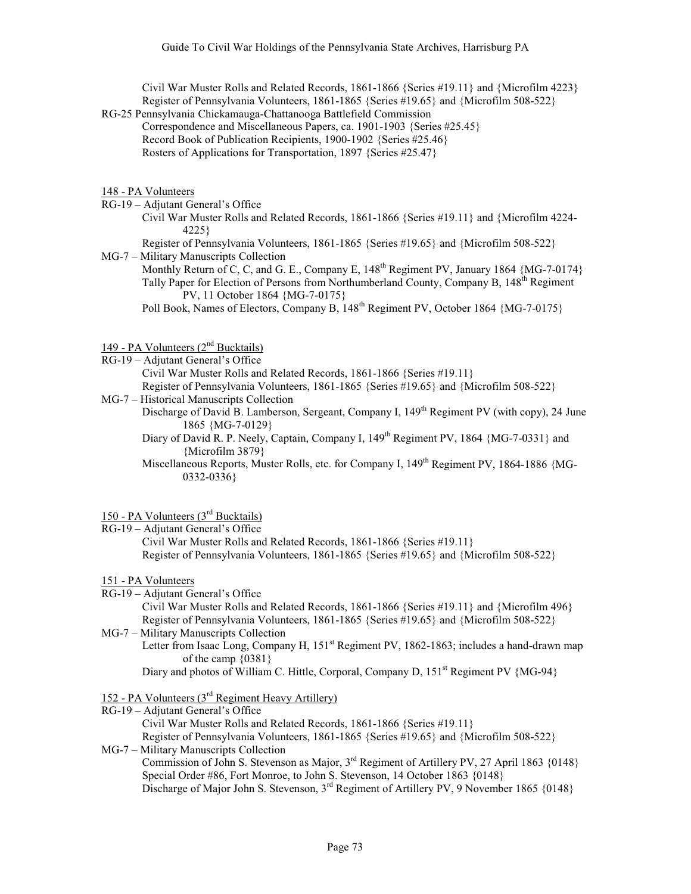Civil War Muster Rolls and Related Records, 1861-1866 {Series #19.11} and {Microfilm 4223}
Register of Pennsylvania Volunteers, 1861-1865 {Series #19.65} and {Microfilm 508-522}

RG-25 Pennsylvania Chickamauga-Chattanooga Battlefield Commission
Correspondence and Miscellaneous Papers, ca. 1901-1903 {Series #25.45}
Record Book of Publication Recipients, 1900-1902 {Series #25.46}
Rosters of Applications for Transportation, 1897 {Series #25.47}

148 - PA Volunteers

RG-19 – Adjutant General's Office
Civil War Muster Rolls and Related Records, 1861-1866 {Series #19.11} and {Microfilm 4224-4225}
Register of Pennsylvania Volunteers, 1861-1865 {Series #19.65} and {Microfilm 508-522}

MG-7 – Military Manuscripts Collection
Monthly Return of C, C, and G. E., Company E, 148th Regiment PV, January 1864 {MG-7-0174}
Tally Paper for Election of Persons from Northumberland County, Company B, 148th Regiment PV, 11 October 1864 {MG-7-0175}
Poll Book, Names of Electors, Company B, 148th Regiment PV, October 1864 {MG-7-0175}

149 - PA Volunteers (2nd Bucktails)

RG-19 – Adjutant General's Office
Civil War Muster Rolls and Related Records, 1861-1866 {Series #19.11}
Register of Pennsylvania Volunteers, 1861-1865 {Series #19.65} and {Microfilm 508-522}

MG-7 – Historical Manuscripts Collection
Discharge of David B. Lamberson, Sergeant, Company I, 149th Regiment PV (with copy), 24 June 1865 {MG-7-0129}
Diary of David R. P. Neely, Captain, Company I, 149th Regiment PV, 1864 {MG-7-0331} and {Microfilm 3879}
Miscellaneous Reports, Muster Rolls, etc. for Company I, 149th Regiment PV, 1864-1886 {MG-0332-0336}

150 - PA Volunteers (3rd Bucktails)

RG-19 – Adjutant General's Office
Civil War Muster Rolls and Related Records, 1861-1866 {Series #19.11}
Register of Pennsylvania Volunteers, 1861-1865 {Series #19.65} and {Microfilm 508-522}

151 - PA Volunteers

RG-19 – Adjutant General's Office
Civil War Muster Rolls and Related Records, 1861-1866 {Series #19.11} and {Microfilm 496}
Register of Pennsylvania Volunteers, 1861-1865 {Series #19.65} and {Microfilm 508-522}

MG-7 – Military Manuscripts Collection
Letter from Isaac Long, Company H, 151st Regiment PV, 1862-1863; includes a hand-drawn map of the camp {0381}
Diary and photos of William C. Hittle, Corporal, Company D, 151st Regiment PV {MG-94}

152 - PA Volunteers (3rd Regiment Heavy Artillery)

RG-19 – Adjutant General's Office
Civil War Muster Rolls and Related Records, 1861-1866 {Series #19.11}
Register of Pennsylvania Volunteers, 1861-1865 {Series #19.65} and {Microfilm 508-522}

MG-7 – Military Manuscripts Collection
Commission of John S. Stevenson as Major, 3rd Regiment of Artillery PV, 27 April 1863 {0148}
Special Order #86, Fort Monroe, to John S. Stevenson, 14 October 1863 {0148}
Discharge of Major John S. Stevenson, 3rd Regiment of Artillery PV, 9 November 1865 {0148}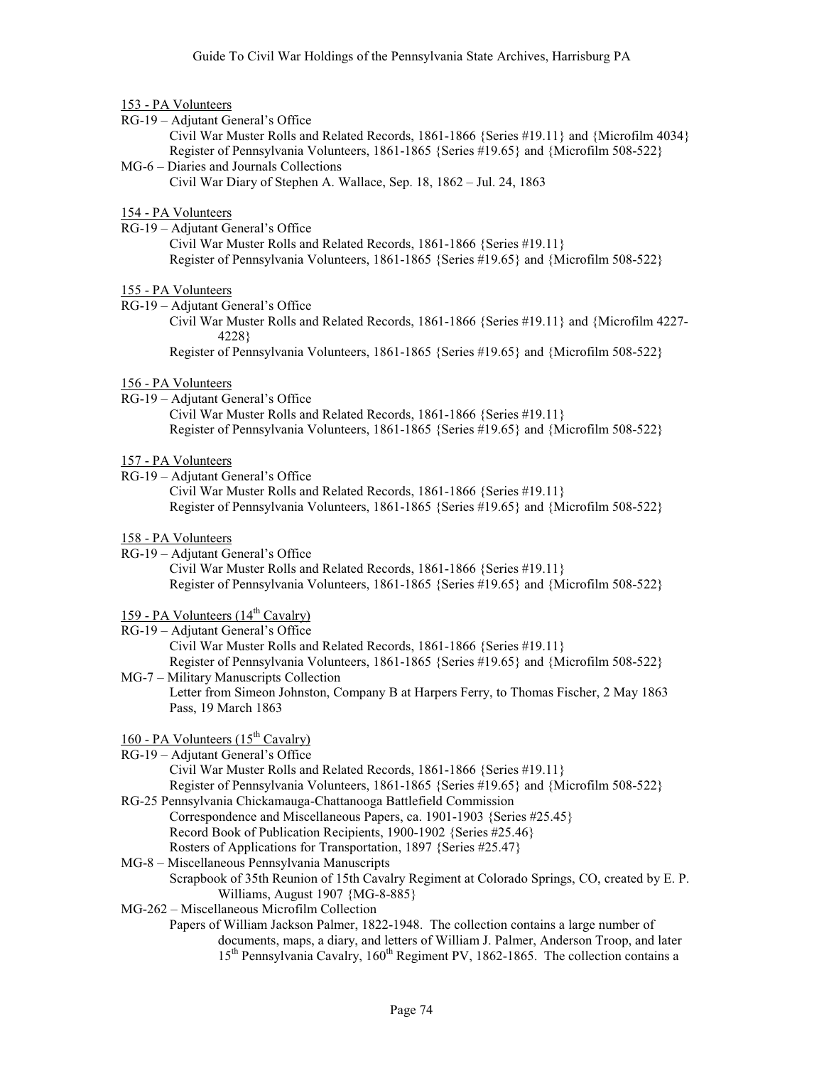153 - PA Volunteers

RG-19 – Adjutant General's Office

- Civil War Muster Rolls and Related Records, 1861-1866 {Series #19.11} and {Microfilm 4034}
- Register of Pennsylvania Volunteers, 1861-1865 {Series #19.65} and {Microfilm 508-522}

MG-6 – Diaries and Journals Collections

- Civil War Diary of Stephen A. Wallace, Sep. 18, 1862 – Jul. 24, 1863

154 - PA Volunteers

RG-19 – Adjutant General's Office

- Civil War Muster Rolls and Related Records, 1861-1866 {Series #19.11}
- Register of Pennsylvania Volunteers, 1861-1865 {Series #19.65} and {Microfilm 508-522}

155 - PA Volunteers

RG-19 – Adjutant General's Office

- Civil War Muster Rolls and Related Records, 1861-1866 {Series #19.11} and {Microfilm 4227-4228}
- Register of Pennsylvania Volunteers, 1861-1865 {Series #19.65} and {Microfilm 508-522}

156 - PA Volunteers

RG-19 – Adjutant General's Office

- Civil War Muster Rolls and Related Records, 1861-1866 {Series #19.11}
- Register of Pennsylvania Volunteers, 1861-1865 {Series #19.65} and {Microfilm 508-522}

157 - PA Volunteers

RG-19 – Adjutant General's Office

- Civil War Muster Rolls and Related Records, 1861-1866 {Series #19.11}
- Register of Pennsylvania Volunteers, 1861-1865 {Series #19.65} and {Microfilm 508-522}

158 - PA Volunteers

RG-19 – Adjutant General's Office

- Civil War Muster Rolls and Related Records, 1861-1866 {Series #19.11}
- Register of Pennsylvania Volunteers, 1861-1865 {Series #19.65} and {Microfilm 508-522}

159 - PA Volunteers (14th Cavalry)

RG-19 – Adjutant General's Office

- Civil War Muster Rolls and Related Records, 1861-1866 {Series #19.11}
- Register of Pennsylvania Volunteers, 1861-1865 {Series #19.65} and {Microfilm 508-522}

MG-7 – Military Manuscripts Collection

- Letter from Simeon Johnston, Company B at Harpers Ferry, to Thomas Fischer, 2 May 1863
- Pass, 19 March 1863

160 - PA Volunteers (15th Cavalry)

RG-19 – Adjutant General's Office

- Civil War Muster Rolls and Related Records, 1861-1866 {Series #19.11}
- Register of Pennsylvania Volunteers, 1861-1865 {Series #19.65} and {Microfilm 508-522}

RG-25 Pennsylvania Chickamauga-Chattanooga Battlefield Commission

- Correspondence and Miscellaneous Papers, ca. 1901-1903 {Series #25.45}
- Record Book of Publication Recipients, 1900-1902 {Series #25.46}
- Rosters of Applications for Transportation, 1897 {Series #25.47}

MG-8 – Miscellaneous Pennsylvania Manuscripts

- Scrapbook of 35th Reunion of 15th Cavalry Regiment at Colorado Springs, CO, created by E. P. Williams, August 1907 {MG-8-885}

MG-262 – Miscellaneous Microfilm Collection

- Papers of William Jackson Palmer, 1822-1948. The collection contains a large number of documents, maps, a diary, and letters of William J. Palmer, Anderson Troop, and later 15th Pennsylvania Cavalry, 160th Regiment PV, 1862-1865. The collection contains a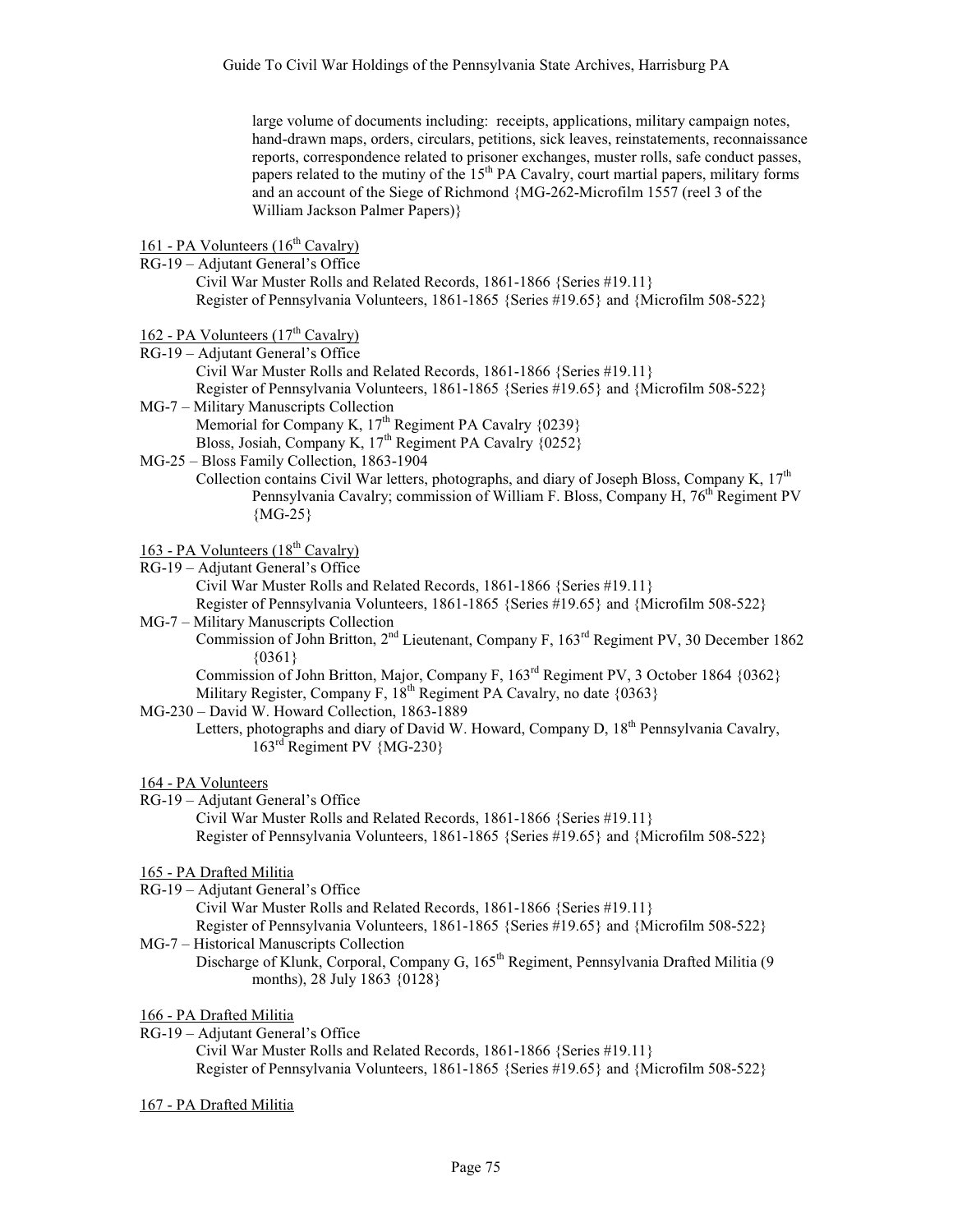large volume of documents including: receipts, applications, military campaign notes, hand-drawn maps, orders, circulars, petitions, sick leaves, reinstatements, reconnaissance reports, correspondence related to prisoner exchanges, muster rolls, safe conduct passes, papers related to the mutiny of the 15th PA Cavalry, court martial papers, military forms and an account of the Siege of Richmond {MG-262-Microfilm 1557 (reel 3 of the William Jackson Palmer Papers)}

161 - PA Volunteers (16th Cavalry)

RG-19 – Adjutant General's Office
- Civil War Muster Rolls and Related Records, 1861-1866 {Series #19.11}
- Register of Pennsylvania Volunteers, 1861-1865 {Series #19.65} and {Microfilm 508-522}

162 - PA Volunteers (17th Cavalry)

RG-19 – Adjutant General's Office
- Civil War Muster Rolls and Related Records, 1861-1866 {Series #19.11}
- Register of Pennsylvania Volunteers, 1861-1865 {Series #19.65} and {Microfilm 508-522}

MG-7 – Military Manuscripts Collection
- Memorial for Company K, 17th Regiment PA Cavalry {0239}
- Bloss, Josiah, Company K, 17th Regiment PA Cavalry {0252}

MG-25 – Bloss Family Collection, 1863-1904
- Collection contains Civil War letters, photographs, and diary of Joseph Bloss, Company K, 17th Pennsylvania Cavalry; commission of William F. Bloss, Company H, 76th Regiment PV {MG-25}

163 - PA Volunteers (18th Cavalry)

RG-19 – Adjutant General's Office
- Civil War Muster Rolls and Related Records, 1861-1866 {Series #19.11}
- Register of Pennsylvania Volunteers, 1861-1865 {Series #19.65} and {Microfilm 508-522}

MG-7 – Military Manuscripts Collection
- Commission of John Britton, 2nd Lieutenant, Company F, 163rd Regiment PV, 30 December 1862 {0361}
- Commission of John Britton, Major, Company F, 163rd Regiment PV, 3 October 1864 {0362}
- Military Register, Company F, 18th Regiment PA Cavalry, no date {0363}

MG-230 – David W. Howard Collection, 1863-1889
- Letters, photographs and diary of David W. Howard, Company D, 18th Pennsylvania Cavalry, 163rd Regiment PV {MG-230}

164 - PA Volunteers

RG-19 – Adjutant General's Office
- Civil War Muster Rolls and Related Records, 1861-1866 {Series #19.11}
- Register of Pennsylvania Volunteers, 1861-1865 {Series #19.65} and {Microfilm 508-522}

165 - PA Drafted Militia

RG-19 – Adjutant General's Office
- Civil War Muster Rolls and Related Records, 1861-1866 {Series #19.11}
- Register of Pennsylvania Volunteers, 1861-1865 {Series #19.65} and {Microfilm 508-522}

MG-7 – Historical Manuscripts Collection
- Discharge of Klunk, Corporal, Company G, 165th Regiment, Pennsylvania Drafted Militia (9 months), 28 July 1863 {0128}

166 - PA Drafted Militia

RG-19 – Adjutant General's Office
- Civil War Muster Rolls and Related Records, 1861-1866 {Series #19.11}
- Register of Pennsylvania Volunteers, 1861-1865 {Series #19.65} and {Microfilm 508-522}

167 - PA Drafted Militia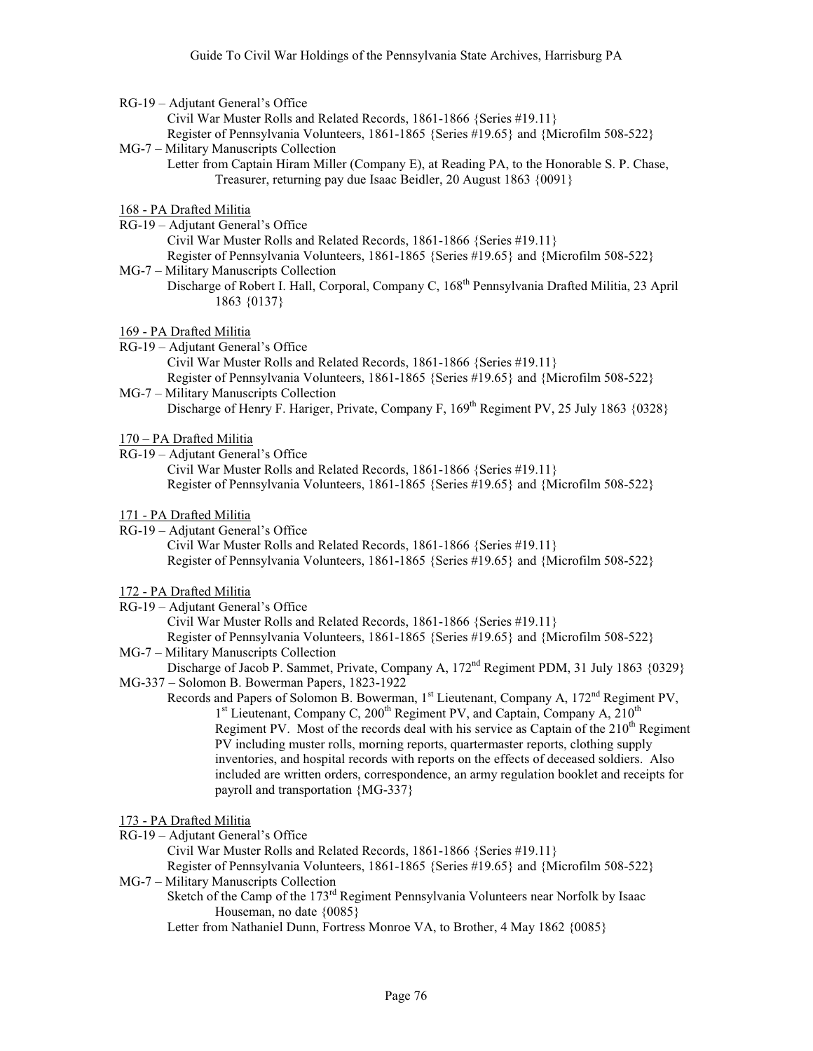RG-19 – Adjutant General's Office
- Civil War Muster Rolls and Related Records, 1861-1866 {Series #19.11}
- Register of Pennsylvania Volunteers, 1861-1865 {Series #19.65} and {Microfilm 508-522}

MG-7 – Military Manuscripts Collection
- Letter from Captain Hiram Miller (Company E), at Reading PA, to the Honorable S. P. Chase, Treasurer, returning pay due Isaac Beidler, 20 August 1863 {0091}

<u>168 - PA Drafted Militia</u>

RG-19 – Adjutant General's Office
- Civil War Muster Rolls and Related Records, 1861-1866 {Series #19.11}
- Register of Pennsylvania Volunteers, 1861-1865 {Series #19.65} and {Microfilm 508-522}

MG-7 – Military Manuscripts Collection
- Discharge of Robert I. Hall, Corporal, Company C, 168th Pennsylvania Drafted Militia, 23 April 1863 {0137}

<u>169 - PA Drafted Militia</u>

RG-19 – Adjutant General's Office
- Civil War Muster Rolls and Related Records, 1861-1866 {Series #19.11}
- Register of Pennsylvania Volunteers, 1861-1865 {Series #19.65} and {Microfilm 508-522}

MG-7 – Military Manuscripts Collection
- Discharge of Henry F. Hariger, Private, Company F, 169th Regiment PV, 25 July 1863 {0328}

<u>170 – PA Drafted Militia</u>

RG-19 – Adjutant General's Office
- Civil War Muster Rolls and Related Records, 1861-1866 {Series #19.11}
- Register of Pennsylvania Volunteers, 1861-1865 {Series #19.65} and {Microfilm 508-522}

<u>171 - PA Drafted Militia</u>

RG-19 – Adjutant General's Office
- Civil War Muster Rolls and Related Records, 1861-1866 {Series #19.11}
- Register of Pennsylvania Volunteers, 1861-1865 {Series #19.65} and {Microfilm 508-522}

<u>172 - PA Drafted Militia</u>

RG-19 – Adjutant General's Office
- Civil War Muster Rolls and Related Records, 1861-1866 {Series #19.11}
- Register of Pennsylvania Volunteers, 1861-1865 {Series #19.65} and {Microfilm 508-522}

MG-7 – Military Manuscripts Collection
- Discharge of Jacob P. Sammet, Private, Company A, 172nd Regiment PDM, 31 July 1863 {0329}

MG-337 – Solomon B. Bowerman Papers, 1823-1922
- Records and Papers of Solomon B. Bowerman, 1st Lieutenant, Company A, 172nd Regiment PV, 1st Lieutenant, Company C, 200th Regiment PV, and Captain, Company A, 210th Regiment PV. Most of the records deal with his service as Captain of the 210th Regiment PV including muster rolls, morning reports, quartermaster reports, clothing supply inventories, and hospital records with reports on the effects of deceased soldiers. Also included are written orders, correspondence, an army regulation booklet and receipts for payroll and transportation {MG-337}

<u>173 - PA Drafted Militia</u>

RG-19 – Adjutant General's Office
- Civil War Muster Rolls and Related Records, 1861-1866 {Series #19.11}
- Register of Pennsylvania Volunteers, 1861-1865 {Series #19.65} and {Microfilm 508-522}

MG-7 – Military Manuscripts Collection
- Sketch of the Camp of the 173rd Regiment Pennsylvania Volunteers near Norfolk by Isaac Houseman, no date {0085}
- Letter from Nathaniel Dunn, Fortress Monroe VA, to Brother, 4 May 1862 {0085}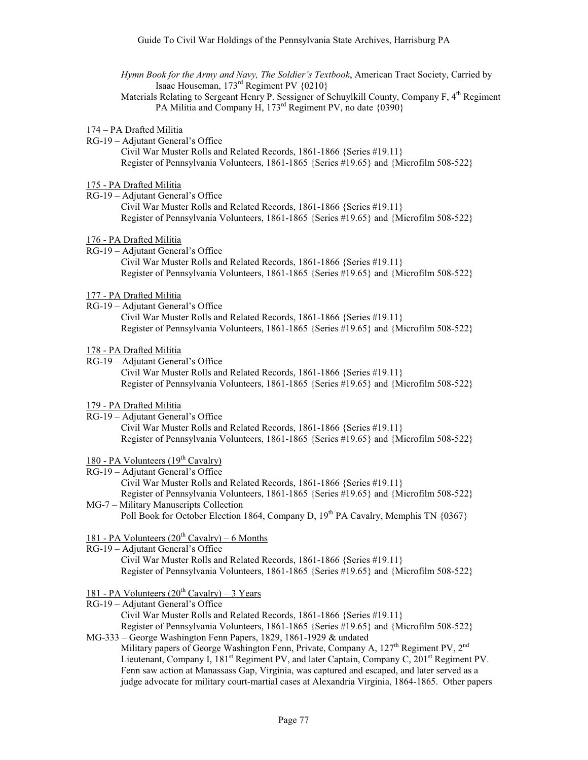*Hymn Book for the Army and Navy, The Soldier's Textbook*, American Tract Society, Carried by Isaac Houseman, 173rd Regiment PV {0210}

Materials Relating to Sergeant Henry P. Sessigner of Schuylkill County, Company F, 4th Regiment PA Militia and Company H, 173rd Regiment PV, no date {0390}

<u>174 – PA Drafted Militia</u>

RG-19 – Adjutant General's Office

Civil War Muster Rolls and Related Records, 1861-1866 {Series #19.11}

Register of Pennsylvania Volunteers, 1861-1865 {Series #19.65} and {Microfilm 508-522}

<u>175 - PA Drafted Militia</u>

RG-19 – Adjutant General's Office

Civil War Muster Rolls and Related Records, 1861-1866 {Series #19.11}

Register of Pennsylvania Volunteers, 1861-1865 {Series #19.65} and {Microfilm 508-522}

<u>176 - PA Drafted Militia</u>

RG-19 – Adjutant General's Office

Civil War Muster Rolls and Related Records, 1861-1866 {Series #19.11}

Register of Pennsylvania Volunteers, 1861-1865 {Series #19.65} and {Microfilm 508-522}

<u>177 - PA Drafted Militia</u>

RG-19 – Adjutant General's Office

Civil War Muster Rolls and Related Records, 1861-1866 {Series #19.11}

Register of Pennsylvania Volunteers, 1861-1865 {Series #19.65} and {Microfilm 508-522}

<u>178 - PA Drafted Militia</u>

RG-19 – Adjutant General's Office

Civil War Muster Rolls and Related Records, 1861-1866 {Series #19.11}

Register of Pennsylvania Volunteers, 1861-1865 {Series #19.65} and {Microfilm 508-522}

<u>179 - PA Drafted Militia</u>

RG-19 – Adjutant General's Office

Civil War Muster Rolls and Related Records, 1861-1866 {Series #19.11}

Register of Pennsylvania Volunteers, 1861-1865 {Series #19.65} and {Microfilm 508-522}

<u>180 - PA Volunteers (19th Cavalry)</u>

RG-19 – Adjutant General's Office

Civil War Muster Rolls and Related Records, 1861-1866 {Series #19.11}

Register of Pennsylvania Volunteers, 1861-1865 {Series #19.65} and {Microfilm 508-522}

MG-7 – Military Manuscripts Collection

Poll Book for October Election 1864, Company D, 19th PA Cavalry, Memphis TN {0367}

<u>181 - PA Volunteers (20th Cavalry) – 6 Months</u>

RG-19 – Adjutant General's Office

Civil War Muster Rolls and Related Records, 1861-1866 {Series #19.11}

Register of Pennsylvania Volunteers, 1861-1865 {Series #19.65} and {Microfilm 508-522}

<u>181 - PA Volunteers (20th Cavalry) – 3 Years</u>

RG-19 – Adjutant General's Office

Civil War Muster Rolls and Related Records, 1861-1866 {Series #19.11}

Register of Pennsylvania Volunteers, 1861-1865 {Series #19.65} and {Microfilm 508-522}

MG-333 – George Washington Fenn Papers, 1829, 1861-1929 & undated

Military papers of George Washington Fenn, Private, Company A, 127th Regiment PV, 2nd Lieutenant, Company I, 181st Regiment PV, and later Captain, Company C, 201st Regiment PV. Fenn saw action at Manassass Gap, Virginia, was captured and escaped, and later served as a judge advocate for military court-martial cases at Alexandria Virginia, 1864-1865. Other papers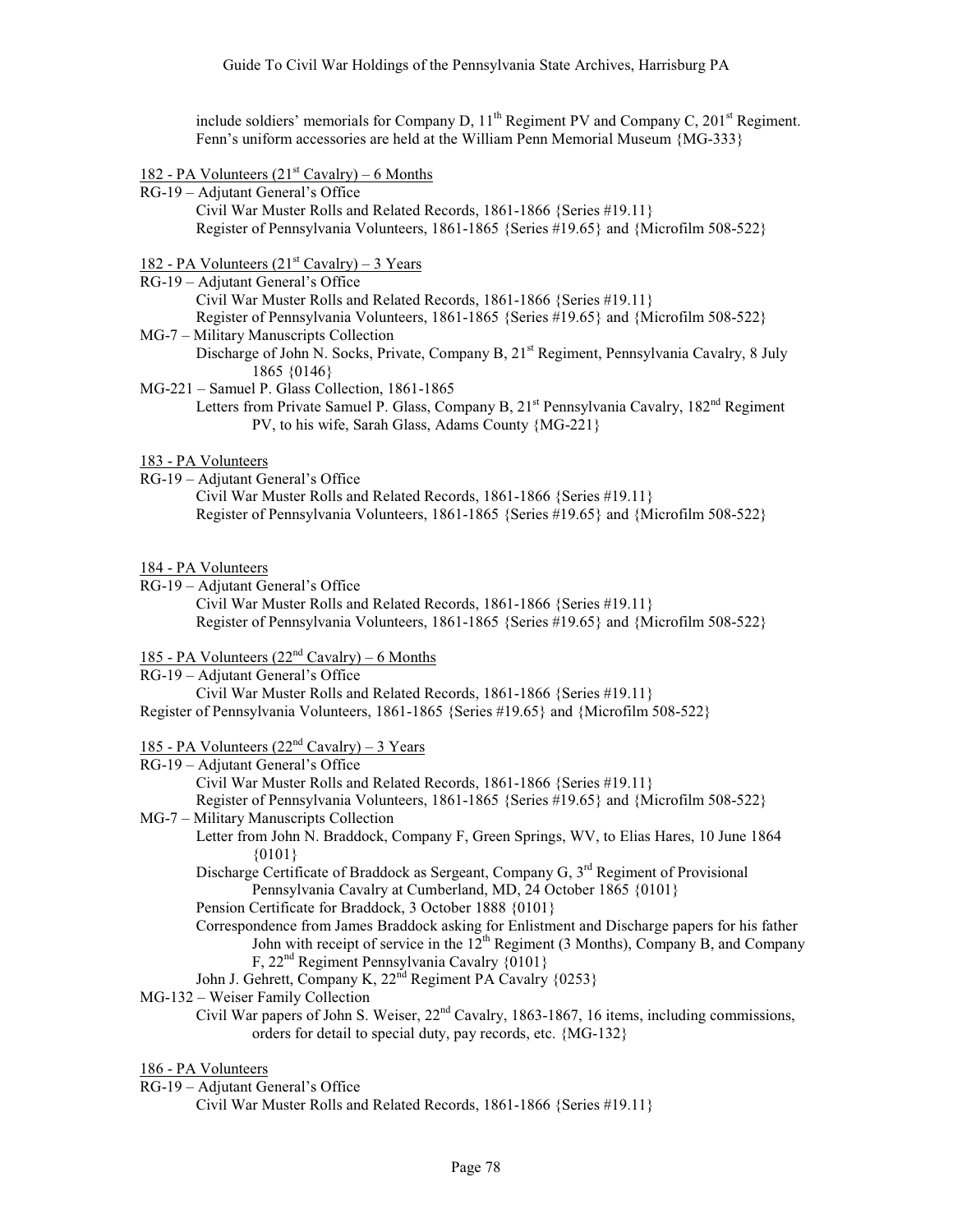include soldiers' memorials for Company D, 11th Regiment PV and Company C, 201st Regiment. Fenn's uniform accessories are held at the William Penn Memorial Museum {MG-333}

182 - PA Volunteers (21st Cavalry) – 6 Months

RG-19 – Adjutant General's Office
- Civil War Muster Rolls and Related Records, 1861-1866 {Series #19.11}
- Register of Pennsylvania Volunteers, 1861-1865 {Series #19.65} and {Microfilm 508-522}

182 - PA Volunteers (21st Cavalry) – 3 Years

RG-19 – Adjutant General's Office
- Civil War Muster Rolls and Related Records, 1861-1866 {Series #19.11}
- Register of Pennsylvania Volunteers, 1861-1865 {Series #19.65} and {Microfilm 508-522}

MG-7 – Military Manuscripts Collection
- Discharge of John N. Socks, Private, Company B, 21st Regiment, Pennsylvania Cavalry, 8 July 1865 {0146}

MG-221 – Samuel P. Glass Collection, 1861-1865
- Letters from Private Samuel P. Glass, Company B, 21st Pennsylvania Cavalry, 182nd Regiment PV, to his wife, Sarah Glass, Adams County {MG-221}

183 - PA Volunteers

RG-19 – Adjutant General's Office
- Civil War Muster Rolls and Related Records, 1861-1866 {Series #19.11}
- Register of Pennsylvania Volunteers, 1861-1865 {Series #19.65} and {Microfilm 508-522}

184 - PA Volunteers

RG-19 – Adjutant General's Office
- Civil War Muster Rolls and Related Records, 1861-1866 {Series #19.11}
- Register of Pennsylvania Volunteers, 1861-1865 {Series #19.65} and {Microfilm 508-522}

185 - PA Volunteers (22nd Cavalry) – 6 Months

RG-19 – Adjutant General's Office
- Civil War Muster Rolls and Related Records, 1861-1866 {Series #19.11}

Register of Pennsylvania Volunteers, 1861-1865 {Series #19.65} and {Microfilm 508-522}

185 - PA Volunteers (22nd Cavalry) – 3 Years

RG-19 – Adjutant General's Office
- Civil War Muster Rolls and Related Records, 1861-1866 {Series #19.11}
- Register of Pennsylvania Volunteers, 1861-1865 {Series #19.65} and {Microfilm 508-522}

MG-7 – Military Manuscripts Collection
- Letter from John N. Braddock, Company F, Green Springs, WV, to Elias Hares, 10 June 1864 {0101}
- Discharge Certificate of Braddock as Sergeant, Company G, 3rd Regiment of Provisional Pennsylvania Cavalry at Cumberland, MD, 24 October 1865 {0101}
- Pension Certificate for Braddock, 3 October 1888 {0101}
- Correspondence from James Braddock asking for Enlistment and Discharge papers for his father John with receipt of service in the 12th Regiment (3 Months), Company B, and Company F, 22nd Regiment Pennsylvania Cavalry {0101}
- John J. Gehrett, Company K, 22nd Regiment PA Cavalry {0253}

MG-132 – Weiser Family Collection
- Civil War papers of John S. Weiser, 22nd Cavalry, 1863-1867, 16 items, including commissions, orders for detail to special duty, pay records, etc. {MG-132}

186 - PA Volunteers

RG-19 – Adjutant General's Office
- Civil War Muster Rolls and Related Records, 1861-1866 {Series #19.11}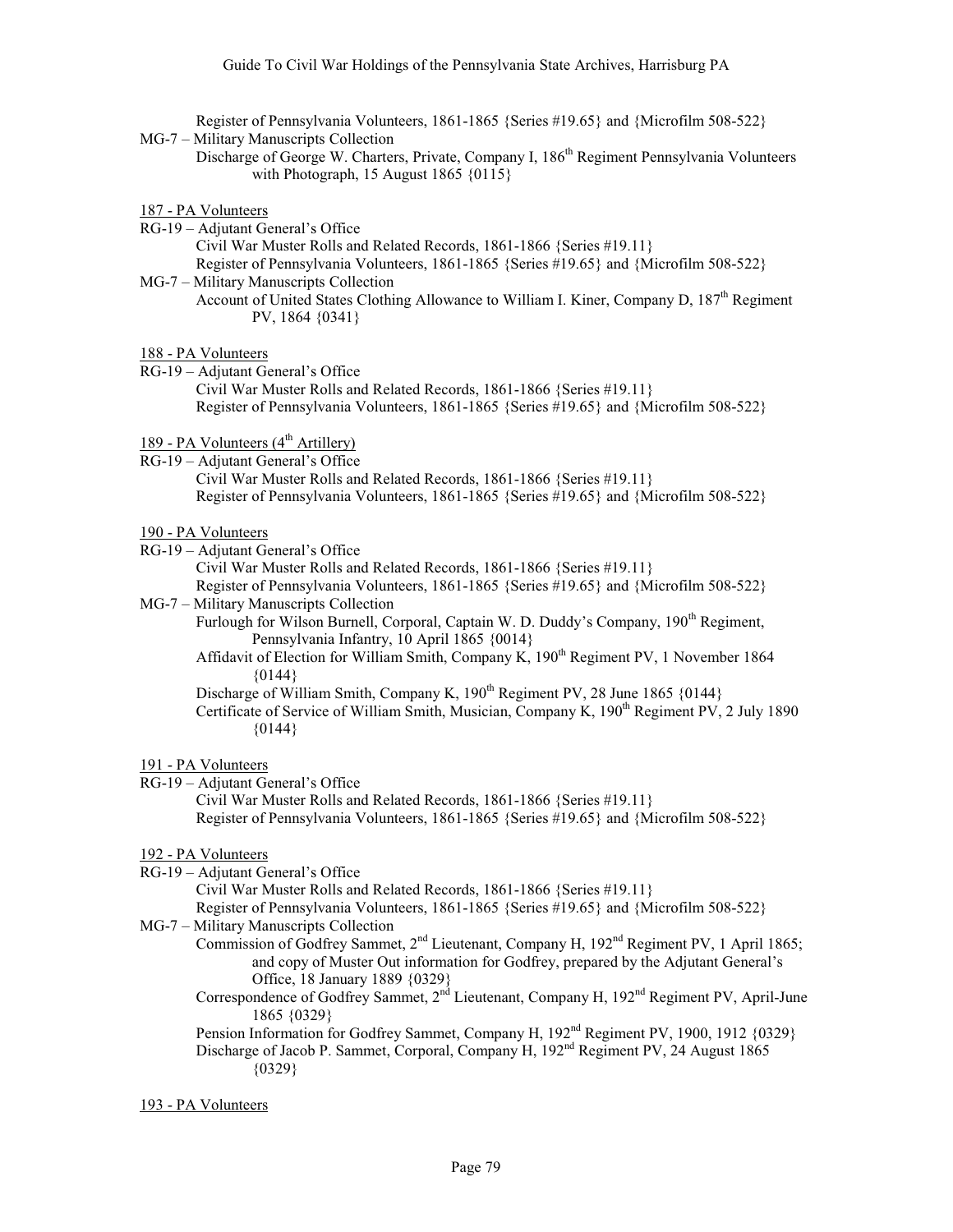Register of Pennsylvania Volunteers, 1861-1865 {Series #19.65} and {Microfilm 508-522}

MG-7 – Military Manuscripts Collection

- Discharge of George W. Charters, Private, Company I, 186th Regiment Pennsylvania Volunteers with Photograph, 15 August 1865 {0115}

187 - PA Volunteers

RG-19 – Adjutant General's Office

- Civil War Muster Rolls and Related Records, 1861-1866 {Series #19.11}
- Register of Pennsylvania Volunteers, 1861-1865 {Series #19.65} and {Microfilm 508-522}

MG-7 – Military Manuscripts Collection

- Account of United States Clothing Allowance to William I. Kiner, Company D, 187th Regiment PV, 1864 {0341}

188 - PA Volunteers

RG-19 – Adjutant General's Office

- Civil War Muster Rolls and Related Records, 1861-1866 {Series #19.11}
- Register of Pennsylvania Volunteers, 1861-1865 {Series #19.65} and {Microfilm 508-522}

189 - PA Volunteers (4th Artillery)

RG-19 – Adjutant General's Office

- Civil War Muster Rolls and Related Records, 1861-1866 {Series #19.11}
- Register of Pennsylvania Volunteers, 1861-1865 {Series #19.65} and {Microfilm 508-522}

190 - PA Volunteers

RG-19 – Adjutant General's Office

- Civil War Muster Rolls and Related Records, 1861-1866 {Series #19.11}
- Register of Pennsylvania Volunteers, 1861-1865 {Series #19.65} and {Microfilm 508-522}

MG-7 – Military Manuscripts Collection

- Furlough for Wilson Burnell, Corporal, Captain W. D. Duddy's Company, 190th Regiment, Pennsylvania Infantry, 10 April 1865 {0014}
- Affidavit of Election for William Smith, Company K, 190th Regiment PV, 1 November 1864 {0144}
- Discharge of William Smith, Company K, 190th Regiment PV, 28 June 1865 {0144}
- Certificate of Service of William Smith, Musician, Company K, 190th Regiment PV, 2 July 1890 {0144}

191 - PA Volunteers

RG-19 – Adjutant General's Office

- Civil War Muster Rolls and Related Records, 1861-1866 {Series #19.11}
- Register of Pennsylvania Volunteers, 1861-1865 {Series #19.65} and {Microfilm 508-522}

192 - PA Volunteers

RG-19 – Adjutant General's Office

- Civil War Muster Rolls and Related Records, 1861-1866 {Series #19.11}
- Register of Pennsylvania Volunteers, 1861-1865 {Series #19.65} and {Microfilm 508-522}

MG-7 – Military Manuscripts Collection

- Commission of Godfrey Sammet, 2nd Lieutenant, Company H, 192nd Regiment PV, 1 April 1865; and copy of Muster Out information for Godfrey, prepared by the Adjutant General's Office, 18 January 1889 {0329}
- Correspondence of Godfrey Sammet, 2nd Lieutenant, Company H, 192nd Regiment PV, April-June 1865 {0329}
- Pension Information for Godfrey Sammet, Company H, 192nd Regiment PV, 1900, 1912 {0329}
- Discharge of Jacob P. Sammet, Corporal, Company H, 192nd Regiment PV, 24 August 1865 {0329}

193 - PA Volunteers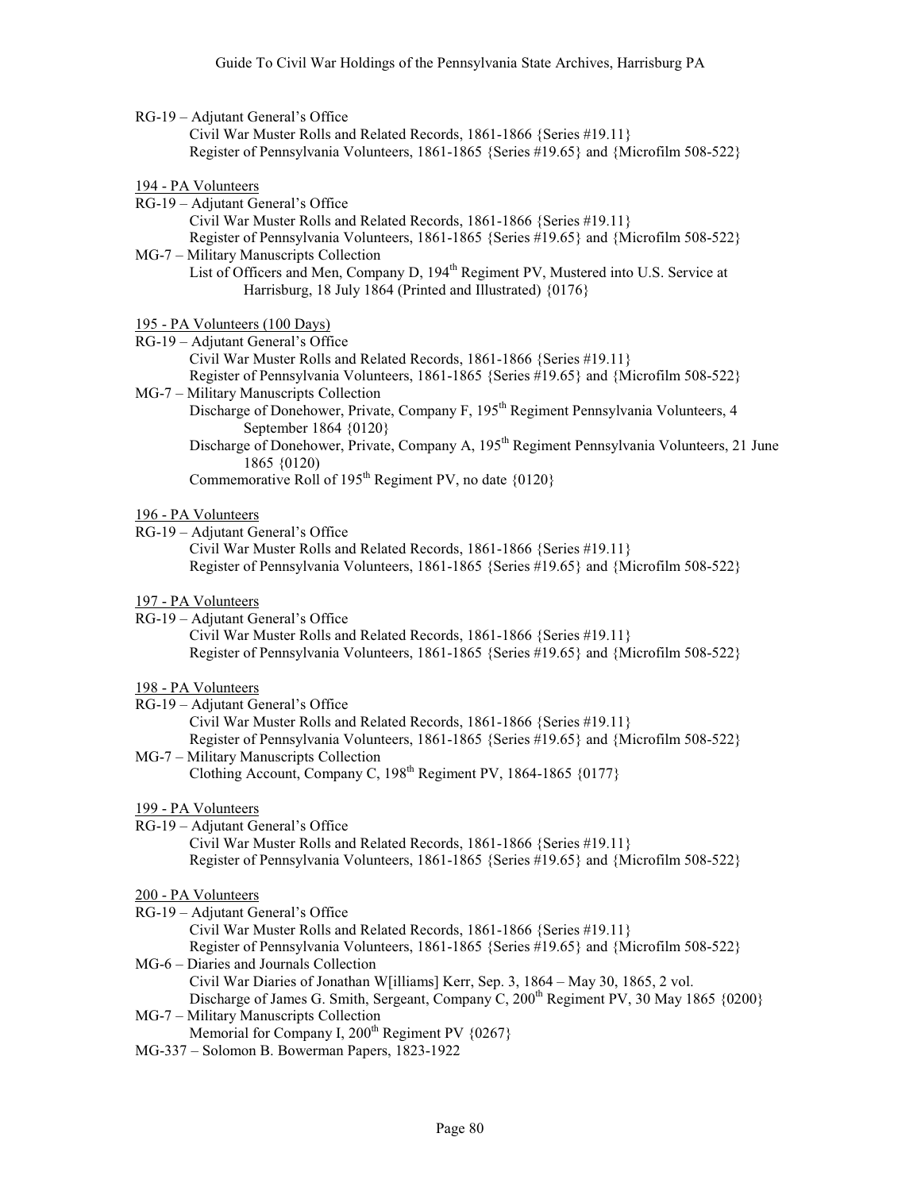RG-19 – Adjutant General's Office
- Civil War Muster Rolls and Related Records, 1861-1866 {Series #19.11}
- Register of Pennsylvania Volunteers, 1861-1865 {Series #19.65} and {Microfilm 508-522}

<u>194 - PA Volunteers</u>

RG-19 – Adjutant General's Office
- Civil War Muster Rolls and Related Records, 1861-1866 {Series #19.11}
- Register of Pennsylvania Volunteers, 1861-1865 {Series #19.65} and {Microfilm 508-522}

MG-7 – Military Manuscripts Collection
- List of Officers and Men, Company D, 194th Regiment PV, Mustered into U.S. Service at Harrisburg, 18 July 1864 (Printed and Illustrated) {0176}

<u>195 - PA Volunteers (100 Days)</u>

RG-19 – Adjutant General's Office
- Civil War Muster Rolls and Related Records, 1861-1866 {Series #19.11}
- Register of Pennsylvania Volunteers, 1861-1865 {Series #19.65} and {Microfilm 508-522}

MG-7 – Military Manuscripts Collection
- Discharge of Donehower, Private, Company F, 195th Regiment Pennsylvania Volunteers, 4 September 1864 {0120}
- Discharge of Donehower, Private, Company A, 195th Regiment Pennsylvania Volunteers, 21 June 1865 {0120}
- Commemorative Roll of 195th Regiment PV, no date {0120}

<u>196 - PA Volunteers</u>

RG-19 – Adjutant General's Office
- Civil War Muster Rolls and Related Records, 1861-1866 {Series #19.11}
- Register of Pennsylvania Volunteers, 1861-1865 {Series #19.65} and {Microfilm 508-522}

<u>197 - PA Volunteers</u>

RG-19 – Adjutant General's Office
- Civil War Muster Rolls and Related Records, 1861-1866 {Series #19.11}
- Register of Pennsylvania Volunteers, 1861-1865 {Series #19.65} and {Microfilm 508-522}

<u>198 - PA Volunteers</u>

RG-19 – Adjutant General's Office
- Civil War Muster Rolls and Related Records, 1861-1866 {Series #19.11}
- Register of Pennsylvania Volunteers, 1861-1865 {Series #19.65} and {Microfilm 508-522}

MG-7 – Military Manuscripts Collection
- Clothing Account, Company C, 198th Regiment PV, 1864-1865 {0177}

<u>199 - PA Volunteers</u>

RG-19 – Adjutant General's Office
- Civil War Muster Rolls and Related Records, 1861-1866 {Series #19.11}
- Register of Pennsylvania Volunteers, 1861-1865 {Series #19.65} and {Microfilm 508-522}

<u>200 - PA Volunteers</u>

RG-19 – Adjutant General's Office
- Civil War Muster Rolls and Related Records, 1861-1866 {Series #19.11}
- Register of Pennsylvania Volunteers, 1861-1865 {Series #19.65} and {Microfilm 508-522}

MG-6 – Diaries and Journals Collection
- Civil War Diaries of Jonathan W[illiams] Kerr, Sep. 3, 1864 – May 30, 1865, 2 vol.
- Discharge of James G. Smith, Sergeant, Company C, 200th Regiment PV, 30 May 1865 {0200}

MG-7 – Military Manuscripts Collection
- Memorial for Company I, 200th Regiment PV {0267}

MG-337 – Solomon B. Bowerman Papers, 1823-1922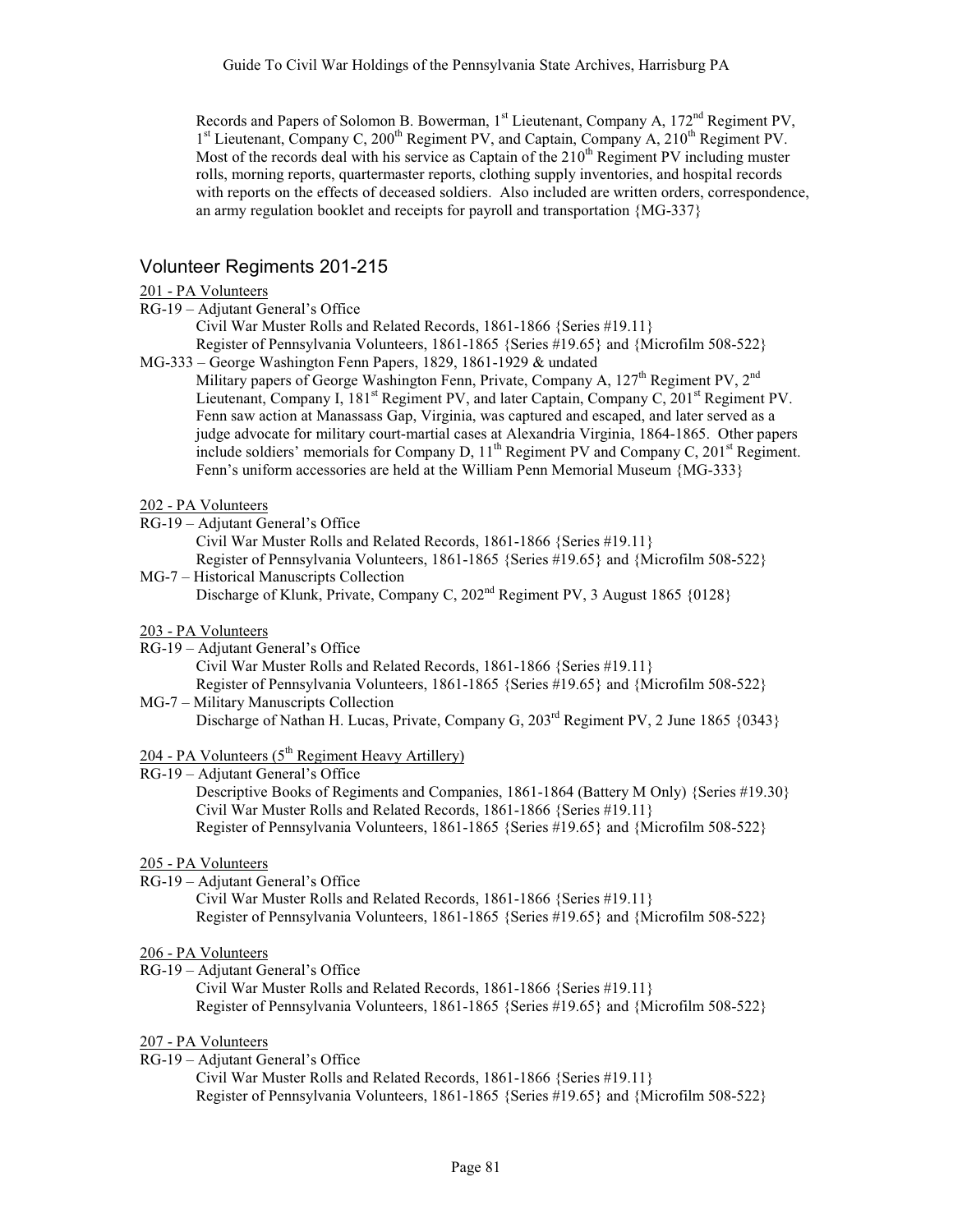Records and Papers of Solomon B. Bowerman, 1st Lieutenant, Company A, 172nd Regiment PV, 1st Lieutenant, Company C, 200th Regiment PV, and Captain, Company A, 210th Regiment PV. Most of the records deal with his service as Captain of the 210th Regiment PV including muster rolls, morning reports, quartermaster reports, clothing supply inventories, and hospital records with reports on the effects of deceased soldiers. Also included are written orders, correspondence, an army regulation booklet and receipts for payroll and transportation {MG-337}

## Volunteer Regiments 201-215

201 - PA Volunteers

RG-19 – Adjutant General's Office
- Civil War Muster Rolls and Related Records, 1861-1866 {Series #19.11}
- Register of Pennsylvania Volunteers, 1861-1865 {Series #19.65} and {Microfilm 508-522}

MG-333 – George Washington Fenn Papers, 1829, 1861-1929 & undated
- Military papers of George Washington Fenn, Private, Company A, 127th Regiment PV, 2nd Lieutenant, Company I, 181st Regiment PV, and later Captain, Company C, 201st Regiment PV. Fenn saw action at Manassass Gap, Virginia, was captured and escaped, and later served as a judge advocate for military court-martial cases at Alexandria Virginia, 1864-1865. Other papers include soldiers' memorials for Company D, 11th Regiment PV and Company C, 201st Regiment. Fenn's uniform accessories are held at the William Penn Memorial Museum {MG-333}

202 - PA Volunteers

RG-19 – Adjutant General's Office
- Civil War Muster Rolls and Related Records, 1861-1866 {Series #19.11}
- Register of Pennsylvania Volunteers, 1861-1865 {Series #19.65} and {Microfilm 508-522}

MG-7 – Historical Manuscripts Collection
- Discharge of Klunk, Private, Company C, 202nd Regiment PV, 3 August 1865 {0128}

203 - PA Volunteers

RG-19 – Adjutant General's Office
- Civil War Muster Rolls and Related Records, 1861-1866 {Series #19.11}
- Register of Pennsylvania Volunteers, 1861-1865 {Series #19.65} and {Microfilm 508-522}

MG-7 – Military Manuscripts Collection
- Discharge of Nathan H. Lucas, Private, Company G, 203rd Regiment PV, 2 June 1865 {0343}

204 - PA Volunteers (5th Regiment Heavy Artillery)

RG-19 – Adjutant General's Office
- Descriptive Books of Regiments and Companies, 1861-1864 (Battery M Only) {Series #19.30}
- Civil War Muster Rolls and Related Records, 1861-1866 {Series #19.11}
- Register of Pennsylvania Volunteers, 1861-1865 {Series #19.65} and {Microfilm 508-522}

205 - PA Volunteers

RG-19 – Adjutant General's Office
- Civil War Muster Rolls and Related Records, 1861-1866 {Series #19.11}
- Register of Pennsylvania Volunteers, 1861-1865 {Series #19.65} and {Microfilm 508-522}

206 - PA Volunteers

RG-19 – Adjutant General's Office
- Civil War Muster Rolls and Related Records, 1861-1866 {Series #19.11}
- Register of Pennsylvania Volunteers, 1861-1865 {Series #19.65} and {Microfilm 508-522}

207 - PA Volunteers

RG-19 – Adjutant General's Office
- Civil War Muster Rolls and Related Records, 1861-1866 {Series #19.11}
- Register of Pennsylvania Volunteers, 1861-1865 {Series #19.65} and {Microfilm 508-522}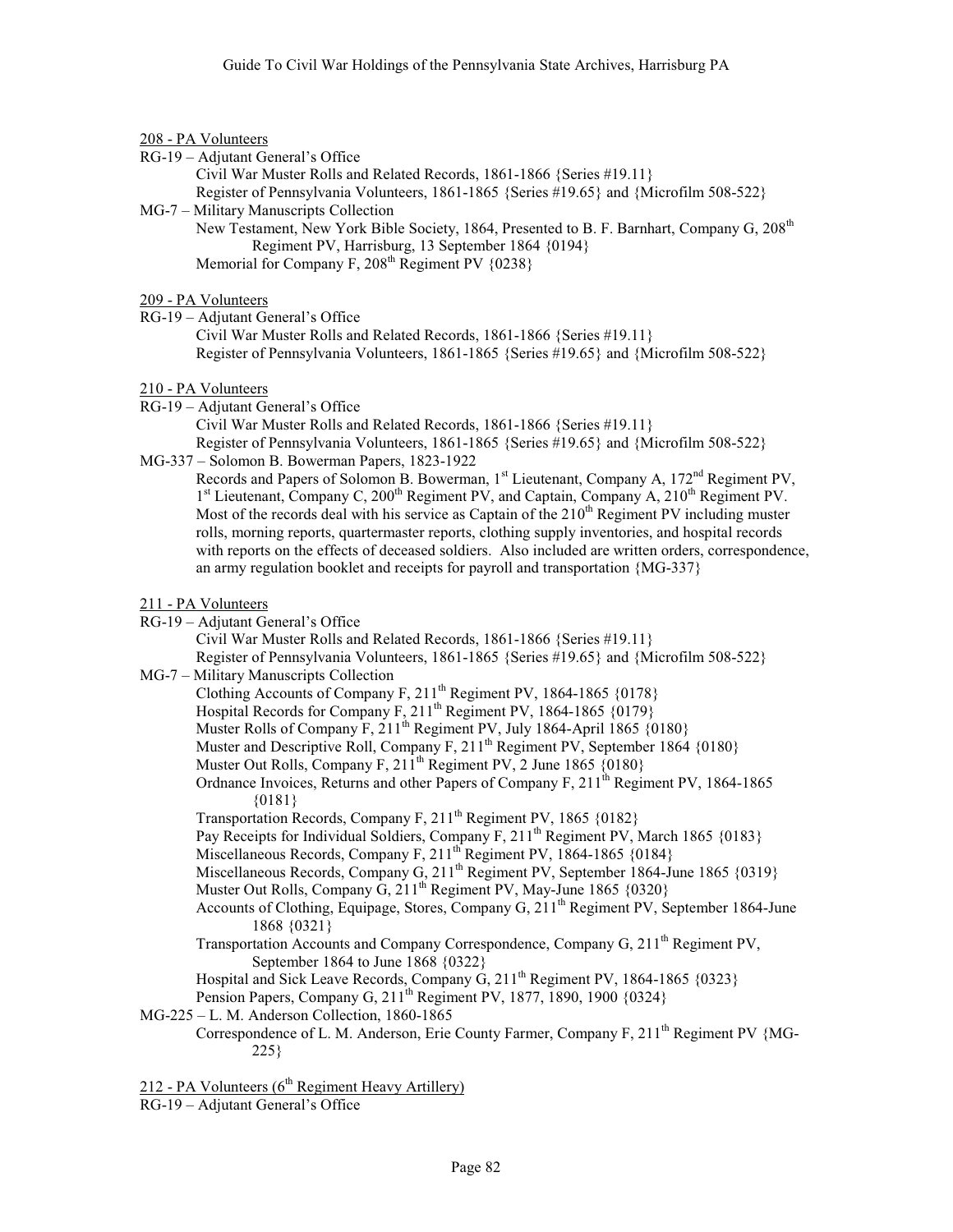208 - PA Volunteers

RG-19 – Adjutant General's Office

- Civil War Muster Rolls and Related Records, 1861-1866 {Series #19.11}
- Register of Pennsylvania Volunteers, 1861-1865 {Series #19.65} and {Microfilm 508-522}

MG-7 – Military Manuscripts Collection

- New Testament, New York Bible Society, 1864, Presented to B. F. Barnhart, Company G, 208th Regiment PV, Harrisburg, 13 September 1864 {0194}
- Memorial for Company F, 208th Regiment PV {0238}

209 - PA Volunteers

RG-19 – Adjutant General's Office

- Civil War Muster Rolls and Related Records, 1861-1866 {Series #19.11}
- Register of Pennsylvania Volunteers, 1861-1865 {Series #19.65} and {Microfilm 508-522}

210 - PA Volunteers

RG-19 – Adjutant General's Office

- Civil War Muster Rolls and Related Records, 1861-1866 {Series #19.11}
- Register of Pennsylvania Volunteers, 1861-1865 {Series #19.65} and {Microfilm 508-522}

MG-337 – Solomon B. Bowerman Papers, 1823-1922

- Records and Papers of Solomon B. Bowerman, 1st Lieutenant, Company A, 172nd Regiment PV, 1st Lieutenant, Company C, 200th Regiment PV, and Captain, Company A, 210th Regiment PV. Most of the records deal with his service as Captain of the 210th Regiment PV including muster rolls, morning reports, quartermaster reports, clothing supply inventories, and hospital records with reports on the effects of deceased soldiers. Also included are written orders, correspondence, an army regulation booklet and receipts for payroll and transportation {MG-337}

211 - PA Volunteers

RG-19 – Adjutant General's Office

- Civil War Muster Rolls and Related Records, 1861-1866 {Series #19.11}
- Register of Pennsylvania Volunteers, 1861-1865 {Series #19.65} and {Microfilm 508-522}

MG-7 – Military Manuscripts Collection

- Clothing Accounts of Company F, 211th Regiment PV, 1864-1865 {0178}
- Hospital Records for Company F, 211th Regiment PV, 1864-1865 {0179}
- Muster Rolls of Company F, 211th Regiment PV, July 1864-April 1865 {0180}
- Muster and Descriptive Roll, Company F, 211th Regiment PV, September 1864 {0180}
- Muster Out Rolls, Company F, 211th Regiment PV, 2 June 1865 {0180}
- Ordnance Invoices, Returns and other Papers of Company F, 211th Regiment PV, 1864-1865 {0181}
- Transportation Records, Company F, 211th Regiment PV, 1865 {0182}
- Pay Receipts for Individual Soldiers, Company F, 211th Regiment PV, March 1865 {0183}
- Miscellaneous Records, Company F, 211th Regiment PV, 1864-1865 {0184}
- Miscellaneous Records, Company G, 211th Regiment PV, September 1864-June 1865 {0319}
- Muster Out Rolls, Company G, 211th Regiment PV, May-June 1865 {0320}
- Accounts of Clothing, Equipage, Stores, Company G, 211th Regiment PV, September 1864-June 1868 {0321}
- Transportation Accounts and Company Correspondence, Company G, 211th Regiment PV, September 1864 to June 1868 {0322}
- Hospital and Sick Leave Records, Company G, 211th Regiment PV, 1864-1865 {0323}
- Pension Papers, Company G, 211th Regiment PV, 1877, 1890, 1900 {0324}

MG-225 – L. M. Anderson Collection, 1860-1865

- Correspondence of L. M. Anderson, Erie County Farmer, Company F, 211th Regiment PV {MG-225}

212 - PA Volunteers (6th Regiment Heavy Artillery)

RG-19 – Adjutant General's Office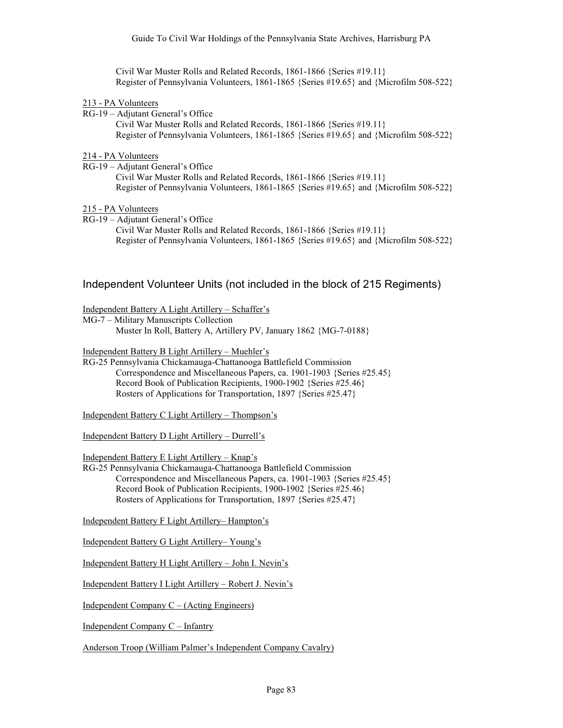Civil War Muster Rolls and Related Records, 1861-1866 {Series #19.11}
Register of Pennsylvania Volunteers, 1861-1865 {Series #19.65} and {Microfilm 508-522}

213 - PA Volunteers

RG-19 – Adjutant General's Office
Civil War Muster Rolls and Related Records, 1861-1866 {Series #19.11}
Register of Pennsylvania Volunteers, 1861-1865 {Series #19.65} and {Microfilm 508-522}

214 - PA Volunteers

RG-19 – Adjutant General's Office
Civil War Muster Rolls and Related Records, 1861-1866 {Series #19.11}
Register of Pennsylvania Volunteers, 1861-1865 {Series #19.65} and {Microfilm 508-522}

215 - PA Volunteers

RG-19 – Adjutant General's Office
Civil War Muster Rolls and Related Records, 1861-1866 {Series #19.11}
Register of Pennsylvania Volunteers, 1861-1865 {Series #19.65} and {Microfilm 508-522}

## Independent Volunteer Units (not included in the block of 215 Regiments)

Independent Battery A Light Artillery – Schaffer's

MG-7 – Military Manuscripts Collection
Muster In Roll, Battery A, Artillery PV, January 1862 {MG-7-0188}

Independent Battery B Light Artillery – Muehler's

RG-25 Pennsylvania Chickamauga-Chattanooga Battlefield Commission
Correspondence and Miscellaneous Papers, ca. 1901-1903 {Series #25.45}
Record Book of Publication Recipients, 1900-1902 {Series #25.46}
Rosters of Applications for Transportation, 1897 {Series #25.47}

Independent Battery C Light Artillery – Thompson's

Independent Battery D Light Artillery – Durrell's

Independent Battery E Light Artillery – Knap's

RG-25 Pennsylvania Chickamauga-Chattanooga Battlefield Commission
Correspondence and Miscellaneous Papers, ca. 1901-1903 {Series #25.45}
Record Book of Publication Recipients, 1900-1902 {Series #25.46}
Rosters of Applications for Transportation, 1897 {Series #25.47}

Independent Battery F Light Artillery– Hampton's

Independent Battery G Light Artillery– Young's

Independent Battery H Light Artillery – John I. Nevin's

Independent Battery I Light Artillery – Robert J. Nevin's

Independent Company C – (Acting Engineers)

Independent Company C – Infantry

Anderson Troop (William Palmer's Independent Company Cavalry)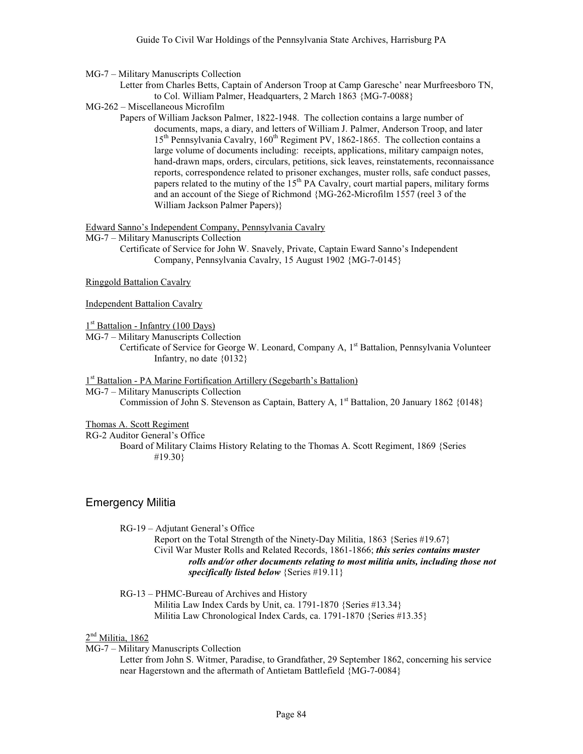MG-7 – Military Manuscripts Collection

Letter from Charles Betts, Captain of Anderson Troop at Camp Garesche' near Murfreesboro TN, to Col. William Palmer, Headquarters, 2 March 1863 {MG-7-0088}

MG-262 – Miscellaneous Microfilm

Papers of William Jackson Palmer, 1822-1948. The collection contains a large number of documents, maps, a diary, and letters of William J. Palmer, Anderson Troop, and later 15th Pennsylvania Cavalry, 160th Regiment PV, 1862-1865. The collection contains a large volume of documents including: receipts, applications, military campaign notes, hand-drawn maps, orders, circulars, petitions, sick leaves, reinstatements, reconnaissance reports, correspondence related to prisoner exchanges, muster rolls, safe conduct passes, papers related to the mutiny of the 15th PA Cavalry, court martial papers, military forms and an account of the Siege of Richmond {MG-262-Microfilm 1557 (reel 3 of the William Jackson Palmer Papers)}

Edward Sanno's Independent Company, Pennsylvania Cavalry

MG-7 – Military Manuscripts Collection

Certificate of Service for John W. Snavely, Private, Captain Eward Sanno's Independent Company, Pennsylvania Cavalry, 15 August 1902 {MG-7-0145}

Ringgold Battalion Cavalry

Independent Battalion Cavalry

1st Battalion - Infantry (100 Days)

MG-7 – Military Manuscripts Collection

Certificate of Service for George W. Leonard, Company A, 1st Battalion, Pennsylvania Volunteer Infantry, no date {0132}

1st Battalion - PA Marine Fortification Artillery (Segebarth's Battalion)

MG-7 – Military Manuscripts Collection

Commission of John S. Stevenson as Captain, Battery A, 1st Battalion, 20 January 1862 {0148}

Thomas A. Scott Regiment

RG-2 Auditor General's Office

Board of Military Claims History Relating to the Thomas A. Scott Regiment, 1869 {Series #19.30}

## Emergency Militia

RG-19 – Adjutant General's Office

Report on the Total Strength of the Ninety-Day Militia, 1863 {Series #19.67}

Civil War Muster Rolls and Related Records, 1861-1866; ***this series contains muster rolls and/or other documents relating to most militia units, including those not specifically listed below*** {Series #19.11}

RG-13 – PHMC-Bureau of Archives and History

Militia Law Index Cards by Unit, ca. 1791-1870 {Series #13.34}

Militia Law Chronological Index Cards, ca. 1791-1870 {Series #13.35}

2nd Militia, 1862

MG-7 – Military Manuscripts Collection

Letter from John S. Witmer, Paradise, to Grandfather, 29 September 1862, concerning his service near Hagerstown and the aftermath of Antietam Battlefield {MG-7-0084}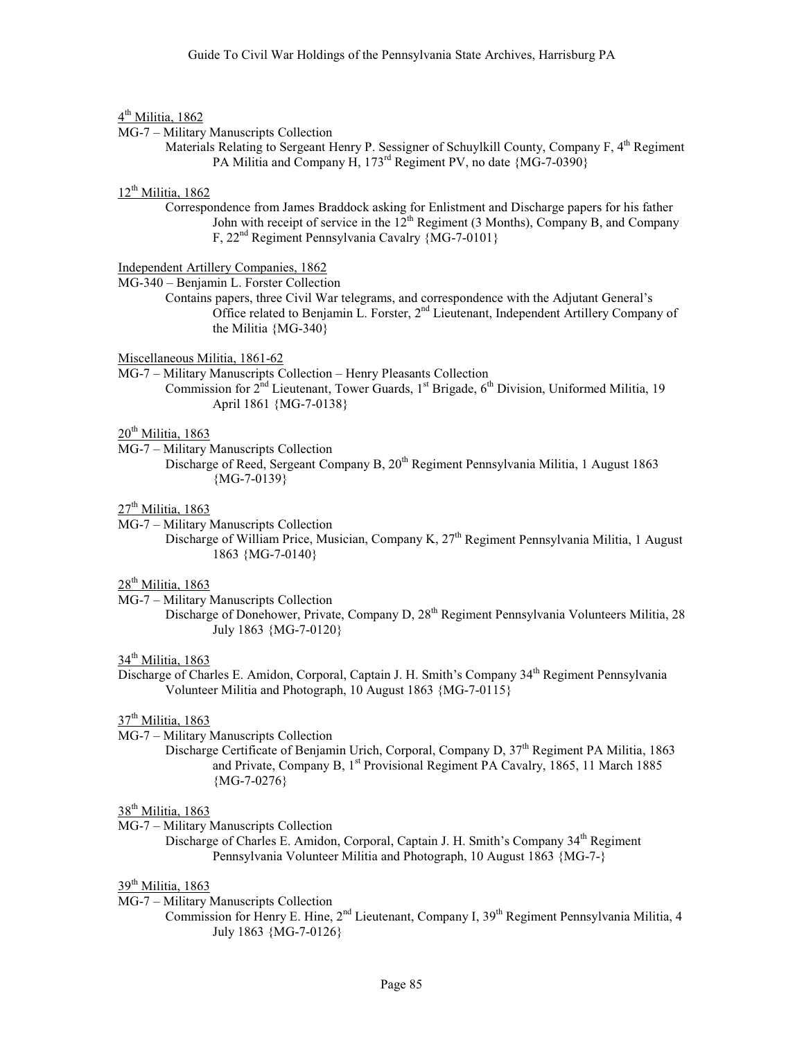4th Militia, 1862

MG-7 – Military Manuscripts Collection

Materials Relating to Sergeant Henry P. Sessigner of Schuylkill County, Company F, 4th Regiment PA Militia and Company H, 173rd Regiment PV, no date {MG-7-0390}

12th Militia, 1862

Correspondence from James Braddock asking for Enlistment and Discharge papers for his father John with receipt of service in the 12th Regiment (3 Months), Company B, and Company F, 22nd Regiment Pennsylvania Cavalry {MG-7-0101}

Independent Artillery Companies, 1862

MG-340 – Benjamin L. Forster Collection

Contains papers, three Civil War telegrams, and correspondence with the Adjutant General's Office related to Benjamin L. Forster, 2nd Lieutenant, Independent Artillery Company of the Militia {MG-340}

Miscellaneous Militia, 1861-62

MG-7 – Military Manuscripts Collection – Henry Pleasants Collection

Commission for 2nd Lieutenant, Tower Guards, 1st Brigade, 6th Division, Uniformed Militia, 19 April 1861 {MG-7-0138}

20th Militia, 1863

MG-7 – Military Manuscripts Collection

Discharge of Reed, Sergeant Company B, 20th Regiment Pennsylvania Militia, 1 August 1863 {MG-7-0139}

27th Militia, 1863

MG-7 – Military Manuscripts Collection

Discharge of William Price, Musician, Company K, 27th Regiment Pennsylvania Militia, 1 August 1863 {MG-7-0140}

28th Militia, 1863

MG-7 – Military Manuscripts Collection

Discharge of Donehower, Private, Company D, 28th Regiment Pennsylvania Volunteers Militia, 28 July 1863 {MG-7-0120}

34th Militia, 1863

Discharge of Charles E. Amidon, Corporal, Captain J. H. Smith's Company 34th Regiment Pennsylvania Volunteer Militia and Photograph, 10 August 1863 {MG-7-0115}

37th Militia, 1863

MG-7 – Military Manuscripts Collection

Discharge Certificate of Benjamin Urich, Corporal, Company D, 37th Regiment PA Militia, 1863 and Private, Company B, 1st Provisional Regiment PA Cavalry, 1865, 11 March 1885 {MG-7-0276}

38th Militia, 1863

MG-7 – Military Manuscripts Collection

Discharge of Charles E. Amidon, Corporal, Captain J. H. Smith's Company 34th Regiment Pennsylvania Volunteer Militia and Photograph, 10 August 1863 {MG-7-}

39th Militia, 1863

MG-7 – Military Manuscripts Collection

Commission for Henry E. Hine, 2nd Lieutenant, Company I, 39th Regiment Pennsylvania Militia, 4 July 1863 {MG-7-0126}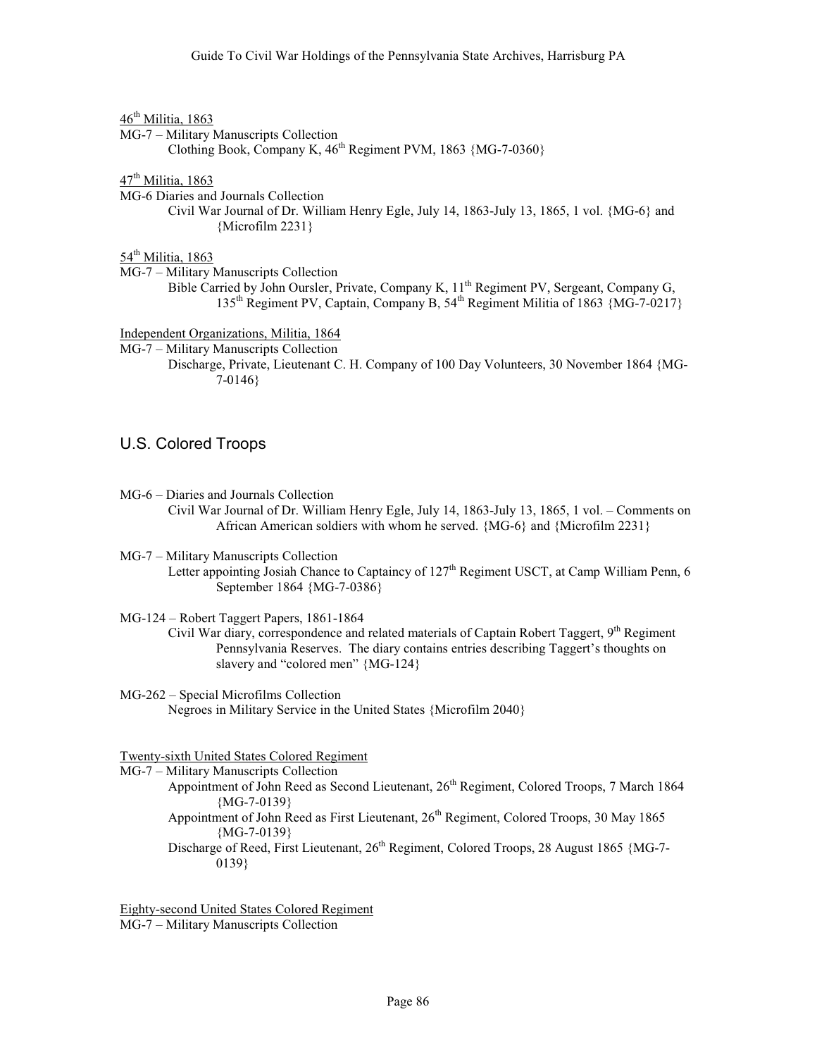46th Militia, 1863

MG-7 – Military Manuscripts Collection

Clothing Book, Company K, 46th Regiment PVM, 1863 {MG-7-0360}

47th Militia, 1863

MG-6 Diaries and Journals Collection

Civil War Journal of Dr. William Henry Egle, July 14, 1863-July 13, 1865, 1 vol. {MG-6} and {Microfilm 2231}

54th Militia, 1863

MG-7 – Military Manuscripts Collection

Bible Carried by John Oursler, Private, Company K, 11th Regiment PV, Sergeant, Company G, 135th Regiment PV, Captain, Company B, 54th Regiment Militia of 1863 {MG-7-0217}

Independent Organizations, Militia, 1864

MG-7 – Military Manuscripts Collection

Discharge, Private, Lieutenant C. H. Company of 100 Day Volunteers, 30 November 1864 {MG-7-0146}

## U.S. Colored Troops

MG-6 – Diaries and Journals Collection

Civil War Journal of Dr. William Henry Egle, July 14, 1863-July 13, 1865, 1 vol. – Comments on African American soldiers with whom he served. {MG-6} and {Microfilm 2231}

MG-7 – Military Manuscripts Collection

Letter appointing Josiah Chance to Captaincy of 127th Regiment USCT, at Camp William Penn, 6 September 1864 {MG-7-0386}

MG-124 – Robert Taggert Papers, 1861-1864

Civil War diary, correspondence and related materials of Captain Robert Taggert, 9th Regiment Pennsylvania Reserves. The diary contains entries describing Taggert's thoughts on slavery and "colored men" {MG-124}

MG-262 – Special Microfilms Collection

Negroes in Military Service in the United States {Microfilm 2040}

Twenty-sixth United States Colored Regiment

MG-7 – Military Manuscripts Collection

Appointment of John Reed as Second Lieutenant, 26th Regiment, Colored Troops, 7 March 1864 {MG-7-0139}

Appointment of John Reed as First Lieutenant, 26th Regiment, Colored Troops, 30 May 1865 {MG-7-0139}

Discharge of Reed, First Lieutenant, 26th Regiment, Colored Troops, 28 August 1865 {MG-7-0139}

Eighty-second United States Colored Regiment

MG-7 – Military Manuscripts Collection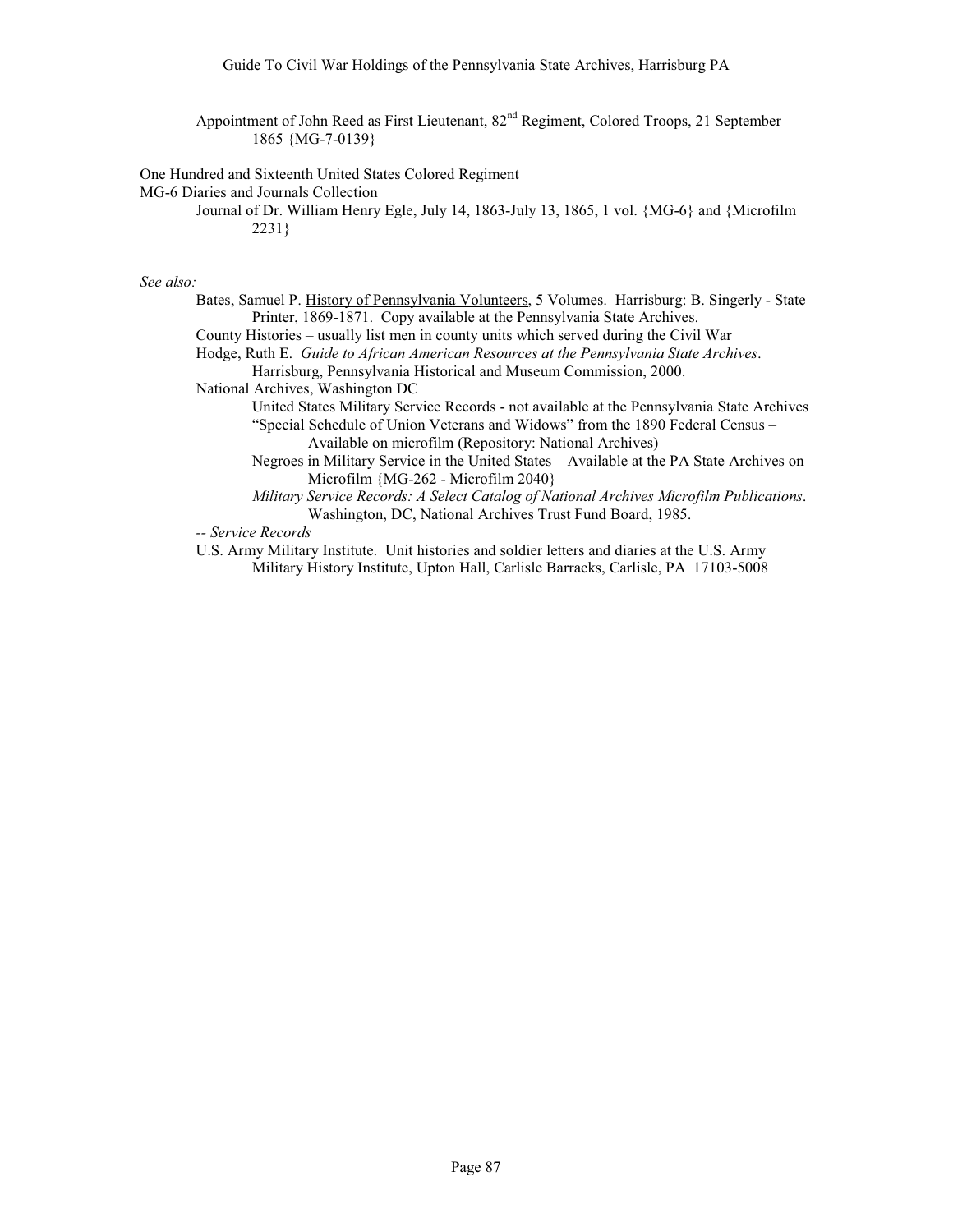Appointment of John Reed as First Lieutenant, 82nd Regiment, Colored Troops, 21 September 1865 {MG-7-0139}

<u>One Hundred and Sixteenth United States Colored Regiment</u>

MG-6 Diaries and Journals Collection

- Journal of Dr. William Henry Egle, July 14, 1863-July 13, 1865, 1 vol. {MG-6} and {Microfilm 2231}

*See also:*

- Bates, Samuel P. <u>History of Pennsylvania Volunteers</u>, 5 Volumes. Harrisburg: B. Singerly - State Printer, 1869-1871. Copy available at the Pennsylvania State Archives.
- County Histories – usually list men in county units which served during the Civil War
- Hodge, Ruth E. *Guide to African American Resources at the Pennsylvania State Archives*. Harrisburg, Pennsylvania Historical and Museum Commission, 2000.
- National Archives, Washington DC
  - United States Military Service Records - not available at the Pennsylvania State Archives
  - "Special Schedule of Union Veterans and Widows" from the 1890 Federal Census – Available on microfilm (Repository: National Archives)
  - Negroes in Military Service in the United States – Available at the PA State Archives on Microfilm {MG-262 - Microfilm 2040}
  - *Military Service Records: A Select Catalog of National Archives Microfilm Publications*. Washington, DC, National Archives Trust Fund Board, 1985.
- -- *Service Records*
- U.S. Army Military Institute. Unit histories and soldier letters and diaries at the U.S. Army Military History Institute, Upton Hall, Carlisle Barracks, Carlisle, PA 17103-5008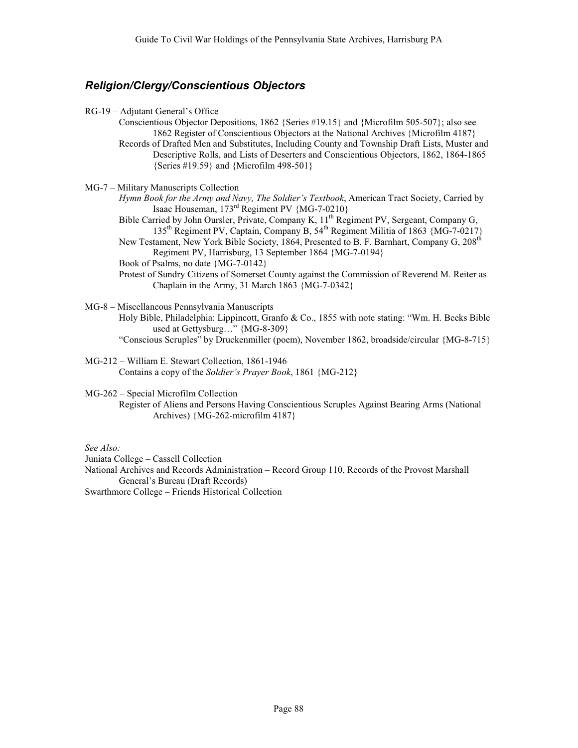## *Religion/Clergy/Conscientious Objectors*

RG-19 – Adjutant General's Office

- Conscientious Objector Depositions, 1862 {Series #19.15} and {Microfilm 505-507}; also see 1862 Register of Conscientious Objectors at the National Archives {Microfilm 4187}
- Records of Drafted Men and Substitutes, Including County and Township Draft Lists, Muster and Descriptive Rolls, and Lists of Deserters and Conscientious Objectors, 1862, 1864-1865 {Series #19.59} and {Microfilm 498-501}

MG-7 – Military Manuscripts Collection

- *Hymn Book for the Army and Navy, The Soldier's Textbook*, American Tract Society, Carried by Isaac Houseman, 173rd Regiment PV {MG-7-0210}
- Bible Carried by John Oursler, Private, Company K, 11th Regiment PV, Sergeant, Company G, 135th Regiment PV, Captain, Company B, 54th Regiment Militia of 1863 {MG-7-0217}
- New Testament, New York Bible Society, 1864, Presented to B. F. Barnhart, Company G, 208th Regiment PV, Harrisburg, 13 September 1864 {MG-7-0194}
- Book of Psalms, no date {MG-7-0142}
- Protest of Sundry Citizens of Somerset County against the Commission of Reverend M. Reiter as Chaplain in the Army, 31 March 1863 {MG-7-0342}

MG-8 – Miscellaneous Pennsylvania Manuscripts

- Holy Bible, Philadelphia: Lippincott, Granfo & Co., 1855 with note stating: "Wm. H. Beeks Bible used at Gettysburg…" {MG-8-309}
- "Conscious Scruples" by Druckenmiller (poem), November 1862, broadside/circular {MG-8-715}

MG-212 – William E. Stewart Collection, 1861-1946

- Contains a copy of the *Soldier's Prayer Book*, 1861 {MG-212}

MG-262 – Special Microfilm Collection

- Register of Aliens and Persons Having Conscientious Scruples Against Bearing Arms (National Archives) {MG-262-microfilm 4187}

*See Also:*

Juniata College – Cassell Collection

National Archives and Records Administration – Record Group 110, Records of the Provost Marshall General's Bureau (Draft Records)

Swarthmore College – Friends Historical Collection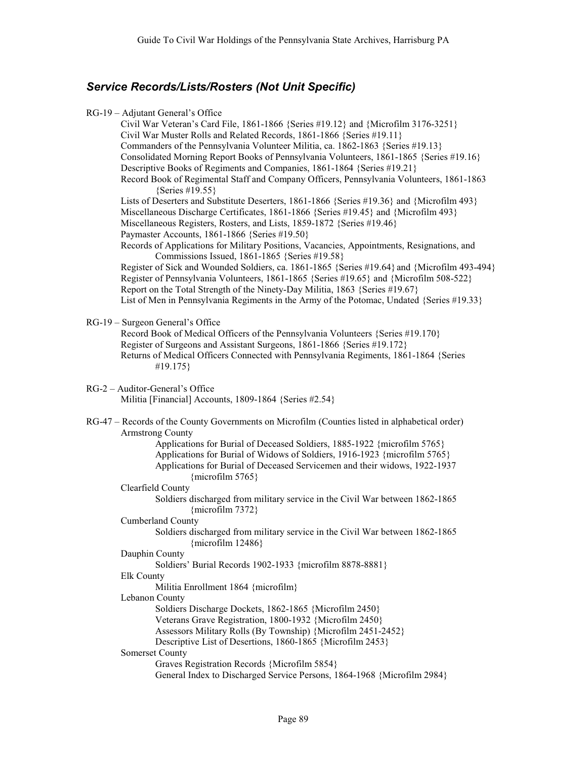## *Service Records/Lists/Rosters (Not Unit Specific)*

RG-19 – Adjutant General's Office

- Civil War Veteran's Card File, 1861-1866 {Series #19.12} and {Microfilm 3176-3251}
- Civil War Muster Rolls and Related Records, 1861-1866 {Series #19.11}
- Commanders of the Pennsylvania Volunteer Militia, ca. 1862-1863 {Series #19.13}
- Consolidated Morning Report Books of Pennsylvania Volunteers, 1861-1865 {Series #19.16}
- Descriptive Books of Regiments and Companies, 1861-1864 {Series #19.21}
- Record Book of Regimental Staff and Company Officers, Pennsylvania Volunteers, 1861-1863 {Series #19.55}
- Lists of Deserters and Substitute Deserters, 1861-1866 {Series #19.36} and {Microfilm 493}
- Miscellaneous Discharge Certificates, 1861-1866 {Series #19.45} and {Microfilm 493}
- Miscellaneous Registers, Rosters, and Lists, 1859-1872 {Series #19.46}
- Paymaster Accounts, 1861-1866 {Series #19.50}
- Records of Applications for Military Positions, Vacancies, Appointments, Resignations, and Commissions Issued, 1861-1865 {Series #19.58}
- Register of Sick and Wounded Soldiers, ca. 1861-1865 {Series #19.64} and {Microfilm 493-494}
- Register of Pennsylvania Volunteers, 1861-1865 {Series #19.65} and {Microfilm 508-522}
- Report on the Total Strength of the Ninety-Day Militia, 1863 {Series #19.67}
- List of Men in Pennsylvania Regiments in the Army of the Potomac, Undated {Series #19.33}

RG-19 – Surgeon General's Office

- Record Book of Medical Officers of the Pennsylvania Volunteers {Series #19.170}
- Register of Surgeons and Assistant Surgeons, 1861-1866 {Series #19.172}
- Returns of Medical Officers Connected with Pennsylvania Regiments, 1861-1864 {Series #19.175}

RG-2 – Auditor-General's Office

- Militia [Financial] Accounts, 1809-1864 {Series #2.54}

RG-47 – Records of the County Governments on Microfilm (Counties listed in alphabetical order)

- Armstrong County
  - Applications for Burial of Deceased Soldiers, 1885-1922 {microfilm 5765}
  - Applications for Burial of Widows of Soldiers, 1916-1923 {microfilm 5765}
  - Applications for Burial of Deceased Servicemen and their widows, 1922-1937 {microfilm 5765}
- Clearfield County
  - Soldiers discharged from military service in the Civil War between 1862-1865 {microfilm 7372}
- Cumberland County
  - Soldiers discharged from military service in the Civil War between 1862-1865 {microfilm 12486}
- Dauphin County
  - Soldiers' Burial Records 1902-1933 {microfilm 8878-8881}
- Elk County
  - Militia Enrollment 1864 {microfilm}
- Lebanon County
  - Soldiers Discharge Dockets, 1862-1865 {Microfilm 2450}
  - Veterans Grave Registration, 1800-1932 {Microfilm 2450}
  - Assessors Military Rolls (By Township) {Microfilm 2451-2452}
  - Descriptive List of Desertions, 1860-1865 {Microfilm 2453}
- Somerset County
  - Graves Registration Records {Microfilm 5854}
  - General Index to Discharged Service Persons, 1864-1968 {Microfilm 2984}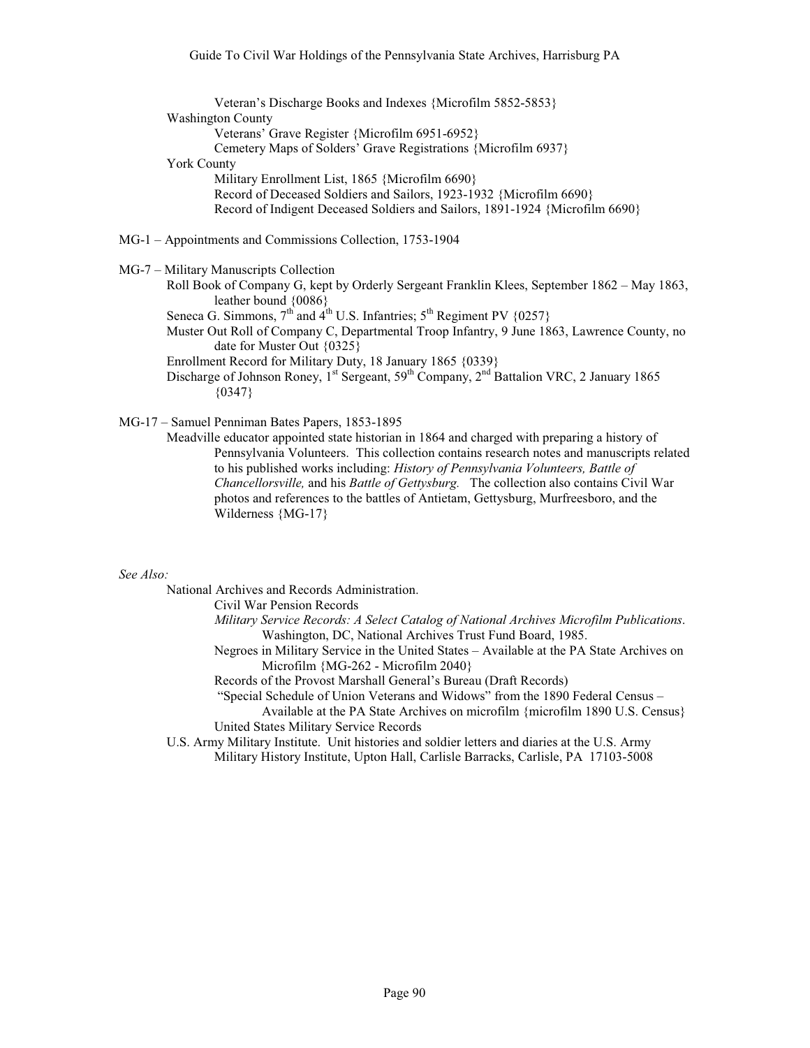Veteran's Discharge Books and Indexes {Microfilm 5852-5853}

Washington County

Veterans' Grave Register {Microfilm 6951-6952}

Cemetery Maps of Solders' Grave Registrations {Microfilm 6937}

York County

Military Enrollment List, 1865 {Microfilm 6690}

Record of Deceased Soldiers and Sailors, 1923-1932 {Microfilm 6690}

Record of Indigent Deceased Soldiers and Sailors, 1891-1924 {Microfilm 6690}

MG-1 – Appointments and Commissions Collection, 1753-1904

MG-7 – Military Manuscripts Collection

Roll Book of Company G, kept by Orderly Sergeant Franklin Klees, September 1862 – May 1863, leather bound {0086}

Seneca G. Simmons, 7th and 4th U.S. Infantries; 5th Regiment PV {0257}

Muster Out Roll of Company C, Departmental Troop Infantry, 9 June 1863, Lawrence County, no date for Muster Out {0325}

Enrollment Record for Military Duty, 18 January 1865 {0339}

Discharge of Johnson Roney, 1st Sergeant, 59th Company, 2nd Battalion VRC, 2 January 1865 {0347}

MG-17 – Samuel Penniman Bates Papers, 1853-1895

Meadville educator appointed state historian in 1864 and charged with preparing a history of Pennsylvania Volunteers. This collection contains research notes and manuscripts related to his published works including: *History of Pennsylvania Volunteers, Battle of Chancellorsville,* and his *Battle of Gettysburg.* The collection also contains Civil War photos and references to the battles of Antietam, Gettysburg, Murfreesboro, and the Wilderness {MG-17}

*See Also:*

National Archives and Records Administration.

Civil War Pension Records

*Military Service Records: A Select Catalog of National Archives Microfilm Publications*. Washington, DC, National Archives Trust Fund Board, 1985.

Negroes in Military Service in the United States – Available at the PA State Archives on Microfilm {MG-262 - Microfilm 2040}

Records of the Provost Marshall General's Bureau (Draft Records)

"Special Schedule of Union Veterans and Widows" from the 1890 Federal Census – Available at the PA State Archives on microfilm {microfilm 1890 U.S. Census}

United States Military Service Records

U.S. Army Military Institute. Unit histories and soldier letters and diaries at the U.S. Army Military History Institute, Upton Hall, Carlisle Barracks, Carlisle, PA 17103-5008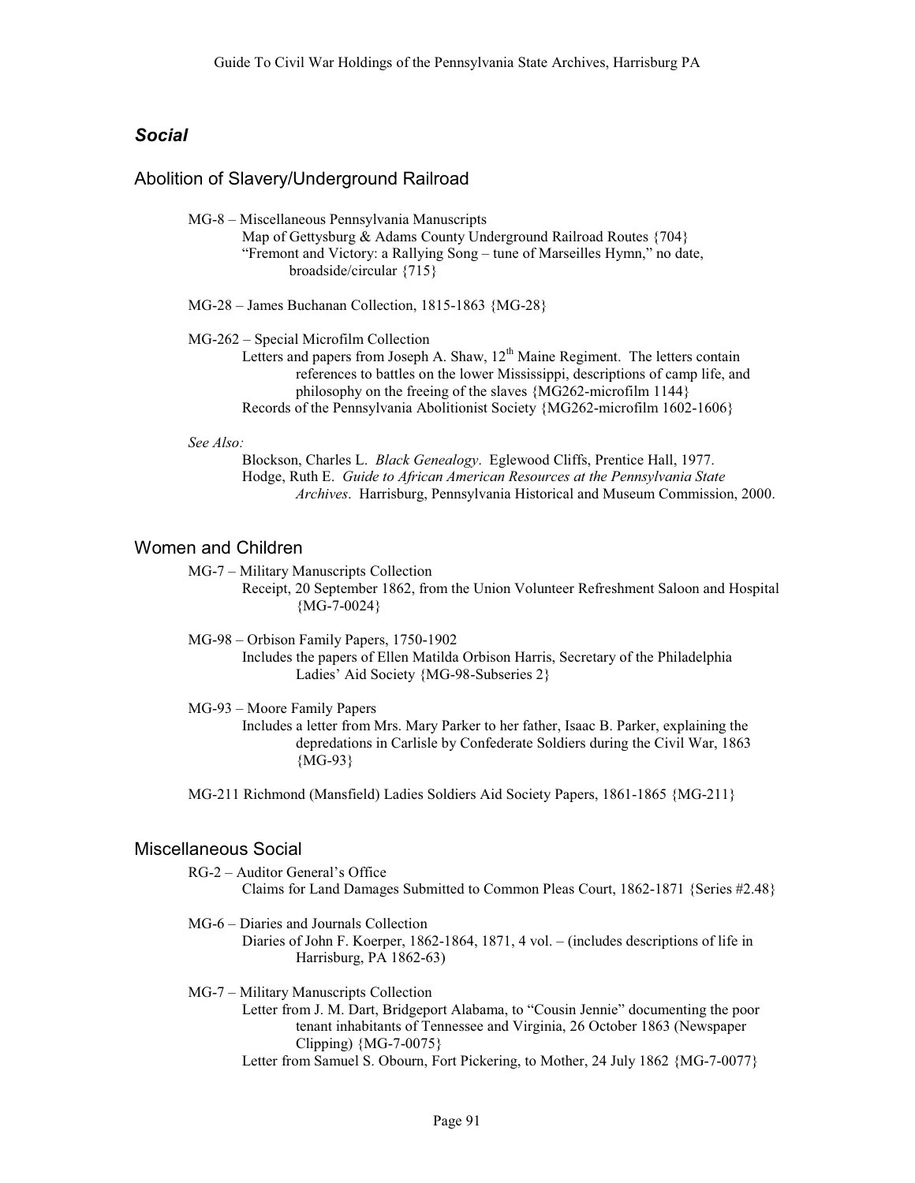## *Social*

### Abolition of Slavery/Underground Railroad

MG-8 – Miscellaneous Pennsylvania Manuscripts

- Map of Gettysburg & Adams County Underground Railroad Routes {704}
- "Fremont and Victory: a Rallying Song – tune of Marseilles Hymn," no date, broadside/circular {715}

MG-28 – James Buchanan Collection, 1815-1863 {MG-28}

MG-262 – Special Microfilm Collection

- Letters and papers from Joseph A. Shaw, 12th Maine Regiment. The letters contain references to battles on the lower Mississippi, descriptions of camp life, and philosophy on the freeing of the slaves {MG262-microfilm 1144}
- Records of the Pennsylvania Abolitionist Society {MG262-microfilm 1602-1606}

*See Also:*

- Blockson, Charles L. *Black Genealogy*. Eglewood Cliffs, Prentice Hall, 1977.
- Hodge, Ruth E. *Guide to African American Resources at the Pennsylvania State Archives*. Harrisburg, Pennsylvania Historical and Museum Commission, 2000.

### Women and Children

MG-7 – Military Manuscripts Collection

- Receipt, 20 September 1862, from the Union Volunteer Refreshment Saloon and Hospital {MG-7-0024}

MG-98 – Orbison Family Papers, 1750-1902

- Includes the papers of Ellen Matilda Orbison Harris, Secretary of the Philadelphia Ladies' Aid Society {MG-98-Subseries 2}

MG-93 – Moore Family Papers

- Includes a letter from Mrs. Mary Parker to her father, Isaac B. Parker, explaining the depredations in Carlisle by Confederate Soldiers during the Civil War, 1863 {MG-93}

MG-211 Richmond (Mansfield) Ladies Soldiers Aid Society Papers, 1861-1865 {MG-211}

### Miscellaneous Social

RG-2 – Auditor General's Office

- Claims for Land Damages Submitted to Common Pleas Court, 1862-1871 {Series #2.48}

MG-6 – Diaries and Journals Collection

- Diaries of John F. Koerper, 1862-1864, 1871, 4 vol. – (includes descriptions of life in Harrisburg, PA 1862-63)

MG-7 – Military Manuscripts Collection

- Letter from J. M. Dart, Bridgeport Alabama, to "Cousin Jennie" documenting the poor tenant inhabitants of Tennessee and Virginia, 26 October 1863 (Newspaper Clipping) {MG-7-0075}
- Letter from Samuel S. Obourn, Fort Pickering, to Mother, 24 July 1862 {MG-7-0077}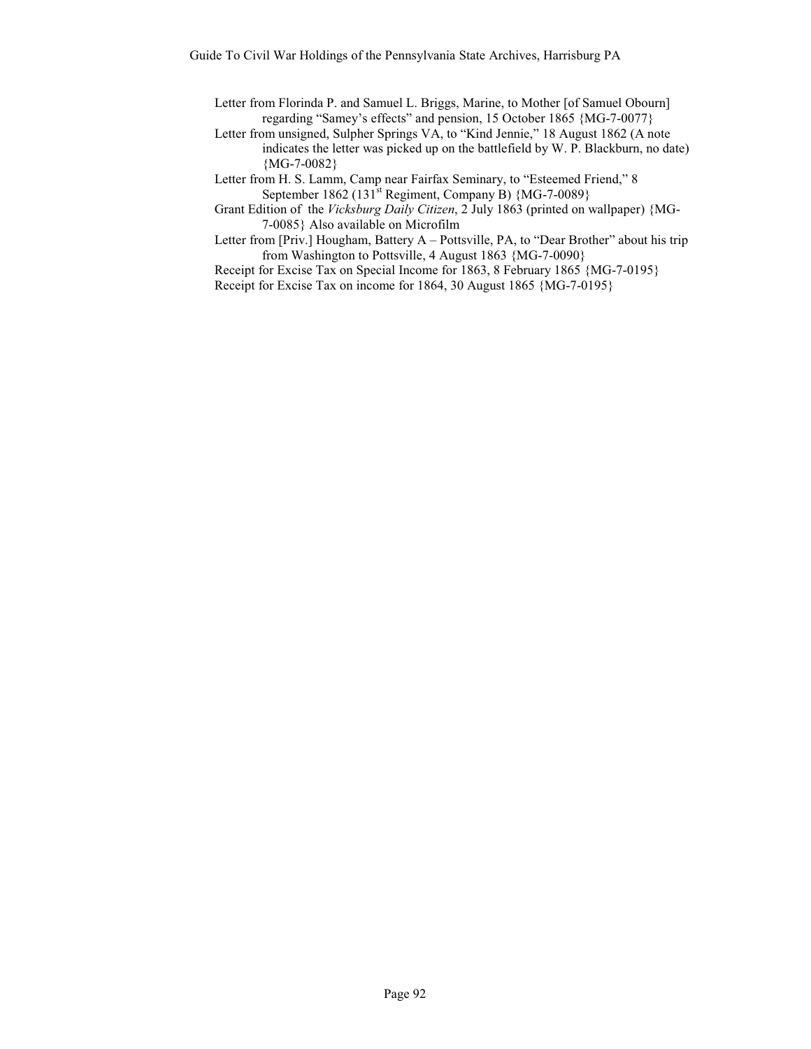Letter from Florinda P. and Samuel L. Briggs, Marine, to Mother [of Samuel Obourn] regarding “Samey’s effects” and pension, 15 October 1865 {MG-7-0077}

Letter from unsigned, Sulpher Springs VA, to “Kind Jennie,” 18 August 1862 (A note indicates the letter was picked up on the battlefield by W. P. Blackburn, no date) {MG-7-0082}

Letter from H. S. Lamm, Camp near Fairfax Seminary, to “Esteemed Friend,” 8 September 1862 (131st Regiment, Company B) {MG-7-0089}

Grant Edition of the *Vicksburg Daily Citizen*, 2 July 1863 (printed on wallpaper) {MG-7-0085} Also available on Microfilm

Letter from [Priv.] Hougham, Battery A – Pottsville, PA, to “Dear Brother” about his trip from Washington to Pottsville, 4 August 1863 {MG-7-0090}

Receipt for Excise Tax on Special Income for 1863, 8 February 1865 {MG-7-0195}

Receipt for Excise Tax on income for 1864, 30 August 1865 {MG-7-0195}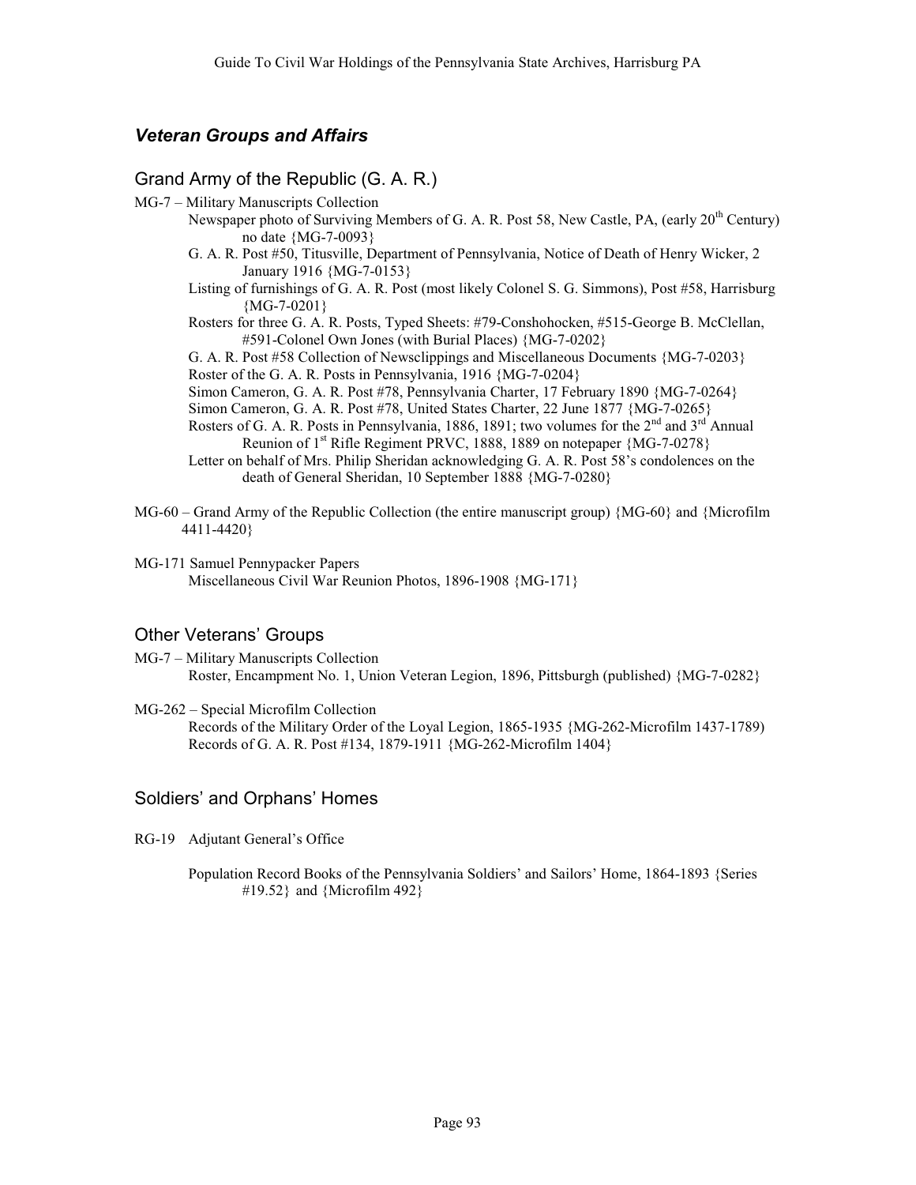## *Veteran Groups and Affairs*

### Grand Army of the Republic (G. A. R.)

MG-7 – Military Manuscripts Collection

- Newspaper photo of Surviving Members of G. A. R. Post 58, New Castle, PA, (early 20th Century) no date {MG-7-0093}
- G. A. R. Post #50, Titusville, Department of Pennsylvania, Notice of Death of Henry Wicker, 2 January 1916 {MG-7-0153}
- Listing of furnishings of G. A. R. Post (most likely Colonel S. G. Simmons), Post #58, Harrisburg {MG-7-0201}
- Rosters for three G. A. R. Posts, Typed Sheets: #79-Conshohocken, #515-George B. McClellan, #591-Colonel Own Jones (with Burial Places) {MG-7-0202}
- G. A. R. Post #58 Collection of Newsclippings and Miscellaneous Documents {MG-7-0203}
- Roster of the G. A. R. Posts in Pennsylvania, 1916 {MG-7-0204}
- Simon Cameron, G. A. R. Post #78, Pennsylvania Charter, 17 February 1890 {MG-7-0264}
- Simon Cameron, G. A. R. Post #78, United States Charter, 22 June 1877 {MG-7-0265}
- Rosters of G. A. R. Posts in Pennsylvania, 1886, 1891; two volumes for the 2nd and 3rd Annual Reunion of 1st Rifle Regiment PRVC, 1888, 1889 on notepaper {MG-7-0278}
- Letter on behalf of Mrs. Philip Sheridan acknowledging G. A. R. Post 58's condolences on the death of General Sheridan, 10 September 1888 {MG-7-0280}

MG-60 – Grand Army of the Republic Collection (the entire manuscript group) {MG-60} and {Microfilm 4411-4420}

MG-171 Samuel Pennypacker Papers

- Miscellaneous Civil War Reunion Photos, 1896-1908 {MG-171}

### Other Veterans' Groups

MG-7 – Military Manuscripts Collection

- Roster, Encampment No. 1, Union Veteran Legion, 1896, Pittsburgh (published) {MG-7-0282}

MG-262 – Special Microfilm Collection

- Records of the Military Order of the Loyal Legion, 1865-1935 {MG-262-Microfilm 1437-1789)
- Records of G. A. R. Post #134, 1879-1911 {MG-262-Microfilm 1404}

### Soldiers' and Orphans' Homes

RG-19 Adjutant General's Office

- Population Record Books of the Pennsylvania Soldiers' and Sailors' Home, 1864-1893 {Series #19.52} and {Microfilm 492}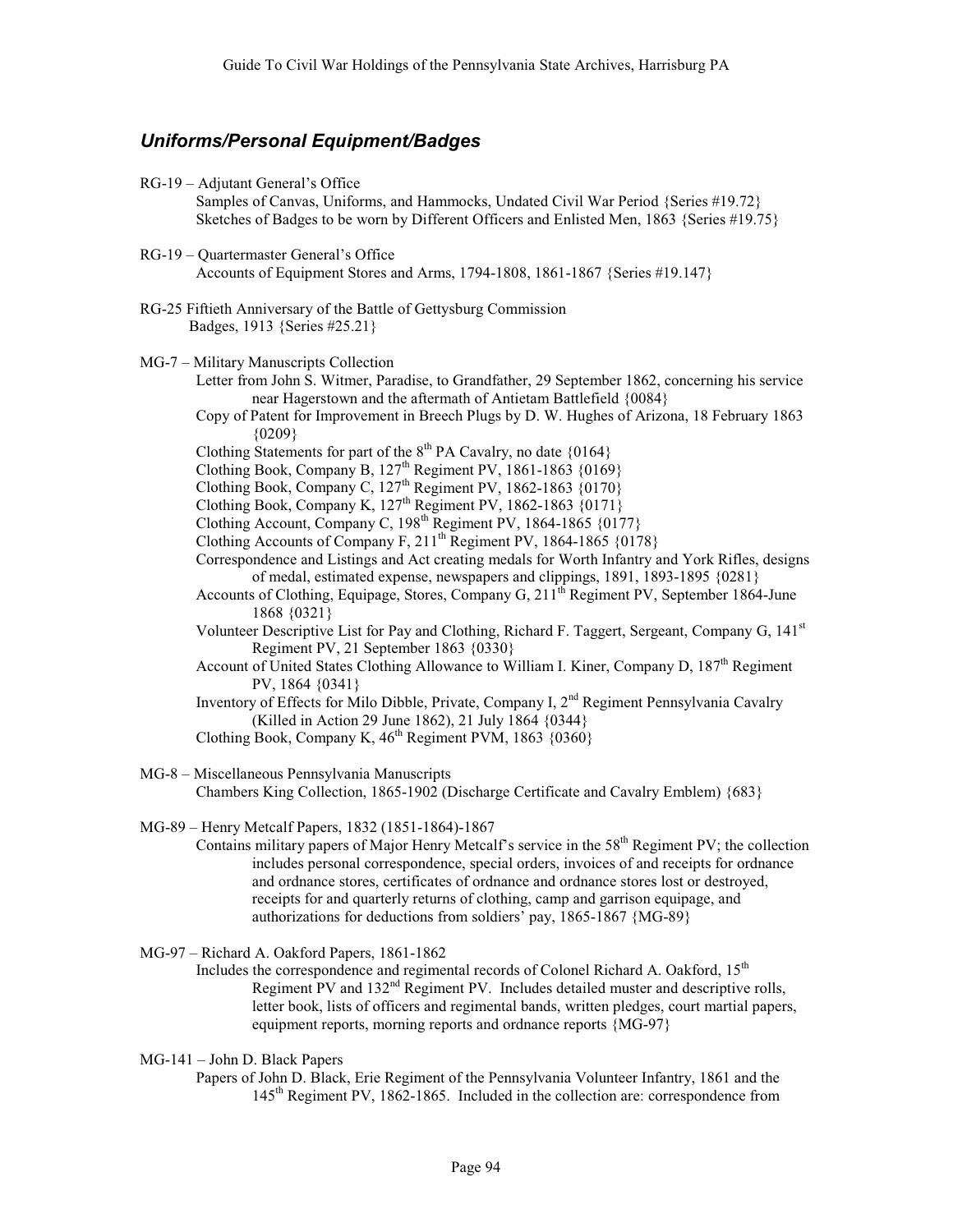## *Uniforms/Personal Equipment/Badges*

RG-19 – Adjutant General's Office

Samples of Canvas, Uniforms, and Hammocks, Undated Civil War Period {Series #19.72}
Sketches of Badges to be worn by Different Officers and Enlisted Men, 1863 {Series #19.75}

RG-19 – Quartermaster General's Office

Accounts of Equipment Stores and Arms, 1794-1808, 1861-1867 {Series #19.147}

RG-25 Fiftieth Anniversary of the Battle of Gettysburg Commission

Badges, 1913 {Series #25.21}

MG-7 – Military Manuscripts Collection

Letter from John S. Witmer, Paradise, to Grandfather, 29 September 1862, concerning his service near Hagerstown and the aftermath of Antietam Battlefield {0084}
Copy of Patent for Improvement in Breech Plugs by D. W. Hughes of Arizona, 18 February 1863 {0209}
Clothing Statements for part of the 8th PA Cavalry, no date {0164}
Clothing Book, Company B, 127th Regiment PV, 1861-1863 {0169}
Clothing Book, Company C, 127th Regiment PV, 1862-1863 {0170}
Clothing Book, Company K, 127th Regiment PV, 1862-1863 {0171}
Clothing Account, Company C, 198th Regiment PV, 1864-1865 {0177}
Clothing Accounts of Company F, 211th Regiment PV, 1864-1865 {0178}
Correspondence and Listings and Act creating medals for Worth Infantry and York Rifles, designs of medal, estimated expense, newspapers and clippings, 1891, 1893-1895 {0281}
Accounts of Clothing, Equipage, Stores, Company G, 211th Regiment PV, September 1864-June 1868 {0321}
Volunteer Descriptive List for Pay and Clothing, Richard F. Taggert, Sergeant, Company G, 141st Regiment PV, 21 September 1863 {0330}
Account of United States Clothing Allowance to William I. Kiner, Company D, 187th Regiment PV, 1864 {0341}
Inventory of Effects for Milo Dibble, Private, Company I, 2nd Regiment Pennsylvania Cavalry (Killed in Action 29 June 1862), 21 July 1864 {0344}
Clothing Book, Company K, 46th Regiment PVM, 1863 {0360}

MG-8 – Miscellaneous Pennsylvania Manuscripts

Chambers King Collection, 1865-1902 (Discharge Certificate and Cavalry Emblem) {683}

MG-89 – Henry Metcalf Papers, 1832 (1851-1864)-1867

Contains military papers of Major Henry Metcalf's service in the 58th Regiment PV; the collection includes personal correspondence, special orders, invoices of and receipts for ordnance and ordnance stores, certificates of ordnance and ordnance stores lost or destroyed, receipts for and quarterly returns of clothing, camp and garrison equipage, and authorizations for deductions from soldiers' pay, 1865-1867 {MG-89}

MG-97 – Richard A. Oakford Papers, 1861-1862

Includes the correspondence and regimental records of Colonel Richard A. Oakford, 15th Regiment PV and 132nd Regiment PV. Includes detailed muster and descriptive rolls, letter book, lists of officers and regimental bands, written pledges, court martial papers, equipment reports, morning reports and ordnance reports {MG-97}

MG-141 – John D. Black Papers

Papers of John D. Black, Erie Regiment of the Pennsylvania Volunteer Infantry, 1861 and the 145th Regiment PV, 1862-1865. Included in the collection are: correspondence from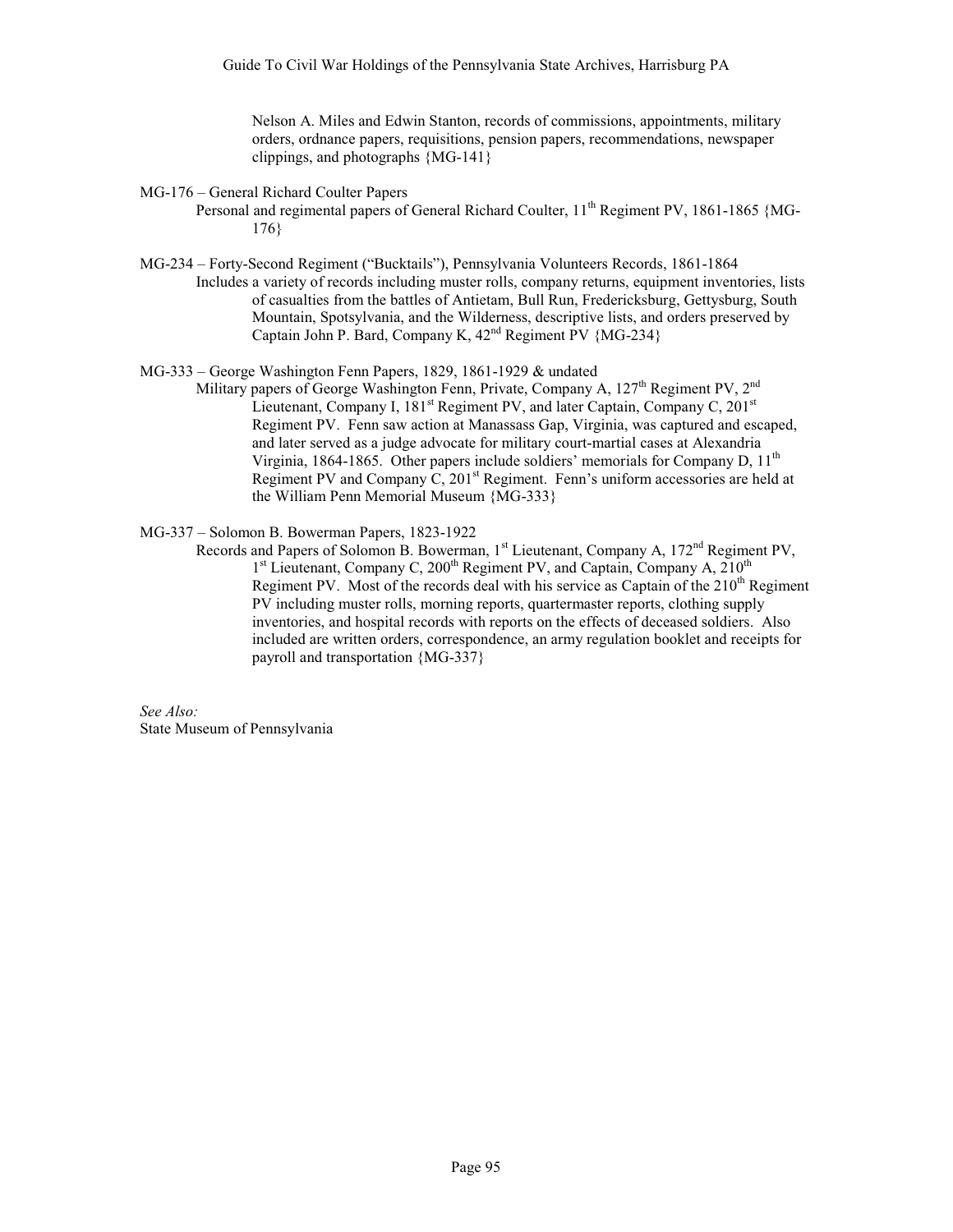Nelson A. Miles and Edwin Stanton, records of commissions, appointments, military orders, ordnance papers, requisitions, pension papers, recommendations, newspaper clippings, and photographs {MG-141}

MG-176 – General Richard Coulter Papers

Personal and regimental papers of General Richard Coulter, 11th Regiment PV, 1861-1865 {MG-176}

MG-234 – Forty-Second Regiment ("Bucktails"), Pennsylvania Volunteers Records, 1861-1864

Includes a variety of records including muster rolls, company returns, equipment inventories, lists of casualties from the battles of Antietam, Bull Run, Fredericksburg, Gettysburg, South Mountain, Spotsylvania, and the Wilderness, descriptive lists, and orders preserved by Captain John P. Bard, Company K, 42nd Regiment PV {MG-234}

MG-333 – George Washington Fenn Papers, 1829, 1861-1929 & undated

Military papers of George Washington Fenn, Private, Company A, 127th Regiment PV, 2nd Lieutenant, Company I, 181st Regiment PV, and later Captain, Company C, 201st Regiment PV. Fenn saw action at Manassass Gap, Virginia, was captured and escaped, and later served as a judge advocate for military court-martial cases at Alexandria Virginia, 1864-1865. Other papers include soldiers' memorials for Company D, 11th Regiment PV and Company C, 201st Regiment. Fenn's uniform accessories are held at the William Penn Memorial Museum {MG-333}

MG-337 – Solomon B. Bowerman Papers, 1823-1922

Records and Papers of Solomon B. Bowerman, 1st Lieutenant, Company A, 172nd Regiment PV, 1st Lieutenant, Company C, 200th Regiment PV, and Captain, Company A, 210th Regiment PV. Most of the records deal with his service as Captain of the 210th Regiment PV including muster rolls, morning reports, quartermaster reports, clothing supply inventories, and hospital records with reports on the effects of deceased soldiers. Also included are written orders, correspondence, an army regulation booklet and receipts for payroll and transportation {MG-337}

*See Also:*
State Museum of Pennsylvania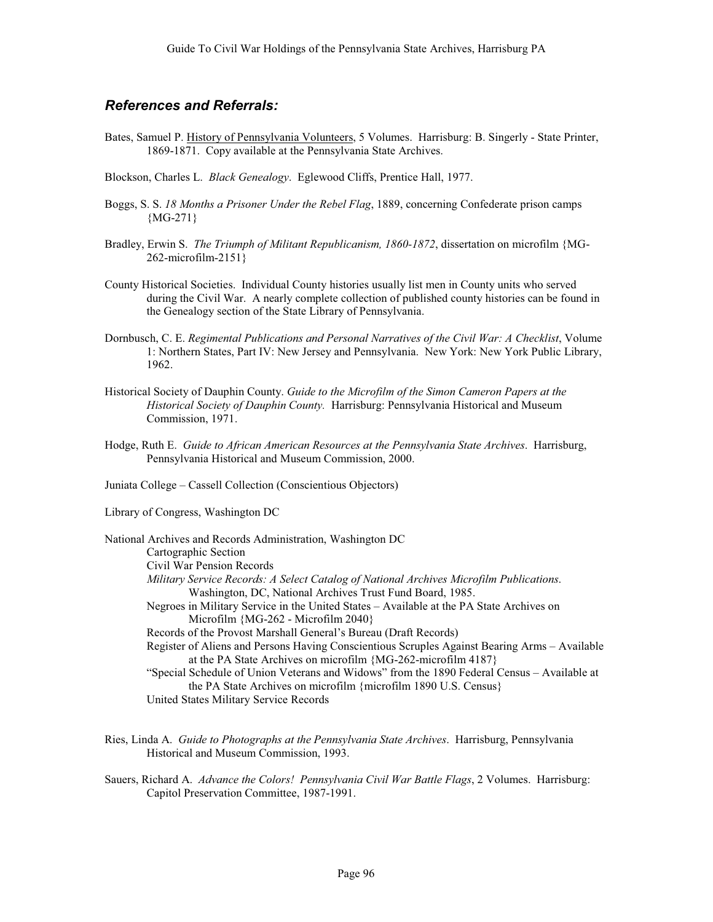## *References and Referrals:*

Bates, Samuel P. History of Pennsylvania Volunteers, 5 Volumes. Harrisburg: B. Singerly - State Printer, 1869-1871. Copy available at the Pennsylvania State Archives.

Blockson, Charles L. *Black Genealogy*. Eglewood Cliffs, Prentice Hall, 1977.

Boggs, S. S. *18 Months a Prisoner Under the Rebel Flag*, 1889, concerning Confederate prison camps {MG-271}

Bradley, Erwin S. *The Triumph of Militant Republicanism, 1860-1872*, dissertation on microfilm {MG-262-microfilm-2151}

County Historical Societies. Individual County histories usually list men in County units who served during the Civil War. A nearly complete collection of published county histories can be found in the Genealogy section of the State Library of Pennsylvania.

Dornbusch, C. E. *Regimental Publications and Personal Narratives of the Civil War: A Checklist*, Volume 1: Northern States, Part IV: New Jersey and Pennsylvania. New York: New York Public Library, 1962.

Historical Society of Dauphin County. *Guide to the Microfilm of the Simon Cameron Papers at the Historical Society of Dauphin County.* Harrisburg: Pennsylvania Historical and Museum Commission, 1971.

Hodge, Ruth E. *Guide to African American Resources at the Pennsylvania State Archives*. Harrisburg, Pennsylvania Historical and Museum Commission, 2000.

Juniata College – Cassell Collection (Conscientious Objectors)

Library of Congress, Washington DC

National Archives and Records Administration, Washington DC
- Cartographic Section
- Civil War Pension Records
- *Military Service Records: A Select Catalog of National Archives Microfilm Publications*. Washington, DC, National Archives Trust Fund Board, 1985.
- Negroes in Military Service in the United States – Available at the PA State Archives on Microfilm {MG-262 - Microfilm 2040}
- Records of the Provost Marshall General's Bureau (Draft Records)
- Register of Aliens and Persons Having Conscientious Scruples Against Bearing Arms – Available at the PA State Archives on microfilm {MG-262-microfilm 4187}
- "Special Schedule of Union Veterans and Widows" from the 1890 Federal Census – Available at the PA State Archives on microfilm {microfilm 1890 U.S. Census}
- United States Military Service Records

Ries, Linda A. *Guide to Photographs at the Pennsylvania State Archives*. Harrisburg, Pennsylvania Historical and Museum Commission, 1993.

Sauers, Richard A. *Advance the Colors! Pennsylvania Civil War Battle Flags*, 2 Volumes. Harrisburg: Capitol Preservation Committee, 1987-1991.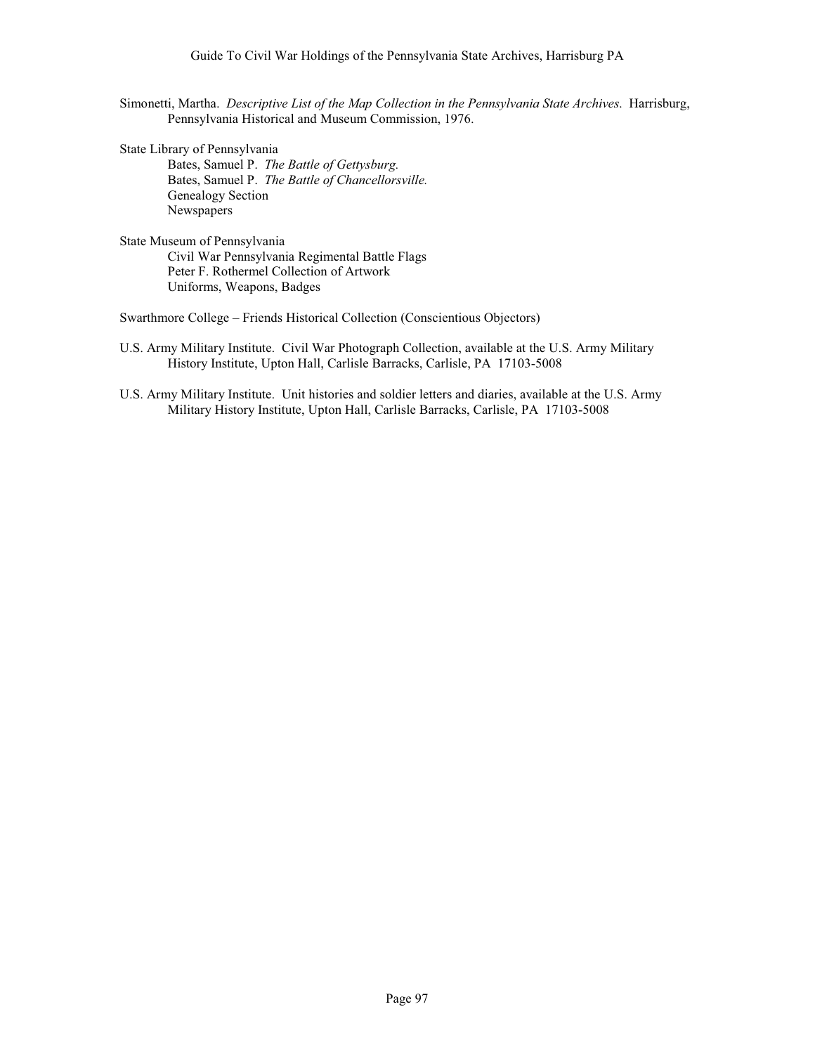Simonetti, Martha. *Descriptive List of the Map Collection in the Pennsylvania State Archives*. Harrisburg, Pennsylvania Historical and Museum Commission, 1976.

State Library of Pennsylvania
- Bates, Samuel P. *The Battle of Gettysburg.*
- Bates, Samuel P. *The Battle of Chancellorsville.*
- Genealogy Section
- Newspapers

State Museum of Pennsylvania
- Civil War Pennsylvania Regimental Battle Flags
- Peter F. Rothermel Collection of Artwork
- Uniforms, Weapons, Badges

Swarthmore College – Friends Historical Collection (Conscientious Objectors)

U.S. Army Military Institute. Civil War Photograph Collection, available at the U.S. Army Military History Institute, Upton Hall, Carlisle Barracks, Carlisle, PA 17103-5008

U.S. Army Military Institute. Unit histories and soldier letters and diaries, available at the U.S. Army Military History Institute, Upton Hall, Carlisle Barracks, Carlisle, PA 17103-5008